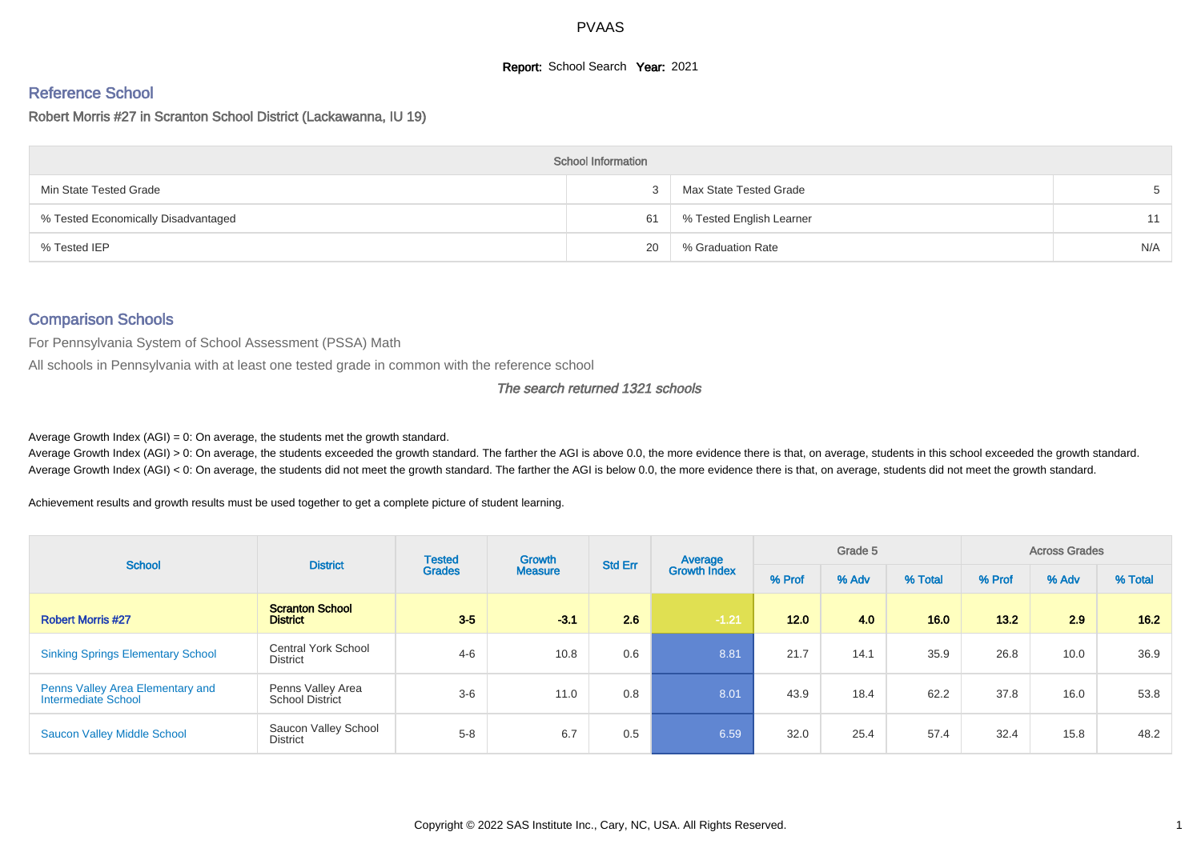# PVAAS

**Report:** School Search **Year:** 2021

## Reference School

Robert Morris #27 in Scranton School District (Lackawanna, IU 19)

| School Information | | | |
|---|---|---|---|
| Min State Tested Grade | 3 | Max State Tested Grade | 5 |
| % Tested Economically Disadvantaged | 61 | % Tested English Learner | 11 |
| % Tested IEP | 20 | % Graduation Rate | N/A |

## Comparison Schools

For Pennsylvania System of School Assessment (PSSA) Math

All schools in Pennsylvania with at least one tested grade in common with the reference school

*The search returned 1321 schools*

Average Growth Index (AGI) = 0: On average, the students met the growth standard.

Average Growth Index (AGI) > 0: On average, the students exceeded the growth standard. The farther the AGI is above 0.0, the more evidence there is that, on average, students in this school exceeded the growth standard.

Average Growth Index (AGI) < 0: On average, the students did not meet the growth standard. The farther the AGI is below 0.0, the more evidence there is that, on average, students did not meet the growth standard.

Achievement results and growth results must be used together to get a complete picture of student learning.

| School | District | Tested Grades | Growth Measure | Std Err | Average Growth Index | Grade 5 | | | Across Grades | | |
|---|---|---|---|---|---|---|---|---|---|---|---|
| | | | | | | % Prof | % Adv | % Total | % Prof | % Adv | % Total |
| **Robert Morris #27** | **Scranton School District** | **3-5** | **-3.1** | **2.6** | **-1.21** | **12.0** | **4.0** | **16.0** | **13.2** | **2.9** | **16.2** |
| Sinking Springs Elementary School | Central York School District | 4-6 | 10.8 | 0.6 | 8.81 | 21.7 | 14.1 | 35.9 | 26.8 | 10.0 | 36.9 |
| Penns Valley Area Elementary and Intermediate School | Penns Valley Area School District | 3-6 | 11.0 | 0.8 | 8.01 | 43.9 | 18.4 | 62.2 | 37.8 | 16.0 | 53.8 |
| Saucon Valley Middle School | Saucon Valley School District | 5-8 | 6.7 | 0.5 | 6.59 | 32.0 | 25.4 | 57.4 | 32.4 | 15.8 | 48.2 |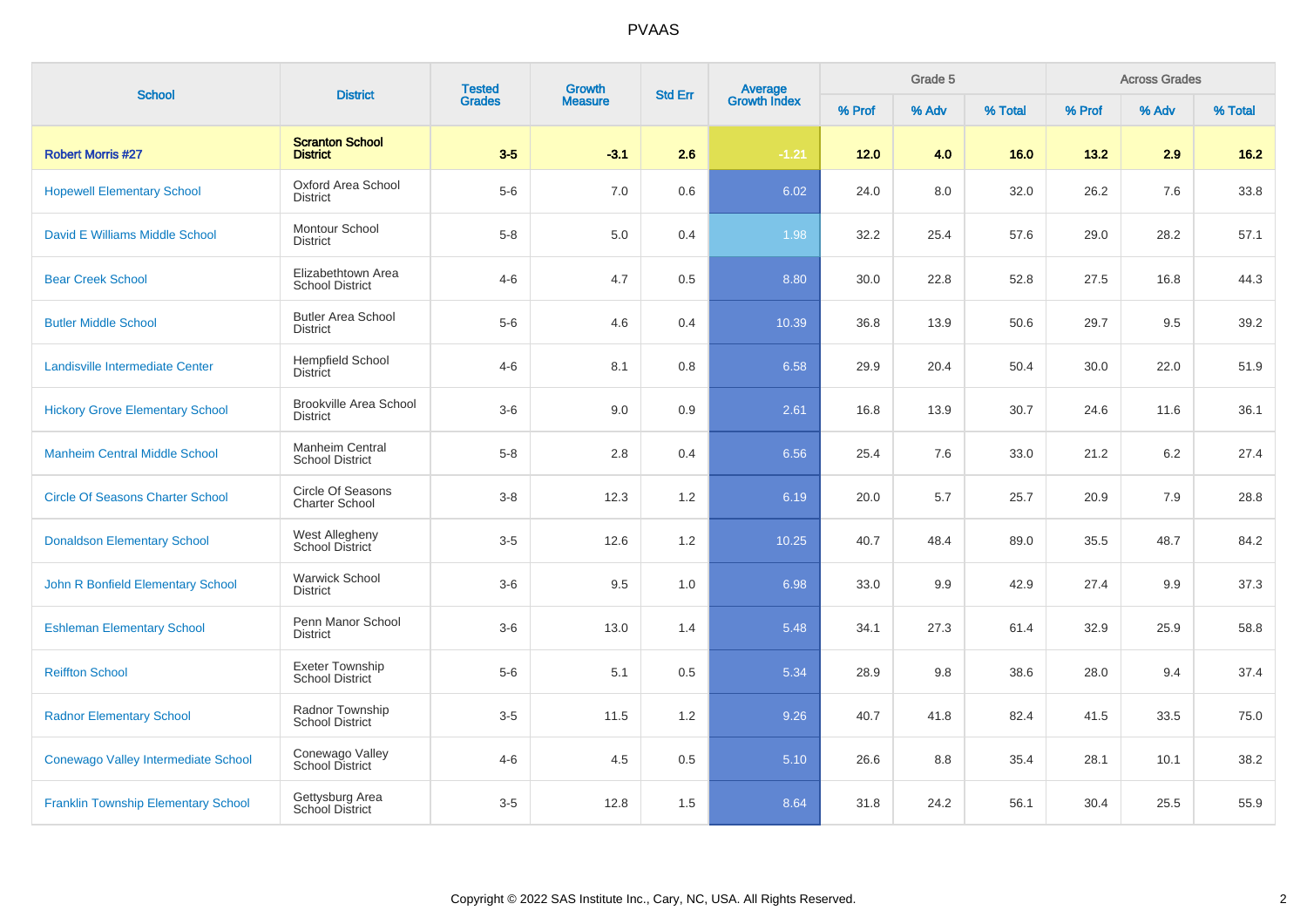# PVAAS

| School | District | Tested Grades | Growth Measure | Std Err | Average Growth Index | Grade 5 | | | Across Grades | | |
|---|---|---|---|---|---|---|---|---|---|---|---|
| | | | | | | % Prof | % Adv | % Total | % Prof | % Adv | % Total |
| **Robert Morris #27** | **Scranton School District** | **3-5** | **-3.1** | **2.6** | **-1.21** | **12.0** | **4.0** | **16.0** | **13.2** | **2.9** | **16.2** |
| Hopewell Elementary School | Oxford Area School District | 5-6 | 7.0 | 0.6 | 6.02 | 24.0 | 8.0 | 32.0 | 26.2 | 7.6 | 33.8 |
| David E Williams Middle School | Montour School District | 5-8 | 5.0 | 0.4 | 1.98 | 32.2 | 25.4 | 57.6 | 29.0 | 28.2 | 57.1 |
| Bear Creek School | Elizabethtown Area School District | 4-6 | 4.7 | 0.5 | 8.80 | 30.0 | 22.8 | 52.8 | 27.5 | 16.8 | 44.3 |
| Butler Middle School | Butler Area School District | 5-6 | 4.6 | 0.4 | 10.39 | 36.8 | 13.9 | 50.6 | 29.7 | 9.5 | 39.2 |
| Landisville Intermediate Center | Hempfield School District | 4-6 | 8.1 | 0.8 | 6.58 | 29.9 | 20.4 | 50.4 | 30.0 | 22.0 | 51.9 |
| Hickory Grove Elementary School | Brookville Area School District | 3-6 | 9.0 | 0.9 | 2.61 | 16.8 | 13.9 | 30.7 | 24.6 | 11.6 | 36.1 |
| Manheim Central Middle School | Manheim Central School District | 5-8 | 2.8 | 0.4 | 6.56 | 25.4 | 7.6 | 33.0 | 21.2 | 6.2 | 27.4 |
| Circle Of Seasons Charter School | Circle Of Seasons Charter School | 3-8 | 12.3 | 1.2 | 6.19 | 20.0 | 5.7 | 25.7 | 20.9 | 7.9 | 28.8 |
| Donaldson Elementary School | West Allegheny School District | 3-5 | 12.6 | 1.2 | 10.25 | 40.7 | 48.4 | 89.0 | 35.5 | 48.7 | 84.2 |
| John R Bonfield Elementary School | Warwick School District | 3-6 | 9.5 | 1.0 | 6.98 | 33.0 | 9.9 | 42.9 | 27.4 | 9.9 | 37.3 |
| Eshleman Elementary School | Penn Manor School District | 3-6 | 13.0 | 1.4 | 5.48 | 34.1 | 27.3 | 61.4 | 32.9 | 25.9 | 58.8 |
| Reiffton School | Exeter Township School District | 5-6 | 5.1 | 0.5 | 5.34 | 28.9 | 9.8 | 38.6 | 28.0 | 9.4 | 37.4 |
| Radnor Elementary School | Radnor Township School District | 3-5 | 11.5 | 1.2 | 9.26 | 40.7 | 41.8 | 82.4 | 41.5 | 33.5 | 75.0 |
| Conewago Valley Intermediate School | Conewago Valley School District | 4-6 | 4.5 | 0.5 | 5.10 | 26.6 | 8.8 | 35.4 | 28.1 | 10.1 | 38.2 |
| Franklin Township Elementary School | Gettysburg Area School District | 3-5 | 12.8 | 1.5 | 8.64 | 31.8 | 24.2 | 56.1 | 30.4 | 25.5 | 55.9 |

Copyright © 2022 SAS Institute Inc., Cary, NC, USA. All Rights Reserved.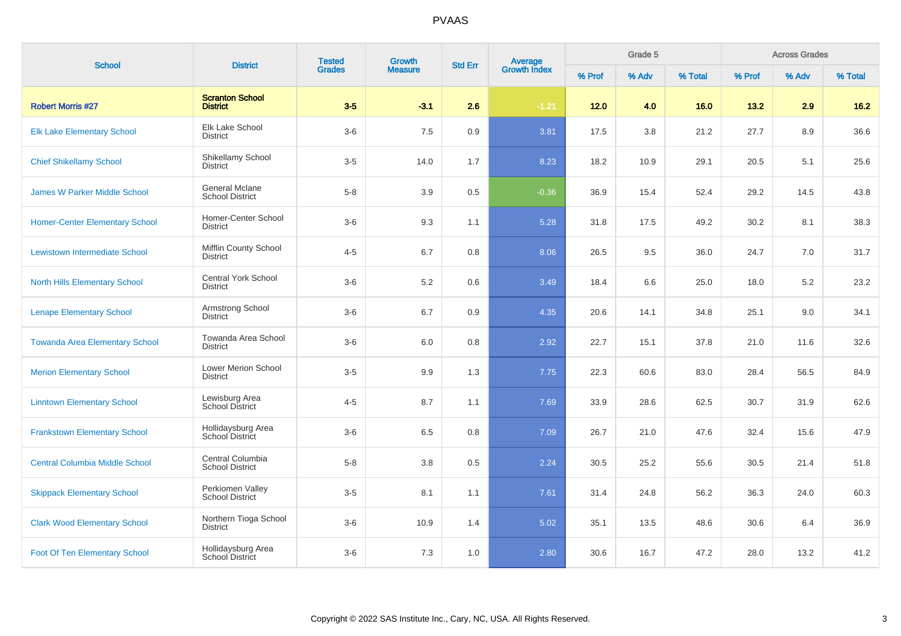# PVAAS

| School | District | Tested Grades | Growth Measure | Std Err | Average Growth Index | Grade 5 | | | Across Grades | | |
|---|---|---|---|---|---|---|---|---|---|---|---|
| | | | | | | % Prof | % Adv | % Total | % Prof | % Adv | % Total |
| **Robert Morris #27** | **Scranton School District** | **3-5** | **-3.1** | **2.6** | **-1.21** | **12.0** | **4.0** | **16.0** | **13.2** | **2.9** | **16.2** |
| Elk Lake Elementary School | Elk Lake School District | 3-6 | 7.5 | 0.9 | 3.81 | 17.5 | 3.8 | 21.2 | 27.7 | 8.9 | 36.6 |
| Chief Shikellamy School | Shikellamy School District | 3-5 | 14.0 | 1.7 | 8.23 | 18.2 | 10.9 | 29.1 | 20.5 | 5.1 | 25.6 |
| James W Parker Middle School | General Mclane School District | 5-8 | 3.9 | 0.5 | -0.36 | 36.9 | 15.4 | 52.4 | 29.2 | 14.5 | 43.8 |
| Homer-Center Elementary School | Homer-Center School District | 3-6 | 9.3 | 1.1 | 5.28 | 31.8 | 17.5 | 49.2 | 30.2 | 8.1 | 38.3 |
| Lewistown Intermediate School | Mifflin County School District | 4-5 | 6.7 | 0.8 | 8.06 | 26.5 | 9.5 | 36.0 | 24.7 | 7.0 | 31.7 |
| North Hills Elementary School | Central York School District | 3-6 | 5.2 | 0.6 | 3.49 | 18.4 | 6.6 | 25.0 | 18.0 | 5.2 | 23.2 |
| Lenape Elementary School | Armstrong School District | 3-6 | 6.7 | 0.9 | 4.35 | 20.6 | 14.1 | 34.8 | 25.1 | 9.0 | 34.1 |
| Towanda Area Elementary School | Towanda Area School District | 3-6 | 6.0 | 0.8 | 2.92 | 22.7 | 15.1 | 37.8 | 21.0 | 11.6 | 32.6 |
| Merion Elementary School | Lower Merion School District | 3-5 | 9.9 | 1.3 | 7.75 | 22.3 | 60.6 | 83.0 | 28.4 | 56.5 | 84.9 |
| Linntown Elementary School | Lewisburg Area School District | 4-5 | 8.7 | 1.1 | 7.69 | 33.9 | 28.6 | 62.5 | 30.7 | 31.9 | 62.6 |
| Frankstown Elementary School | Hollidaysburg Area School District | 3-6 | 6.5 | 0.8 | 7.09 | 26.7 | 21.0 | 47.6 | 32.4 | 15.6 | 47.9 |
| Central Columbia Middle School | Central Columbia School District | 5-8 | 3.8 | 0.5 | 2.24 | 30.5 | 25.2 | 55.6 | 30.5 | 21.4 | 51.8 |
| Skippack Elementary School | Perkiomen Valley School District | 3-5 | 8.1 | 1.1 | 7.61 | 31.4 | 24.8 | 56.2 | 36.3 | 24.0 | 60.3 |
| Clark Wood Elementary School | Northern Tioga School District | 3-6 | 10.9 | 1.4 | 5.02 | 35.1 | 13.5 | 48.6 | 30.6 | 6.4 | 36.9 |
| Foot Of Ten Elementary School | Hollidaysburg Area School District | 3-6 | 7.3 | 1.0 | 2.80 | 30.6 | 16.7 | 47.2 | 28.0 | 13.2 | 41.2 |

Copyright © 2022 SAS Institute Inc., Cary, NC, USA. All Rights Reserved.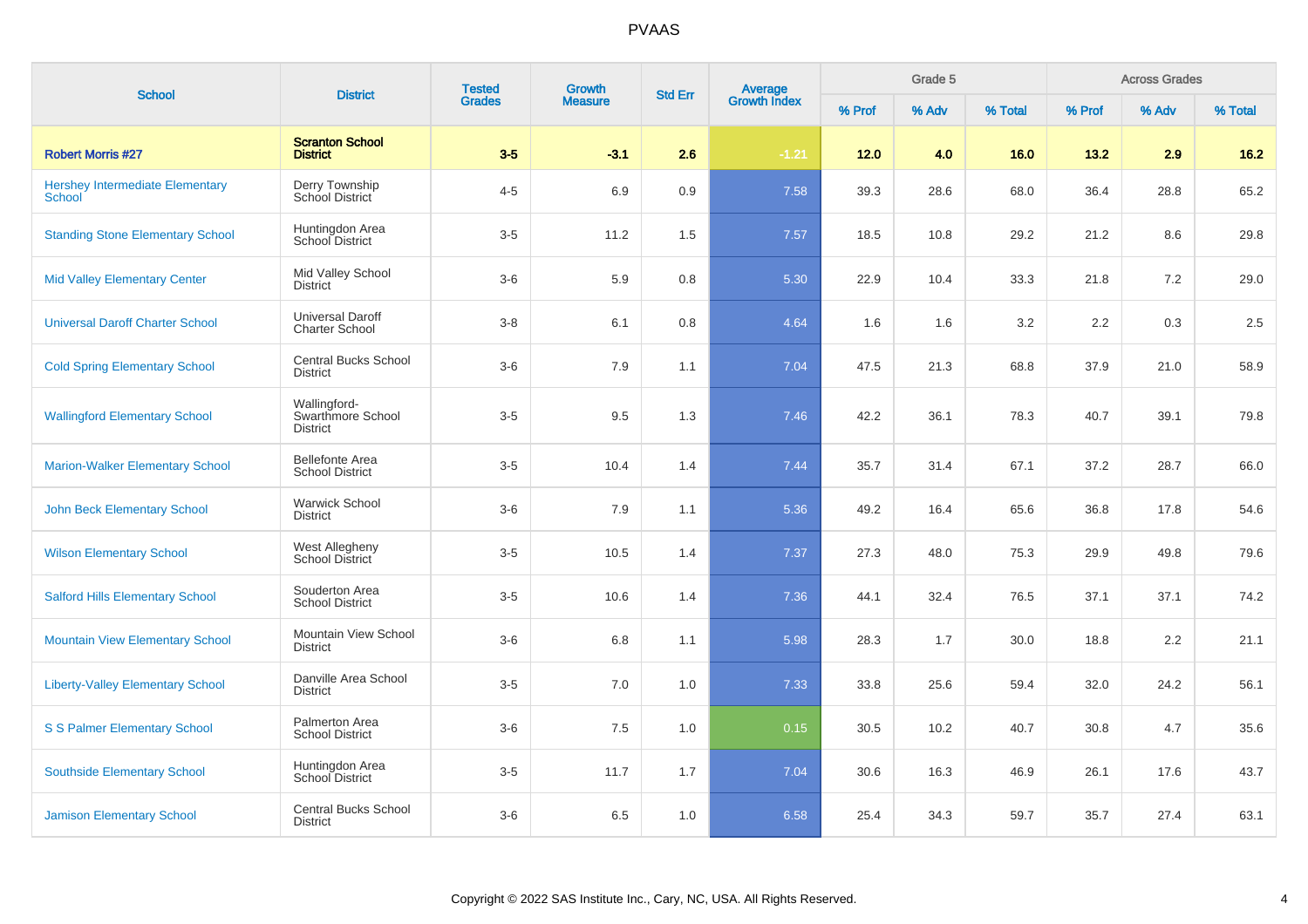# PVAAS

| School | District | Tested Grades | Growth Measure | Std Err | Average Growth Index | Grade 5 | | | Across Grades | | |
|---|---|---|---|---|---|---|---|---|---|---|---|
| | | | | | | % Prof | % Adv | % Total | % Prof | % Adv | % Total |
| **Robert Morris #27** | **Scranton School District** | **3-5** | **-3.1** | **2.6** | **-1.21** | **12.0** | **4.0** | **16.0** | **13.2** | **2.9** | **16.2** |
| Hershey Intermediate Elementary School | Derry Township School District | 4-5 | 6.9 | 0.9 | 7.58 | 39.3 | 28.6 | 68.0 | 36.4 | 28.8 | 65.2 |
| Standing Stone Elementary School | Huntingdon Area School District | 3-5 | 11.2 | 1.5 | 7.57 | 18.5 | 10.8 | 29.2 | 21.2 | 8.6 | 29.8 |
| Mid Valley Elementary Center | Mid Valley School District | 3-6 | 5.9 | 0.8 | 5.30 | 22.9 | 10.4 | 33.3 | 21.8 | 7.2 | 29.0 |
| Universal Daroff Charter School | Universal Daroff Charter School | 3-8 | 6.1 | 0.8 | 4.64 | 1.6 | 1.6 | 3.2 | 2.2 | 0.3 | 2.5 |
| Cold Spring Elementary School | Central Bucks School District | 3-6 | 7.9 | 1.1 | 7.04 | 47.5 | 21.3 | 68.8 | 37.9 | 21.0 | 58.9 |
| Wallingford Elementary School | Wallingford-Swarthmore School District | 3-5 | 9.5 | 1.3 | 7.46 | 42.2 | 36.1 | 78.3 | 40.7 | 39.1 | 79.8 |
| Marion-Walker Elementary School | Bellefonte Area School District | 3-5 | 10.4 | 1.4 | 7.44 | 35.7 | 31.4 | 67.1 | 37.2 | 28.7 | 66.0 |
| John Beck Elementary School | Warwick School District | 3-6 | 7.9 | 1.1 | 5.36 | 49.2 | 16.4 | 65.6 | 36.8 | 17.8 | 54.6 |
| Wilson Elementary School | West Allegheny School District | 3-5 | 10.5 | 1.4 | 7.37 | 27.3 | 48.0 | 75.3 | 29.9 | 49.8 | 79.6 |
| Salford Hills Elementary School | Souderton Area School District | 3-5 | 10.6 | 1.4 | 7.36 | 44.1 | 32.4 | 76.5 | 37.1 | 37.1 | 74.2 |
| Mountain View Elementary School | Mountain View School District | 3-6 | 6.8 | 1.1 | 5.98 | 28.3 | 1.7 | 30.0 | 18.8 | 2.2 | 21.1 |
| Liberty-Valley Elementary School | Danville Area School District | 3-5 | 7.0 | 1.0 | 7.33 | 33.8 | 25.6 | 59.4 | 32.0 | 24.2 | 56.1 |
| S S Palmer Elementary School | Palmerton Area School District | 3-6 | 7.5 | 1.0 | 0.15 | 30.5 | 10.2 | 40.7 | 30.8 | 4.7 | 35.6 |
| Southside Elementary School | Huntingdon Area School District | 3-5 | 11.7 | 1.7 | 7.04 | 30.6 | 16.3 | 46.9 | 26.1 | 17.6 | 43.7 |
| Jamison Elementary School | Central Bucks School District | 3-6 | 6.5 | 1.0 | 6.58 | 25.4 | 34.3 | 59.7 | 35.7 | 27.4 | 63.1 |

Copyright © 2022 SAS Institute Inc., Cary, NC, USA. All Rights Reserved.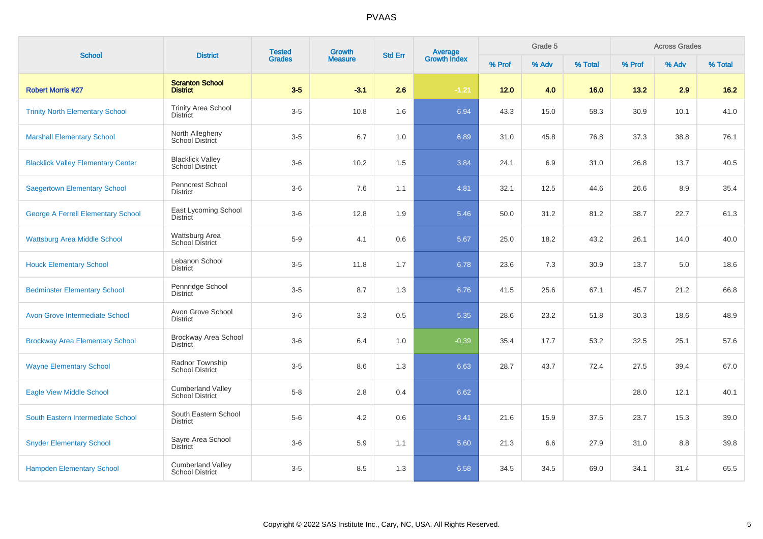# PVAAS

| School | District | Tested Grades | Growth Measure | Std Err | Average Growth Index | Grade 5 | | | Across Grades | | |
|---|---|---|---|---|---|---|---|---|---|---|---|
| | | | | | | % Prof | % Adv | % Total | % Prof | % Adv | % Total |
| **Robert Morris #27** | **Scranton School District** | **3-5** | **-3.1** | **2.6** | **-1.21** | **12.0** | **4.0** | **16.0** | **13.2** | **2.9** | **16.2** |
| Trinity North Elementary School | Trinity Area School District | 3-5 | 10.8 | 1.6 | 6.94 | 43.3 | 15.0 | 58.3 | 30.9 | 10.1 | 41.0 |
| Marshall Elementary School | North Allegheny School District | 3-5 | 6.7 | 1.0 | 6.89 | 31.0 | 45.8 | 76.8 | 37.3 | 38.8 | 76.1 |
| Blacklick Valley Elementary Center | Blacklick Valley School District | 3-6 | 10.2 | 1.5 | 3.84 | 24.1 | 6.9 | 31.0 | 26.8 | 13.7 | 40.5 |
| Saegertown Elementary School | Penncrest School District | 3-6 | 7.6 | 1.1 | 4.81 | 32.1 | 12.5 | 44.6 | 26.6 | 8.9 | 35.4 |
| George A Ferrell Elementary School | East Lycoming School District | 3-6 | 12.8 | 1.9 | 5.46 | 50.0 | 31.2 | 81.2 | 38.7 | 22.7 | 61.3 |
| Wattsburg Area Middle School | Wattsburg Area School District | 5-9 | 4.1 | 0.6 | 5.67 | 25.0 | 18.2 | 43.2 | 26.1 | 14.0 | 40.0 |
| Houck Elementary School | Lebanon School District | 3-5 | 11.8 | 1.7 | 6.78 | 23.6 | 7.3 | 30.9 | 13.7 | 5.0 | 18.6 |
| Bedminster Elementary School | Pennridge School District | 3-5 | 8.7 | 1.3 | 6.76 | 41.5 | 25.6 | 67.1 | 45.7 | 21.2 | 66.8 |
| Avon Grove Intermediate School | Avon Grove School District | 3-6 | 3.3 | 0.5 | 5.35 | 28.6 | 23.2 | 51.8 | 30.3 | 18.6 | 48.9 |
| Brockway Area Elementary School | Brockway Area School District | 3-6 | 6.4 | 1.0 | -0.39 | 35.4 | 17.7 | 53.2 | 32.5 | 25.1 | 57.6 |
| Wayne Elementary School | Radnor Township School District | 3-5 | 8.6 | 1.3 | 6.63 | 28.7 | 43.7 | 72.4 | 27.5 | 39.4 | 67.0 |
| Eagle View Middle School | Cumberland Valley School District | 5-8 | 2.8 | 0.4 | 6.62 | | | | 28.0 | 12.1 | 40.1 |
| South Eastern Intermediate School | South Eastern School District | 5-6 | 4.2 | 0.6 | 3.41 | 21.6 | 15.9 | 37.5 | 23.7 | 15.3 | 39.0 |
| Snyder Elementary School | Sayre Area School District | 3-6 | 5.9 | 1.1 | 5.60 | 21.3 | 6.6 | 27.9 | 31.0 | 8.8 | 39.8 |
| Hampden Elementary School | Cumberland Valley School District | 3-5 | 8.5 | 1.3 | 6.58 | 34.5 | 34.5 | 69.0 | 34.1 | 31.4 | 65.5 |

Copyright © 2022 SAS Institute Inc., Cary, NC, USA. All Rights Reserved.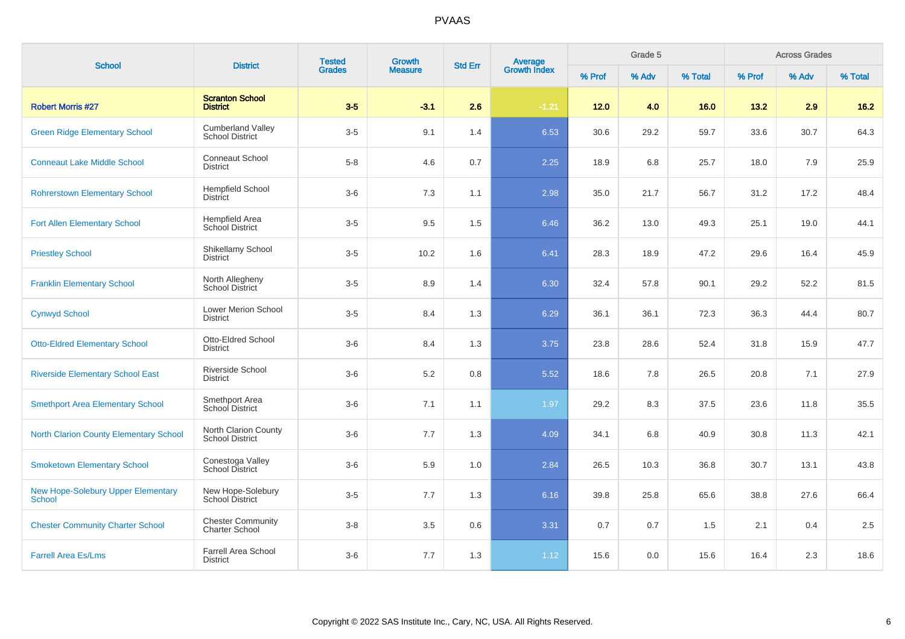| School | District | Tested Grades | Growth Measure | Std Err | Average Growth Index | Grade 5 | | | Across Grades | | |
|---|---|---|---|---|---|---|---|---|---|---|---|
| | | | | | | % Prof | % Adv | % Total | % Prof | % Adv | % Total |
| **Robert Morris #27** | **Scranton School District** | **3-5** | **-3.1** | **2.6** | **-1.21** | **12.0** | **4.0** | **16.0** | **13.2** | **2.9** | **16.2** |
| Green Ridge Elementary School | Cumberland Valley School District | 3-5 | 9.1 | 1.4 | 6.53 | 30.6 | 29.2 | 59.7 | 33.6 | 30.7 | 64.3 |
| Conneaut Lake Middle School | Conneaut School District | 5-8 | 4.6 | 0.7 | 2.25 | 18.9 | 6.8 | 25.7 | 18.0 | 7.9 | 25.9 |
| Rohrerstown Elementary School | Hempfield School District | 3-6 | 7.3 | 1.1 | 2.98 | 35.0 | 21.7 | 56.7 | 31.2 | 17.2 | 48.4 |
| Fort Allen Elementary School | Hempfield Area School District | 3-5 | 9.5 | 1.5 | 6.46 | 36.2 | 13.0 | 49.3 | 25.1 | 19.0 | 44.1 |
| Priestley School | Shikellamy School District | 3-5 | 10.2 | 1.6 | 6.41 | 28.3 | 18.9 | 47.2 | 29.6 | 16.4 | 45.9 |
| Franklin Elementary School | North Allegheny School District | 3-5 | 8.9 | 1.4 | 6.30 | 32.4 | 57.8 | 90.1 | 29.2 | 52.2 | 81.5 |
| Cynwyd School | Lower Merion School District | 3-5 | 8.4 | 1.3 | 6.29 | 36.1 | 36.1 | 72.3 | 36.3 | 44.4 | 80.7 |
| Otto-Eldred Elementary School | Otto-Eldred School District | 3-6 | 8.4 | 1.3 | 3.75 | 23.8 | 28.6 | 52.4 | 31.8 | 15.9 | 47.7 |
| Riverside Elementary School East | Riverside School District | 3-6 | 5.2 | 0.8 | 5.52 | 18.6 | 7.8 | 26.5 | 20.8 | 7.1 | 27.9 |
| Smethport Area Elementary School | Smethport Area School District | 3-6 | 7.1 | 1.1 | 1.97 | 29.2 | 8.3 | 37.5 | 23.6 | 11.8 | 35.5 |
| North Clarion County Elementary School | North Clarion County School District | 3-6 | 7.7 | 1.3 | 4.09 | 34.1 | 6.8 | 40.9 | 30.8 | 11.3 | 42.1 |
| Smoketown Elementary School | Conestoga Valley School District | 3-6 | 5.9 | 1.0 | 2.84 | 26.5 | 10.3 | 36.8 | 30.7 | 13.1 | 43.8 |
| New Hope-Solebury Upper Elementary School | New Hope-Solebury School District | 3-5 | 7.7 | 1.3 | 6.16 | 39.8 | 25.8 | 65.6 | 38.8 | 27.6 | 66.4 |
| Chester Community Charter School | Chester Community Charter School | 3-8 | 3.5 | 0.6 | 3.31 | 0.7 | 0.7 | 1.5 | 2.1 | 0.4 | 2.5 |
| Farrell Area Es/Lms | Farrell Area School District | 3-6 | 7.7 | 1.3 | 1.12 | 15.6 | 0.0 | 15.6 | 16.4 | 2.3 | 18.6 |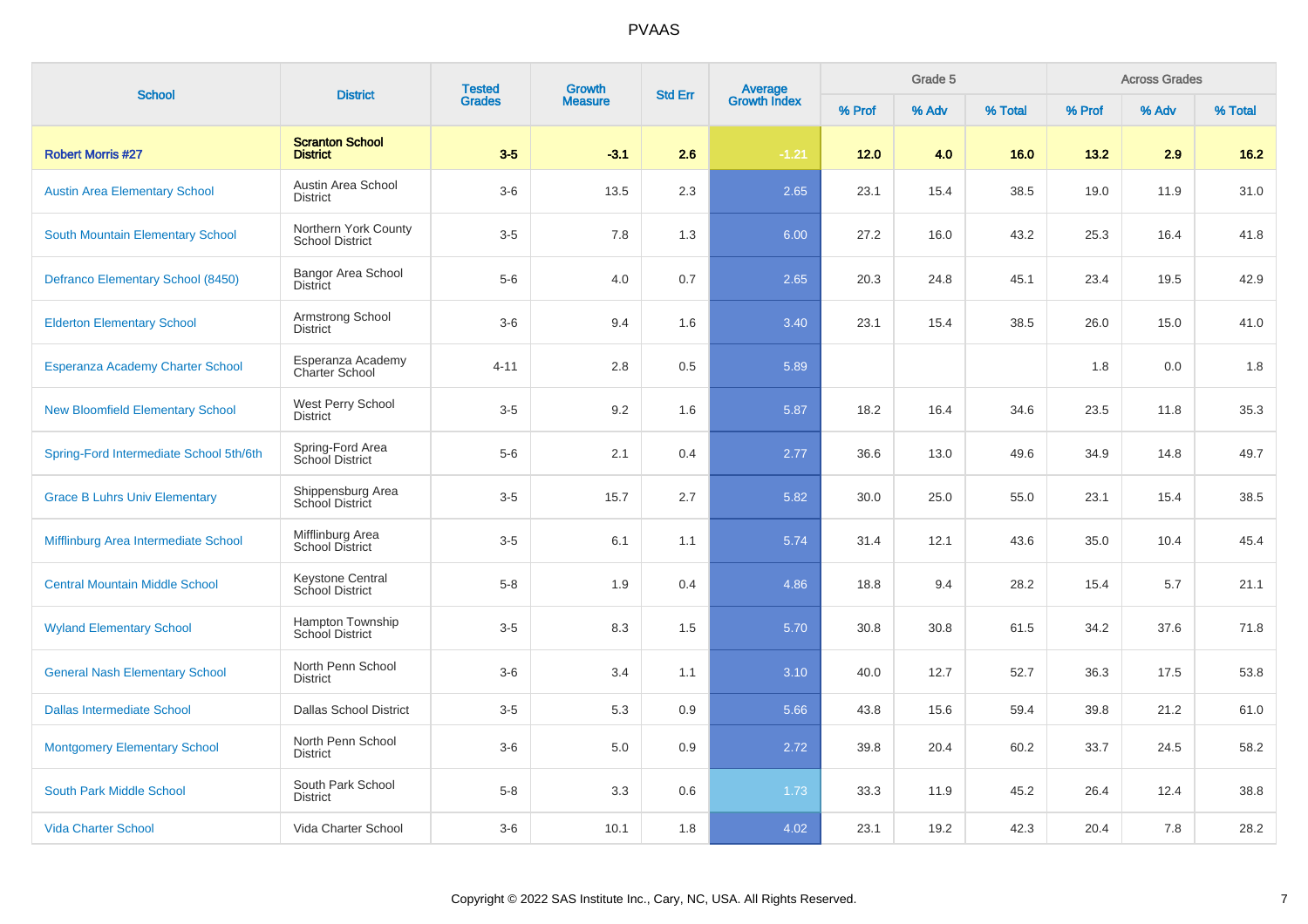PVAAS

| School | District | Tested Grades | Growth Measure | Std Err | Average Growth Index | Grade 5 | | | Across Grades | | |
|---|---|---|---|---|---|---|---|---|---|---|---|
| | | | | | | % Prof | % Adv | % Total | % Prof | % Adv | % Total |
| **Robert Morris #27** | **Scranton School District** | **3-5** | **-3.1** | **2.6** | **-1.21** | **12.0** | **4.0** | **16.0** | **13.2** | **2.9** | **16.2** |
| Austin Area Elementary School | Austin Area School District | 3-6 | 13.5 | 2.3 | 2.65 | 23.1 | 15.4 | 38.5 | 19.0 | 11.9 | 31.0 |
| South Mountain Elementary School | Northern York County School District | 3-5 | 7.8 | 1.3 | 6.00 | 27.2 | 16.0 | 43.2 | 25.3 | 16.4 | 41.8 |
| Defranco Elementary School (8450) | Bangor Area School District | 5-6 | 4.0 | 0.7 | 2.65 | 20.3 | 24.8 | 45.1 | 23.4 | 19.5 | 42.9 |
| Elderton Elementary School | Armstrong School District | 3-6 | 9.4 | 1.6 | 3.40 | 23.1 | 15.4 | 38.5 | 26.0 | 15.0 | 41.0 |
| Esperanza Academy Charter School | Esperanza Academy Charter School | 4-11 | 2.8 | 0.5 | 5.89 | | | | 1.8 | 0.0 | 1.8 |
| New Bloomfield Elementary School | West Perry School District | 3-5 | 9.2 | 1.6 | 5.87 | 18.2 | 16.4 | 34.6 | 23.5 | 11.8 | 35.3 |
| Spring-Ford Intermediate School 5th/6th | Spring-Ford Area School District | 5-6 | 2.1 | 0.4 | 2.77 | 36.6 | 13.0 | 49.6 | 34.9 | 14.8 | 49.7 |
| Grace B Luhrs Univ Elementary | Shippensburg Area School District | 3-5 | 15.7 | 2.7 | 5.82 | 30.0 | 25.0 | 55.0 | 23.1 | 15.4 | 38.5 |
| Mifflinburg Area Intermediate School | Mifflinburg Area School District | 3-5 | 6.1 | 1.1 | 5.74 | 31.4 | 12.1 | 43.6 | 35.0 | 10.4 | 45.4 |
| Central Mountain Middle School | Keystone Central School District | 5-8 | 1.9 | 0.4 | 4.86 | 18.8 | 9.4 | 28.2 | 15.4 | 5.7 | 21.1 |
| Wyland Elementary School | Hampton Township School District | 3-5 | 8.3 | 1.5 | 5.70 | 30.8 | 30.8 | 61.5 | 34.2 | 37.6 | 71.8 |
| General Nash Elementary School | North Penn School District | 3-6 | 3.4 | 1.1 | 3.10 | 40.0 | 12.7 | 52.7 | 36.3 | 17.5 | 53.8 |
| Dallas Intermediate School | Dallas School District | 3-5 | 5.3 | 0.9 | 5.66 | 43.8 | 15.6 | 59.4 | 39.8 | 21.2 | 61.0 |
| Montgomery Elementary School | North Penn School District | 3-6 | 5.0 | 0.9 | 2.72 | 39.8 | 20.4 | 60.2 | 33.7 | 24.5 | 58.2 |
| South Park Middle School | South Park School District | 5-8 | 3.3 | 0.6 | 1.73 | 33.3 | 11.9 | 45.2 | 26.4 | 12.4 | 38.8 |
| Vida Charter School | Vida Charter School | 3-6 | 10.1 | 1.8 | 4.02 | 23.1 | 19.2 | 42.3 | 20.4 | 7.8 | 28.2 |

Copyright © 2022 SAS Institute Inc., Cary, NC, USA. All Rights Reserved.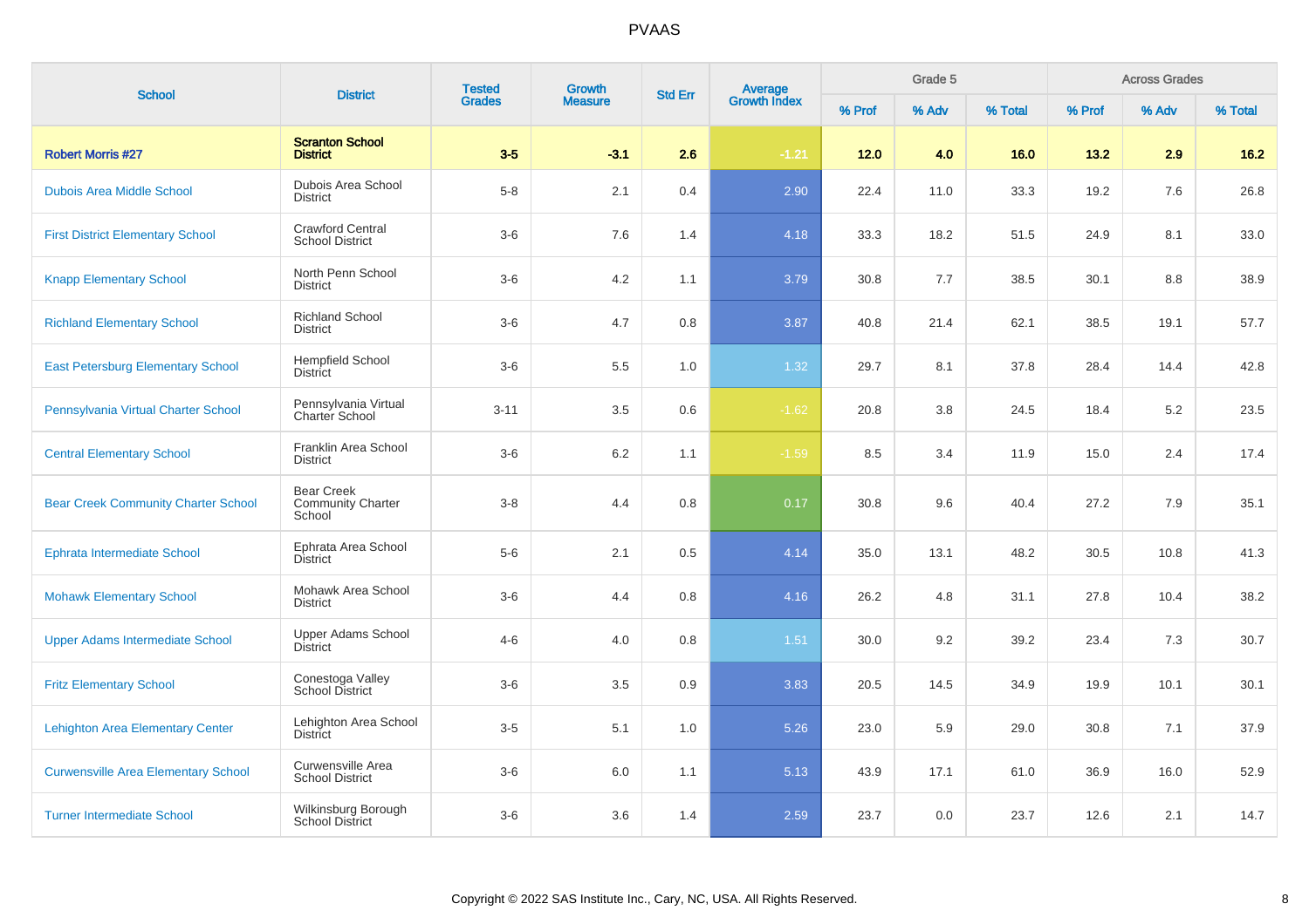# PVAAS

| School | District | Tested Grades | Growth Measure | Std Err | Average Growth Index | Grade 5 | | | Across Grades | | |
|---|---|---|---|---|---|---|---|---|---|---|---|
| | | | | | | % Prof | % Adv | % Total | % Prof | % Adv | % Total |
| **Robert Morris #27** | **Scranton School District** | **3-5** | **-3.1** | **2.6** | **-1.21** | **12.0** | **4.0** | **16.0** | **13.2** | **2.9** | **16.2** |
| Dubois Area Middle School | Dubois Area School District | 5-8 | 2.1 | 0.4 | 2.90 | 22.4 | 11.0 | 33.3 | 19.2 | 7.6 | 26.8 |
| First District Elementary School | Crawford Central School District | 3-6 | 7.6 | 1.4 | 4.18 | 33.3 | 18.2 | 51.5 | 24.9 | 8.1 | 33.0 |
| Knapp Elementary School | North Penn School District | 3-6 | 4.2 | 1.1 | 3.79 | 30.8 | 7.7 | 38.5 | 30.1 | 8.8 | 38.9 |
| Richland Elementary School | Richland School District | 3-6 | 4.7 | 0.8 | 3.87 | 40.8 | 21.4 | 62.1 | 38.5 | 19.1 | 57.7 |
| East Petersburg Elementary School | Hempfield School District | 3-6 | 5.5 | 1.0 | 1.32 | 29.7 | 8.1 | 37.8 | 28.4 | 14.4 | 42.8 |
| Pennsylvania Virtual Charter School | Pennsylvania Virtual Charter School | 3-11 | 3.5 | 0.6 | -1.62 | 20.8 | 3.8 | 24.5 | 18.4 | 5.2 | 23.5 |
| Central Elementary School | Franklin Area School District | 3-6 | 6.2 | 1.1 | -1.59 | 8.5 | 3.4 | 11.9 | 15.0 | 2.4 | 17.4 |
| Bear Creek Community Charter School | Bear Creek Community Charter School | 3-8 | 4.4 | 0.8 | 0.17 | 30.8 | 9.6 | 40.4 | 27.2 | 7.9 | 35.1 |
| Ephrata Intermediate School | Ephrata Area School District | 5-6 | 2.1 | 0.5 | 4.14 | 35.0 | 13.1 | 48.2 | 30.5 | 10.8 | 41.3 |
| Mohawk Elementary School | Mohawk Area School District | 3-6 | 4.4 | 0.8 | 4.16 | 26.2 | 4.8 | 31.1 | 27.8 | 10.4 | 38.2 |
| Upper Adams Intermediate School | Upper Adams School District | 4-6 | 4.0 | 0.8 | 1.51 | 30.0 | 9.2 | 39.2 | 23.4 | 7.3 | 30.7 |
| Fritz Elementary School | Conestoga Valley School District | 3-6 | 3.5 | 0.9 | 3.83 | 20.5 | 14.5 | 34.9 | 19.9 | 10.1 | 30.1 |
| Lehighton Area Elementary Center | Lehighton Area School District | 3-5 | 5.1 | 1.0 | 5.26 | 23.0 | 5.9 | 29.0 | 30.8 | 7.1 | 37.9 |
| Curwensville Area Elementary School | Curwensville Area School District | 3-6 | 6.0 | 1.1 | 5.13 | 43.9 | 17.1 | 61.0 | 36.9 | 16.0 | 52.9 |
| Turner Intermediate School | Wilkinsburg Borough School District | 3-6 | 3.6 | 1.4 | 2.59 | 23.7 | 0.0 | 23.7 | 12.6 | 2.1 | 14.7 |

Copyright © 2022 SAS Institute Inc., Cary, NC, USA. All Rights Reserved.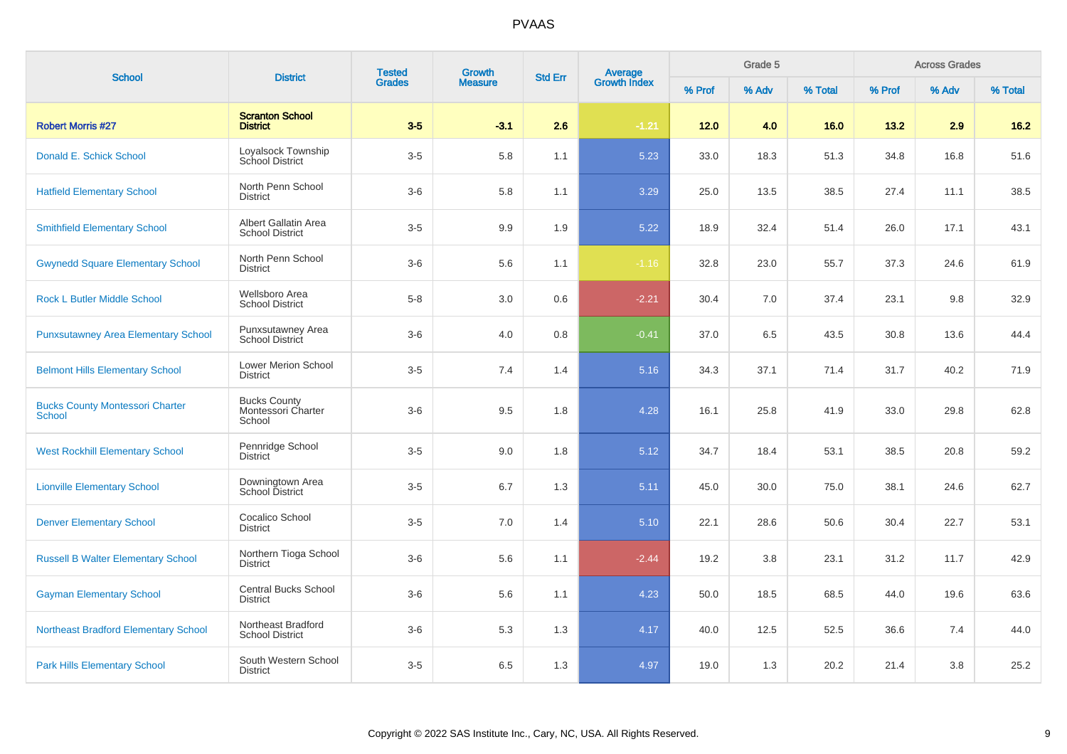# PVAAS

| School | District | Tested Grades | Growth Measure | Std Err | Average Growth Index | Grade 5 | | | Across Grades | | |
|---|---|---|---|---|---|---|---|---|---|---|---|
| | | | | | | % Prof | % Adv | % Total | % Prof | % Adv | % Total |
| **Robert Morris #27** | **Scranton School District** | **3-5** | **-3.1** | **2.6** | **-1.21** | **12.0** | **4.0** | **16.0** | **13.2** | **2.9** | **16.2** |
| Donald E. Schick School | Loyalsock Township School District | 3-5 | 5.8 | 1.1 | 5.23 | 33.0 | 18.3 | 51.3 | 34.8 | 16.8 | 51.6 |
| Hatfield Elementary School | North Penn School District | 3-6 | 5.8 | 1.1 | 3.29 | 25.0 | 13.5 | 38.5 | 27.4 | 11.1 | 38.5 |
| Smithfield Elementary School | Albert Gallatin Area School District | 3-5 | 9.9 | 1.9 | 5.22 | 18.9 | 32.4 | 51.4 | 26.0 | 17.1 | 43.1 |
| Gwynedd Square Elementary School | North Penn School District | 3-6 | 5.6 | 1.1 | -1.16 | 32.8 | 23.0 | 55.7 | 37.3 | 24.6 | 61.9 |
| Rock L Butler Middle School | Wellsboro Area School District | 5-8 | 3.0 | 0.6 | -2.21 | 30.4 | 7.0 | 37.4 | 23.1 | 9.8 | 32.9 |
| Punxsutawney Area Elementary School | Punxsutawney Area School District | 3-6 | 4.0 | 0.8 | -0.41 | 37.0 | 6.5 | 43.5 | 30.8 | 13.6 | 44.4 |
| Belmont Hills Elementary School | Lower Merion School District | 3-5 | 7.4 | 1.4 | 5.16 | 34.3 | 37.1 | 71.4 | 31.7 | 40.2 | 71.9 |
| Bucks County Montessori Charter School | Bucks County Montessori Charter School | 3-6 | 9.5 | 1.8 | 4.28 | 16.1 | 25.8 | 41.9 | 33.0 | 29.8 | 62.8 |
| West Rockhill Elementary School | Pennridge School District | 3-5 | 9.0 | 1.8 | 5.12 | 34.7 | 18.4 | 53.1 | 38.5 | 20.8 | 59.2 |
| Lionville Elementary School | Downingtown Area School District | 3-5 | 6.7 | 1.3 | 5.11 | 45.0 | 30.0 | 75.0 | 38.1 | 24.6 | 62.7 |
| Denver Elementary School | Cocalico School District | 3-5 | 7.0 | 1.4 | 5.10 | 22.1 | 28.6 | 50.6 | 30.4 | 22.7 | 53.1 |
| Russell B Walter Elementary School | Northern Tioga School District | 3-6 | 5.6 | 1.1 | -2.44 | 19.2 | 3.8 | 23.1 | 31.2 | 11.7 | 42.9 |
| Gayman Elementary School | Central Bucks School District | 3-6 | 5.6 | 1.1 | 4.23 | 50.0 | 18.5 | 68.5 | 44.0 | 19.6 | 63.6 |
| Northeast Bradford Elementary School | Northeast Bradford School District | 3-6 | 5.3 | 1.3 | 4.17 | 40.0 | 12.5 | 52.5 | 36.6 | 7.4 | 44.0 |
| Park Hills Elementary School | South Western School District | 3-5 | 6.5 | 1.3 | 4.97 | 19.0 | 1.3 | 20.2 | 21.4 | 3.8 | 25.2 |

Copyright © 2022 SAS Institute Inc., Cary, NC, USA. All Rights Reserved.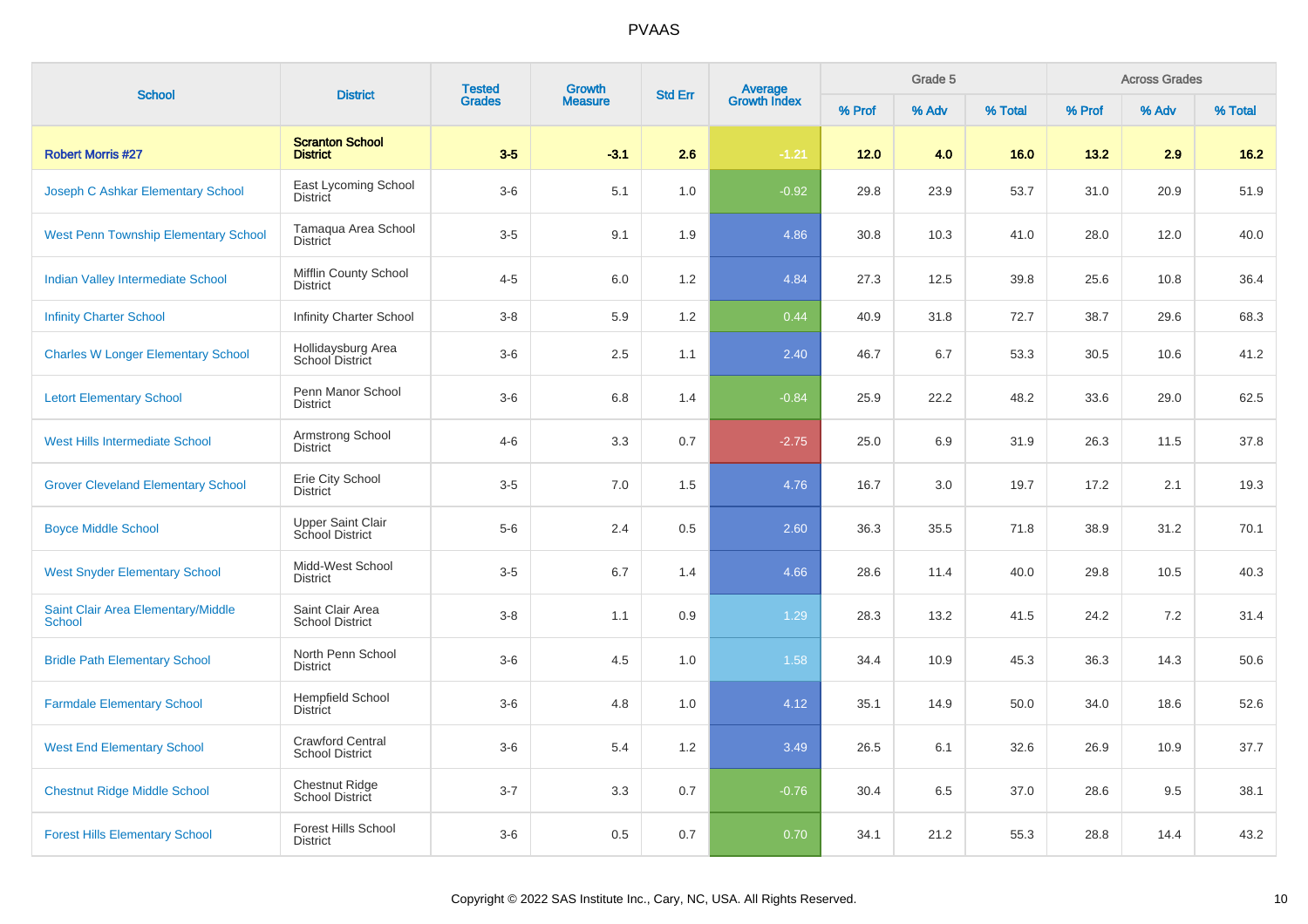# PVAAS

| School | District | Tested Grades | Growth Measure | Std Err | Average Growth Index | Grade 5 | | | Across Grades | | |
|---|---|---|---|---|---|---|---|---|---|---|---|
| | | | | | | % Prof | % Adv | % Total | % Prof | % Adv | % Total |
| **Robert Morris #27** | **Scranton School District** | **3-5** | **-3.1** | **2.6** | **-1.21** | **12.0** | **4.0** | **16.0** | **13.2** | **2.9** | **16.2** |
| Joseph C Ashkar Elementary School | East Lycoming School District | 3-6 | 5.1 | 1.0 | -0.92 | 29.8 | 23.9 | 53.7 | 31.0 | 20.9 | 51.9 |
| West Penn Township Elementary School | Tamaqua Area School District | 3-5 | 9.1 | 1.9 | 4.86 | 30.8 | 10.3 | 41.0 | 28.0 | 12.0 | 40.0 |
| Indian Valley Intermediate School | Mifflin County School District | 4-5 | 6.0 | 1.2 | 4.84 | 27.3 | 12.5 | 39.8 | 25.6 | 10.8 | 36.4 |
| Infinity Charter School | Infinity Charter School | 3-8 | 5.9 | 1.2 | 0.44 | 40.9 | 31.8 | 72.7 | 38.7 | 29.6 | 68.3 |
| Charles W Longer Elementary School | Hollidaysburg Area School District | 3-6 | 2.5 | 1.1 | 2.40 | 46.7 | 6.7 | 53.3 | 30.5 | 10.6 | 41.2 |
| Letort Elementary School | Penn Manor School District | 3-6 | 6.8 | 1.4 | -0.84 | 25.9 | 22.2 | 48.2 | 33.6 | 29.0 | 62.5 |
| West Hills Intermediate School | Armstrong School District | 4-6 | 3.3 | 0.7 | -2.75 | 25.0 | 6.9 | 31.9 | 26.3 | 11.5 | 37.8 |
| Grover Cleveland Elementary School | Erie City School District | 3-5 | 7.0 | 1.5 | 4.76 | 16.7 | 3.0 | 19.7 | 17.2 | 2.1 | 19.3 |
| Boyce Middle School | Upper Saint Clair School District | 5-6 | 2.4 | 0.5 | 2.60 | 36.3 | 35.5 | 71.8 | 38.9 | 31.2 | 70.1 |
| West Snyder Elementary School | Midd-West School District | 3-5 | 6.7 | 1.4 | 4.66 | 28.6 | 11.4 | 40.0 | 29.8 | 10.5 | 40.3 |
| Saint Clair Area Elementary/Middle School | Saint Clair Area School District | 3-8 | 1.1 | 0.9 | 1.29 | 28.3 | 13.2 | 41.5 | 24.2 | 7.2 | 31.4 |
| Bridle Path Elementary School | North Penn School District | 3-6 | 4.5 | 1.0 | 1.58 | 34.4 | 10.9 | 45.3 | 36.3 | 14.3 | 50.6 |
| Farmdale Elementary School | Hempfield School District | 3-6 | 4.8 | 1.0 | 4.12 | 35.1 | 14.9 | 50.0 | 34.0 | 18.6 | 52.6 |
| West End Elementary School | Crawford Central School District | 3-6 | 5.4 | 1.2 | 3.49 | 26.5 | 6.1 | 32.6 | 26.9 | 10.9 | 37.7 |
| Chestnut Ridge Middle School | Chestnut Ridge School District | 3-7 | 3.3 | 0.7 | -0.76 | 30.4 | 6.5 | 37.0 | 28.6 | 9.5 | 38.1 |
| Forest Hills Elementary School | Forest Hills School District | 3-6 | 0.5 | 0.7 | 0.70 | 34.1 | 21.2 | 55.3 | 28.8 | 14.4 | 43.2 |

Copyright © 2022 SAS Institute Inc., Cary, NC, USA. All Rights Reserved.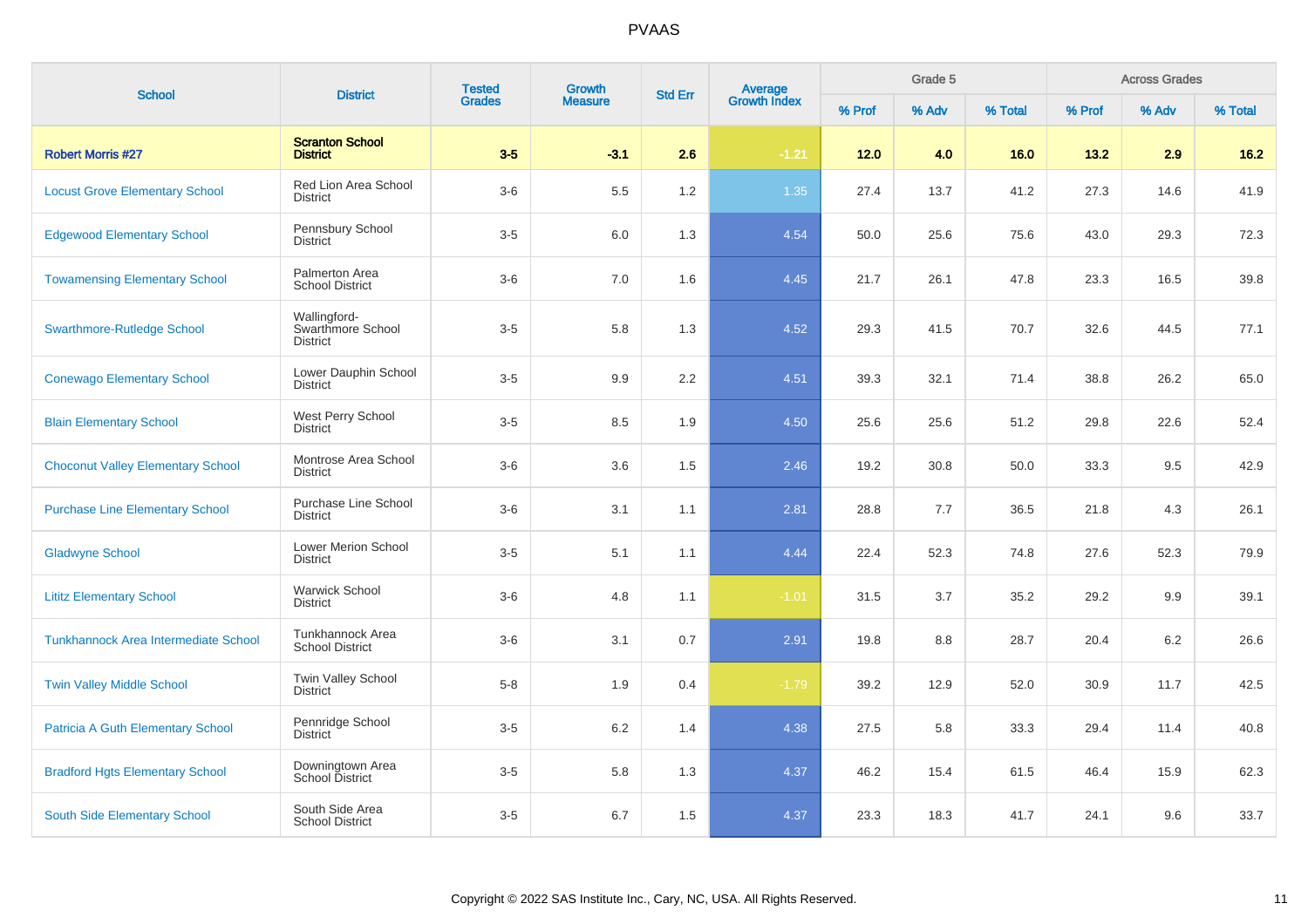# PVAAS

| School | District | Tested Grades | Growth Measure | Std Err | Average Growth Index | Grade 5 | | | Across Grades | | |
|---|---|---|---|---|---|---|---|---|---|---|---|
| | | | | | | % Prof | % Adv | % Total | % Prof | % Adv | % Total |
| **Robert Morris #27** | **Scranton School District** | **3-5** | **-3.1** | **2.6** | **-1.21** | **12.0** | **4.0** | **16.0** | **13.2** | **2.9** | **16.2** |
| Locust Grove Elementary School | Red Lion Area School District | 3-6 | 5.5 | 1.2 | 1.35 | 27.4 | 13.7 | 41.2 | 27.3 | 14.6 | 41.9 |
| Edgewood Elementary School | Pennsbury School District | 3-5 | 6.0 | 1.3 | 4.54 | 50.0 | 25.6 | 75.6 | 43.0 | 29.3 | 72.3 |
| Towamensing Elementary School | Palmerton Area School District | 3-6 | 7.0 | 1.6 | 4.45 | 21.7 | 26.1 | 47.8 | 23.3 | 16.5 | 39.8 |
| Swarthmore-Rutledge School | Wallingford-Swarthmore School District | 3-5 | 5.8 | 1.3 | 4.52 | 29.3 | 41.5 | 70.7 | 32.6 | 44.5 | 77.1 |
| Conewago Elementary School | Lower Dauphin School District | 3-5 | 9.9 | 2.2 | 4.51 | 39.3 | 32.1 | 71.4 | 38.8 | 26.2 | 65.0 |
| Blain Elementary School | West Perry School District | 3-5 | 8.5 | 1.9 | 4.50 | 25.6 | 25.6 | 51.2 | 29.8 | 22.6 | 52.4 |
| Choconut Valley Elementary School | Montrose Area School District | 3-6 | 3.6 | 1.5 | 2.46 | 19.2 | 30.8 | 50.0 | 33.3 | 9.5 | 42.9 |
| Purchase Line Elementary School | Purchase Line School District | 3-6 | 3.1 | 1.1 | 2.81 | 28.8 | 7.7 | 36.5 | 21.8 | 4.3 | 26.1 |
| Gladwyne School | Lower Merion School District | 3-5 | 5.1 | 1.1 | 4.44 | 22.4 | 52.3 | 74.8 | 27.6 | 52.3 | 79.9 |
| Lititz Elementary School | Warwick School District | 3-6 | 4.8 | 1.1 | -1.01 | 31.5 | 3.7 | 35.2 | 29.2 | 9.9 | 39.1 |
| Tunkhannock Area Intermediate School | Tunkhannock Area School District | 3-6 | 3.1 | 0.7 | 2.91 | 19.8 | 8.8 | 28.7 | 20.4 | 6.2 | 26.6 |
| Twin Valley Middle School | Twin Valley School District | 5-8 | 1.9 | 0.4 | -1.79 | 39.2 | 12.9 | 52.0 | 30.9 | 11.7 | 42.5 |
| Patricia A Guth Elementary School | Pennridge School District | 3-5 | 6.2 | 1.4 | 4.38 | 27.5 | 5.8 | 33.3 | 29.4 | 11.4 | 40.8 |
| Bradford Hgts Elementary School | Downingtown Area School District | 3-5 | 5.8 | 1.3 | 4.37 | 46.2 | 15.4 | 61.5 | 46.4 | 15.9 | 62.3 |
| South Side Elementary School | South Side Area School District | 3-5 | 6.7 | 1.5 | 4.37 | 23.3 | 18.3 | 41.7 | 24.1 | 9.6 | 33.7 |

Copyright © 2022 SAS Institute Inc., Cary, NC, USA. All Rights Reserved.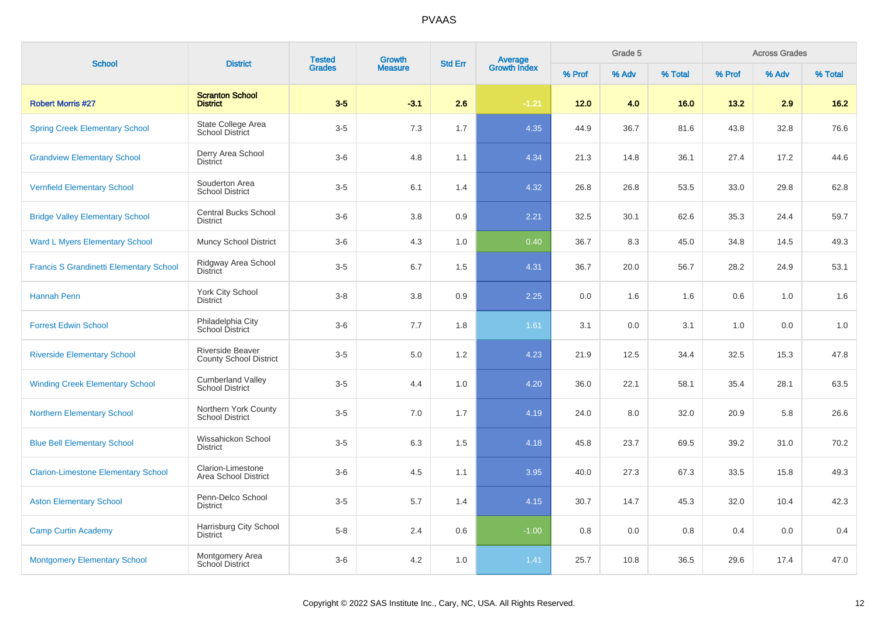# PVAAS

| School | District | Tested Grades | Growth Measure | Std Err | Average Growth Index | Grade 5 | | | Across Grades | | |
|---|---|---|---|---|---|---|---|---|---|---|---|
| | | | | | | % Prof | % Adv | % Total | % Prof | % Adv | % Total |
| **Robert Morris #27** | **Scranton School District** | **3-5** | **-3.1** | **2.6** | **-1.21** | **12.0** | **4.0** | **16.0** | **13.2** | **2.9** | **16.2** |
| Spring Creek Elementary School | State College Area School District | 3-5 | 7.3 | 1.7 | 4.35 | 44.9 | 36.7 | 81.6 | 43.8 | 32.8 | 76.6 |
| Grandview Elementary School | Derry Area School District | 3-6 | 4.8 | 1.1 | 4.34 | 21.3 | 14.8 | 36.1 | 27.4 | 17.2 | 44.6 |
| Vernfield Elementary School | Souderton Area School District | 3-5 | 6.1 | 1.4 | 4.32 | 26.8 | 26.8 | 53.5 | 33.0 | 29.8 | 62.8 |
| Bridge Valley Elementary School | Central Bucks School District | 3-6 | 3.8 | 0.9 | 2.21 | 32.5 | 30.1 | 62.6 | 35.3 | 24.4 | 59.7 |
| Ward L Myers Elementary School | Muncy School District | 3-6 | 4.3 | 1.0 | 0.40 | 36.7 | 8.3 | 45.0 | 34.8 | 14.5 | 49.3 |
| Francis S Grandinetti Elementary School | Ridgway Area School District | 3-5 | 6.7 | 1.5 | 4.31 | 36.7 | 20.0 | 56.7 | 28.2 | 24.9 | 53.1 |
| Hannah Penn | York City School District | 3-8 | 3.8 | 0.9 | 2.25 | 0.0 | 1.6 | 1.6 | 0.6 | 1.0 | 1.6 |
| Forrest Edwin School | Philadelphia City School District | 3-6 | 7.7 | 1.8 | 1.61 | 3.1 | 0.0 | 3.1 | 1.0 | 0.0 | 1.0 |
| Riverside Elementary School | Riverside Beaver County School District | 3-5 | 5.0 | 1.2 | 4.23 | 21.9 | 12.5 | 34.4 | 32.5 | 15.3 | 47.8 |
| Winding Creek Elementary School | Cumberland Valley School District | 3-5 | 4.4 | 1.0 | 4.20 | 36.0 | 22.1 | 58.1 | 35.4 | 28.1 | 63.5 |
| Northern Elementary School | Northern York County School District | 3-5 | 7.0 | 1.7 | 4.19 | 24.0 | 8.0 | 32.0 | 20.9 | 5.8 | 26.6 |
| Blue Bell Elementary School | Wissahickon School District | 3-5 | 6.3 | 1.5 | 4.18 | 45.8 | 23.7 | 69.5 | 39.2 | 31.0 | 70.2 |
| Clarion-Limestone Elementary School | Clarion-Limestone Area School District | 3-6 | 4.5 | 1.1 | 3.95 | 40.0 | 27.3 | 67.3 | 33.5 | 15.8 | 49.3 |
| Aston Elementary School | Penn-Delco School District | 3-5 | 5.7 | 1.4 | 4.15 | 30.7 | 14.7 | 45.3 | 32.0 | 10.4 | 42.3 |
| Camp Curtin Academy | Harrisburg City School District | 5-8 | 2.4 | 0.6 | -1.00 | 0.8 | 0.0 | 0.8 | 0.4 | 0.0 | 0.4 |
| Montgomery Elementary School | Montgomery Area School District | 3-6 | 4.2 | 1.0 | 1.41 | 25.7 | 10.8 | 36.5 | 29.6 | 17.4 | 47.0 |

Copyright © 2022 SAS Institute Inc., Cary, NC, USA. All Rights Reserved.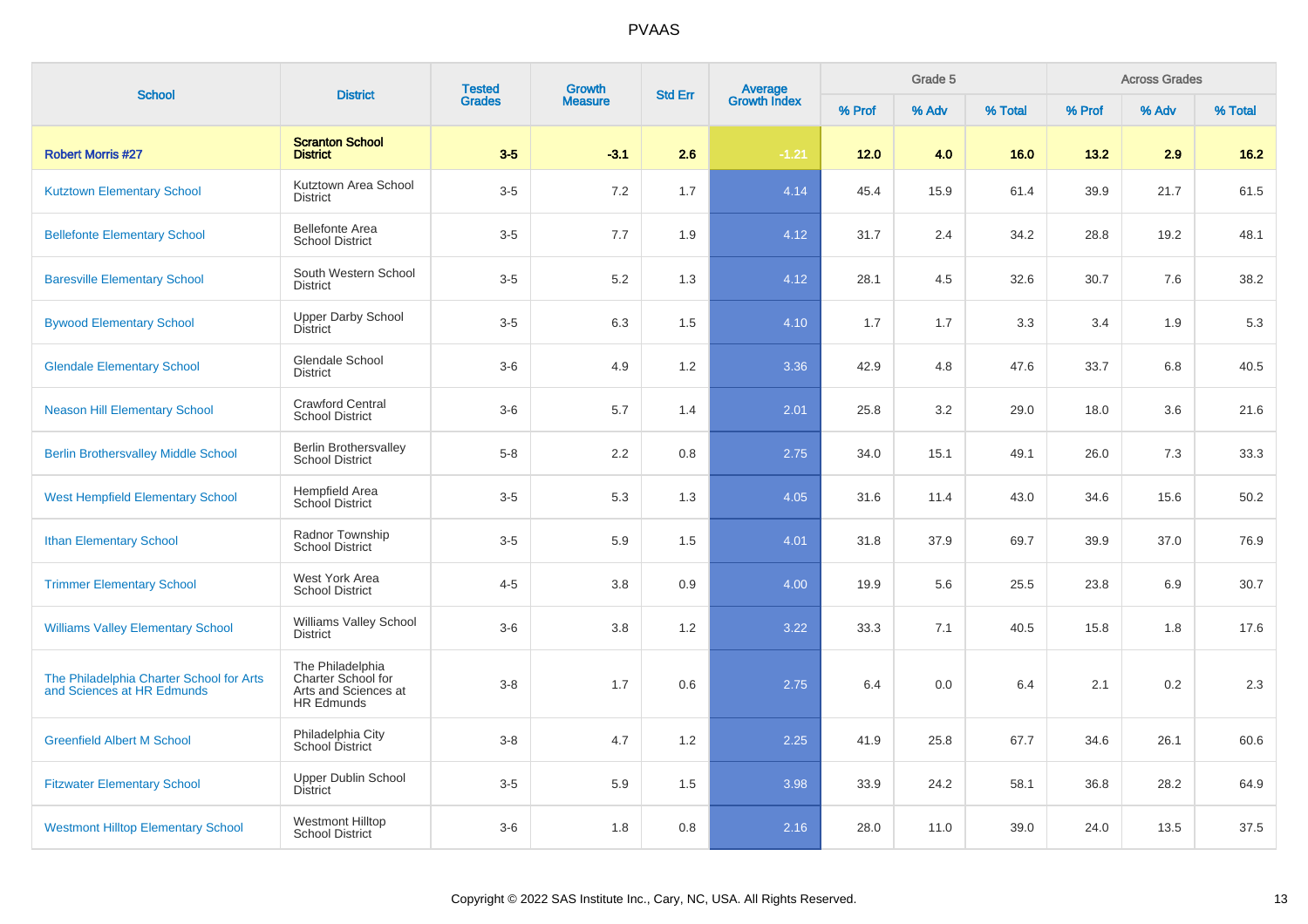# PVAAS

| School | District | Tested Grades | Growth Measure | Std Err | Average Growth Index | Grade 5 | | | Across Grades | | |
|---|---|---|---|---|---|---|---|---|---|---|---|
| | | | | | | % Prof | % Adv | % Total | % Prof | % Adv | % Total |
| **Robert Morris #27** | **Scranton School District** | **3-5** | **-3.1** | **2.6** | **-1.21** | **12.0** | **4.0** | **16.0** | **13.2** | **2.9** | **16.2** |
| Kutztown Elementary School | Kutztown Area School District | 3-5 | 7.2 | 1.7 | 4.14 | 45.4 | 15.9 | 61.4 | 39.9 | 21.7 | 61.5 |
| Bellefonte Elementary School | Bellefonte Area School District | 3-5 | 7.7 | 1.9 | 4.12 | 31.7 | 2.4 | 34.2 | 28.8 | 19.2 | 48.1 |
| Baresville Elementary School | South Western School District | 3-5 | 5.2 | 1.3 | 4.12 | 28.1 | 4.5 | 32.6 | 30.7 | 7.6 | 38.2 |
| Bywood Elementary School | Upper Darby School District | 3-5 | 6.3 | 1.5 | 4.10 | 1.7 | 1.7 | 3.3 | 3.4 | 1.9 | 5.3 |
| Glendale Elementary School | Glendale School District | 3-6 | 4.9 | 1.2 | 3.36 | 42.9 | 4.8 | 47.6 | 33.7 | 6.8 | 40.5 |
| Neason Hill Elementary School | Crawford Central School District | 3-6 | 5.7 | 1.4 | 2.01 | 25.8 | 3.2 | 29.0 | 18.0 | 3.6 | 21.6 |
| Berlin Brothersvalley Middle School | Berlin Brothersvalley School District | 5-8 | 2.2 | 0.8 | 2.75 | 34.0 | 15.1 | 49.1 | 26.0 | 7.3 | 33.3 |
| West Hempfield Elementary School | Hempfield Area School District | 3-5 | 5.3 | 1.3 | 4.05 | 31.6 | 11.4 | 43.0 | 34.6 | 15.6 | 50.2 |
| Ithan Elementary School | Radnor Township School District | 3-5 | 5.9 | 1.5 | 4.01 | 31.8 | 37.9 | 69.7 | 39.9 | 37.0 | 76.9 |
| Trimmer Elementary School | West York Area School District | 4-5 | 3.8 | 0.9 | 4.00 | 19.9 | 5.6 | 25.5 | 23.8 | 6.9 | 30.7 |
| Williams Valley Elementary School | Williams Valley School District | 3-6 | 3.8 | 1.2 | 3.22 | 33.3 | 7.1 | 40.5 | 15.8 | 1.8 | 17.6 |
| The Philadelphia Charter School for Arts and Sciences at HR Edmunds | The Philadelphia Charter School for Arts and Sciences at HR Edmunds | 3-8 | 1.7 | 0.6 | 2.75 | 6.4 | 0.0 | 6.4 | 2.1 | 0.2 | 2.3 |
| Greenfield Albert M School | Philadelphia City School District | 3-8 | 4.7 | 1.2 | 2.25 | 41.9 | 25.8 | 67.7 | 34.6 | 26.1 | 60.6 |
| Fitzwater Elementary School | Upper Dublin School District | 3-5 | 5.9 | 1.5 | 3.98 | 33.9 | 24.2 | 58.1 | 36.8 | 28.2 | 64.9 |
| Westmont Hilltop Elementary School | Westmont Hilltop School District | 3-6 | 1.8 | 0.8 | 2.16 | 28.0 | 11.0 | 39.0 | 24.0 | 13.5 | 37.5 |

Copyright © 2022 SAS Institute Inc., Cary, NC, USA. All Rights Reserved.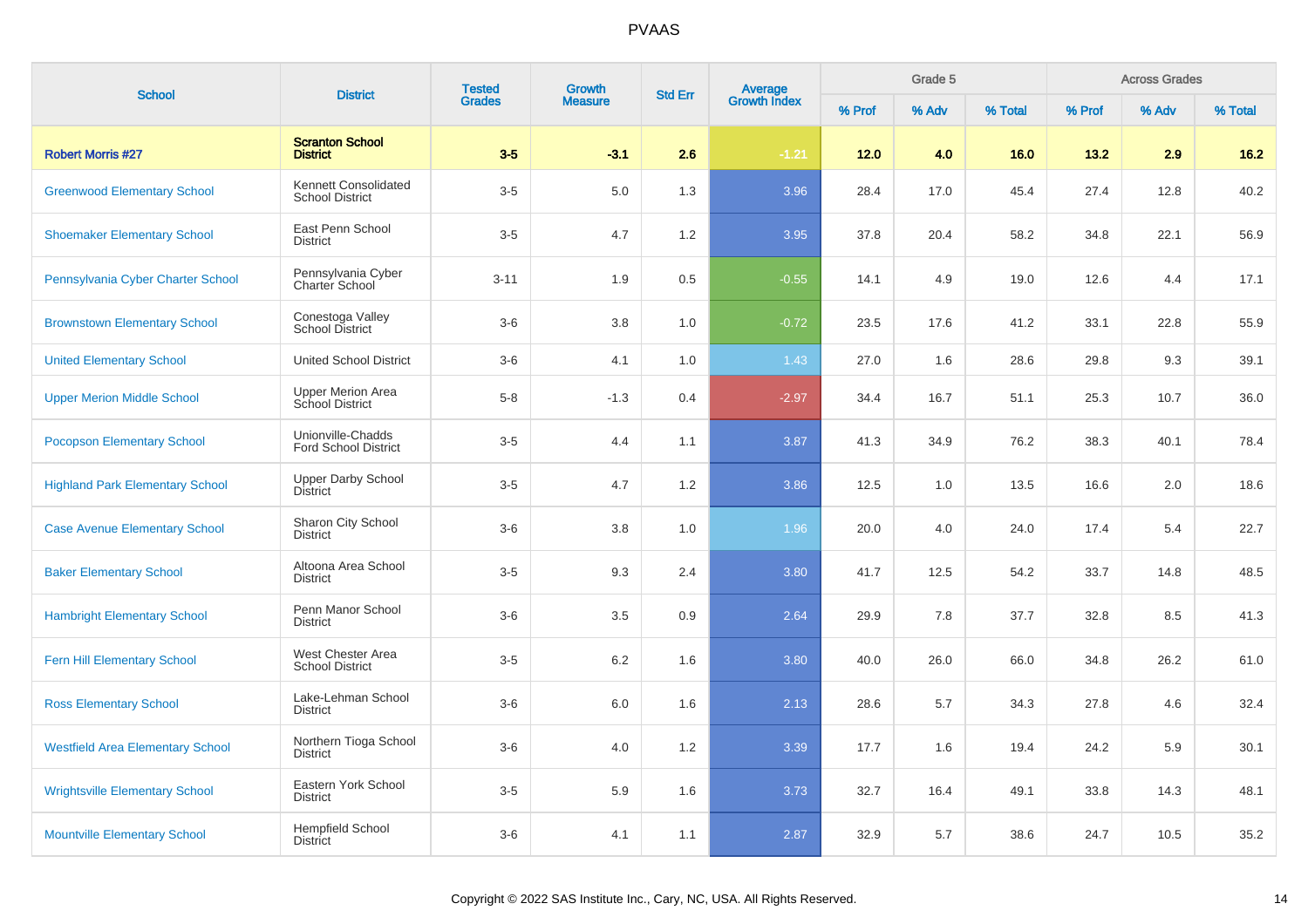# PVAAS

| School | District | Tested Grades | Growth Measure | Std Err | Average Growth Index | Grade 5 | | | Across Grades | | |
|---|---|---|---|---|---|---|---|---|---|---|---|
| | | | | | | % Prof | % Adv | % Total | % Prof | % Adv | % Total |
| **Robert Morris #27** | **Scranton School District** | **3-5** | **-3.1** | **2.6** | **-1.21** | **12.0** | **4.0** | **16.0** | **13.2** | **2.9** | **16.2** |
| Greenwood Elementary School | Kennett Consolidated School District | 3-5 | 5.0 | 1.3 | 3.96 | 28.4 | 17.0 | 45.4 | 27.4 | 12.8 | 40.2 |
| Shoemaker Elementary School | East Penn School District | 3-5 | 4.7 | 1.2 | 3.95 | 37.8 | 20.4 | 58.2 | 34.8 | 22.1 | 56.9 |
| Pennsylvania Cyber Charter School | Pennsylvania Cyber Charter School | 3-11 | 1.9 | 0.5 | -0.55 | 14.1 | 4.9 | 19.0 | 12.6 | 4.4 | 17.1 |
| Brownstown Elementary School | Conestoga Valley School District | 3-6 | 3.8 | 1.0 | -0.72 | 23.5 | 17.6 | 41.2 | 33.1 | 22.8 | 55.9 |
| United Elementary School | United School District | 3-6 | 4.1 | 1.0 | 1.43 | 27.0 | 1.6 | 28.6 | 29.8 | 9.3 | 39.1 |
| Upper Merion Middle School | Upper Merion Area School District | 5-8 | -1.3 | 0.4 | -2.97 | 34.4 | 16.7 | 51.1 | 25.3 | 10.7 | 36.0 |
| Pocopson Elementary School | Unionville-Chadds Ford School District | 3-5 | 4.4 | 1.1 | 3.87 | 41.3 | 34.9 | 76.2 | 38.3 | 40.1 | 78.4 |
| Highland Park Elementary School | Upper Darby School District | 3-5 | 4.7 | 1.2 | 3.86 | 12.5 | 1.0 | 13.5 | 16.6 | 2.0 | 18.6 |
| Case Avenue Elementary School | Sharon City School District | 3-6 | 3.8 | 1.0 | 1.96 | 20.0 | 4.0 | 24.0 | 17.4 | 5.4 | 22.7 |
| Baker Elementary School | Altoona Area School District | 3-5 | 9.3 | 2.4 | 3.80 | 41.7 | 12.5 | 54.2 | 33.7 | 14.8 | 48.5 |
| Hambright Elementary School | Penn Manor School District | 3-6 | 3.5 | 0.9 | 2.64 | 29.9 | 7.8 | 37.7 | 32.8 | 8.5 | 41.3 |
| Fern Hill Elementary School | West Chester Area School District | 3-5 | 6.2 | 1.6 | 3.80 | 40.0 | 26.0 | 66.0 | 34.8 | 26.2 | 61.0 |
| Ross Elementary School | Lake-Lehman School District | 3-6 | 6.0 | 1.6 | 2.13 | 28.6 | 5.7 | 34.3 | 27.8 | 4.6 | 32.4 |
| Westfield Area Elementary School | Northern Tioga School District | 3-6 | 4.0 | 1.2 | 3.39 | 17.7 | 1.6 | 19.4 | 24.2 | 5.9 | 30.1 |
| Wrightsville Elementary School | Eastern York School District | 3-5 | 5.9 | 1.6 | 3.73 | 32.7 | 16.4 | 49.1 | 33.8 | 14.3 | 48.1 |
| Mountville Elementary School | Hempfield School District | 3-6 | 4.1 | 1.1 | 2.87 | 32.9 | 5.7 | 38.6 | 24.7 | 10.5 | 35.2 |

Copyright © 2022 SAS Institute Inc., Cary, NC, USA. All Rights Reserved.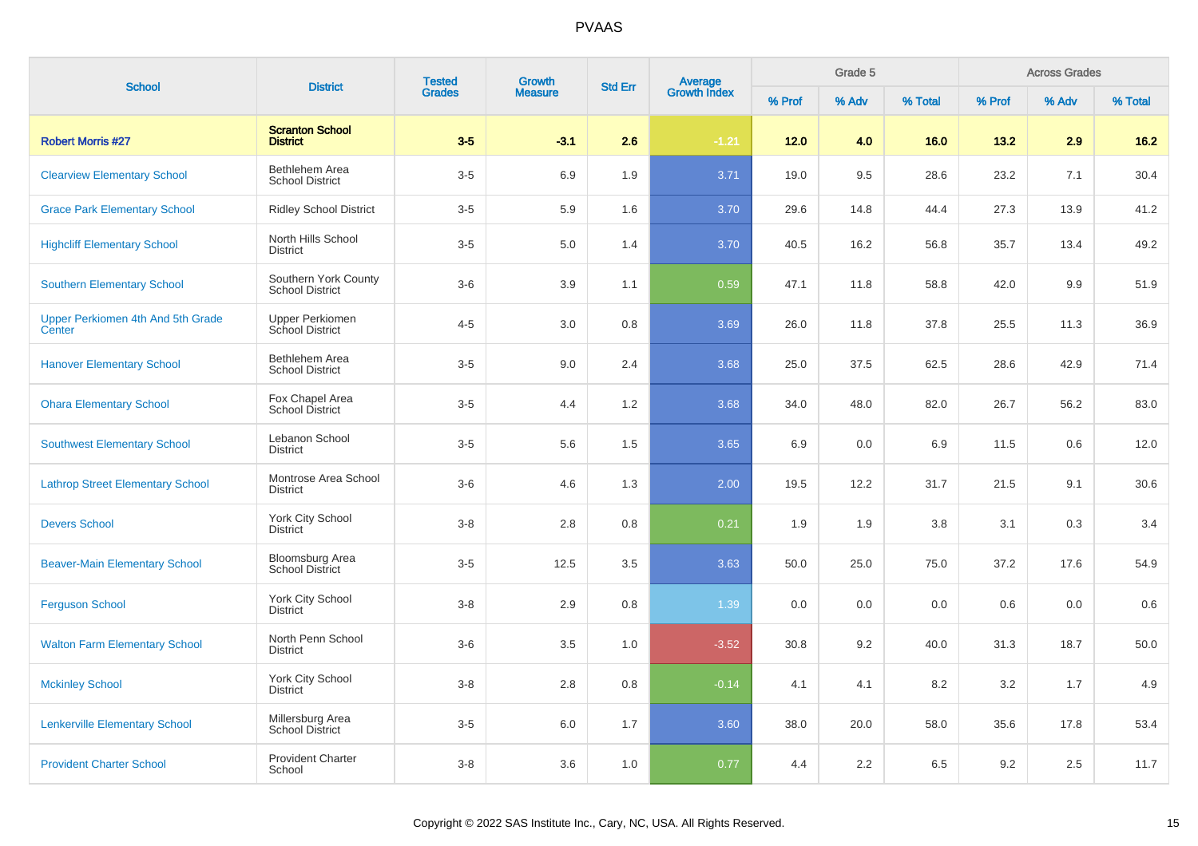# PVAAS

| School | District | Tested Grades | Growth Measure | Std Err | Average Growth Index | Grade 5 | | | Across Grades | | |
|---|---|---|---|---|---|---|---|---|---|---|---|
| | | | | | | % Prof | % Adv | % Total | % Prof | % Adv | % Total |
| **Robert Morris #27** | **Scranton School District** | **3-5** | **-3.1** | **2.6** | **-1.21** | **12.0** | **4.0** | **16.0** | **13.2** | **2.9** | **16.2** |
| Clearview Elementary School | Bethlehem Area School District | 3-5 | 6.9 | 1.9 | 3.71 | 19.0 | 9.5 | 28.6 | 23.2 | 7.1 | 30.4 |
| Grace Park Elementary School | Ridley School District | 3-5 | 5.9 | 1.6 | 3.70 | 29.6 | 14.8 | 44.4 | 27.3 | 13.9 | 41.2 |
| Highcliff Elementary School | North Hills School District | 3-5 | 5.0 | 1.4 | 3.70 | 40.5 | 16.2 | 56.8 | 35.7 | 13.4 | 49.2 |
| Southern Elementary School | Southern York County School District | 3-6 | 3.9 | 1.1 | 0.59 | 47.1 | 11.8 | 58.8 | 42.0 | 9.9 | 51.9 |
| Upper Perkiomen 4th And 5th Grade Center | Upper Perkiomen School District | 4-5 | 3.0 | 0.8 | 3.69 | 26.0 | 11.8 | 37.8 | 25.5 | 11.3 | 36.9 |
| Hanover Elementary School | Bethlehem Area School District | 3-5 | 9.0 | 2.4 | 3.68 | 25.0 | 37.5 | 62.5 | 28.6 | 42.9 | 71.4 |
| Ohara Elementary School | Fox Chapel Area School District | 3-5 | 4.4 | 1.2 | 3.68 | 34.0 | 48.0 | 82.0 | 26.7 | 56.2 | 83.0 |
| Southwest Elementary School | Lebanon School District | 3-5 | 5.6 | 1.5 | 3.65 | 6.9 | 0.0 | 6.9 | 11.5 | 0.6 | 12.0 |
| Lathrop Street Elementary School | Montrose Area School District | 3-6 | 4.6 | 1.3 | 2.00 | 19.5 | 12.2 | 31.7 | 21.5 | 9.1 | 30.6 |
| Devers School | York City School District | 3-8 | 2.8 | 0.8 | 0.21 | 1.9 | 1.9 | 3.8 | 3.1 | 0.3 | 3.4 |
| Beaver-Main Elementary School | Bloomsburg Area School District | 3-5 | 12.5 | 3.5 | 3.63 | 50.0 | 25.0 | 75.0 | 37.2 | 17.6 | 54.9 |
| Ferguson School | York City School District | 3-8 | 2.9 | 0.8 | 1.39 | 0.0 | 0.0 | 0.0 | 0.6 | 0.0 | 0.6 |
| Walton Farm Elementary School | North Penn School District | 3-6 | 3.5 | 1.0 | -3.52 | 30.8 | 9.2 | 40.0 | 31.3 | 18.7 | 50.0 |
| Mckinley School | York City School District | 3-8 | 2.8 | 0.8 | -0.14 | 4.1 | 4.1 | 8.2 | 3.2 | 1.7 | 4.9 |
| Lenkerville Elementary School | Millersburg Area School District | 3-5 | 6.0 | 1.7 | 3.60 | 38.0 | 20.0 | 58.0 | 35.6 | 17.8 | 53.4 |
| Provident Charter School | Provident Charter School | 3-8 | 3.6 | 1.0 | 0.77 | 4.4 | 2.2 | 6.5 | 9.2 | 2.5 | 11.7 |

Copyright © 2022 SAS Institute Inc., Cary, NC, USA. All Rights Reserved.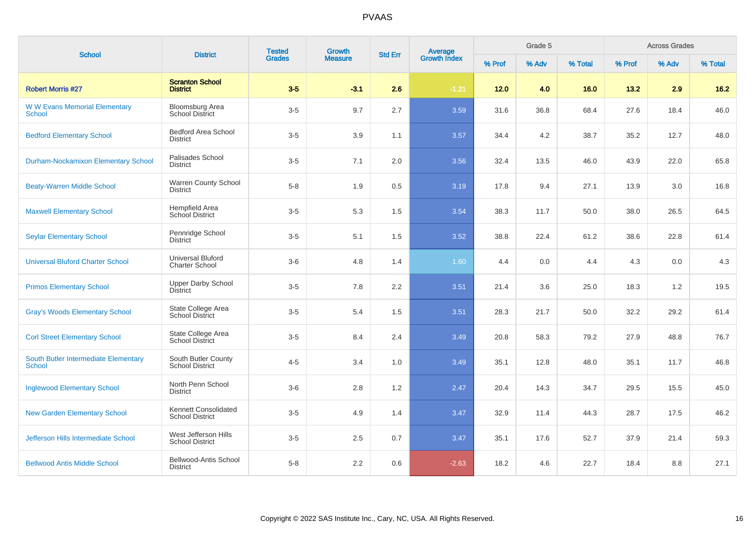# PVAAS

| School | District | Tested Grades | Growth Measure | Std Err | Average Growth Index | Grade 5 | | | Across Grades | | |
|---|---|---|---|---|---|---|---|---|---|---|---|
| | | | | | | % Prof | % Adv | % Total | % Prof | % Adv | % Total |
| **Robert Morris #27** | **Scranton School District** | **3-5** | **-3.1** | **2.6** | **-1.21** | **12.0** | **4.0** | **16.0** | **13.2** | **2.9** | **16.2** |
| W W Evans Memorial Elementary School | Bloomsburg Area School District | 3-5 | 9.7 | 2.7 | 3.59 | 31.6 | 36.8 | 68.4 | 27.6 | 18.4 | 46.0 |
| Bedford Elementary School | Bedford Area School District | 3-5 | 3.9 | 1.1 | 3.57 | 34.4 | 4.2 | 38.7 | 35.2 | 12.7 | 48.0 |
| Durham-Nockamixon Elementary School | Palisades School District | 3-5 | 7.1 | 2.0 | 3.56 | 32.4 | 13.5 | 46.0 | 43.9 | 22.0 | 65.8 |
| Beaty-Warren Middle School | Warren County School District | 5-8 | 1.9 | 0.5 | 3.19 | 17.8 | 9.4 | 27.1 | 13.9 | 3.0 | 16.8 |
| Maxwell Elementary School | Hempfield Area School District | 3-5 | 5.3 | 1.5 | 3.54 | 38.3 | 11.7 | 50.0 | 38.0 | 26.5 | 64.5 |
| Seylar Elementary School | Pennridge School District | 3-5 | 5.1 | 1.5 | 3.52 | 38.8 | 22.4 | 61.2 | 38.6 | 22.8 | 61.4 |
| Universal Bluford Charter School | Universal Bluford Charter School | 3-6 | 4.8 | 1.4 | 1.60 | 4.4 | 0.0 | 4.4 | 4.3 | 0.0 | 4.3 |
| Primos Elementary School | Upper Darby School District | 3-5 | 7.8 | 2.2 | 3.51 | 21.4 | 3.6 | 25.0 | 18.3 | 1.2 | 19.5 |
| Gray's Woods Elementary School | State College Area School District | 3-5 | 5.4 | 1.5 | 3.51 | 28.3 | 21.7 | 50.0 | 32.2 | 29.2 | 61.4 |
| Corl Street Elementary School | State College Area School District | 3-5 | 8.4 | 2.4 | 3.49 | 20.8 | 58.3 | 79.2 | 27.9 | 48.8 | 76.7 |
| South Butler Intermediate Elementary School | South Butler County School District | 4-5 | 3.4 | 1.0 | 3.49 | 35.1 | 12.8 | 48.0 | 35.1 | 11.7 | 46.8 |
| Inglewood Elementary School | North Penn School District | 3-6 | 2.8 | 1.2 | 2.47 | 20.4 | 14.3 | 34.7 | 29.5 | 15.5 | 45.0 |
| New Garden Elementary School | Kennett Consolidated School District | 3-5 | 4.9 | 1.4 | 3.47 | 32.9 | 11.4 | 44.3 | 28.7 | 17.5 | 46.2 |
| Jefferson Hills Intermediate School | West Jefferson Hills School District | 3-5 | 2.5 | 0.7 | 3.47 | 35.1 | 17.6 | 52.7 | 37.9 | 21.4 | 59.3 |
| Bellwood Antis Middle School | Bellwood-Antis School District | 5-8 | 2.2 | 0.6 | -2.63 | 18.2 | 4.6 | 22.7 | 18.4 | 8.8 | 27.1 |

Copyright © 2022 SAS Institute Inc., Cary, NC, USA. All Rights Reserved.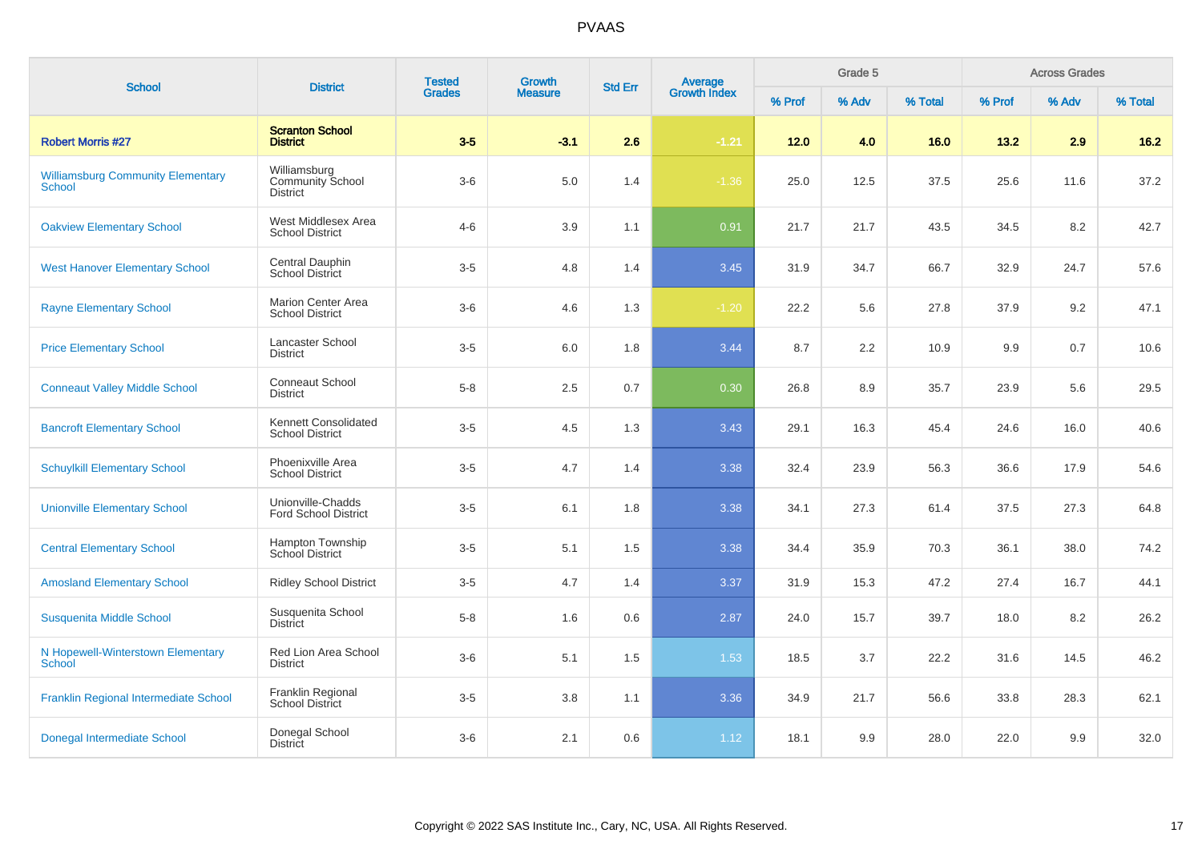PVAAS

| School | District | Tested Grades | Growth Measure | Std Err | Average Growth Index | Grade 5 | | | Across Grades | | |
|---|---|---|---|---|---|---|---|---|---|---|---|
| | | | | | | % Prof | % Adv | % Total | % Prof | % Adv | % Total |
| **Robert Morris #27** | **Scranton School District** | **3-5** | **-3.1** | **2.6** | **-1.21** | **12.0** | **4.0** | **16.0** | **13.2** | **2.9** | **16.2** |
| Williamsburg Community Elementary School | Williamsburg Community School District | 3-6 | 5.0 | 1.4 | -1.36 | 25.0 | 12.5 | 37.5 | 25.6 | 11.6 | 37.2 |
| Oakview Elementary School | West Middlesex Area School District | 4-6 | 3.9 | 1.1 | 0.91 | 21.7 | 21.7 | 43.5 | 34.5 | 8.2 | 42.7 |
| West Hanover Elementary School | Central Dauphin School District | 3-5 | 4.8 | 1.4 | 3.45 | 31.9 | 34.7 | 66.7 | 32.9 | 24.7 | 57.6 |
| Rayne Elementary School | Marion Center Area School District | 3-6 | 4.6 | 1.3 | -1.20 | 22.2 | 5.6 | 27.8 | 37.9 | 9.2 | 47.1 |
| Price Elementary School | Lancaster School District | 3-5 | 6.0 | 1.8 | 3.44 | 8.7 | 2.2 | 10.9 | 9.9 | 0.7 | 10.6 |
| Conneaut Valley Middle School | Conneaut School District | 5-8 | 2.5 | 0.7 | 0.30 | 26.8 | 8.9 | 35.7 | 23.9 | 5.6 | 29.5 |
| Bancroft Elementary School | Kennett Consolidated School District | 3-5 | 4.5 | 1.3 | 3.43 | 29.1 | 16.3 | 45.4 | 24.6 | 16.0 | 40.6 |
| Schuylkill Elementary School | Phoenixville Area School District | 3-5 | 4.7 | 1.4 | 3.38 | 32.4 | 23.9 | 56.3 | 36.6 | 17.9 | 54.6 |
| Unionville Elementary School | Unionville-Chadds Ford School District | 3-5 | 6.1 | 1.8 | 3.38 | 34.1 | 27.3 | 61.4 | 37.5 | 27.3 | 64.8 |
| Central Elementary School | Hampton Township School District | 3-5 | 5.1 | 1.5 | 3.38 | 34.4 | 35.9 | 70.3 | 36.1 | 38.0 | 74.2 |
| Amosland Elementary School | Ridley School District | 3-5 | 4.7 | 1.4 | 3.37 | 31.9 | 15.3 | 47.2 | 27.4 | 16.7 | 44.1 |
| Susquenita Middle School | Susquenita School District | 5-8 | 1.6 | 0.6 | 2.87 | 24.0 | 15.7 | 39.7 | 18.0 | 8.2 | 26.2 |
| N Hopewell-Winterstown Elementary School | Red Lion Area School District | 3-6 | 5.1 | 1.5 | 1.53 | 18.5 | 3.7 | 22.2 | 31.6 | 14.5 | 46.2 |
| Franklin Regional Intermediate School | Franklin Regional School District | 3-5 | 3.8 | 1.1 | 3.36 | 34.9 | 21.7 | 56.6 | 33.8 | 28.3 | 62.1 |
| Donegal Intermediate School | Donegal School District | 3-6 | 2.1 | 0.6 | 1.12 | 18.1 | 9.9 | 28.0 | 22.0 | 9.9 | 32.0 |

Copyright © 2022 SAS Institute Inc., Cary, NC, USA. All Rights Reserved.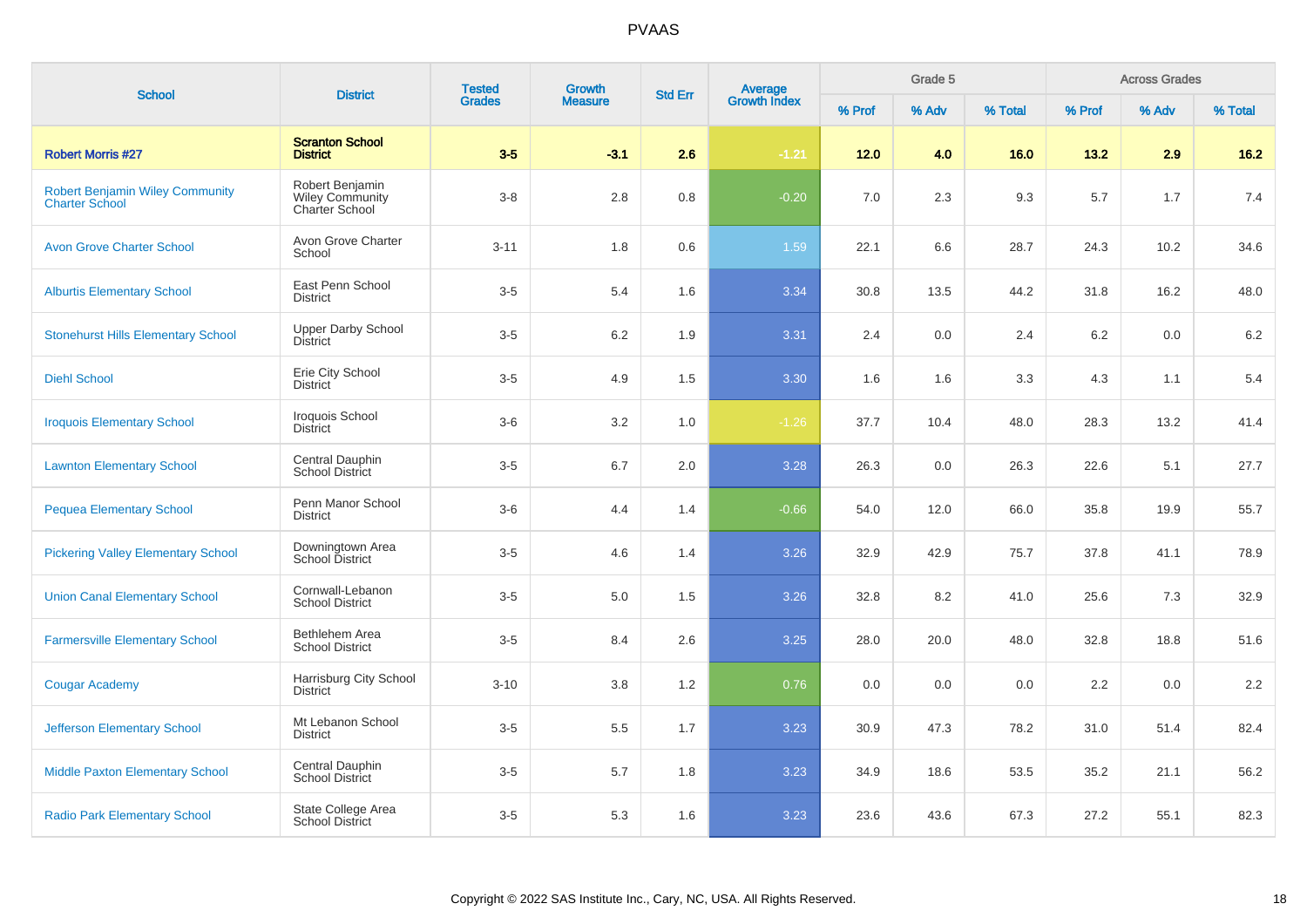# PVAAS

| School | District | Tested Grades | Growth Measure | Std Err | Average Growth Index | Grade 5 | | | Across Grades | | |
|---|---|---|---|---|---|---|---|---|---|---|---|
| | | | | | | % Prof | % Adv | % Total | % Prof | % Adv | % Total |
| **Robert Morris #27** | **Scranton School District** | **3-5** | **-3.1** | **2.6** | **-1.21** | **12.0** | **4.0** | **16.0** | **13.2** | **2.9** | **16.2** |
| Robert Benjamin Wiley Community Charter School | Robert Benjamin Wiley Community Charter School | 3-8 | 2.8 | 0.8 | -0.20 | 7.0 | 2.3 | 9.3 | 5.7 | 1.7 | 7.4 |
| Avon Grove Charter School | Avon Grove Charter School | 3-11 | 1.8 | 0.6 | 1.59 | 22.1 | 6.6 | 28.7 | 24.3 | 10.2 | 34.6 |
| Alburtis Elementary School | East Penn School District | 3-5 | 5.4 | 1.6 | 3.34 | 30.8 | 13.5 | 44.2 | 31.8 | 16.2 | 48.0 |
| Stonehurst Hills Elementary School | Upper Darby School District | 3-5 | 6.2 | 1.9 | 3.31 | 2.4 | 0.0 | 2.4 | 6.2 | 0.0 | 6.2 |
| Diehl School | Erie City School District | 3-5 | 4.9 | 1.5 | 3.30 | 1.6 | 1.6 | 3.3 | 4.3 | 1.1 | 5.4 |
| Iroquois Elementary School | Iroquois School District | 3-6 | 3.2 | 1.0 | -1.26 | 37.7 | 10.4 | 48.0 | 28.3 | 13.2 | 41.4 |
| Lawnton Elementary School | Central Dauphin School District | 3-5 | 6.7 | 2.0 | 3.28 | 26.3 | 0.0 | 26.3 | 22.6 | 5.1 | 27.7 |
| Pequea Elementary School | Penn Manor School District | 3-6 | 4.4 | 1.4 | -0.66 | 54.0 | 12.0 | 66.0 | 35.8 | 19.9 | 55.7 |
| Pickering Valley Elementary School | Downingtown Area School District | 3-5 | 4.6 | 1.4 | 3.26 | 32.9 | 42.9 | 75.7 | 37.8 | 41.1 | 78.9 |
| Union Canal Elementary School | Cornwall-Lebanon School District | 3-5 | 5.0 | 1.5 | 3.26 | 32.8 | 8.2 | 41.0 | 25.6 | 7.3 | 32.9 |
| Farmersville Elementary School | Bethlehem Area School District | 3-5 | 8.4 | 2.6 | 3.25 | 28.0 | 20.0 | 48.0 | 32.8 | 18.8 | 51.6 |
| Cougar Academy | Harrisburg City School District | 3-10 | 3.8 | 1.2 | 0.76 | 0.0 | 0.0 | 0.0 | 2.2 | 0.0 | 2.2 |
| Jefferson Elementary School | Mt Lebanon School District | 3-5 | 5.5 | 1.7 | 3.23 | 30.9 | 47.3 | 78.2 | 31.0 | 51.4 | 82.4 |
| Middle Paxton Elementary School | Central Dauphin School District | 3-5 | 5.7 | 1.8 | 3.23 | 34.9 | 18.6 | 53.5 | 35.2 | 21.1 | 56.2 |
| Radio Park Elementary School | State College Area School District | 3-5 | 5.3 | 1.6 | 3.23 | 23.6 | 43.6 | 67.3 | 27.2 | 55.1 | 82.3 |

Copyright © 2022 SAS Institute Inc., Cary, NC, USA. All Rights Reserved.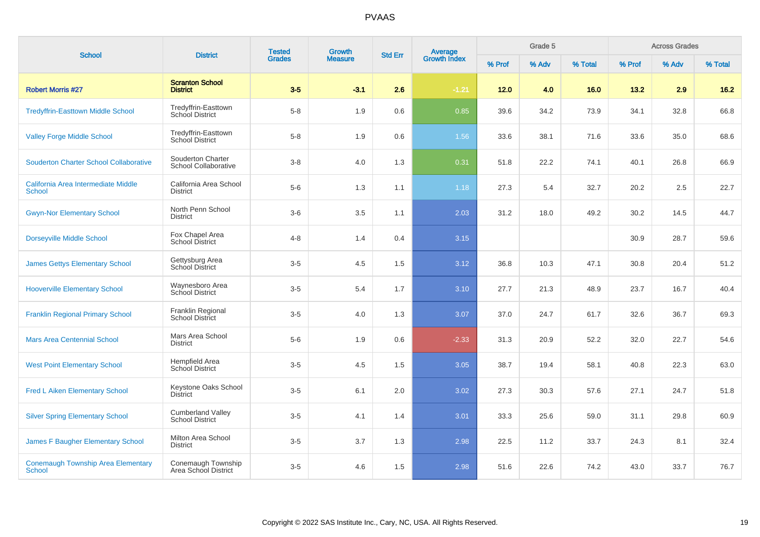PVAAS

| School | District | Tested Grades | Growth Measure | Std Err | Average Growth Index | Grade 5 | | | Across Grades | | |
|---|---|---|---|---|---|---|---|---|---|---|---|
| | | | | | | % Prof | % Adv | % Total | % Prof | % Adv | % Total |
| **Robert Morris #27** | **Scranton School District** | **3-5** | **-3.1** | **2.6** | **-1.21** | **12.0** | **4.0** | **16.0** | **13.2** | **2.9** | **16.2** |
| Tredyffrin-Easttown Middle School | Tredyffrin-Easttown School District | 5-8 | 1.9 | 0.6 | 0.85 | 39.6 | 34.2 | 73.9 | 34.1 | 32.8 | 66.8 |
| Valley Forge Middle School | Tredyffrin-Easttown School District | 5-8 | 1.9 | 0.6 | 1.56 | 33.6 | 38.1 | 71.6 | 33.6 | 35.0 | 68.6 |
| Souderton Charter School Collaborative | Souderton Charter School Collaborative | 3-8 | 4.0 | 1.3 | 0.31 | 51.8 | 22.2 | 74.1 | 40.1 | 26.8 | 66.9 |
| California Area Intermediate Middle School | California Area School District | 5-6 | 1.3 | 1.1 | 1.18 | 27.3 | 5.4 | 32.7 | 20.2 | 2.5 | 22.7 |
| Gwyn-Nor Elementary School | North Penn School District | 3-6 | 3.5 | 1.1 | 2.03 | 31.2 | 18.0 | 49.2 | 30.2 | 14.5 | 44.7 |
| Dorseyville Middle School | Fox Chapel Area School District | 4-8 | 1.4 | 0.4 | 3.15 | | | | 30.9 | 28.7 | 59.6 |
| James Gettys Elementary School | Gettysburg Area School District | 3-5 | 4.5 | 1.5 | 3.12 | 36.8 | 10.3 | 47.1 | 30.8 | 20.4 | 51.2 |
| Hooverville Elementary School | Waynesboro Area School District | 3-5 | 5.4 | 1.7 | 3.10 | 27.7 | 21.3 | 48.9 | 23.7 | 16.7 | 40.4 |
| Franklin Regional Primary School | Franklin Regional School District | 3-5 | 4.0 | 1.3 | 3.07 | 37.0 | 24.7 | 61.7 | 32.6 | 36.7 | 69.3 |
| Mars Area Centennial School | Mars Area School District | 5-6 | 1.9 | 0.6 | -2.33 | 31.3 | 20.9 | 52.2 | 32.0 | 22.7 | 54.6 |
| West Point Elementary School | Hempfield Area School District | 3-5 | 4.5 | 1.5 | 3.05 | 38.7 | 19.4 | 58.1 | 40.8 | 22.3 | 63.0 |
| Fred L Aiken Elementary School | Keystone Oaks School District | 3-5 | 6.1 | 2.0 | 3.02 | 27.3 | 30.3 | 57.6 | 27.1 | 24.7 | 51.8 |
| Silver Spring Elementary School | Cumberland Valley School District | 3-5 | 4.1 | 1.4 | 3.01 | 33.3 | 25.6 | 59.0 | 31.1 | 29.8 | 60.9 |
| James F Baugher Elementary School | Milton Area School District | 3-5 | 3.7 | 1.3 | 2.98 | 22.5 | 11.2 | 33.7 | 24.3 | 8.1 | 32.4 |
| Conemaugh Township Area Elementary School | Conemaugh Township Area School District | 3-5 | 4.6 | 1.5 | 2.98 | 51.6 | 22.6 | 74.2 | 43.0 | 33.7 | 76.7 |

Copyright © 2022 SAS Institute Inc., Cary, NC, USA. All Rights Reserved.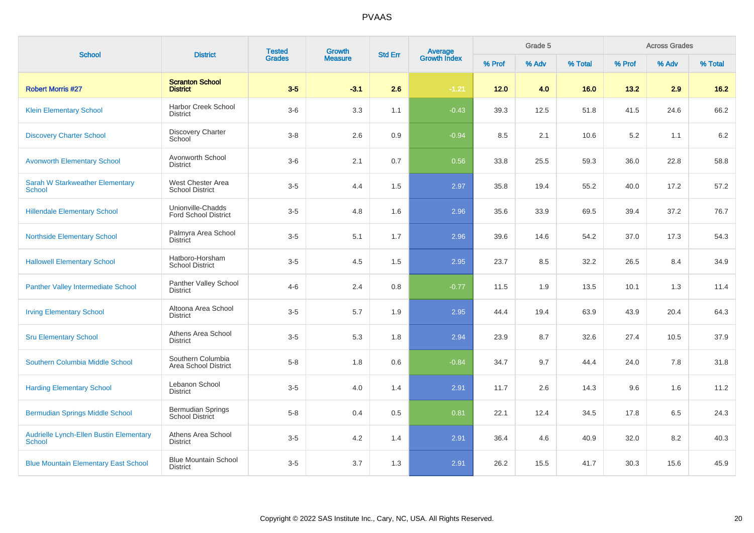# PVAAS

| School | District | Tested Grades | Growth Measure | Std Err | Average Growth Index | Grade 5 | | | Across Grades | | |
|---|---|---|---|---|---|---|---|---|---|---|---|
| | | | | | | % Prof | % Adv | % Total | % Prof | % Adv | % Total |
| **Robert Morris #27** | **Scranton School District** | **3-5** | **-3.1** | **2.6** | **-1.21** | **12.0** | **4.0** | **16.0** | **13.2** | **2.9** | **16.2** |
| Klein Elementary School | Harbor Creek School District | 3-6 | 3.3 | 1.1 | -0.43 | 39.3 | 12.5 | 51.8 | 41.5 | 24.6 | 66.2 |
| Discovery Charter School | Discovery Charter School | 3-8 | 2.6 | 0.9 | -0.94 | 8.5 | 2.1 | 10.6 | 5.2 | 1.1 | 6.2 |
| Avonworth Elementary School | Avonworth School District | 3-6 | 2.1 | 0.7 | 0.56 | 33.8 | 25.5 | 59.3 | 36.0 | 22.8 | 58.8 |
| Sarah W Starkweather Elementary School | West Chester Area School District | 3-5 | 4.4 | 1.5 | 2.97 | 35.8 | 19.4 | 55.2 | 40.0 | 17.2 | 57.2 |
| Hillendale Elementary School | Unionville-Chadds Ford School District | 3-5 | 4.8 | 1.6 | 2.96 | 35.6 | 33.9 | 69.5 | 39.4 | 37.2 | 76.7 |
| Northside Elementary School | Palmyra Area School District | 3-5 | 5.1 | 1.7 | 2.96 | 39.6 | 14.6 | 54.2 | 37.0 | 17.3 | 54.3 |
| Hallowell Elementary School | Hatboro-Horsham School District | 3-5 | 4.5 | 1.5 | 2.95 | 23.7 | 8.5 | 32.2 | 26.5 | 8.4 | 34.9 |
| Panther Valley Intermediate School | Panther Valley School District | 4-6 | 2.4 | 0.8 | -0.77 | 11.5 | 1.9 | 13.5 | 10.1 | 1.3 | 11.4 |
| Irving Elementary School | Altoona Area School District | 3-5 | 5.7 | 1.9 | 2.95 | 44.4 | 19.4 | 63.9 | 43.9 | 20.4 | 64.3 |
| Sru Elementary School | Athens Area School District | 3-5 | 5.3 | 1.8 | 2.94 | 23.9 | 8.7 | 32.6 | 27.4 | 10.5 | 37.9 |
| Southern Columbia Middle School | Southern Columbia Area School District | 5-8 | 1.8 | 0.6 | -0.84 | 34.7 | 9.7 | 44.4 | 24.0 | 7.8 | 31.8 |
| Harding Elementary School | Lebanon School District | 3-5 | 4.0 | 1.4 | 2.91 | 11.7 | 2.6 | 14.3 | 9.6 | 1.6 | 11.2 |
| Bermudian Springs Middle School | Bermudian Springs School District | 5-8 | 0.4 | 0.5 | 0.81 | 22.1 | 12.4 | 34.5 | 17.8 | 6.5 | 24.3 |
| Audrielle Lynch-Ellen Bustin Elementary School | Athens Area School District | 3-5 | 4.2 | 1.4 | 2.91 | 36.4 | 4.6 | 40.9 | 32.0 | 8.2 | 40.3 |
| Blue Mountain Elementary East School | Blue Mountain School District | 3-5 | 3.7 | 1.3 | 2.91 | 26.2 | 15.5 | 41.7 | 30.3 | 15.6 | 45.9 |

Copyright © 2022 SAS Institute Inc., Cary, NC, USA. All Rights Reserved.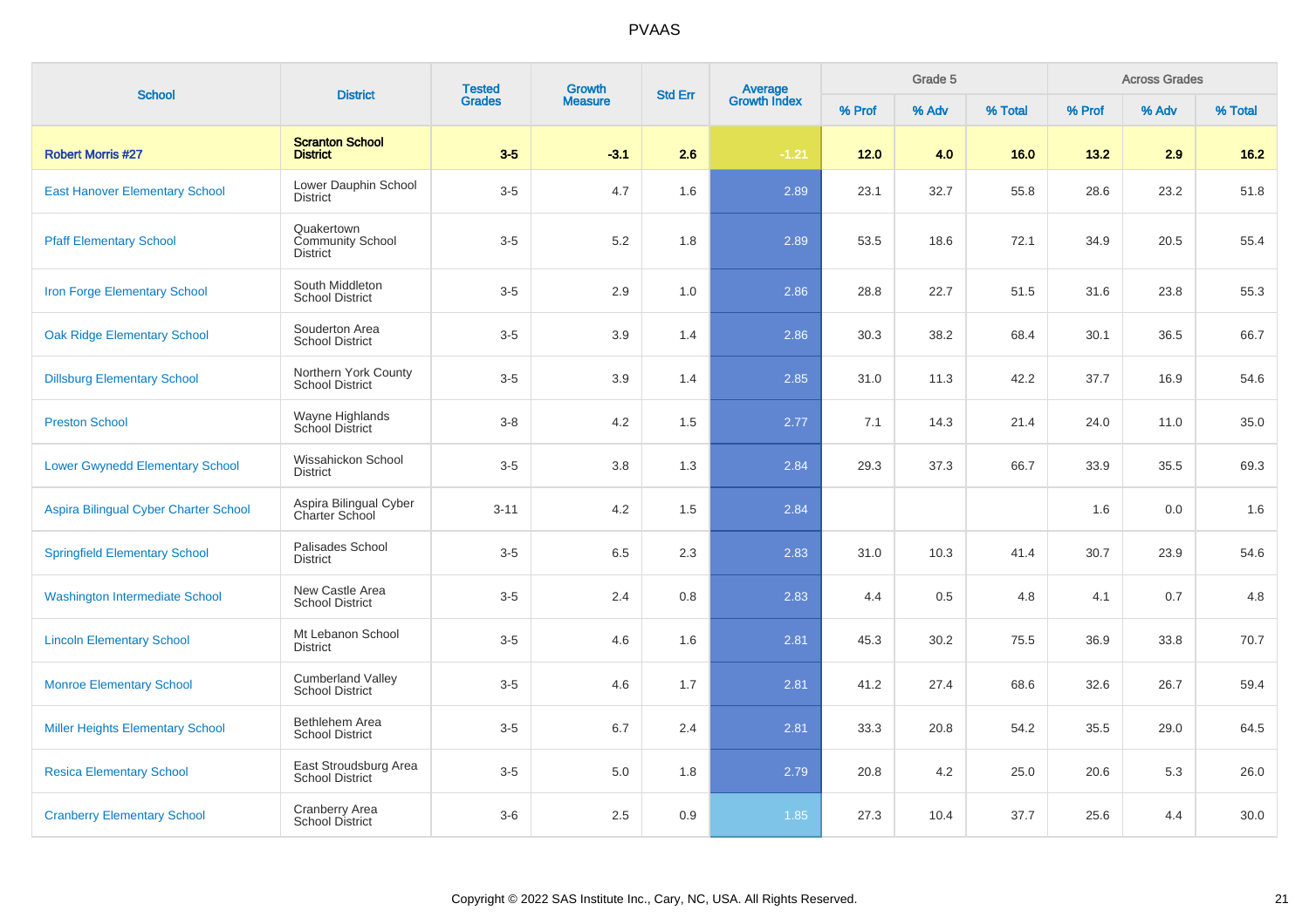## PVAAS

| School | District | Tested Grades | Growth Measure | Std Err | Average Growth Index | Grade 5 | | | Across Grades | | |
|---|---|---|---|---|---|---|---|---|---|---|---|
| | | | | | | % Prof | % Adv | % Total | % Prof | % Adv | % Total |
| **Robert Morris #27** | **Scranton School District** | **3-5** | **-3.1** | **2.6** | **-1.21** | **12.0** | **4.0** | **16.0** | **13.2** | **2.9** | **16.2** |
| East Hanover Elementary School | Lower Dauphin School District | 3-5 | 4.7 | 1.6 | 2.89 | 23.1 | 32.7 | 55.8 | 28.6 | 23.2 | 51.8 |
| Pfaff Elementary School | Quakertown Community School District | 3-5 | 5.2 | 1.8 | 2.89 | 53.5 | 18.6 | 72.1 | 34.9 | 20.5 | 55.4 |
| Iron Forge Elementary School | South Middleton School District | 3-5 | 2.9 | 1.0 | 2.86 | 28.8 | 22.7 | 51.5 | 31.6 | 23.8 | 55.3 |
| Oak Ridge Elementary School | Souderton Area School District | 3-5 | 3.9 | 1.4 | 2.86 | 30.3 | 38.2 | 68.4 | 30.1 | 36.5 | 66.7 |
| Dillsburg Elementary School | Northern York County School District | 3-5 | 3.9 | 1.4 | 2.85 | 31.0 | 11.3 | 42.2 | 37.7 | 16.9 | 54.6 |
| Preston School | Wayne Highlands School District | 3-8 | 4.2 | 1.5 | 2.77 | 7.1 | 14.3 | 21.4 | 24.0 | 11.0 | 35.0 |
| Lower Gwynedd Elementary School | Wissahickon School District | 3-5 | 3.8 | 1.3 | 2.84 | 29.3 | 37.3 | 66.7 | 33.9 | 35.5 | 69.3 |
| Aspira Bilingual Cyber Charter School | Aspira Bilingual Cyber Charter School | 3-11 | 4.2 | 1.5 | 2.84 | | | | 1.6 | 0.0 | 1.6 |
| Springfield Elementary School | Palisades School District | 3-5 | 6.5 | 2.3 | 2.83 | 31.0 | 10.3 | 41.4 | 30.7 | 23.9 | 54.6 |
| Washington Intermediate School | New Castle Area School District | 3-5 | 2.4 | 0.8 | 2.83 | 4.4 | 0.5 | 4.8 | 4.1 | 0.7 | 4.8 |
| Lincoln Elementary School | Mt Lebanon School District | 3-5 | 4.6 | 1.6 | 2.81 | 45.3 | 30.2 | 75.5 | 36.9 | 33.8 | 70.7 |
| Monroe Elementary School | Cumberland Valley School District | 3-5 | 4.6 | 1.7 | 2.81 | 41.2 | 27.4 | 68.6 | 32.6 | 26.7 | 59.4 |
| Miller Heights Elementary School | Bethlehem Area School District | 3-5 | 6.7 | 2.4 | 2.81 | 33.3 | 20.8 | 54.2 | 35.5 | 29.0 | 64.5 |
| Resica Elementary School | East Stroudsburg Area School District | 3-5 | 5.0 | 1.8 | 2.79 | 20.8 | 4.2 | 25.0 | 20.6 | 5.3 | 26.0 |
| Cranberry Elementary School | Cranberry Area School District | 3-6 | 2.5 | 0.9 | 1.85 | 27.3 | 10.4 | 37.7 | 25.6 | 4.4 | 30.0 |

Copyright © 2022 SAS Institute Inc., Cary, NC, USA. All Rights Reserved.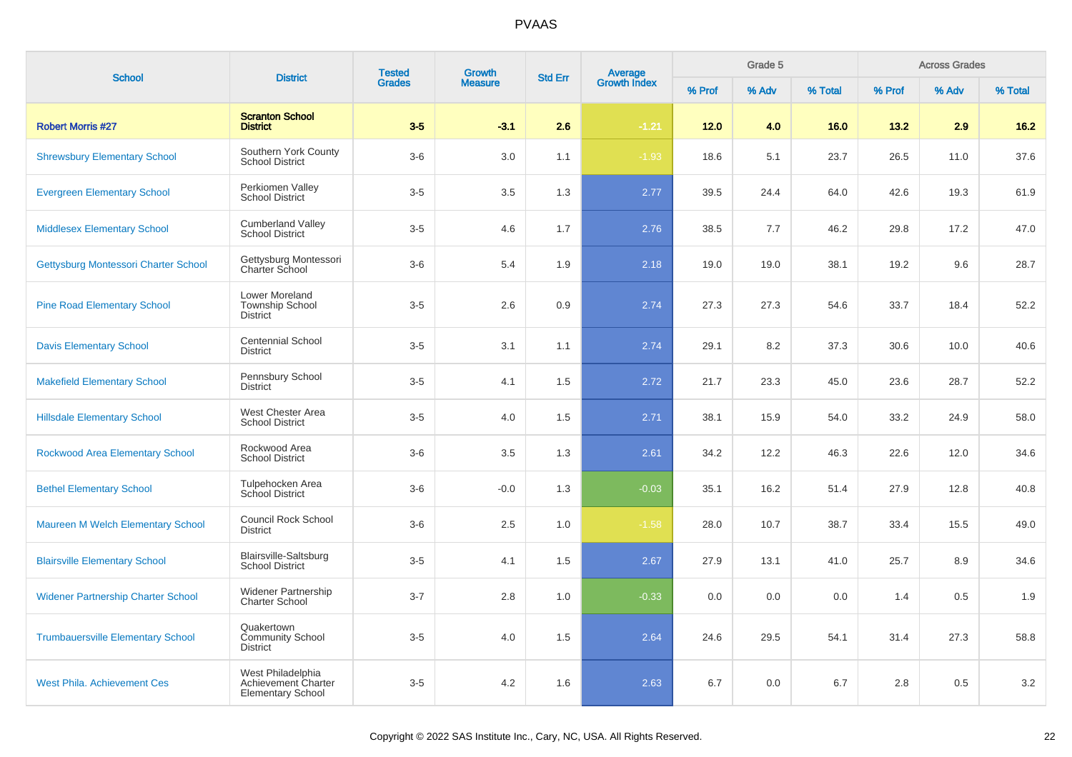# PVAAS

| School | District | Tested Grades | Growth Measure | Std Err | Average Growth Index | Grade 5 | | | Across Grades | | |
|---|---|---|---|---|---|---|---|---|---|---|---|
| | | | | | | % Prof | % Adv | % Total | % Prof | % Adv | % Total |
| **Robert Morris #27** | **Scranton School District** | **3-5** | **-3.1** | **2.6** | **-1.21** | **12.0** | **4.0** | **16.0** | **13.2** | **2.9** | **16.2** |
| Shrewsbury Elementary School | Southern York County School District | 3-6 | 3.0 | 1.1 | -1.93 | 18.6 | 5.1 | 23.7 | 26.5 | 11.0 | 37.6 |
| Evergreen Elementary School | Perkiomen Valley School District | 3-5 | 3.5 | 1.3 | 2.77 | 39.5 | 24.4 | 64.0 | 42.6 | 19.3 | 61.9 |
| Middlesex Elementary School | Cumberland Valley School District | 3-5 | 4.6 | 1.7 | 2.76 | 38.5 | 7.7 | 46.2 | 29.8 | 17.2 | 47.0 |
| Gettysburg Montessori Charter School | Gettysburg Montessori Charter School | 3-6 | 5.4 | 1.9 | 2.18 | 19.0 | 19.0 | 38.1 | 19.2 | 9.6 | 28.7 |
| Pine Road Elementary School | Lower Moreland Township School District | 3-5 | 2.6 | 0.9 | 2.74 | 27.3 | 27.3 | 54.6 | 33.7 | 18.4 | 52.2 |
| Davis Elementary School | Centennial School District | 3-5 | 3.1 | 1.1 | 2.74 | 29.1 | 8.2 | 37.3 | 30.6 | 10.0 | 40.6 |
| Makefield Elementary School | Pennsbury School District | 3-5 | 4.1 | 1.5 | 2.72 | 21.7 | 23.3 | 45.0 | 23.6 | 28.7 | 52.2 |
| Hillsdale Elementary School | West Chester Area School District | 3-5 | 4.0 | 1.5 | 2.71 | 38.1 | 15.9 | 54.0 | 33.2 | 24.9 | 58.0 |
| Rockwood Area Elementary School | Rockwood Area School District | 3-6 | 3.5 | 1.3 | 2.61 | 34.2 | 12.2 | 46.3 | 22.6 | 12.0 | 34.6 |
| Bethel Elementary School | Tulpehocken Area School District | 3-6 | -0.0 | 1.3 | -0.03 | 35.1 | 16.2 | 51.4 | 27.9 | 12.8 | 40.8 |
| Maureen M Welch Elementary School | Council Rock School District | 3-6 | 2.5 | 1.0 | -1.58 | 28.0 | 10.7 | 38.7 | 33.4 | 15.5 | 49.0 |
| Blairsville Elementary School | Blairsville-Saltsburg School District | 3-5 | 4.1 | 1.5 | 2.67 | 27.9 | 13.1 | 41.0 | 25.7 | 8.9 | 34.6 |
| Widener Partnership Charter School | Widener Partnership Charter School | 3-7 | 2.8 | 1.0 | -0.33 | 0.0 | 0.0 | 0.0 | 1.4 | 0.5 | 1.9 |
| Trumbauersville Elementary School | Quakertown Community School District | 3-5 | 4.0 | 1.5 | 2.64 | 24.6 | 29.5 | 54.1 | 31.4 | 27.3 | 58.8 |
| West Phila. Achievement Ces | West Philadelphia Achievement Charter Elementary School | 3-5 | 4.2 | 1.6 | 2.63 | 6.7 | 0.0 | 6.7 | 2.8 | 0.5 | 3.2 |

Copyright © 2022 SAS Institute Inc., Cary, NC, USA. All Rights Reserved.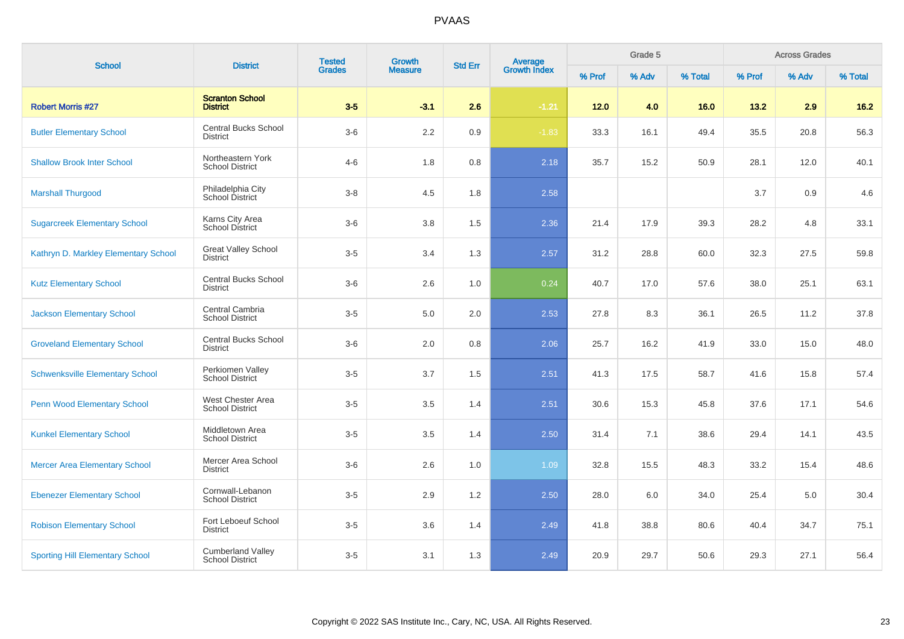# PVAAS

| School | District | Tested Grades | Growth Measure | Std Err | Average Growth Index | Grade 5 | | | Across Grades | | |
|---|---|---|---|---|---|---|---|---|---|---|---|
| | | | | | | % Prof | % Adv | % Total | % Prof | % Adv | % Total |
| **Robert Morris #27** | **Scranton School District** | **3-5** | **-3.1** | **2.6** | **-1.21** | **12.0** | **4.0** | **16.0** | **13.2** | **2.9** | **16.2** |
| Butler Elementary School | Central Bucks School District | 3-6 | 2.2 | 0.9 | -1.83 | 33.3 | 16.1 | 49.4 | 35.5 | 20.8 | 56.3 |
| Shallow Brook Inter School | Northeastern York School District | 4-6 | 1.8 | 0.8 | 2.18 | 35.7 | 15.2 | 50.9 | 28.1 | 12.0 | 40.1 |
| Marshall Thurgood | Philadelphia City School District | 3-8 | 4.5 | 1.8 | 2.58 | | | | 3.7 | 0.9 | 4.6 |
| Sugarcreek Elementary School | Karns City Area School District | 3-6 | 3.8 | 1.5 | 2.36 | 21.4 | 17.9 | 39.3 | 28.2 | 4.8 | 33.1 |
| Kathryn D. Markley Elementary School | Great Valley School District | 3-5 | 3.4 | 1.3 | 2.57 | 31.2 | 28.8 | 60.0 | 32.3 | 27.5 | 59.8 |
| Kutz Elementary School | Central Bucks School District | 3-6 | 2.6 | 1.0 | 0.24 | 40.7 | 17.0 | 57.6 | 38.0 | 25.1 | 63.1 |
| Jackson Elementary School | Central Cambria School District | 3-5 | 5.0 | 2.0 | 2.53 | 27.8 | 8.3 | 36.1 | 26.5 | 11.2 | 37.8 |
| Groveland Elementary School | Central Bucks School District | 3-6 | 2.0 | 0.8 | 2.06 | 25.7 | 16.2 | 41.9 | 33.0 | 15.0 | 48.0 |
| Schwenksville Elementary School | Perkiomen Valley School District | 3-5 | 3.7 | 1.5 | 2.51 | 41.3 | 17.5 | 58.7 | 41.6 | 15.8 | 57.4 |
| Penn Wood Elementary School | West Chester Area School District | 3-5 | 3.5 | 1.4 | 2.51 | 30.6 | 15.3 | 45.8 | 37.6 | 17.1 | 54.6 |
| Kunkel Elementary School | Middletown Area School District | 3-5 | 3.5 | 1.4 | 2.50 | 31.4 | 7.1 | 38.6 | 29.4 | 14.1 | 43.5 |
| Mercer Area Elementary School | Mercer Area School District | 3-6 | 2.6 | 1.0 | 1.09 | 32.8 | 15.5 | 48.3 | 33.2 | 15.4 | 48.6 |
| Ebenezer Elementary School | Cornwall-Lebanon School District | 3-5 | 2.9 | 1.2 | 2.50 | 28.0 | 6.0 | 34.0 | 25.4 | 5.0 | 30.4 |
| Robison Elementary School | Fort Leboeuf School District | 3-5 | 3.6 | 1.4 | 2.49 | 41.8 | 38.8 | 80.6 | 40.4 | 34.7 | 75.1 |
| Sporting Hill Elementary School | Cumberland Valley School District | 3-5 | 3.1 | 1.3 | 2.49 | 20.9 | 29.7 | 50.6 | 29.3 | 27.1 | 56.4 |

Copyright © 2022 SAS Institute Inc., Cary, NC, USA. All Rights Reserved.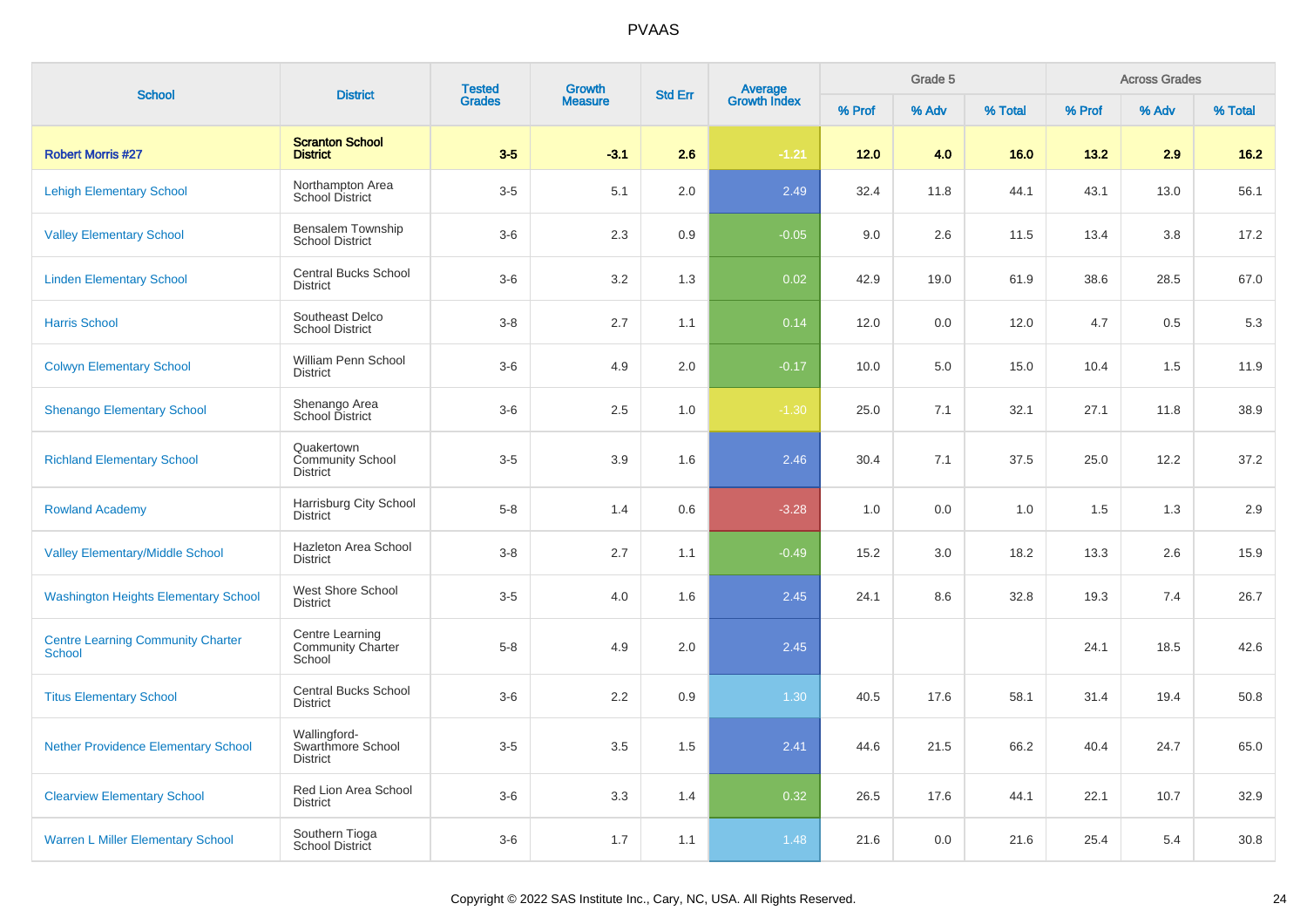# PVAAS

| School | District | Tested Grades | Growth Measure | Std Err | Average Growth Index | Grade 5 | | | Across Grades | | |
|---|---|---|---|---|---|---|---|---|---|---|---|
| | | | | | | % Prof | % Adv | % Total | % Prof | % Adv | % Total |
| **Robert Morris #27** | **Scranton School District** | **3-5** | **-3.1** | **2.6** | **-1.21** | **12.0** | **4.0** | **16.0** | **13.2** | **2.9** | **16.2** |
| Lehigh Elementary School | Northampton Area School District | 3-5 | 5.1 | 2.0 | 2.49 | 32.4 | 11.8 | 44.1 | 43.1 | 13.0 | 56.1 |
| Valley Elementary School | Bensalem Township School District | 3-6 | 2.3 | 0.9 | -0.05 | 9.0 | 2.6 | 11.5 | 13.4 | 3.8 | 17.2 |
| Linden Elementary School | Central Bucks School District | 3-6 | 3.2 | 1.3 | 0.02 | 42.9 | 19.0 | 61.9 | 38.6 | 28.5 | 67.0 |
| Harris School | Southeast Delco School District | 3-8 | 2.7 | 1.1 | 0.14 | 12.0 | 0.0 | 12.0 | 4.7 | 0.5 | 5.3 |
| Colwyn Elementary School | William Penn School District | 3-6 | 4.9 | 2.0 | -0.17 | 10.0 | 5.0 | 15.0 | 10.4 | 1.5 | 11.9 |
| Shenango Elementary School | Shenango Area School District | 3-6 | 2.5 | 1.0 | -1.30 | 25.0 | 7.1 | 32.1 | 27.1 | 11.8 | 38.9 |
| Richland Elementary School | Quakertown Community School District | 3-5 | 3.9 | 1.6 | 2.46 | 30.4 | 7.1 | 37.5 | 25.0 | 12.2 | 37.2 |
| Rowland Academy | Harrisburg City School District | 5-8 | 1.4 | 0.6 | -3.28 | 1.0 | 0.0 | 1.0 | 1.5 | 1.3 | 2.9 |
| Valley Elementary/Middle School | Hazleton Area School District | 3-8 | 2.7 | 1.1 | -0.49 | 15.2 | 3.0 | 18.2 | 13.3 | 2.6 | 15.9 |
| Washington Heights Elementary School | West Shore School District | 3-5 | 4.0 | 1.6 | 2.45 | 24.1 | 8.6 | 32.8 | 19.3 | 7.4 | 26.7 |
| Centre Learning Community Charter School | Centre Learning Community Charter School | 5-8 | 4.9 | 2.0 | 2.45 | | | | 24.1 | 18.5 | 42.6 |
| Titus Elementary School | Central Bucks School District | 3-6 | 2.2 | 0.9 | 1.30 | 40.5 | 17.6 | 58.1 | 31.4 | 19.4 | 50.8 |
| Nether Providence Elementary School | Wallingford-Swarthmore School District | 3-5 | 3.5 | 1.5 | 2.41 | 44.6 | 21.5 | 66.2 | 40.4 | 24.7 | 65.0 |
| Clearview Elementary School | Red Lion Area School District | 3-6 | 3.3 | 1.4 | 0.32 | 26.5 | 17.6 | 44.1 | 22.1 | 10.7 | 32.9 |
| Warren L Miller Elementary School | Southern Tioga School District | 3-6 | 1.7 | 1.1 | 1.48 | 21.6 | 0.0 | 21.6 | 25.4 | 5.4 | 30.8 |

Copyright © 2022 SAS Institute Inc., Cary, NC, USA. All Rights Reserved.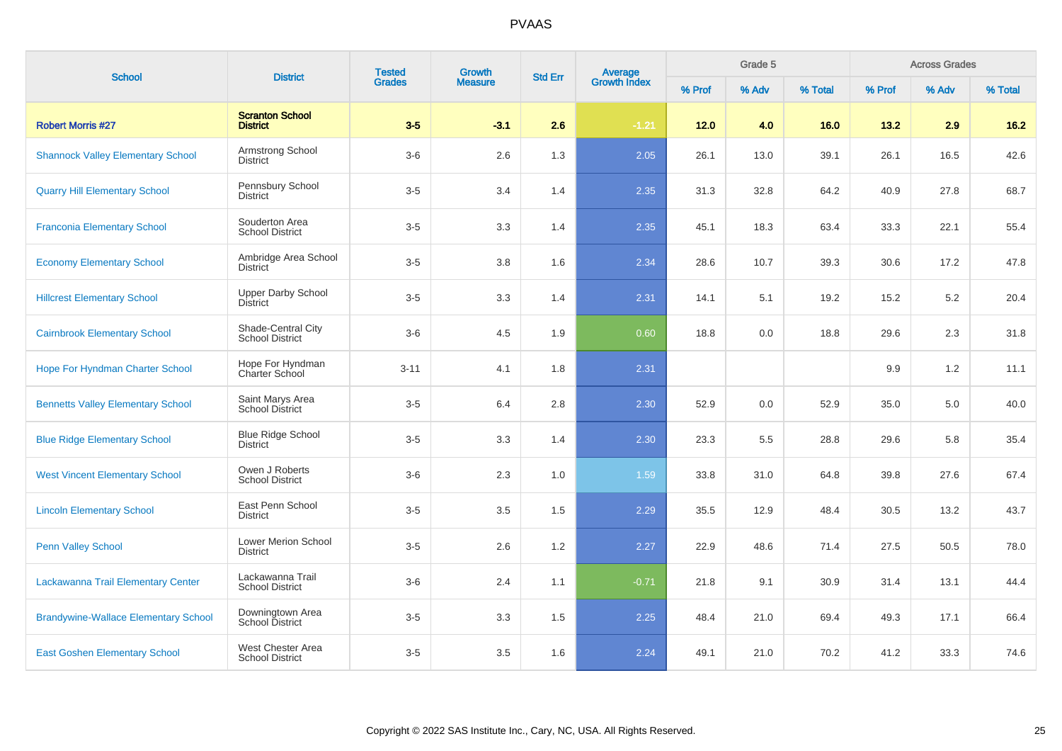# PVAAS

| School | District | Tested Grades | Growth Measure | Std Err | Average Growth Index | Grade 5 | | | Across Grades | | |
|---|---|---|---|---|---|---|---|---|---|---|---|
| | | | | | | % Prof | % Adv | % Total | % Prof | % Adv | % Total |
| **Robert Morris #27** | **Scranton School District** | **3-5** | **-3.1** | **2.6** | **-1.21** | **12.0** | **4.0** | **16.0** | **13.2** | **2.9** | **16.2** |
| Shannock Valley Elementary School | Armstrong School District | 3-6 | 2.6 | 1.3 | 2.05 | 26.1 | 13.0 | 39.1 | 26.1 | 16.5 | 42.6 |
| Quarry Hill Elementary School | Pennsbury School District | 3-5 | 3.4 | 1.4 | 2.35 | 31.3 | 32.8 | 64.2 | 40.9 | 27.8 | 68.7 |
| Franconia Elementary School | Souderton Area School District | 3-5 | 3.3 | 1.4 | 2.35 | 45.1 | 18.3 | 63.4 | 33.3 | 22.1 | 55.4 |
| Economy Elementary School | Ambridge Area School District | 3-5 | 3.8 | 1.6 | 2.34 | 28.6 | 10.7 | 39.3 | 30.6 | 17.2 | 47.8 |
| Hillcrest Elementary School | Upper Darby School District | 3-5 | 3.3 | 1.4 | 2.31 | 14.1 | 5.1 | 19.2 | 15.2 | 5.2 | 20.4 |
| Cairnbrook Elementary School | Shade-Central City School District | 3-6 | 4.5 | 1.9 | 0.60 | 18.8 | 0.0 | 18.8 | 29.6 | 2.3 | 31.8 |
| Hope For Hyndman Charter School | Hope For Hyndman Charter School | 3-11 | 4.1 | 1.8 | 2.31 | | | | 9.9 | 1.2 | 11.1 |
| Bennetts Valley Elementary School | Saint Marys Area School District | 3-5 | 6.4 | 2.8 | 2.30 | 52.9 | 0.0 | 52.9 | 35.0 | 5.0 | 40.0 |
| Blue Ridge Elementary School | Blue Ridge School District | 3-5 | 3.3 | 1.4 | 2.30 | 23.3 | 5.5 | 28.8 | 29.6 | 5.8 | 35.4 |
| West Vincent Elementary School | Owen J Roberts School District | 3-6 | 2.3 | 1.0 | 1.59 | 33.8 | 31.0 | 64.8 | 39.8 | 27.6 | 67.4 |
| Lincoln Elementary School | East Penn School District | 3-5 | 3.5 | 1.5 | 2.29 | 35.5 | 12.9 | 48.4 | 30.5 | 13.2 | 43.7 |
| Penn Valley School | Lower Merion School District | 3-5 | 2.6 | 1.2 | 2.27 | 22.9 | 48.6 | 71.4 | 27.5 | 50.5 | 78.0 |
| Lackawanna Trail Elementary Center | Lackawanna Trail School District | 3-6 | 2.4 | 1.1 | -0.71 | 21.8 | 9.1 | 30.9 | 31.4 | 13.1 | 44.4 |
| Brandywine-Wallace Elementary School | Downingtown Area School District | 3-5 | 3.3 | 1.5 | 2.25 | 48.4 | 21.0 | 69.4 | 49.3 | 17.1 | 66.4 |
| East Goshen Elementary School | West Chester Area School District | 3-5 | 3.5 | 1.6 | 2.24 | 49.1 | 21.0 | 70.2 | 41.2 | 33.3 | 74.6 |

Copyright © 2022 SAS Institute Inc., Cary, NC, USA. All Rights Reserved.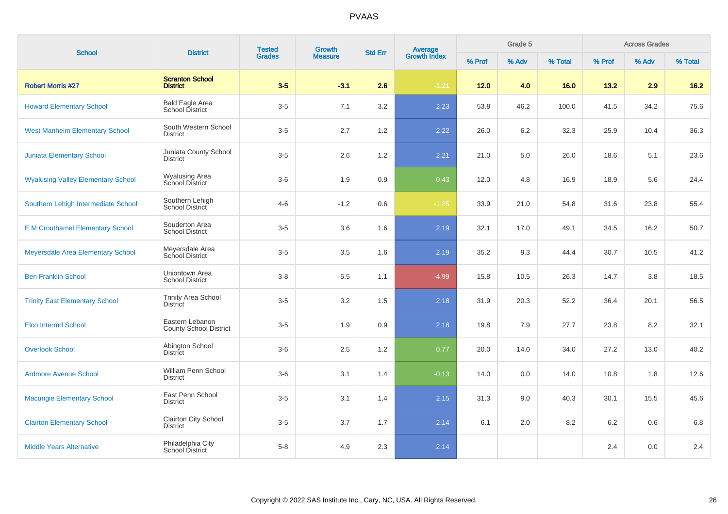# PVAAS

| School | District | Tested Grades | Growth Measure | Std Err | Average Growth Index | Grade 5 | | | Across Grades | | |
|---|---|---|---|---|---|---|---|---|---|---|---|
| | | | | | | % Prof | % Adv | % Total | % Prof | % Adv | % Total |
| **Robert Morris #27** | **Scranton School District** | **3-5** | **-3.1** | **2.6** | **-1.21** | **12.0** | **4.0** | **16.0** | **13.2** | **2.9** | **16.2** |
| Howard Elementary School | Bald Eagle Area School District | 3-5 | 7.1 | 3.2 | 2.23 | 53.8 | 46.2 | 100.0 | 41.5 | 34.2 | 75.6 |
| West Manheim Elementary School | South Western School District | 3-5 | 2.7 | 1.2 | 2.22 | 26.0 | 6.2 | 32.3 | 25.9 | 10.4 | 36.3 |
| Juniata Elementary School | Juniata County School District | 3-5 | 2.6 | 1.2 | 2.21 | 21.0 | 5.0 | 26.0 | 18.6 | 5.1 | 23.6 |
| Wyalusing Valley Elementary School | Wyalusing Area School District | 3-6 | 1.9 | 0.9 | 0.43 | 12.0 | 4.8 | 16.9 | 18.9 | 5.6 | 24.4 |
| Southern Lehigh Intermediate School | Southern Lehigh School District | 4-6 | -1.2 | 0.6 | -1.85 | 33.9 | 21.0 | 54.8 | 31.6 | 23.8 | 55.4 |
| E M Crouthamel Elementary School | Souderton Area School District | 3-5 | 3.6 | 1.6 | 2.19 | 32.1 | 17.0 | 49.1 | 34.5 | 16.2 | 50.7 |
| Meyersdale Area Elementary School | Meyersdale Area School District | 3-5 | 3.5 | 1.6 | 2.19 | 35.2 | 9.3 | 44.4 | 30.7 | 10.5 | 41.2 |
| Ben Franklin School | Uniontown Area School District | 3-8 | -5.5 | 1.1 | -4.99 | 15.8 | 10.5 | 26.3 | 14.7 | 3.8 | 18.5 |
| Trinity East Elementary School | Trinity Area School District | 3-5 | 3.2 | 1.5 | 2.18 | 31.9 | 20.3 | 52.2 | 36.4 | 20.1 | 56.5 |
| Elco Intermd School | Eastern Lebanon County School District | 3-5 | 1.9 | 0.9 | 2.18 | 19.8 | 7.9 | 27.7 | 23.8 | 8.2 | 32.1 |
| Overlook School | Abington School District | 3-6 | 2.5 | 1.2 | 0.77 | 20.0 | 14.0 | 34.0 | 27.2 | 13.0 | 40.2 |
| Ardmore Avenue School | William Penn School District | 3-6 | 3.1 | 1.4 | -0.13 | 14.0 | 0.0 | 14.0 | 10.8 | 1.8 | 12.6 |
| Macungie Elementary School | East Penn School District | 3-5 | 3.1 | 1.4 | 2.15 | 31.3 | 9.0 | 40.3 | 30.1 | 15.5 | 45.6 |
| Clairton Elementary School | Clairton City School District | 3-5 | 3.7 | 1.7 | 2.14 | 6.1 | 2.0 | 8.2 | 6.2 | 0.6 | 6.8 |
| Middle Years Alternative | Philadelphia City School District | 5-8 | 4.9 | 2.3 | 2.14 | | | | 2.4 | 0.0 | 2.4 |

Copyright © 2022 SAS Institute Inc., Cary, NC, USA. All Rights Reserved.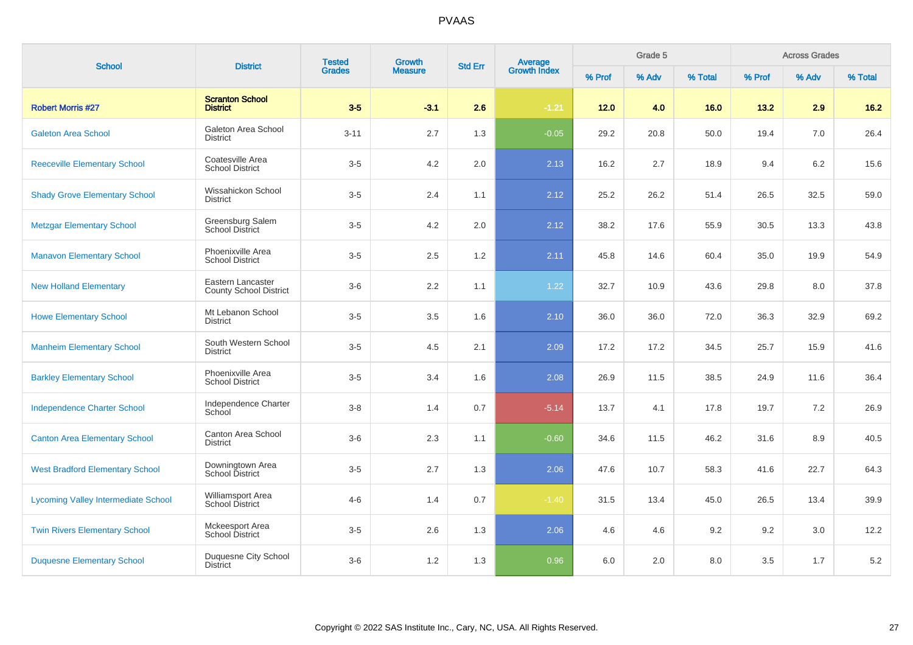# PVAAS

| School | District | Tested Grades | Growth Measure | Std Err | Average Growth Index | Grade 5 | | | Across Grades | | |
|---|---|---|---|---|---|---|---|---|---|---|---|
| | | | | | | % Prof | % Adv | % Total | % Prof | % Adv | % Total |
| **Robert Morris #27** | **Scranton School District** | **3-5** | **-3.1** | **2.6** | **-1.21** | **12.0** | **4.0** | **16.0** | **13.2** | **2.9** | **16.2** |
| Galeton Area School | Galeton Area School District | 3-11 | 2.7 | 1.3 | -0.05 | 29.2 | 20.8 | 50.0 | 19.4 | 7.0 | 26.4 |
| Reeceville Elementary School | Coatesville Area School District | 3-5 | 4.2 | 2.0 | 2.13 | 16.2 | 2.7 | 18.9 | 9.4 | 6.2 | 15.6 |
| Shady Grove Elementary School | Wissahickon School District | 3-5 | 2.4 | 1.1 | 2.12 | 25.2 | 26.2 | 51.4 | 26.5 | 32.5 | 59.0 |
| Metzgar Elementary School | Greensburg Salem School District | 3-5 | 4.2 | 2.0 | 2.12 | 38.2 | 17.6 | 55.9 | 30.5 | 13.3 | 43.8 |
| Manavon Elementary School | Phoenixville Area School District | 3-5 | 2.5 | 1.2 | 2.11 | 45.8 | 14.6 | 60.4 | 35.0 | 19.9 | 54.9 |
| New Holland Elementary | Eastern Lancaster County School District | 3-6 | 2.2 | 1.1 | 1.22 | 32.7 | 10.9 | 43.6 | 29.8 | 8.0 | 37.8 |
| Howe Elementary School | Mt Lebanon School District | 3-5 | 3.5 | 1.6 | 2.10 | 36.0 | 36.0 | 72.0 | 36.3 | 32.9 | 69.2 |
| Manheim Elementary School | South Western School District | 3-5 | 4.5 | 2.1 | 2.09 | 17.2 | 17.2 | 34.5 | 25.7 | 15.9 | 41.6 |
| Barkley Elementary School | Phoenixville Area School District | 3-5 | 3.4 | 1.6 | 2.08 | 26.9 | 11.5 | 38.5 | 24.9 | 11.6 | 36.4 |
| Independence Charter School | Independence Charter School | 3-8 | 1.4 | 0.7 | -5.14 | 13.7 | 4.1 | 17.8 | 19.7 | 7.2 | 26.9 |
| Canton Area Elementary School | Canton Area School District | 3-6 | 2.3 | 1.1 | -0.60 | 34.6 | 11.5 | 46.2 | 31.6 | 8.9 | 40.5 |
| West Bradford Elementary School | Downingtown Area School District | 3-5 | 2.7 | 1.3 | 2.06 | 47.6 | 10.7 | 58.3 | 41.6 | 22.7 | 64.3 |
| Lycoming Valley Intermediate School | Williamsport Area School District | 4-6 | 1.4 | 0.7 | -1.40 | 31.5 | 13.4 | 45.0 | 26.5 | 13.4 | 39.9 |
| Twin Rivers Elementary School | Mckeesport Area School District | 3-5 | 2.6 | 1.3 | 2.06 | 4.6 | 4.6 | 9.2 | 9.2 | 3.0 | 12.2 |
| Duquesne Elementary School | Duquesne City School District | 3-6 | 1.2 | 1.3 | 0.96 | 6.0 | 2.0 | 8.0 | 3.5 | 1.7 | 5.2 |

Copyright © 2022 SAS Institute Inc., Cary, NC, USA. All Rights Reserved.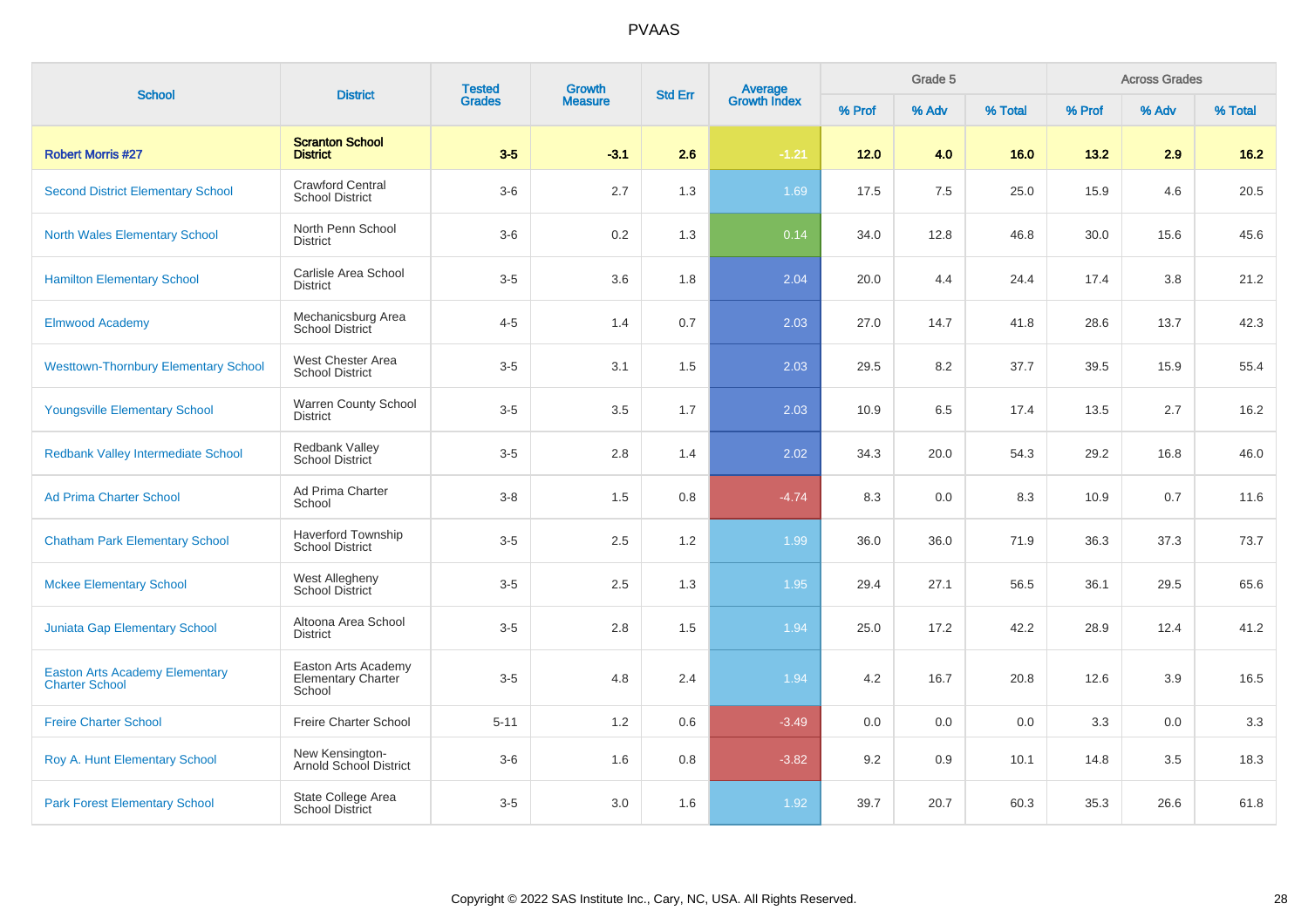# PVAAS

| School | District | Tested Grades | Growth Measure | Std Err | Average Growth Index | Grade 5 | | | Across Grades | | |
|---|---|---|---|---|---|---|---|---|---|---|---|
| | | | | | | % Prof | % Adv | % Total | % Prof | % Adv | % Total |
| **Robert Morris #27** | **Scranton School District** | **3-5** | **-3.1** | **2.6** | **-1.21** | **12.0** | **4.0** | **16.0** | **13.2** | **2.9** | **16.2** |
| Second District Elementary School | Crawford Central School District | 3-6 | 2.7 | 1.3 | 1.69 | 17.5 | 7.5 | 25.0 | 15.9 | 4.6 | 20.5 |
| North Wales Elementary School | North Penn School District | 3-6 | 0.2 | 1.3 | 0.14 | 34.0 | 12.8 | 46.8 | 30.0 | 15.6 | 45.6 |
| Hamilton Elementary School | Carlisle Area School District | 3-5 | 3.6 | 1.8 | 2.04 | 20.0 | 4.4 | 24.4 | 17.4 | 3.8 | 21.2 |
| Elmwood Academy | Mechanicsburg Area School District | 4-5 | 1.4 | 0.7 | 2.03 | 27.0 | 14.7 | 41.8 | 28.6 | 13.7 | 42.3 |
| Westtown-Thornbury Elementary School | West Chester Area School District | 3-5 | 3.1 | 1.5 | 2.03 | 29.5 | 8.2 | 37.7 | 39.5 | 15.9 | 55.4 |
| Youngsville Elementary School | Warren County School District | 3-5 | 3.5 | 1.7 | 2.03 | 10.9 | 6.5 | 17.4 | 13.5 | 2.7 | 16.2 |
| Redbank Valley Intermediate School | Redbank Valley School District | 3-5 | 2.8 | 1.4 | 2.02 | 34.3 | 20.0 | 54.3 | 29.2 | 16.8 | 46.0 |
| Ad Prima Charter School | Ad Prima Charter School | 3-8 | 1.5 | 0.8 | -4.74 | 8.3 | 0.0 | 8.3 | 10.9 | 0.7 | 11.6 |
| Chatham Park Elementary School | Haverford Township School District | 3-5 | 2.5 | 1.2 | 1.99 | 36.0 | 36.0 | 71.9 | 36.3 | 37.3 | 73.7 |
| Mckee Elementary School | West Allegheny School District | 3-5 | 2.5 | 1.3 | 1.95 | 29.4 | 27.1 | 56.5 | 36.1 | 29.5 | 65.6 |
| Juniata Gap Elementary School | Altoona Area School District | 3-5 | 2.8 | 1.5 | 1.94 | 25.0 | 17.2 | 42.2 | 28.9 | 12.4 | 41.2 |
| Easton Arts Academy Elementary Charter School | Easton Arts Academy Elementary Charter School | 3-5 | 4.8 | 2.4 | 1.94 | 4.2 | 16.7 | 20.8 | 12.6 | 3.9 | 16.5 |
| Freire Charter School | Freire Charter School | 5-11 | 1.2 | 0.6 | -3.49 | 0.0 | 0.0 | 0.0 | 3.3 | 0.0 | 3.3 |
| Roy A. Hunt Elementary School | New Kensington-Arnold School District | 3-6 | 1.6 | 0.8 | -3.82 | 9.2 | 0.9 | 10.1 | 14.8 | 3.5 | 18.3 |
| Park Forest Elementary School | State College Area School District | 3-5 | 3.0 | 1.6 | 1.92 | 39.7 | 20.7 | 60.3 | 35.3 | 26.6 | 61.8 |

Copyright © 2022 SAS Institute Inc., Cary, NC, USA. All Rights Reserved.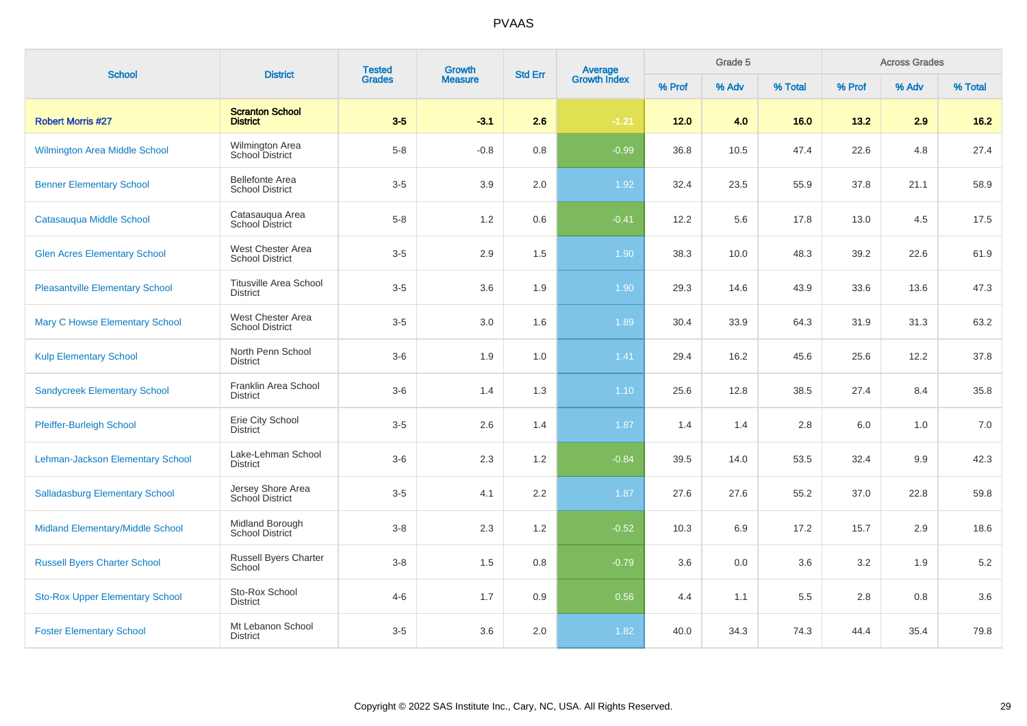# PVAAS

| School | District | Tested Grades | Growth Measure | Std Err | Average Growth Index | Grade 5 | | | Across Grades | | |
|---|---|---|---|---|---|---|---|---|---|---|---|
| | | | | | | % Prof | % Adv | % Total | % Prof | % Adv | % Total |
| **Robert Morris #27** | **Scranton School District** | **3-5** | **-3.1** | **2.6** | **-1.21** | **12.0** | **4.0** | **16.0** | **13.2** | **2.9** | **16.2** |
| Wilmington Area Middle School | Wilmington Area School District | 5-8 | -0.8 | 0.8 | -0.99 | 36.8 | 10.5 | 47.4 | 22.6 | 4.8 | 27.4 |
| Benner Elementary School | Bellefonte Area School District | 3-5 | 3.9 | 2.0 | 1.92 | 32.4 | 23.5 | 55.9 | 37.8 | 21.1 | 58.9 |
| Catasauqua Middle School | Catasauqua Area School District | 5-8 | 1.2 | 0.6 | -0.41 | 12.2 | 5.6 | 17.8 | 13.0 | 4.5 | 17.5 |
| Glen Acres Elementary School | West Chester Area School District | 3-5 | 2.9 | 1.5 | 1.90 | 38.3 | 10.0 | 48.3 | 39.2 | 22.6 | 61.9 |
| Pleasantville Elementary School | Titusville Area School District | 3-5 | 3.6 | 1.9 | 1.90 | 29.3 | 14.6 | 43.9 | 33.6 | 13.6 | 47.3 |
| Mary C Howse Elementary School | West Chester Area School District | 3-5 | 3.0 | 1.6 | 1.89 | 30.4 | 33.9 | 64.3 | 31.9 | 31.3 | 63.2 |
| Kulp Elementary School | North Penn School District | 3-6 | 1.9 | 1.0 | 1.41 | 29.4 | 16.2 | 45.6 | 25.6 | 12.2 | 37.8 |
| Sandycreek Elementary School | Franklin Area School District | 3-6 | 1.4 | 1.3 | 1.10 | 25.6 | 12.8 | 38.5 | 27.4 | 8.4 | 35.8 |
| Pfeiffer-Burleigh School | Erie City School District | 3-5 | 2.6 | 1.4 | 1.87 | 1.4 | 1.4 | 2.8 | 6.0 | 1.0 | 7.0 |
| Lehman-Jackson Elementary School | Lake-Lehman School District | 3-6 | 2.3 | 1.2 | -0.84 | 39.5 | 14.0 | 53.5 | 32.4 | 9.9 | 42.3 |
| Salladasburg Elementary School | Jersey Shore Area School District | 3-5 | 4.1 | 2.2 | 1.87 | 27.6 | 27.6 | 55.2 | 37.0 | 22.8 | 59.8 |
| Midland Elementary/Middle School | Midland Borough School District | 3-8 | 2.3 | 1.2 | -0.52 | 10.3 | 6.9 | 17.2 | 15.7 | 2.9 | 18.6 |
| Russell Byers Charter School | Russell Byers Charter School | 3-8 | 1.5 | 0.8 | -0.79 | 3.6 | 0.0 | 3.6 | 3.2 | 1.9 | 5.2 |
| Sto-Rox Upper Elementary School | Sto-Rox School District | 4-6 | 1.7 | 0.9 | 0.56 | 4.4 | 1.1 | 5.5 | 2.8 | 0.8 | 3.6 |
| Foster Elementary School | Mt Lebanon School District | 3-5 | 3.6 | 2.0 | 1.82 | 40.0 | 34.3 | 74.3 | 44.4 | 35.4 | 79.8 |

Copyright © 2022 SAS Institute Inc., Cary, NC, USA. All Rights Reserved.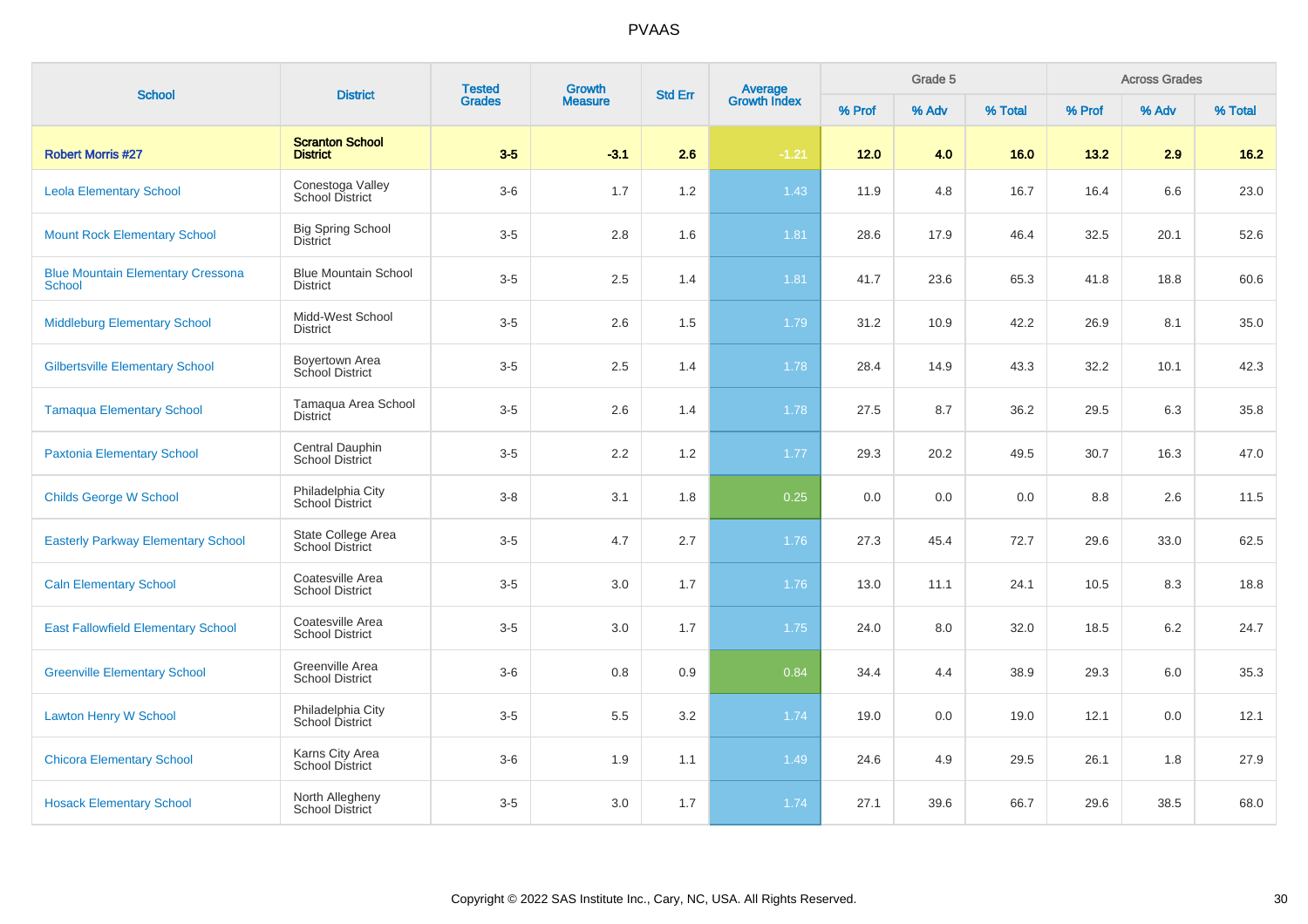# PVAAS

| School | District | Tested Grades | Growth Measure | Std Err | Average Growth Index | Grade 5 | | | Across Grades | | |
|---|---|---|---|---|---|---|---|---|---|---|---|
| | | | | | | % Prof | % Adv | % Total | % Prof | % Adv | % Total |
| **Robert Morris #27** | **Scranton School District** | **3-5** | **-3.1** | **2.6** | **-1.21** | **12.0** | **4.0** | **16.0** | **13.2** | **2.9** | **16.2** |
| Leola Elementary School | Conestoga Valley School District | 3-6 | 1.7 | 1.2 | 1.43 | 11.9 | 4.8 | 16.7 | 16.4 | 6.6 | 23.0 |
| Mount Rock Elementary School | Big Spring School District | 3-5 | 2.8 | 1.6 | 1.81 | 28.6 | 17.9 | 46.4 | 32.5 | 20.1 | 52.6 |
| Blue Mountain Elementary Cressona School | Blue Mountain School District | 3-5 | 2.5 | 1.4 | 1.81 | 41.7 | 23.6 | 65.3 | 41.8 | 18.8 | 60.6 |
| Middleburg Elementary School | Midd-West School District | 3-5 | 2.6 | 1.5 | 1.79 | 31.2 | 10.9 | 42.2 | 26.9 | 8.1 | 35.0 |
| Gilbertsville Elementary School | Boyertown Area School District | 3-5 | 2.5 | 1.4 | 1.78 | 28.4 | 14.9 | 43.3 | 32.2 | 10.1 | 42.3 |
| Tamaqua Elementary School | Tamaqua Area School District | 3-5 | 2.6 | 1.4 | 1.78 | 27.5 | 8.7 | 36.2 | 29.5 | 6.3 | 35.8 |
| Paxtonia Elementary School | Central Dauphin School District | 3-5 | 2.2 | 1.2 | 1.77 | 29.3 | 20.2 | 49.5 | 30.7 | 16.3 | 47.0 |
| Childs George W School | Philadelphia City School District | 3-8 | 3.1 | 1.8 | 0.25 | 0.0 | 0.0 | 0.0 | 8.8 | 2.6 | 11.5 |
| Easterly Parkway Elementary School | State College Area School District | 3-5 | 4.7 | 2.7 | 1.76 | 27.3 | 45.4 | 72.7 | 29.6 | 33.0 | 62.5 |
| Caln Elementary School | Coatesville Area School District | 3-5 | 3.0 | 1.7 | 1.76 | 13.0 | 11.1 | 24.1 | 10.5 | 8.3 | 18.8 |
| East Fallowfield Elementary School | Coatesville Area School District | 3-5 | 3.0 | 1.7 | 1.75 | 24.0 | 8.0 | 32.0 | 18.5 | 6.2 | 24.7 |
| Greenville Elementary School | Greenville Area School District | 3-6 | 0.8 | 0.9 | 0.84 | 34.4 | 4.4 | 38.9 | 29.3 | 6.0 | 35.3 |
| Lawton Henry W School | Philadelphia City School District | 3-5 | 5.5 | 3.2 | 1.74 | 19.0 | 0.0 | 19.0 | 12.1 | 0.0 | 12.1 |
| Chicora Elementary School | Karns City Area School District | 3-6 | 1.9 | 1.1 | 1.49 | 24.6 | 4.9 | 29.5 | 26.1 | 1.8 | 27.9 |
| Hosack Elementary School | North Allegheny School District | 3-5 | 3.0 | 1.7 | 1.74 | 27.1 | 39.6 | 66.7 | 29.6 | 38.5 | 68.0 |

Copyright © 2022 SAS Institute Inc., Cary, NC, USA. All Rights Reserved.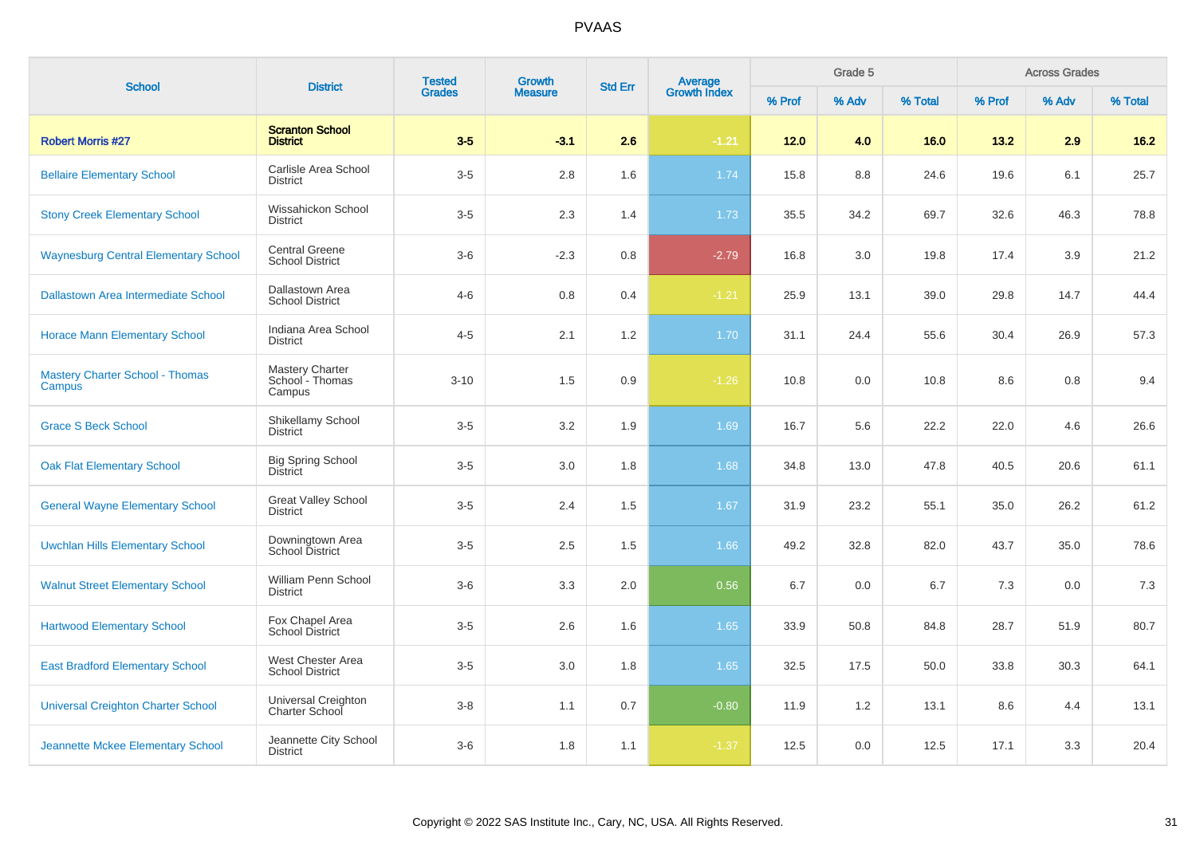# PVAAS

| School | District | Tested Grades | Growth Measure | Std Err | Average Growth Index | Grade 5 | | | Across Grades | | |
|---|---|---|---|---|---|---|---|---|---|---|---|
| | | | | | | % Prof | % Adv | % Total | % Prof | % Adv | % Total |
| **Robert Morris #27** | **Scranton School District** | **3-5** | **-3.1** | **2.6** | **-1.21** | **12.0** | **4.0** | **16.0** | **13.2** | **2.9** | **16.2** |
| Bellaire Elementary School | Carlisle Area School District | 3-5 | 2.8 | 1.6 | 1.74 | 15.8 | 8.8 | 24.6 | 19.6 | 6.1 | 25.7 |
| Stony Creek Elementary School | Wissahickon School District | 3-5 | 2.3 | 1.4 | 1.73 | 35.5 | 34.2 | 69.7 | 32.6 | 46.3 | 78.8 |
| Waynesburg Central Elementary School | Central Greene School District | 3-6 | -2.3 | 0.8 | -2.79 | 16.8 | 3.0 | 19.8 | 17.4 | 3.9 | 21.2 |
| Dallastown Area Intermediate School | Dallastown Area School District | 4-6 | 0.8 | 0.4 | -1.21 | 25.9 | 13.1 | 39.0 | 29.8 | 14.7 | 44.4 |
| Horace Mann Elementary School | Indiana Area School District | 4-5 | 2.1 | 1.2 | 1.70 | 31.1 | 24.4 | 55.6 | 30.4 | 26.9 | 57.3 |
| Mastery Charter School - Thomas Campus | Mastery Charter School - Thomas Campus | 3-10 | 1.5 | 0.9 | -1.26 | 10.8 | 0.0 | 10.8 | 8.6 | 0.8 | 9.4 |
| Grace S Beck School | Shikellamy School District | 3-5 | 3.2 | 1.9 | 1.69 | 16.7 | 5.6 | 22.2 | 22.0 | 4.6 | 26.6 |
| Oak Flat Elementary School | Big Spring School District | 3-5 | 3.0 | 1.8 | 1.68 | 34.8 | 13.0 | 47.8 | 40.5 | 20.6 | 61.1 |
| General Wayne Elementary School | Great Valley School District | 3-5 | 2.4 | 1.5 | 1.67 | 31.9 | 23.2 | 55.1 | 35.0 | 26.2 | 61.2 |
| Uwchlan Hills Elementary School | Downingtown Area School District | 3-5 | 2.5 | 1.5 | 1.66 | 49.2 | 32.8 | 82.0 | 43.7 | 35.0 | 78.6 |
| Walnut Street Elementary School | William Penn School District | 3-6 | 3.3 | 2.0 | 0.56 | 6.7 | 0.0 | 6.7 | 7.3 | 0.0 | 7.3 |
| Hartwood Elementary School | Fox Chapel Area School District | 3-5 | 2.6 | 1.6 | 1.65 | 33.9 | 50.8 | 84.8 | 28.7 | 51.9 | 80.7 |
| East Bradford Elementary School | West Chester Area School District | 3-5 | 3.0 | 1.8 | 1.65 | 32.5 | 17.5 | 50.0 | 33.8 | 30.3 | 64.1 |
| Universal Creighton Charter School | Universal Creighton Charter School | 3-8 | 1.1 | 0.7 | -0.80 | 11.9 | 1.2 | 13.1 | 8.6 | 4.4 | 13.1 |
| Jeannette Mckee Elementary School | Jeannette City School District | 3-6 | 1.8 | 1.1 | -1.37 | 12.5 | 0.0 | 12.5 | 17.1 | 3.3 | 20.4 |

Copyright © 2022 SAS Institute Inc., Cary, NC, USA. All Rights Reserved.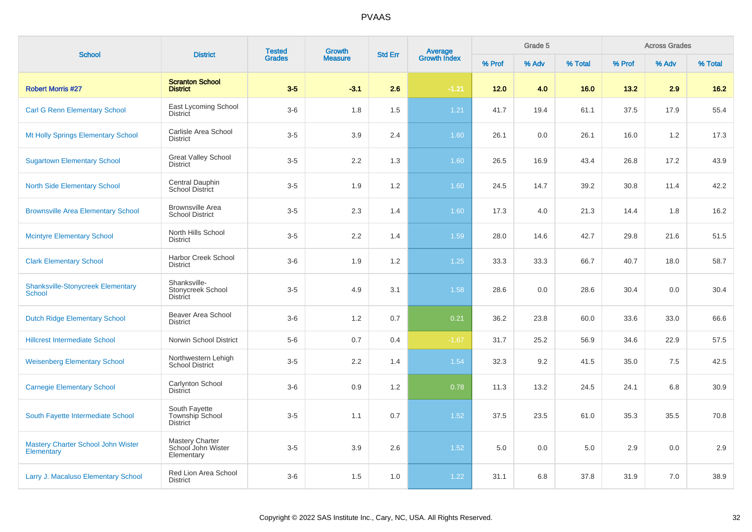# PVAAS

| School | District | Tested Grades | Growth Measure | Std Err | Average Growth Index | Grade 5 | | | Across Grades | | |
|---|---|---|---|---|---|---|---|---|---|---|---|
| | | | | | | % Prof | % Adv | % Total | % Prof | % Adv | % Total |
| **Robert Morris #27** | **Scranton School District** | **3-5** | **-3.1** | **2.6** | **-1.21** | **12.0** | **4.0** | **16.0** | **13.2** | **2.9** | **16.2** |
| Carl G Renn Elementary School | East Lycoming School District | 3-6 | 1.8 | 1.5 | 1.21 | 41.7 | 19.4 | 61.1 | 37.5 | 17.9 | 55.4 |
| Mt Holly Springs Elementary School | Carlisle Area School District | 3-5 | 3.9 | 2.4 | 1.60 | 26.1 | 0.0 | 26.1 | 16.0 | 1.2 | 17.3 |
| Sugartown Elementary School | Great Valley School District | 3-5 | 2.2 | 1.3 | 1.60 | 26.5 | 16.9 | 43.4 | 26.8 | 17.2 | 43.9 |
| North Side Elementary School | Central Dauphin School District | 3-5 | 1.9 | 1.2 | 1.60 | 24.5 | 14.7 | 39.2 | 30.8 | 11.4 | 42.2 |
| Brownsville Area Elementary School | Brownsville Area School District | 3-5 | 2.3 | 1.4 | 1.60 | 17.3 | 4.0 | 21.3 | 14.4 | 1.8 | 16.2 |
| Mcintyre Elementary School | North Hills School District | 3-5 | 2.2 | 1.4 | 1.59 | 28.0 | 14.6 | 42.7 | 29.8 | 21.6 | 51.5 |
| Clark Elementary School | Harbor Creek School District | 3-6 | 1.9 | 1.2 | 1.25 | 33.3 | 33.3 | 66.7 | 40.7 | 18.0 | 58.7 |
| Shanksville-Stonycreek Elementary School | Shanksville-Stonycreek School District | 3-5 | 4.9 | 3.1 | 1.58 | 28.6 | 0.0 | 28.6 | 30.4 | 0.0 | 30.4 |
| Dutch Ridge Elementary School | Beaver Area School District | 3-6 | 1.2 | 0.7 | 0.21 | 36.2 | 23.8 | 60.0 | 33.6 | 33.0 | 66.6 |
| Hillcrest Intermediate School | Norwin School District | 5-6 | 0.7 | 0.4 | -1.67 | 31.7 | 25.2 | 56.9 | 34.6 | 22.9 | 57.5 |
| Weisenberg Elementary School | Northwestern Lehigh School District | 3-5 | 2.2 | 1.4 | 1.54 | 32.3 | 9.2 | 41.5 | 35.0 | 7.5 | 42.5 |
| Carnegie Elementary School | Carlynton School District | 3-6 | 0.9 | 1.2 | 0.78 | 11.3 | 13.2 | 24.5 | 24.1 | 6.8 | 30.9 |
| South Fayette Intermediate School | South Fayette Township School District | 3-5 | 1.1 | 0.7 | 1.52 | 37.5 | 23.5 | 61.0 | 35.3 | 35.5 | 70.8 |
| Mastery Charter School John Wister Elementary | Mastery Charter School John Wister Elementary | 3-5 | 3.9 | 2.6 | 1.52 | 5.0 | 0.0 | 5.0 | 2.9 | 0.0 | 2.9 |
| Larry J. Macaluso Elementary School | Red Lion Area School District | 3-6 | 1.5 | 1.0 | 1.22 | 31.1 | 6.8 | 37.8 | 31.9 | 7.0 | 38.9 |

Copyright © 2022 SAS Institute Inc., Cary, NC, USA. All Rights Reserved.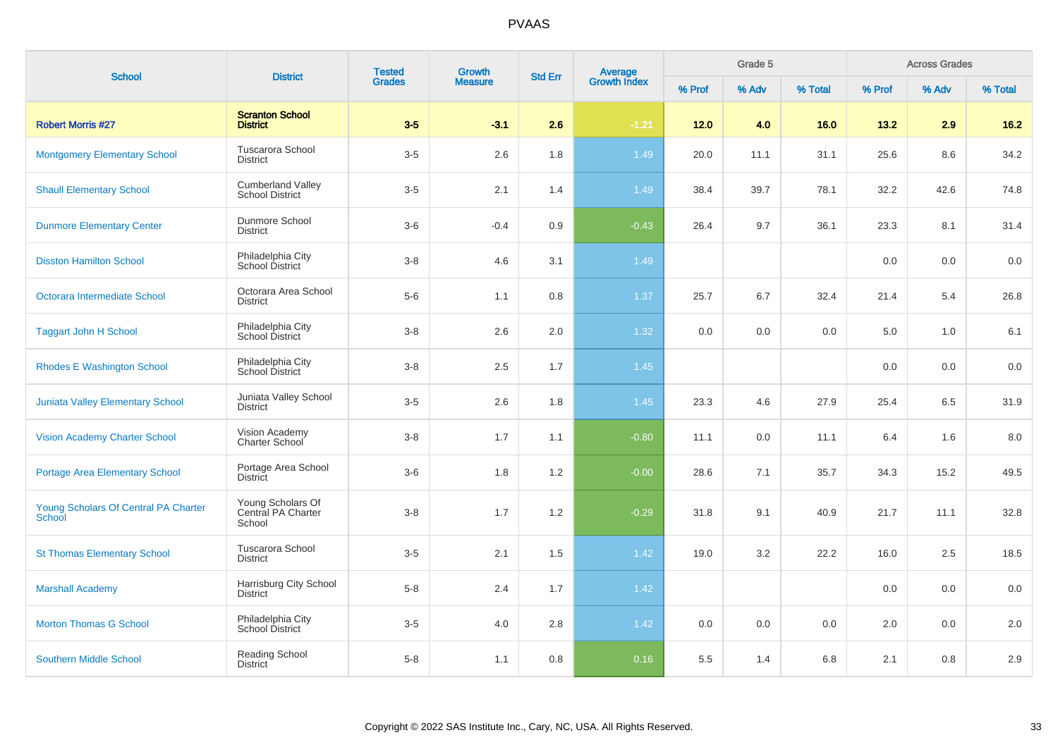# PVAAS

| School | District | Tested Grades | Growth Measure | Std Err | Average Growth Index | Grade 5 | | | Across Grades | | |
|---|---|---|---|---|---|---|---|---|---|---|---|
| | | | | | | % Prof | % Adv | % Total | % Prof | % Adv | % Total |
| **Robert Morris #27** | **Scranton School District** | **3-5** | **-3.1** | **2.6** | **-1.21** | **12.0** | **4.0** | **16.0** | **13.2** | **2.9** | **16.2** |
| Montgomery Elementary School | Tuscarora School District | 3-5 | 2.6 | 1.8 | 1.49 | 20.0 | 11.1 | 31.1 | 25.6 | 8.6 | 34.2 |
| Shaull Elementary School | Cumberland Valley School District | 3-5 | 2.1 | 1.4 | 1.49 | 38.4 | 39.7 | 78.1 | 32.2 | 42.6 | 74.8 |
| Dunmore Elementary Center | Dunmore School District | 3-6 | -0.4 | 0.9 | -0.43 | 26.4 | 9.7 | 36.1 | 23.3 | 8.1 | 31.4 |
| Disston Hamilton School | Philadelphia City School District | 3-8 | 4.6 | 3.1 | 1.49 | | | | 0.0 | 0.0 | 0.0 |
| Octorara Intermediate School | Octorara Area School District | 5-6 | 1.1 | 0.8 | 1.37 | 25.7 | 6.7 | 32.4 | 21.4 | 5.4 | 26.8 |
| Taggart John H School | Philadelphia City School District | 3-8 | 2.6 | 2.0 | 1.32 | 0.0 | 0.0 | 0.0 | 5.0 | 1.0 | 6.1 |
| Rhodes E Washington School | Philadelphia City School District | 3-8 | 2.5 | 1.7 | 1.45 | | | | 0.0 | 0.0 | 0.0 |
| Juniata Valley Elementary School | Juniata Valley School District | 3-5 | 2.6 | 1.8 | 1.45 | 23.3 | 4.6 | 27.9 | 25.4 | 6.5 | 31.9 |
| Vision Academy Charter School | Vision Academy Charter School | 3-8 | 1.7 | 1.1 | -0.80 | 11.1 | 0.0 | 11.1 | 6.4 | 1.6 | 8.0 |
| Portage Area Elementary School | Portage Area School District | 3-6 | 1.8 | 1.2 | -0.00 | 28.6 | 7.1 | 35.7 | 34.3 | 15.2 | 49.5 |
| Young Scholars Of Central PA Charter School | Young Scholars Of Central PA Charter School | 3-8 | 1.7 | 1.2 | -0.29 | 31.8 | 9.1 | 40.9 | 21.7 | 11.1 | 32.8 |
| St Thomas Elementary School | Tuscarora School District | 3-5 | 2.1 | 1.5 | 1.42 | 19.0 | 3.2 | 22.2 | 16.0 | 2.5 | 18.5 |
| Marshall Academy | Harrisburg City School District | 5-8 | 2.4 | 1.7 | 1.42 | | | | 0.0 | 0.0 | 0.0 |
| Morton Thomas G School | Philadelphia City School District | 3-5 | 4.0 | 2.8 | 1.42 | 0.0 | 0.0 | 0.0 | 2.0 | 0.0 | 2.0 |
| Southern Middle School | Reading School District | 5-8 | 1.1 | 0.8 | 0.16 | 5.5 | 1.4 | 6.8 | 2.1 | 0.8 | 2.9 |

Copyright © 2022 SAS Institute Inc., Cary, NC, USA. All Rights Reserved.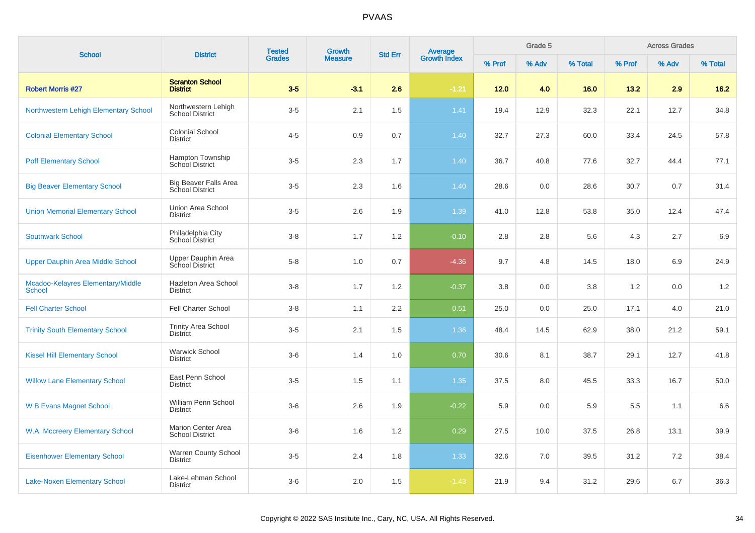PVAAS

| School | District | Tested Grades | Growth Measure | Std Err | Average Growth Index | Grade 5 | | | Across Grades | | |
|---|---|---|---|---|---|---|---|---|---|---|---|
| | | | | | | % Prof | % Adv | % Total | % Prof | % Adv | % Total |
| **Robert Morris #27** | **Scranton School District** | **3-5** | **-3.1** | **2.6** | **-1.21** | **12.0** | **4.0** | **16.0** | **13.2** | **2.9** | **16.2** |
| Northwestern Lehigh Elementary School | Northwestern Lehigh School District | 3-5 | 2.1 | 1.5 | 1.41 | 19.4 | 12.9 | 32.3 | 22.1 | 12.7 | 34.8 |
| Colonial Elementary School | Colonial School District | 4-5 | 0.9 | 0.7 | 1.40 | 32.7 | 27.3 | 60.0 | 33.4 | 24.5 | 57.8 |
| Poff Elementary School | Hampton Township School District | 3-5 | 2.3 | 1.7 | 1.40 | 36.7 | 40.8 | 77.6 | 32.7 | 44.4 | 77.1 |
| Big Beaver Elementary School | Big Beaver Falls Area School District | 3-5 | 2.3 | 1.6 | 1.40 | 28.6 | 0.0 | 28.6 | 30.7 | 0.7 | 31.4 |
| Union Memorial Elementary School | Union Area School District | 3-5 | 2.6 | 1.9 | 1.39 | 41.0 | 12.8 | 53.8 | 35.0 | 12.4 | 47.4 |
| Southwark School | Philadelphia City School District | 3-8 | 1.7 | 1.2 | -0.10 | 2.8 | 2.8 | 5.6 | 4.3 | 2.7 | 6.9 |
| Upper Dauphin Area Middle School | Upper Dauphin Area School District | 5-8 | 1.0 | 0.7 | -4.36 | 9.7 | 4.8 | 14.5 | 18.0 | 6.9 | 24.9 |
| Mcadoo-Kelayres Elementary/Middle School | Hazleton Area School District | 3-8 | 1.7 | 1.2 | -0.37 | 3.8 | 0.0 | 3.8 | 1.2 | 0.0 | 1.2 |
| Fell Charter School | Fell Charter School | 3-8 | 1.1 | 2.2 | 0.51 | 25.0 | 0.0 | 25.0 | 17.1 | 4.0 | 21.0 |
| Trinity South Elementary School | Trinity Area School District | 3-5 | 2.1 | 1.5 | 1.36 | 48.4 | 14.5 | 62.9 | 38.0 | 21.2 | 59.1 |
| Kissel Hill Elementary School | Warwick School District | 3-6 | 1.4 | 1.0 | 0.70 | 30.6 | 8.1 | 38.7 | 29.1 | 12.7 | 41.8 |
| Willow Lane Elementary School | East Penn School District | 3-5 | 1.5 | 1.1 | 1.35 | 37.5 | 8.0 | 45.5 | 33.3 | 16.7 | 50.0 |
| W B Evans Magnet School | William Penn School District | 3-6 | 2.6 | 1.9 | -0.22 | 5.9 | 0.0 | 5.9 | 5.5 | 1.1 | 6.6 |
| W.A. Mccreery Elementary School | Marion Center Area School District | 3-6 | 1.6 | 1.2 | 0.29 | 27.5 | 10.0 | 37.5 | 26.8 | 13.1 | 39.9 |
| Eisenhower Elementary School | Warren County School District | 3-5 | 2.4 | 1.8 | 1.33 | 32.6 | 7.0 | 39.5 | 31.2 | 7.2 | 38.4 |
| Lake-Noxen Elementary School | Lake-Lehman School District | 3-6 | 2.0 | 1.5 | -1.43 | 21.9 | 9.4 | 31.2 | 29.6 | 6.7 | 36.3 |

Copyright © 2022 SAS Institute Inc., Cary, NC, USA. All Rights Reserved.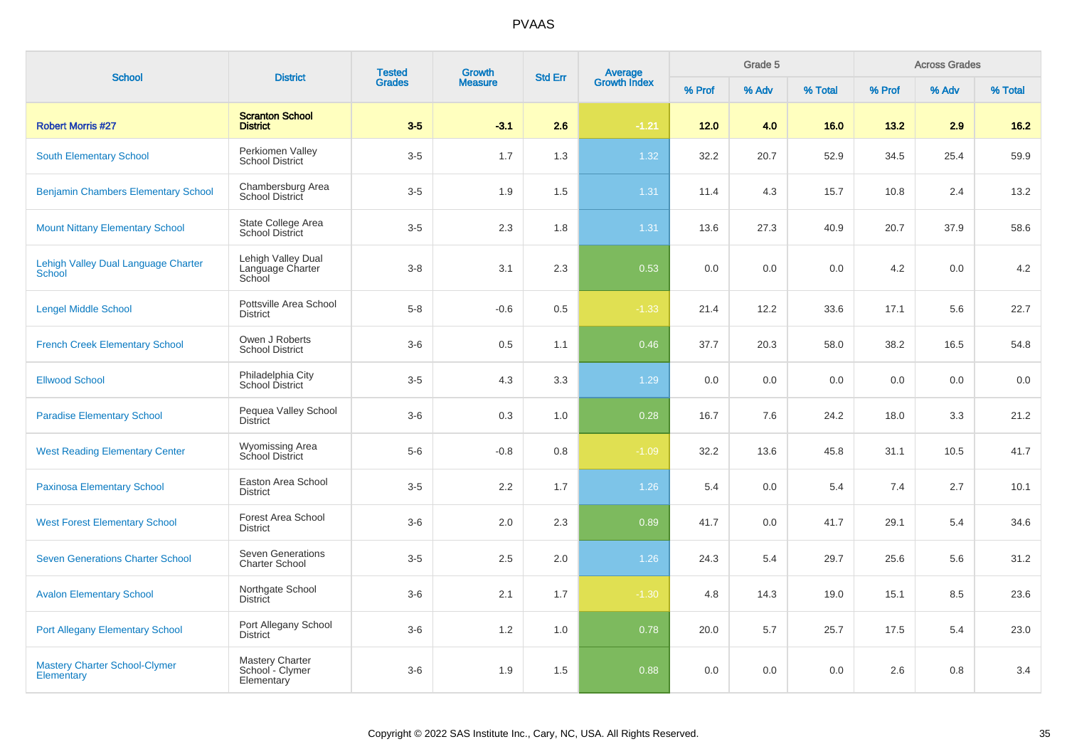# PVAAS

| School | District | Tested Grades | Growth Measure | Std Err | Average Growth Index | Grade 5 | | | Across Grades | | |
|---|---|---|---|---|---|---|---|---|---|---|---|
| | | | | | | % Prof | % Adv | % Total | % Prof | % Adv | % Total |
| **Robert Morris #27** | **Scranton School District** | **3-5** | **-3.1** | **2.6** | **-1.21** | **12.0** | **4.0** | **16.0** | **13.2** | **2.9** | **16.2** |
| South Elementary School | Perkiomen Valley School District | 3-5 | 1.7 | 1.3 | 1.32 | 32.2 | 20.7 | 52.9 | 34.5 | 25.4 | 59.9 |
| Benjamin Chambers Elementary School | Chambersburg Area School District | 3-5 | 1.9 | 1.5 | 1.31 | 11.4 | 4.3 | 15.7 | 10.8 | 2.4 | 13.2 |
| Mount Nittany Elementary School | State College Area School District | 3-5 | 2.3 | 1.8 | 1.31 | 13.6 | 27.3 | 40.9 | 20.7 | 37.9 | 58.6 |
| Lehigh Valley Dual Language Charter School | Lehigh Valley Dual Language Charter School | 3-8 | 3.1 | 2.3 | 0.53 | 0.0 | 0.0 | 0.0 | 4.2 | 0.0 | 4.2 |
| Lengel Middle School | Pottsville Area School District | 5-8 | -0.6 | 0.5 | -1.33 | 21.4 | 12.2 | 33.6 | 17.1 | 5.6 | 22.7 |
| French Creek Elementary School | Owen J Roberts School District | 3-6 | 0.5 | 1.1 | 0.46 | 37.7 | 20.3 | 58.0 | 38.2 | 16.5 | 54.8 |
| Ellwood School | Philadelphia City School District | 3-5 | 4.3 | 3.3 | 1.29 | 0.0 | 0.0 | 0.0 | 0.0 | 0.0 | 0.0 |
| Paradise Elementary School | Pequea Valley School District | 3-6 | 0.3 | 1.0 | 0.28 | 16.7 | 7.6 | 24.2 | 18.0 | 3.3 | 21.2 |
| West Reading Elementary Center | Wyomissing Area School District | 5-6 | -0.8 | 0.8 | -1.09 | 32.2 | 13.6 | 45.8 | 31.1 | 10.5 | 41.7 |
| Paxinosa Elementary School | Easton Area School District | 3-5 | 2.2 | 1.7 | 1.26 | 5.4 | 0.0 | 5.4 | 7.4 | 2.7 | 10.1 |
| West Forest Elementary School | Forest Area School District | 3-6 | 2.0 | 2.3 | 0.89 | 41.7 | 0.0 | 41.7 | 29.1 | 5.4 | 34.6 |
| Seven Generations Charter School | Seven Generations Charter School | 3-5 | 2.5 | 2.0 | 1.26 | 24.3 | 5.4 | 29.7 | 25.6 | 5.6 | 31.2 |
| Avalon Elementary School | Northgate School District | 3-6 | 2.1 | 1.7 | -1.30 | 4.8 | 14.3 | 19.0 | 15.1 | 8.5 | 23.6 |
| Port Allegany Elementary School | Port Allegany School District | 3-6 | 1.2 | 1.0 | 0.78 | 20.0 | 5.7 | 25.7 | 17.5 | 5.4 | 23.0 |
| Mastery Charter School-Clymer Elementary | Mastery Charter School - Clymer Elementary | 3-6 | 1.9 | 1.5 | 0.88 | 0.0 | 0.0 | 0.0 | 2.6 | 0.8 | 3.4 |

Copyright © 2022 SAS Institute Inc., Cary, NC, USA. All Rights Reserved.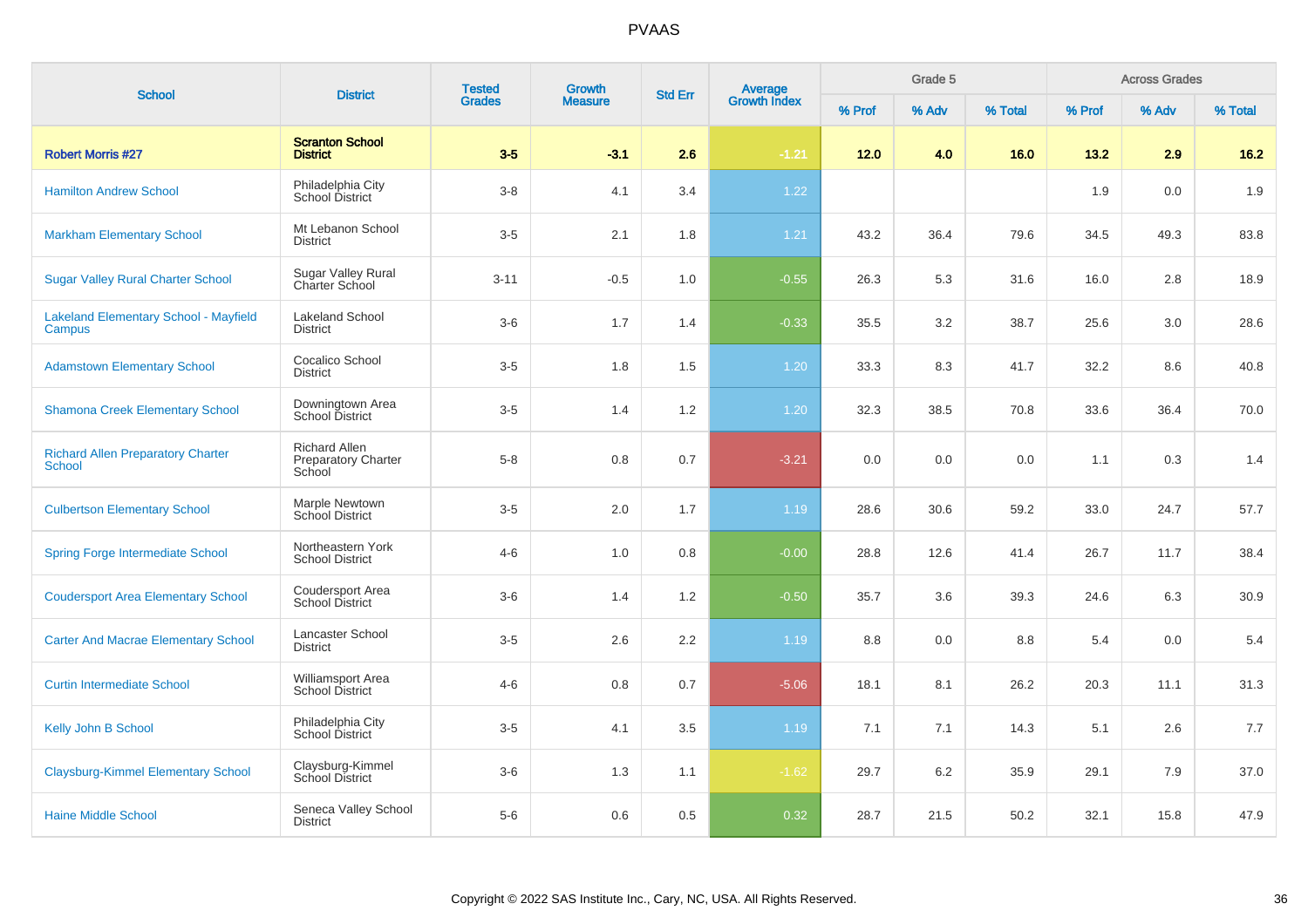# PVAAS

| School | District | Tested Grades | Growth Measure | Std Err | Average Growth Index | Grade 5 | | | Across Grades | | |
|---|---|---|---|---|---|---|---|---|---|---|---|
| | | | | | | % Prof | % Adv | % Total | % Prof | % Adv | % Total |
| **Robert Morris #27** | **Scranton School District** | **3-5** | **-3.1** | **2.6** | **-1.21** | **12.0** | **4.0** | **16.0** | **13.2** | **2.9** | **16.2** |
| Hamilton Andrew School | Philadelphia City School District | 3-8 | 4.1 | 3.4 | 1.22 | | | | 1.9 | 0.0 | 1.9 |
| Markham Elementary School | Mt Lebanon School District | 3-5 | 2.1 | 1.8 | 1.21 | 43.2 | 36.4 | 79.6 | 34.5 | 49.3 | 83.8 |
| Sugar Valley Rural Charter School | Sugar Valley Rural Charter School | 3-11 | -0.5 | 1.0 | -0.55 | 26.3 | 5.3 | 31.6 | 16.0 | 2.8 | 18.9 |
| Lakeland Elementary School - Mayfield Campus | Lakeland School District | 3-6 | 1.7 | 1.4 | -0.33 | 35.5 | 3.2 | 38.7 | 25.6 | 3.0 | 28.6 |
| Adamstown Elementary School | Cocalico School District | 3-5 | 1.8 | 1.5 | 1.20 | 33.3 | 8.3 | 41.7 | 32.2 | 8.6 | 40.8 |
| Shamona Creek Elementary School | Downingtown Area School District | 3-5 | 1.4 | 1.2 | 1.20 | 32.3 | 38.5 | 70.8 | 33.6 | 36.4 | 70.0 |
| Richard Allen Preparatory Charter School | Richard Allen Preparatory Charter School | 5-8 | 0.8 | 0.7 | -3.21 | 0.0 | 0.0 | 0.0 | 1.1 | 0.3 | 1.4 |
| Culbertson Elementary School | Marple Newtown School District | 3-5 | 2.0 | 1.7 | 1.19 | 28.6 | 30.6 | 59.2 | 33.0 | 24.7 | 57.7 |
| Spring Forge Intermediate School | Northeastern York School District | 4-6 | 1.0 | 0.8 | -0.00 | 28.8 | 12.6 | 41.4 | 26.7 | 11.7 | 38.4 |
| Coudersport Area Elementary School | Coudersport Area School District | 3-6 | 1.4 | 1.2 | -0.50 | 35.7 | 3.6 | 39.3 | 24.6 | 6.3 | 30.9 |
| Carter And Macrae Elementary School | Lancaster School District | 3-5 | 2.6 | 2.2 | 1.19 | 8.8 | 0.0 | 8.8 | 5.4 | 0.0 | 5.4 |
| Curtin Intermediate School | Williamsport Area School District | 4-6 | 0.8 | 0.7 | -5.06 | 18.1 | 8.1 | 26.2 | 20.3 | 11.1 | 31.3 |
| Kelly John B School | Philadelphia City School District | 3-5 | 4.1 | 3.5 | 1.19 | 7.1 | 7.1 | 14.3 | 5.1 | 2.6 | 7.7 |
| Claysburg-Kimmel Elementary School | Claysburg-Kimmel School District | 3-6 | 1.3 | 1.1 | -1.62 | 29.7 | 6.2 | 35.9 | 29.1 | 7.9 | 37.0 |
| Haine Middle School | Seneca Valley School District | 5-6 | 0.6 | 0.5 | 0.32 | 28.7 | 21.5 | 50.2 | 32.1 | 15.8 | 47.9 |

Copyright © 2022 SAS Institute Inc., Cary, NC, USA. All Rights Reserved.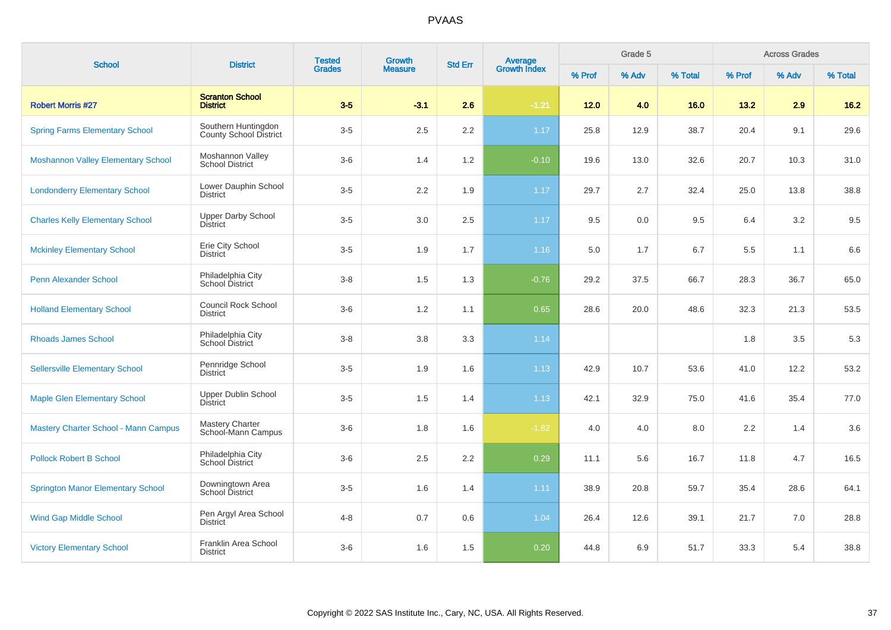# PVAAS

| School | District | Tested Grades | Growth Measure | Std Err | Average Growth Index | Grade 5 | | | Across Grades | | |
|---|---|---|---|---|---|---|---|---|---|---|---|
| | | | | | | % Prof | % Adv | % Total | % Prof | % Adv | % Total |
| **Robert Morris #27** | **Scranton School District** | **3-5** | **-3.1** | **2.6** | **-1.21** | **12.0** | **4.0** | **16.0** | **13.2** | **2.9** | **16.2** |
| Spring Farms Elementary School | Southern Huntingdon County School District | 3-5 | 2.5 | 2.2 | 1.17 | 25.8 | 12.9 | 38.7 | 20.4 | 9.1 | 29.6 |
| Moshannon Valley Elementary School | Moshannon Valley School District | 3-6 | 1.4 | 1.2 | -0.10 | 19.6 | 13.0 | 32.6 | 20.7 | 10.3 | 31.0 |
| Londonderry Elementary School | Lower Dauphin School District | 3-5 | 2.2 | 1.9 | 1.17 | 29.7 | 2.7 | 32.4 | 25.0 | 13.8 | 38.8 |
| Charles Kelly Elementary School | Upper Darby School District | 3-5 | 3.0 | 2.5 | 1.17 | 9.5 | 0.0 | 9.5 | 6.4 | 3.2 | 9.5 |
| Mckinley Elementary School | Erie City School District | 3-5 | 1.9 | 1.7 | 1.16 | 5.0 | 1.7 | 6.7 | 5.5 | 1.1 | 6.6 |
| Penn Alexander School | Philadelphia City School District | 3-8 | 1.5 | 1.3 | -0.76 | 29.2 | 37.5 | 66.7 | 28.3 | 36.7 | 65.0 |
| Holland Elementary School | Council Rock School District | 3-6 | 1.2 | 1.1 | 0.65 | 28.6 | 20.0 | 48.6 | 32.3 | 21.3 | 53.5 |
| Rhoads James School | Philadelphia City School District | 3-8 | 3.8 | 3.3 | 1.14 | | | | 1.8 | 3.5 | 5.3 |
| Sellersville Elementary School | Pennridge School District | 3-5 | 1.9 | 1.6 | 1.13 | 42.9 | 10.7 | 53.6 | 41.0 | 12.2 | 53.2 |
| Maple Glen Elementary School | Upper Dublin School District | 3-5 | 1.5 | 1.4 | 1.13 | 42.1 | 32.9 | 75.0 | 41.6 | 35.4 | 77.0 |
| Mastery Charter School - Mann Campus | Mastery Charter School-Mann Campus | 3-6 | 1.8 | 1.6 | -1.82 | 4.0 | 4.0 | 8.0 | 2.2 | 1.4 | 3.6 |
| Pollock Robert B School | Philadelphia City School District | 3-6 | 2.5 | 2.2 | 0.29 | 11.1 | 5.6 | 16.7 | 11.8 | 4.7 | 16.5 |
| Springton Manor Elementary School | Downingtown Area School District | 3-5 | 1.6 | 1.4 | 1.11 | 38.9 | 20.8 | 59.7 | 35.4 | 28.6 | 64.1 |
| Wind Gap Middle School | Pen Argyl Area School District | 4-8 | 0.7 | 0.6 | 1.04 | 26.4 | 12.6 | 39.1 | 21.7 | 7.0 | 28.8 |
| Victory Elementary School | Franklin Area School District | 3-6 | 1.6 | 1.5 | 0.20 | 44.8 | 6.9 | 51.7 | 33.3 | 5.4 | 38.8 |

Copyright © 2022 SAS Institute Inc., Cary, NC, USA. All Rights Reserved.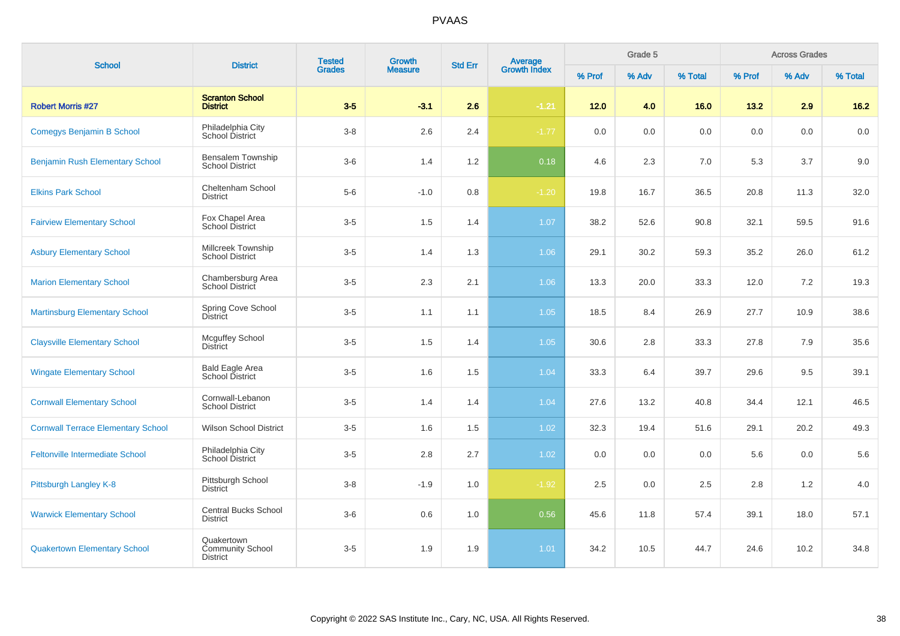# PVAAS

| School | District | Tested Grades | Growth Measure | Std Err | Average Growth Index | Grade 5 | | | Across Grades | | |
|---|---|---|---|---|---|---|---|---|---|---|---|
| | | | | | | % Prof | % Adv | % Total | % Prof | % Adv | % Total |
| **Robert Morris #27** | **Scranton School District** | **3-5** | **-3.1** | **2.6** | **-1.21** | **12.0** | **4.0** | **16.0** | **13.2** | **2.9** | **16.2** |
| Comegys Benjamin B School | Philadelphia City School District | 3-8 | 2.6 | 2.4 | -1.77 | 0.0 | 0.0 | 0.0 | 0.0 | 0.0 | 0.0 |
| Benjamin Rush Elementary School | Bensalem Township School District | 3-6 | 1.4 | 1.2 | 0.18 | 4.6 | 2.3 | 7.0 | 5.3 | 3.7 | 9.0 |
| Elkins Park School | Cheltenham School District | 5-6 | -1.0 | 0.8 | -1.20 | 19.8 | 16.7 | 36.5 | 20.8 | 11.3 | 32.0 |
| Fairview Elementary School | Fox Chapel Area School District | 3-5 | 1.5 | 1.4 | 1.07 | 38.2 | 52.6 | 90.8 | 32.1 | 59.5 | 91.6 |
| Asbury Elementary School | Millcreek Township School District | 3-5 | 1.4 | 1.3 | 1.06 | 29.1 | 30.2 | 59.3 | 35.2 | 26.0 | 61.2 |
| Marion Elementary School | Chambersburg Area School District | 3-5 | 2.3 | 2.1 | 1.06 | 13.3 | 20.0 | 33.3 | 12.0 | 7.2 | 19.3 |
| Martinsburg Elementary School | Spring Cove School District | 3-5 | 1.1 | 1.1 | 1.05 | 18.5 | 8.4 | 26.9 | 27.7 | 10.9 | 38.6 |
| Claysville Elementary School | Mcguffey School District | 3-5 | 1.5 | 1.4 | 1.05 | 30.6 | 2.8 | 33.3 | 27.8 | 7.9 | 35.6 |
| Wingate Elementary School | Bald Eagle Area School District | 3-5 | 1.6 | 1.5 | 1.04 | 33.3 | 6.4 | 39.7 | 29.6 | 9.5 | 39.1 |
| Cornwall Elementary School | Cornwall-Lebanon School District | 3-5 | 1.4 | 1.4 | 1.04 | 27.6 | 13.2 | 40.8 | 34.4 | 12.1 | 46.5 |
| Cornwall Terrace Elementary School | Wilson School District | 3-5 | 1.6 | 1.5 | 1.02 | 32.3 | 19.4 | 51.6 | 29.1 | 20.2 | 49.3 |
| Feltonville Intermediate School | Philadelphia City School District | 3-5 | 2.8 | 2.7 | 1.02 | 0.0 | 0.0 | 0.0 | 5.6 | 0.0 | 5.6 |
| Pittsburgh Langley K-8 | Pittsburgh School District | 3-8 | -1.9 | 1.0 | -1.92 | 2.5 | 0.0 | 2.5 | 2.8 | 1.2 | 4.0 |
| Warwick Elementary School | Central Bucks School District | 3-6 | 0.6 | 1.0 | 0.56 | 45.6 | 11.8 | 57.4 | 39.1 | 18.0 | 57.1 |
| Quakertown Elementary School | Quakertown Community School District | 3-5 | 1.9 | 1.9 | 1.01 | 34.2 | 10.5 | 44.7 | 24.6 | 10.2 | 34.8 |

Copyright © 2022 SAS Institute Inc., Cary, NC, USA. All Rights Reserved.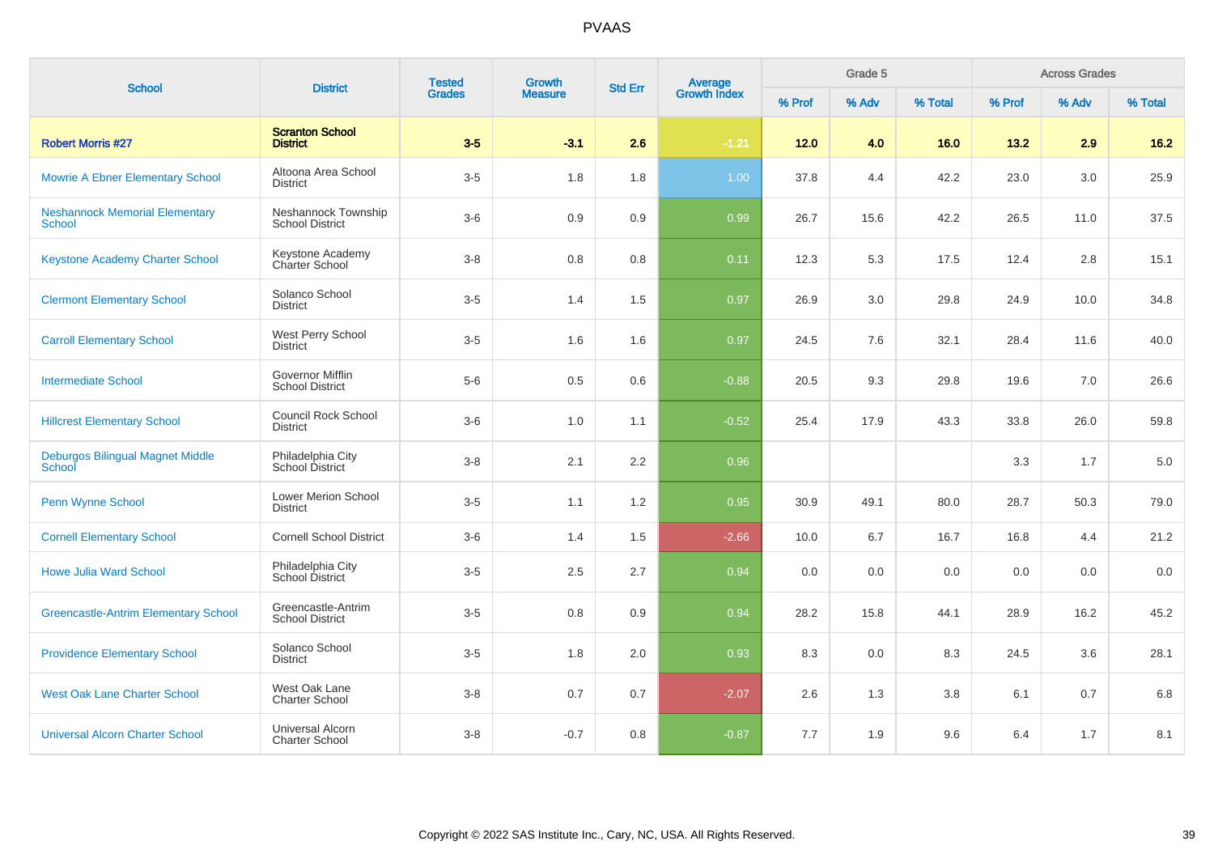| School | District | Tested Grades | Growth Measure | Std Err | Average Growth Index | Grade 5 | | | Across Grades | | |
|---|---|---|---|---|---|---|---|---|---|---|---|
| | | | | | | % Prof | % Adv | % Total | % Prof | % Adv | % Total |
| **Robert Morris #27** | **Scranton School District** | **3-5** | **-3.1** | **2.6** | **-1.21** | **12.0** | **4.0** | **16.0** | **13.2** | **2.9** | **16.2** |
| Mowrie A Ebner Elementary School | Altoona Area School District | 3-5 | 1.8 | 1.8 | 1.00 | 37.8 | 4.4 | 42.2 | 23.0 | 3.0 | 25.9 |
| Neshannock Memorial Elementary School | Neshannock Township School District | 3-6 | 0.9 | 0.9 | 0.99 | 26.7 | 15.6 | 42.2 | 26.5 | 11.0 | 37.5 |
| Keystone Academy Charter School | Keystone Academy Charter School | 3-8 | 0.8 | 0.8 | 0.11 | 12.3 | 5.3 | 17.5 | 12.4 | 2.8 | 15.1 |
| Clermont Elementary School | Solanco School District | 3-5 | 1.4 | 1.5 | 0.97 | 26.9 | 3.0 | 29.8 | 24.9 | 10.0 | 34.8 |
| Carroll Elementary School | West Perry School District | 3-5 | 1.6 | 1.6 | 0.97 | 24.5 | 7.6 | 32.1 | 28.4 | 11.6 | 40.0 |
| Intermediate School | Governor Mifflin School District | 5-6 | 0.5 | 0.6 | -0.88 | 20.5 | 9.3 | 29.8 | 19.6 | 7.0 | 26.6 |
| Hillcrest Elementary School | Council Rock School District | 3-6 | 1.0 | 1.1 | -0.52 | 25.4 | 17.9 | 43.3 | 33.8 | 26.0 | 59.8 |
| Deburgos Bilingual Magnet Middle School | Philadelphia City School District | 3-8 | 2.1 | 2.2 | 0.96 | | | | 3.3 | 1.7 | 5.0 |
| Penn Wynne School | Lower Merion School District | 3-5 | 1.1 | 1.2 | 0.95 | 30.9 | 49.1 | 80.0 | 28.7 | 50.3 | 79.0 |
| Cornell Elementary School | Cornell School District | 3-6 | 1.4 | 1.5 | -2.66 | 10.0 | 6.7 | 16.7 | 16.8 | 4.4 | 21.2 |
| Howe Julia Ward School | Philadelphia City School District | 3-5 | 2.5 | 2.7 | 0.94 | 0.0 | 0.0 | 0.0 | 0.0 | 0.0 | 0.0 |
| Greencastle-Antrim Elementary School | Greencastle-Antrim School District | 3-5 | 0.8 | 0.9 | 0.94 | 28.2 | 15.8 | 44.1 | 28.9 | 16.2 | 45.2 |
| Providence Elementary School | Solanco School District | 3-5 | 1.8 | 2.0 | 0.93 | 8.3 | 0.0 | 8.3 | 24.5 | 3.6 | 28.1 |
| West Oak Lane Charter School | West Oak Lane Charter School | 3-8 | 0.7 | 0.7 | -2.07 | 2.6 | 1.3 | 3.8 | 6.1 | 0.7 | 6.8 |
| Universal Alcorn Charter School | Universal Alcorn Charter School | 3-8 | -0.7 | 0.8 | -0.87 | 7.7 | 1.9 | 9.6 | 6.4 | 1.7 | 8.1 |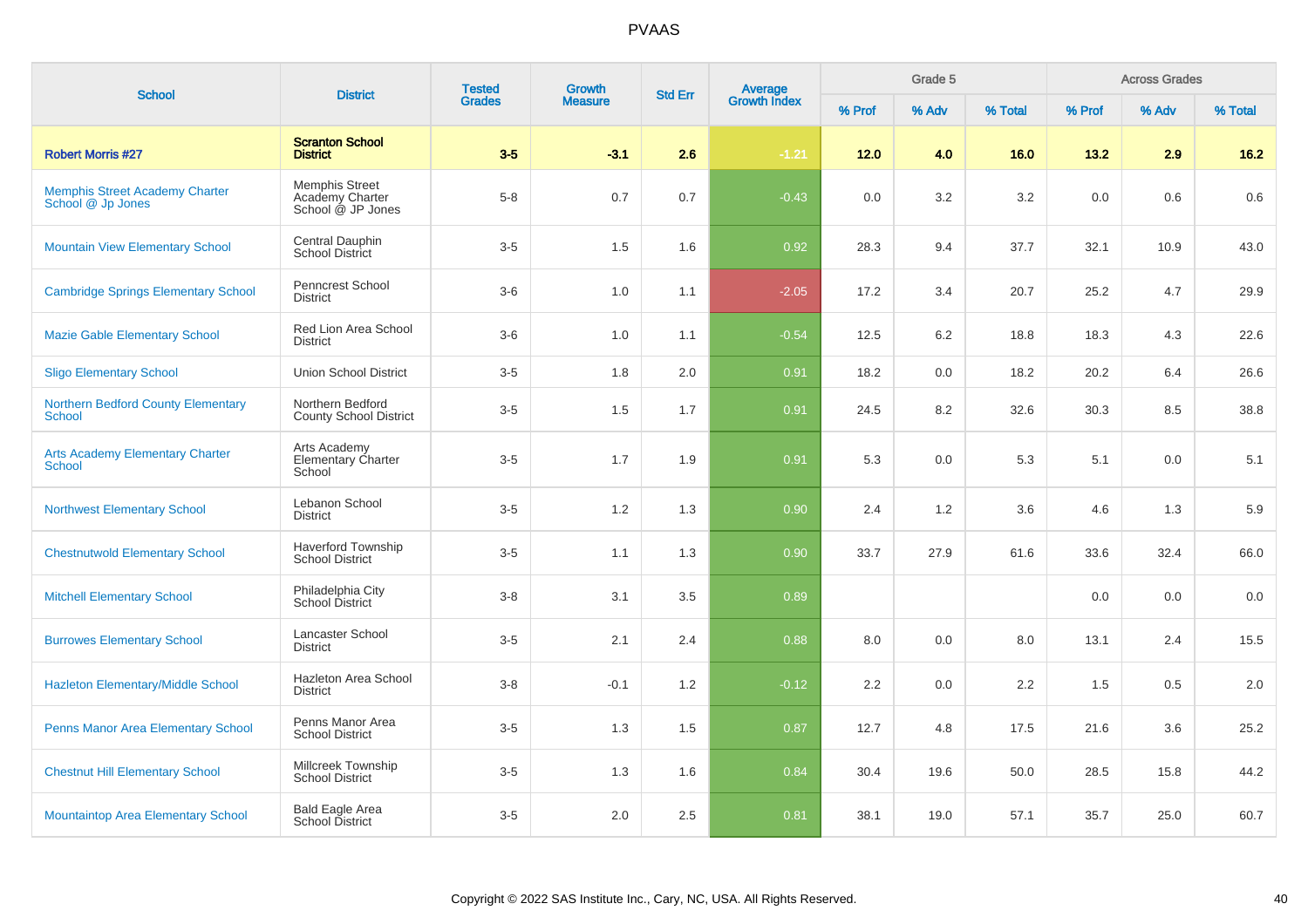# PVAAS

| School | District | Tested Grades | Growth Measure | Std Err | Average Growth Index | Grade 5 | | | Across Grades | | |
|---|---|---|---|---|---|---|---|---|---|---|---|
| | | | | | | % Prof | % Adv | % Total | % Prof | % Adv | % Total |
| **Robert Morris #27** | **Scranton School District** | **3-5** | **-3.1** | **2.6** | **-1.21** | **12.0** | **4.0** | **16.0** | **13.2** | **2.9** | **16.2** |
| Memphis Street Academy Charter School @ Jp Jones | Memphis Street Academy Charter School @ JP Jones | 5-8 | 0.7 | 0.7 | -0.43 | 0.0 | 3.2 | 3.2 | 0.0 | 0.6 | 0.6 |
| Mountain View Elementary School | Central Dauphin School District | 3-5 | 1.5 | 1.6 | 0.92 | 28.3 | 9.4 | 37.7 | 32.1 | 10.9 | 43.0 |
| Cambridge Springs Elementary School | Penncrest School District | 3-6 | 1.0 | 1.1 | -2.05 | 17.2 | 3.4 | 20.7 | 25.2 | 4.7 | 29.9 |
| Mazie Gable Elementary School | Red Lion Area School District | 3-6 | 1.0 | 1.1 | -0.54 | 12.5 | 6.2 | 18.8 | 18.3 | 4.3 | 22.6 |
| Sligo Elementary School | Union School District | 3-5 | 1.8 | 2.0 | 0.91 | 18.2 | 0.0 | 18.2 | 20.2 | 6.4 | 26.6 |
| Northern Bedford County Elementary School | Northern Bedford County School District | 3-5 | 1.5 | 1.7 | 0.91 | 24.5 | 8.2 | 32.6 | 30.3 | 8.5 | 38.8 |
| Arts Academy Elementary Charter School | Arts Academy Elementary Charter School | 3-5 | 1.7 | 1.9 | 0.91 | 5.3 | 0.0 | 5.3 | 5.1 | 0.0 | 5.1 |
| Northwest Elementary School | Lebanon School District | 3-5 | 1.2 | 1.3 | 0.90 | 2.4 | 1.2 | 3.6 | 4.6 | 1.3 | 5.9 |
| Chestnutwold Elementary School | Haverford Township School District | 3-5 | 1.1 | 1.3 | 0.90 | 33.7 | 27.9 | 61.6 | 33.6 | 32.4 | 66.0 |
| Mitchell Elementary School | Philadelphia City School District | 3-8 | 3.1 | 3.5 | 0.89 | | | | 0.0 | 0.0 | 0.0 |
| Burrowes Elementary School | Lancaster School District | 3-5 | 2.1 | 2.4 | 0.88 | 8.0 | 0.0 | 8.0 | 13.1 | 2.4 | 15.5 |
| Hazleton Elementary/Middle School | Hazleton Area School District | 3-8 | -0.1 | 1.2 | -0.12 | 2.2 | 0.0 | 2.2 | 1.5 | 0.5 | 2.0 |
| Penns Manor Area Elementary School | Penns Manor Area School District | 3-5 | 1.3 | 1.5 | 0.87 | 12.7 | 4.8 | 17.5 | 21.6 | 3.6 | 25.2 |
| Chestnut Hill Elementary School | Millcreek Township School District | 3-5 | 1.3 | 1.6 | 0.84 | 30.4 | 19.6 | 50.0 | 28.5 | 15.8 | 44.2 |
| Mountaintop Area Elementary School | Bald Eagle Area School District | 3-5 | 2.0 | 2.5 | 0.81 | 38.1 | 19.0 | 57.1 | 35.7 | 25.0 | 60.7 |

Copyright © 2022 SAS Institute Inc., Cary, NC, USA. All Rights Reserved.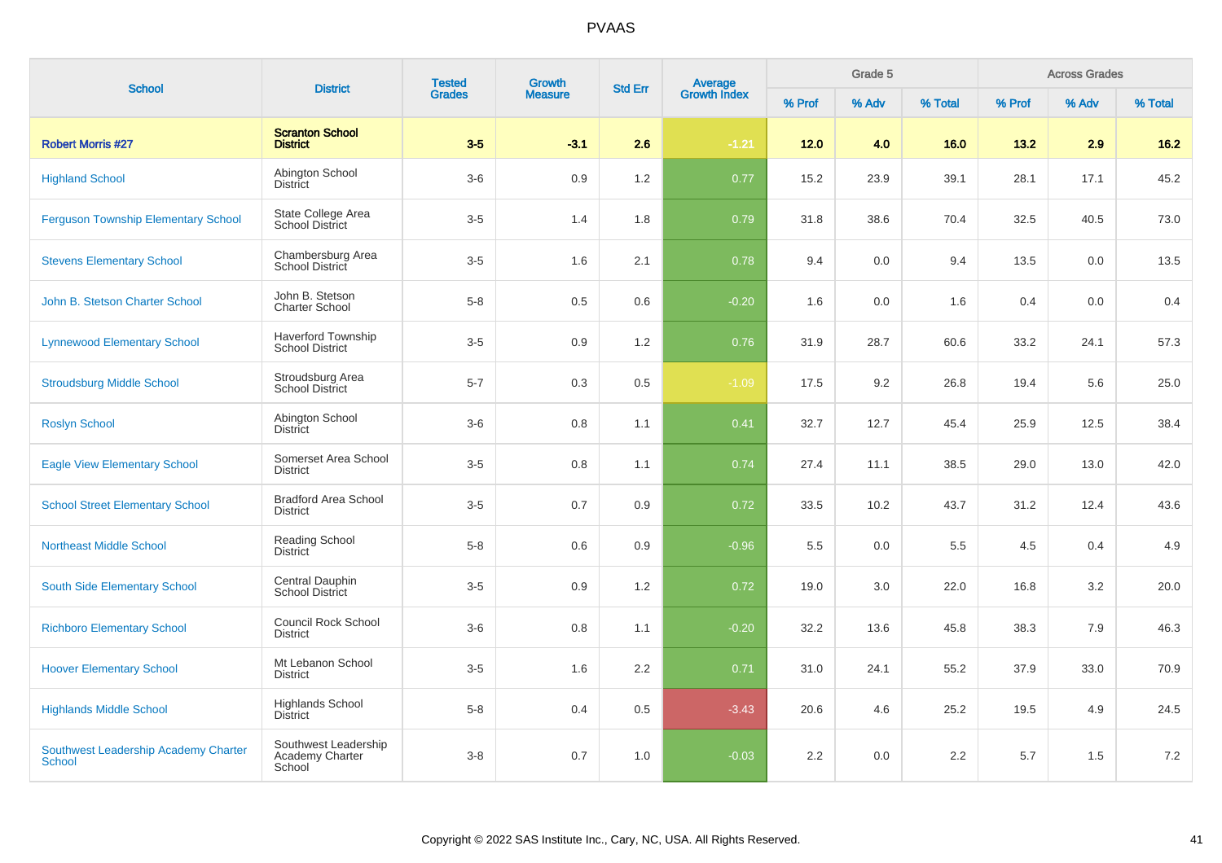# PVAAS

| School | District | Tested Grades | Growth Measure | Std Err | Average Growth Index | Grade 5 | | | Across Grades | | |
|---|---|---|---|---|---|---|---|---|---|---|---|
| | | | | | | % Prof | % Adv | % Total | % Prof | % Adv | % Total |
| **Robert Morris #27** | **Scranton School District** | **3-5** | **-3.1** | **2.6** | **-1.21** | **12.0** | **4.0** | **16.0** | **13.2** | **2.9** | **16.2** |
| Highland School | Abington School District | 3-6 | 0.9 | 1.2 | 0.77 | 15.2 | 23.9 | 39.1 | 28.1 | 17.1 | 45.2 |
| Ferguson Township Elementary School | State College Area School District | 3-5 | 1.4 | 1.8 | 0.79 | 31.8 | 38.6 | 70.4 | 32.5 | 40.5 | 73.0 |
| Stevens Elementary School | Chambersburg Area School District | 3-5 | 1.6 | 2.1 | 0.78 | 9.4 | 0.0 | 9.4 | 13.5 | 0.0 | 13.5 |
| John B. Stetson Charter School | John B. Stetson Charter School | 5-8 | 0.5 | 0.6 | -0.20 | 1.6 | 0.0 | 1.6 | 0.4 | 0.0 | 0.4 |
| Lynnewood Elementary School | Haverford Township School District | 3-5 | 0.9 | 1.2 | 0.76 | 31.9 | 28.7 | 60.6 | 33.2 | 24.1 | 57.3 |
| Stroudsburg Middle School | Stroudsburg Area School District | 5-7 | 0.3 | 0.5 | -1.09 | 17.5 | 9.2 | 26.8 | 19.4 | 5.6 | 25.0 |
| Roslyn School | Abington School District | 3-6 | 0.8 | 1.1 | 0.41 | 32.7 | 12.7 | 45.4 | 25.9 | 12.5 | 38.4 |
| Eagle View Elementary School | Somerset Area School District | 3-5 | 0.8 | 1.1 | 0.74 | 27.4 | 11.1 | 38.5 | 29.0 | 13.0 | 42.0 |
| School Street Elementary School | Bradford Area School District | 3-5 | 0.7 | 0.9 | 0.72 | 33.5 | 10.2 | 43.7 | 31.2 | 12.4 | 43.6 |
| Northeast Middle School | Reading School District | 5-8 | 0.6 | 0.9 | -0.96 | 5.5 | 0.0 | 5.5 | 4.5 | 0.4 | 4.9 |
| South Side Elementary School | Central Dauphin School District | 3-5 | 0.9 | 1.2 | 0.72 | 19.0 | 3.0 | 22.0 | 16.8 | 3.2 | 20.0 |
| Richboro Elementary School | Council Rock School District | 3-6 | 0.8 | 1.1 | -0.20 | 32.2 | 13.6 | 45.8 | 38.3 | 7.9 | 46.3 |
| Hoover Elementary School | Mt Lebanon School District | 3-5 | 1.6 | 2.2 | 0.71 | 31.0 | 24.1 | 55.2 | 37.9 | 33.0 | 70.9 |
| Highlands Middle School | Highlands School District | 5-8 | 0.4 | 0.5 | -3.43 | 20.6 | 4.6 | 25.2 | 19.5 | 4.9 | 24.5 |
| Southwest Leadership Academy Charter School | Southwest Leadership Academy Charter School | 3-8 | 0.7 | 1.0 | -0.03 | 2.2 | 0.0 | 2.2 | 5.7 | 1.5 | 7.2 |

Copyright © 2022 SAS Institute Inc., Cary, NC, USA. All Rights Reserved.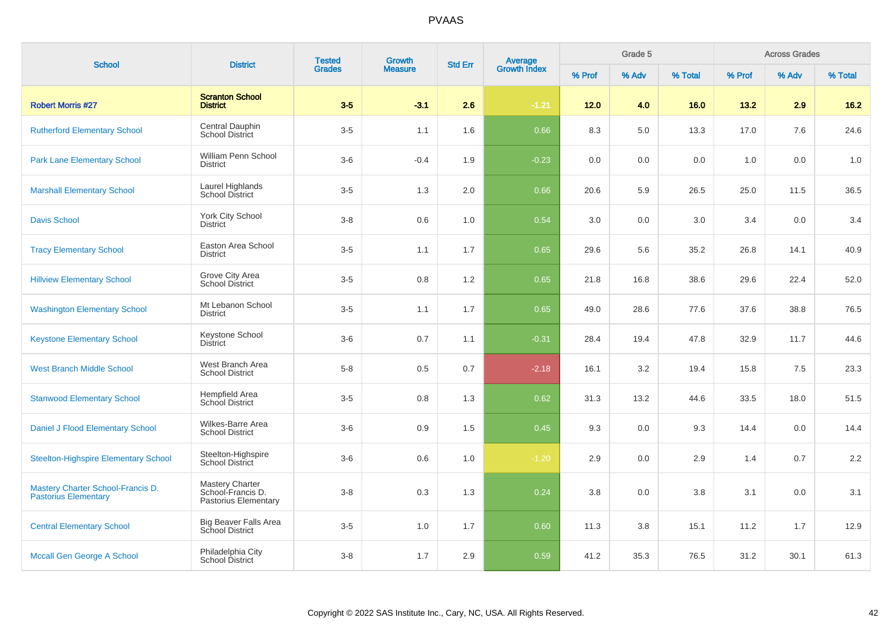# PVAAS

| School | District | Tested Grades | Growth Measure | Std Err | Average Growth Index | Grade 5 | | | Across Grades | | |
|---|---|---|---|---|---|---|---|---|---|---|---|
| | | | | | | % Prof | % Adv | % Total | % Prof | % Adv | % Total |
| **Robert Morris #27** | **Scranton School District** | **3-5** | **-3.1** | **2.6** | **-1.21** | **12.0** | **4.0** | **16.0** | **13.2** | **2.9** | **16.2** |
| Rutherford Elementary School | Central Dauphin School District | 3-5 | 1.1 | 1.6 | 0.66 | 8.3 | 5.0 | 13.3 | 17.0 | 7.6 | 24.6 |
| Park Lane Elementary School | William Penn School District | 3-6 | -0.4 | 1.9 | -0.23 | 0.0 | 0.0 | 0.0 | 1.0 | 0.0 | 1.0 |
| Marshall Elementary School | Laurel Highlands School District | 3-5 | 1.3 | 2.0 | 0.66 | 20.6 | 5.9 | 26.5 | 25.0 | 11.5 | 36.5 |
| Davis School | York City School District | 3-8 | 0.6 | 1.0 | 0.54 | 3.0 | 0.0 | 3.0 | 3.4 | 0.0 | 3.4 |
| Tracy Elementary School | Easton Area School District | 3-5 | 1.1 | 1.7 | 0.65 | 29.6 | 5.6 | 35.2 | 26.8 | 14.1 | 40.9 |
| Hillview Elementary School | Grove City Area School District | 3-5 | 0.8 | 1.2 | 0.65 | 21.8 | 16.8 | 38.6 | 29.6 | 22.4 | 52.0 |
| Washington Elementary School | Mt Lebanon School District | 3-5 | 1.1 | 1.7 | 0.65 | 49.0 | 28.6 | 77.6 | 37.6 | 38.8 | 76.5 |
| Keystone Elementary School | Keystone School District | 3-6 | 0.7 | 1.1 | -0.31 | 28.4 | 19.4 | 47.8 | 32.9 | 11.7 | 44.6 |
| West Branch Middle School | West Branch Area School District | 5-8 | 0.5 | 0.7 | -2.18 | 16.1 | 3.2 | 19.4 | 15.8 | 7.5 | 23.3 |
| Stanwood Elementary School | Hempfield Area School District | 3-5 | 0.8 | 1.3 | 0.62 | 31.3 | 13.2 | 44.6 | 33.5 | 18.0 | 51.5 |
| Daniel J Flood Elementary School | Wilkes-Barre Area School District | 3-6 | 0.9 | 1.5 | 0.45 | 9.3 | 0.0 | 9.3 | 14.4 | 0.0 | 14.4 |
| Steelton-Highspire Elementary School | Steelton-Highspire School District | 3-6 | 0.6 | 1.0 | -1.20 | 2.9 | 0.0 | 2.9 | 1.4 | 0.7 | 2.2 |
| Mastery Charter School-Francis D. Pastorius Elementary | Mastery Charter School-Francis D. Pastorius Elementary | 3-8 | 0.3 | 1.3 | 0.24 | 3.8 | 0.0 | 3.8 | 3.1 | 0.0 | 3.1 |
| Central Elementary School | Big Beaver Falls Area School District | 3-5 | 1.0 | 1.7 | 0.60 | 11.3 | 3.8 | 15.1 | 11.2 | 1.7 | 12.9 |
| Mccall Gen George A School | Philadelphia City School District | 3-8 | 1.7 | 2.9 | 0.59 | 41.2 | 35.3 | 76.5 | 31.2 | 30.1 | 61.3 |

Copyright © 2022 SAS Institute Inc., Cary, NC, USA. All Rights Reserved.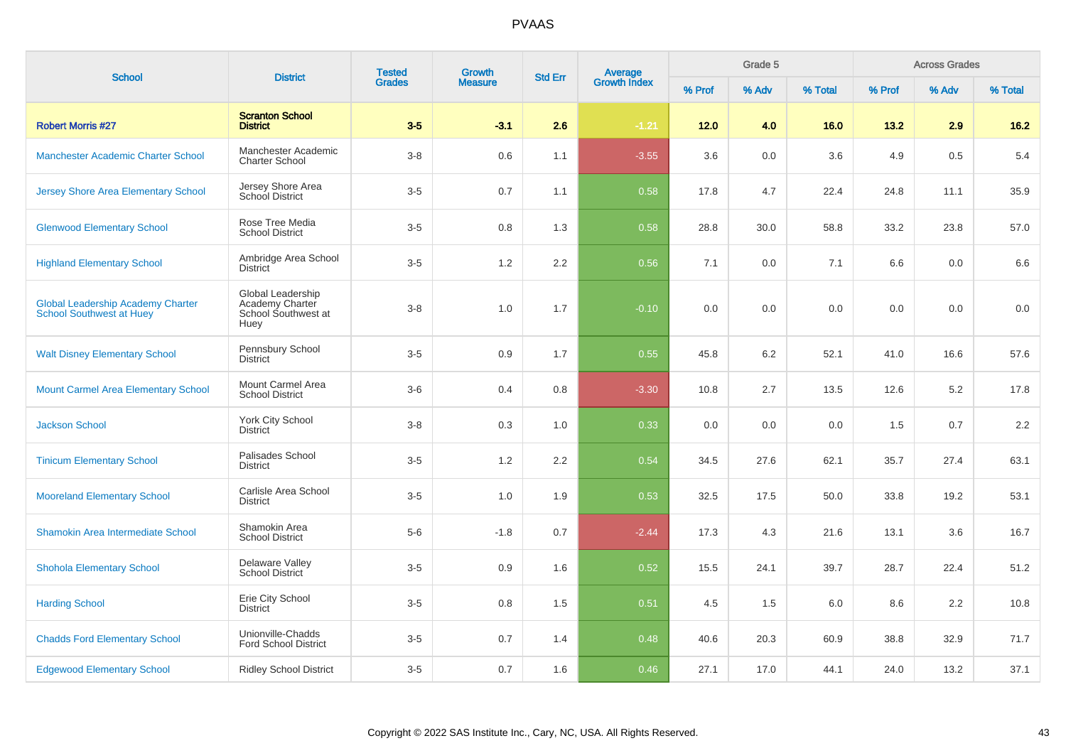# PVAAS

| School | District | Tested Grades | Growth Measure | Std Err | Average Growth Index | Grade 5 | | | Across Grades | | |
|---|---|---|---|---|---|---|---|---|---|---|---|
| | | | | | | % Prof | % Adv | % Total | % Prof | % Adv | % Total |
| **Robert Morris #27** | **Scranton School District** | **3-5** | **-3.1** | **2.6** | **-1.21** | **12.0** | **4.0** | **16.0** | **13.2** | **2.9** | **16.2** |
| Manchester Academic Charter School | Manchester Academic Charter School | 3-8 | 0.6 | 1.1 | -3.55 | 3.6 | 0.0 | 3.6 | 4.9 | 0.5 | 5.4 |
| Jersey Shore Area Elementary School | Jersey Shore Area School District | 3-5 | 0.7 | 1.1 | 0.58 | 17.8 | 4.7 | 22.4 | 24.8 | 11.1 | 35.9 |
| Glenwood Elementary School | Rose Tree Media School District | 3-5 | 0.8 | 1.3 | 0.58 | 28.8 | 30.0 | 58.8 | 33.2 | 23.8 | 57.0 |
| Highland Elementary School | Ambridge Area School District | 3-5 | 1.2 | 2.2 | 0.56 | 7.1 | 0.0 | 7.1 | 6.6 | 0.0 | 6.6 |
| Global Leadership Academy Charter School Southwest at Huey | Global Leadership Academy Charter School Southwest at Huey | 3-8 | 1.0 | 1.7 | -0.10 | 0.0 | 0.0 | 0.0 | 0.0 | 0.0 | 0.0 |
| Walt Disney Elementary School | Pennsbury School District | 3-5 | 0.9 | 1.7 | 0.55 | 45.8 | 6.2 | 52.1 | 41.0 | 16.6 | 57.6 |
| Mount Carmel Area Elementary School | Mount Carmel Area School District | 3-6 | 0.4 | 0.8 | -3.30 | 10.8 | 2.7 | 13.5 | 12.6 | 5.2 | 17.8 |
| Jackson School | York City School District | 3-8 | 0.3 | 1.0 | 0.33 | 0.0 | 0.0 | 0.0 | 1.5 | 0.7 | 2.2 |
| Tinicum Elementary School | Palisades School District | 3-5 | 1.2 | 2.2 | 0.54 | 34.5 | 27.6 | 62.1 | 35.7 | 27.4 | 63.1 |
| Mooreland Elementary School | Carlisle Area School District | 3-5 | 1.0 | 1.9 | 0.53 | 32.5 | 17.5 | 50.0 | 33.8 | 19.2 | 53.1 |
| Shamokin Area Intermediate School | Shamokin Area School District | 5-6 | -1.8 | 0.7 | -2.44 | 17.3 | 4.3 | 21.6 | 13.1 | 3.6 | 16.7 |
| Shohola Elementary School | Delaware Valley School District | 3-5 | 0.9 | 1.6 | 0.52 | 15.5 | 24.1 | 39.7 | 28.7 | 22.4 | 51.2 |
| Harding School | Erie City School District | 3-5 | 0.8 | 1.5 | 0.51 | 4.5 | 1.5 | 6.0 | 8.6 | 2.2 | 10.8 |
| Chadds Ford Elementary School | Unionville-Chadds Ford School District | 3-5 | 0.7 | 1.4 | 0.48 | 40.6 | 20.3 | 60.9 | 38.8 | 32.9 | 71.7 |
| Edgewood Elementary School | Ridley School District | 3-5 | 0.7 | 1.6 | 0.46 | 27.1 | 17.0 | 44.1 | 24.0 | 13.2 | 37.1 |

Copyright © 2022 SAS Institute Inc., Cary, NC, USA. All Rights Reserved.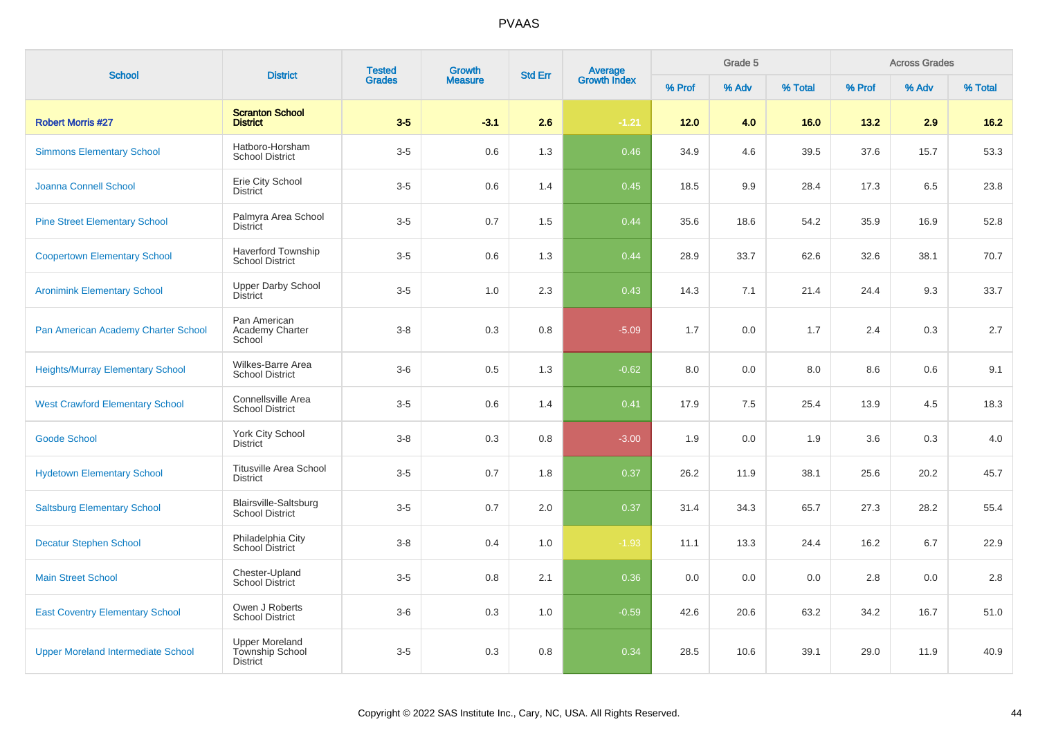# PVAAS

| School | District | Tested Grades | Growth Measure | Std Err | Average Growth Index | Grade 5 | | | Across Grades | | |
|---|---|---|---|---|---|---|---|---|---|---|---|
| | | | | | | % Prof | % Adv | % Total | % Prof | % Adv | % Total |
| **Robert Morris #27** | **Scranton School District** | **3-5** | **-3.1** | **2.6** | **-1.21** | **12.0** | **4.0** | **16.0** | **13.2** | **2.9** | **16.2** |
| Simmons Elementary School | Hatboro-Horsham School District | 3-5 | 0.6 | 1.3 | 0.46 | 34.9 | 4.6 | 39.5 | 37.6 | 15.7 | 53.3 |
| Joanna Connell School | Erie City School District | 3-5 | 0.6 | 1.4 | 0.45 | 18.5 | 9.9 | 28.4 | 17.3 | 6.5 | 23.8 |
| Pine Street Elementary School | Palmyra Area School District | 3-5 | 0.7 | 1.5 | 0.44 | 35.6 | 18.6 | 54.2 | 35.9 | 16.9 | 52.8 |
| Coopertown Elementary School | Haverford Township School District | 3-5 | 0.6 | 1.3 | 0.44 | 28.9 | 33.7 | 62.6 | 32.6 | 38.1 | 70.7 |
| Aronimink Elementary School | Upper Darby School District | 3-5 | 1.0 | 2.3 | 0.43 | 14.3 | 7.1 | 21.4 | 24.4 | 9.3 | 33.7 |
| Pan American Academy Charter School | Pan American Academy Charter School | 3-8 | 0.3 | 0.8 | -5.09 | 1.7 | 0.0 | 1.7 | 2.4 | 0.3 | 2.7 |
| Heights/Murray Elementary School | Wilkes-Barre Area School District | 3-6 | 0.5 | 1.3 | -0.62 | 8.0 | 0.0 | 8.0 | 8.6 | 0.6 | 9.1 |
| West Crawford Elementary School | Connellsville Area School District | 3-5 | 0.6 | 1.4 | 0.41 | 17.9 | 7.5 | 25.4 | 13.9 | 4.5 | 18.3 |
| Goode School | York City School District | 3-8 | 0.3 | 0.8 | -3.00 | 1.9 | 0.0 | 1.9 | 3.6 | 0.3 | 4.0 |
| Hydetown Elementary School | Titusville Area School District | 3-5 | 0.7 | 1.8 | 0.37 | 26.2 | 11.9 | 38.1 | 25.6 | 20.2 | 45.7 |
| Saltsburg Elementary School | Blairsville-Saltsburg School District | 3-5 | 0.7 | 2.0 | 0.37 | 31.4 | 34.3 | 65.7 | 27.3 | 28.2 | 55.4 |
| Decatur Stephen School | Philadelphia City School District | 3-8 | 0.4 | 1.0 | -1.93 | 11.1 | 13.3 | 24.4 | 16.2 | 6.7 | 22.9 |
| Main Street School | Chester-Upland School District | 3-5 | 0.8 | 2.1 | 0.36 | 0.0 | 0.0 | 0.0 | 2.8 | 0.0 | 2.8 |
| East Coventry Elementary School | Owen J Roberts School District | 3-6 | 0.3 | 1.0 | -0.59 | 42.6 | 20.6 | 63.2 | 34.2 | 16.7 | 51.0 |
| Upper Moreland Intermediate School | Upper Moreland Township School District | 3-5 | 0.3 | 0.8 | 0.34 | 28.5 | 10.6 | 39.1 | 29.0 | 11.9 | 40.9 |

Copyright © 2022 SAS Institute Inc., Cary, NC, USA. All Rights Reserved.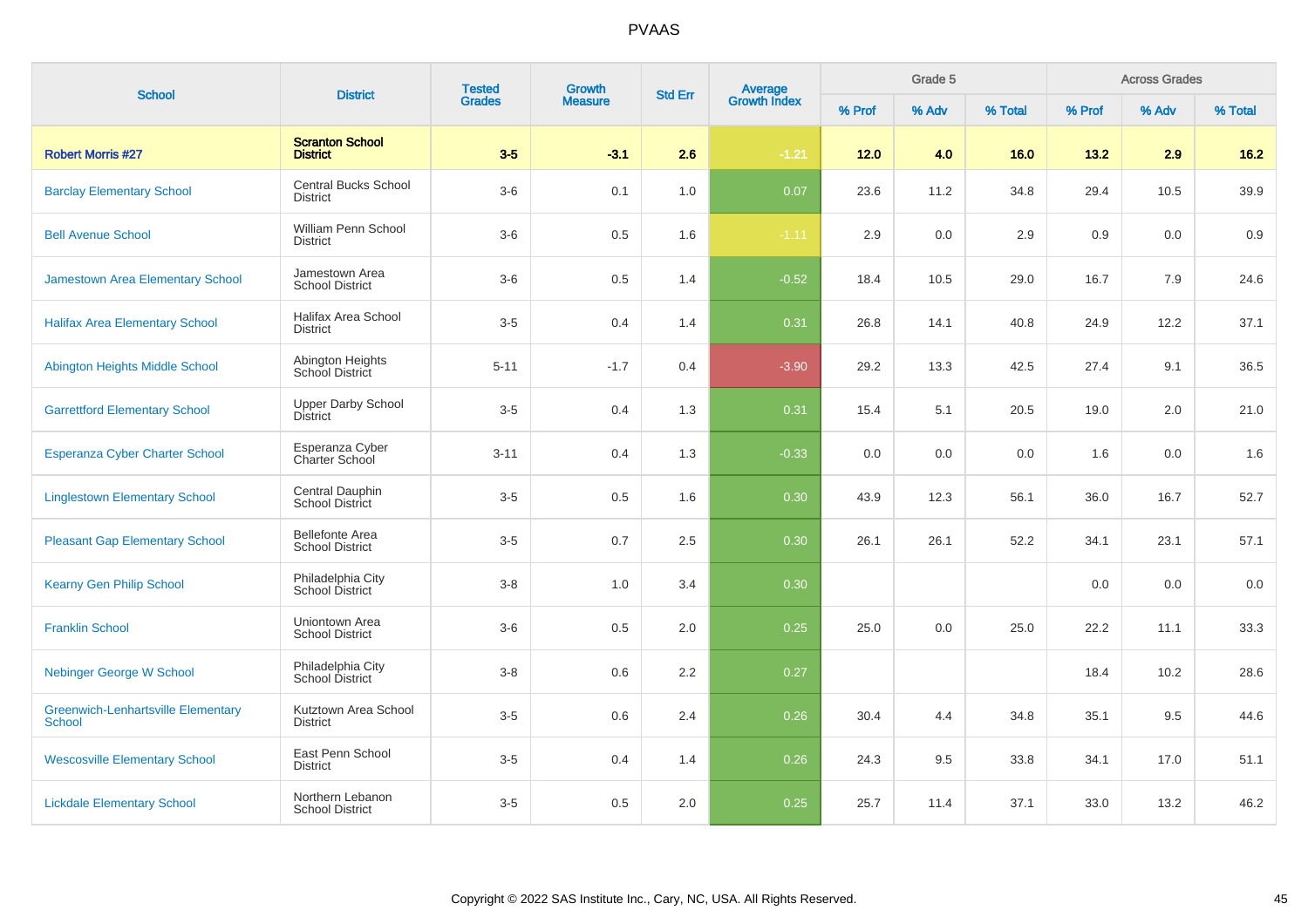# PVAAS

| School | District | Tested Grades | Growth Measure | Std Err | Average Growth Index | Grade 5 | | | Across Grades | | |
|---|---|---|---|---|---|---|---|---|---|---|---|
| | | | | | | % Prof | % Adv | % Total | % Prof | % Adv | % Total |
| **Robert Morris #27** | **Scranton School District** | **3-5** | **-3.1** | **2.6** | **-1.21** | **12.0** | **4.0** | **16.0** | **13.2** | **2.9** | **16.2** |
| Barclay Elementary School | Central Bucks School District | 3-6 | 0.1 | 1.0 | 0.07 | 23.6 | 11.2 | 34.8 | 29.4 | 10.5 | 39.9 |
| Bell Avenue School | William Penn School District | 3-6 | 0.5 | 1.6 | -1.11 | 2.9 | 0.0 | 2.9 | 0.9 | 0.0 | 0.9 |
| Jamestown Area Elementary School | Jamestown Area School District | 3-6 | 0.5 | 1.4 | -0.52 | 18.4 | 10.5 | 29.0 | 16.7 | 7.9 | 24.6 |
| Halifax Area Elementary School | Halifax Area School District | 3-5 | 0.4 | 1.4 | 0.31 | 26.8 | 14.1 | 40.8 | 24.9 | 12.2 | 37.1 |
| Abington Heights Middle School | Abington Heights School District | 5-11 | -1.7 | 0.4 | -3.90 | 29.2 | 13.3 | 42.5 | 27.4 | 9.1 | 36.5 |
| Garrettford Elementary School | Upper Darby School District | 3-5 | 0.4 | 1.3 | 0.31 | 15.4 | 5.1 | 20.5 | 19.0 | 2.0 | 21.0 |
| Esperanza Cyber Charter School | Esperanza Cyber Charter School | 3-11 | 0.4 | 1.3 | -0.33 | 0.0 | 0.0 | 0.0 | 1.6 | 0.0 | 1.6 |
| Linglestown Elementary School | Central Dauphin School District | 3-5 | 0.5 | 1.6 | 0.30 | 43.9 | 12.3 | 56.1 | 36.0 | 16.7 | 52.7 |
| Pleasant Gap Elementary School | Bellefonte Area School District | 3-5 | 0.7 | 2.5 | 0.30 | 26.1 | 26.1 | 52.2 | 34.1 | 23.1 | 57.1 |
| Kearny Gen Philip School | Philadelphia City School District | 3-8 | 1.0 | 3.4 | 0.30 | | | | 0.0 | 0.0 | 0.0 |
| Franklin School | Uniontown Area School District | 3-6 | 0.5 | 2.0 | 0.25 | 25.0 | 0.0 | 25.0 | 22.2 | 11.1 | 33.3 |
| Nebinger George W School | Philadelphia City School District | 3-8 | 0.6 | 2.2 | 0.27 | | | | 18.4 | 10.2 | 28.6 |
| Greenwich-Lenhartsville Elementary School | Kutztown Area School District | 3-5 | 0.6 | 2.4 | 0.26 | 30.4 | 4.4 | 34.8 | 35.1 | 9.5 | 44.6 |
| Wescosville Elementary School | East Penn School District | 3-5 | 0.4 | 1.4 | 0.26 | 24.3 | 9.5 | 33.8 | 34.1 | 17.0 | 51.1 |
| Lickdale Elementary School | Northern Lebanon School District | 3-5 | 0.5 | 2.0 | 0.25 | 25.7 | 11.4 | 37.1 | 33.0 | 13.2 | 46.2 |

Copyright © 2022 SAS Institute Inc., Cary, NC, USA. All Rights Reserved.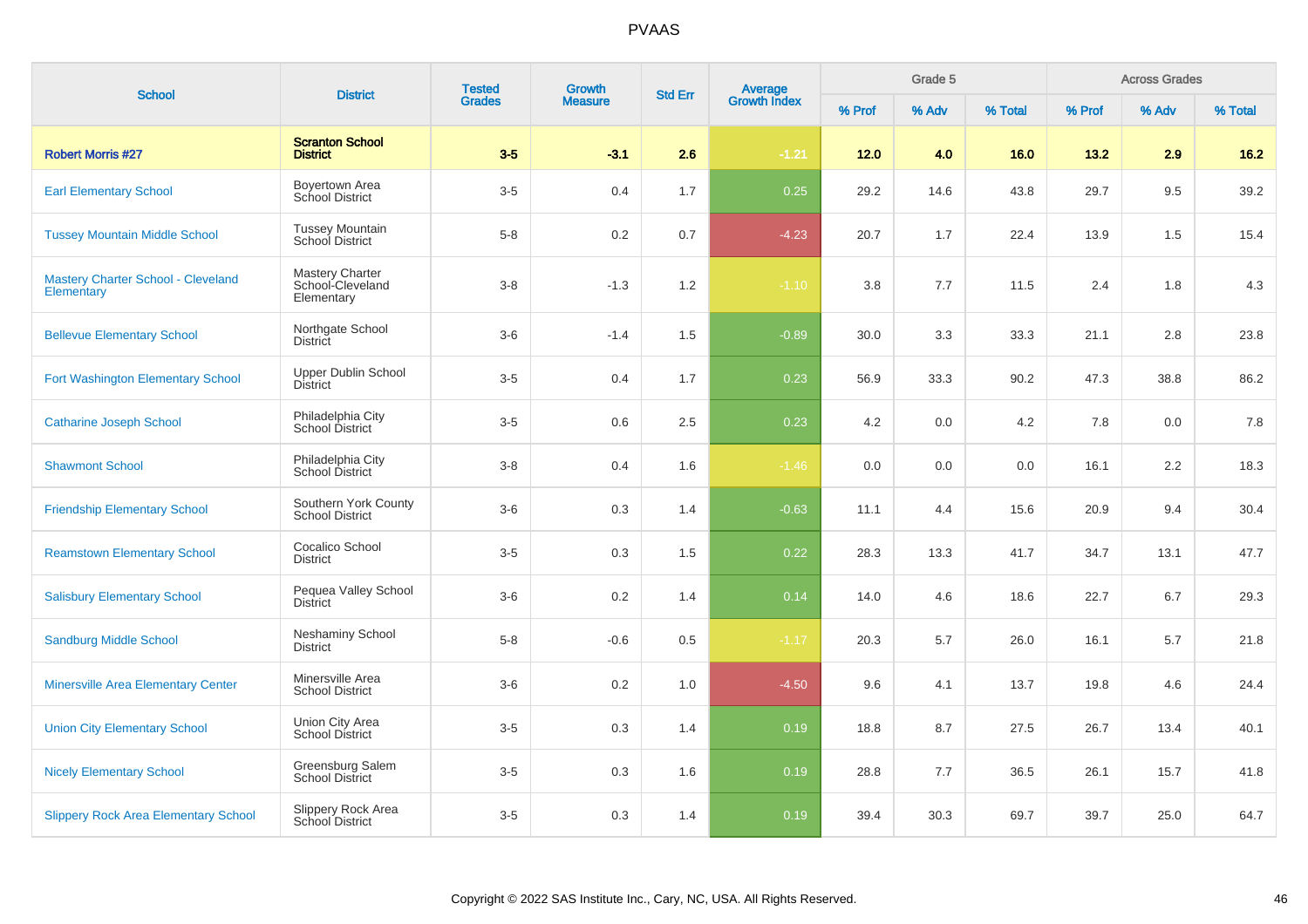# PVAAS

| School | District | Tested Grades | Growth Measure | Std Err | Average Growth Index | Grade 5 | | | Across Grades | | |
|---|---|---|---|---|---|---|---|---|---|---|---|
| | | | | | | % Prof | % Adv | % Total | % Prof | % Adv | % Total |
| **Robert Morris #27** | **Scranton School District** | **3-5** | **-3.1** | **2.6** | **-1.21** | **12.0** | **4.0** | **16.0** | **13.2** | **2.9** | **16.2** |
| Earl Elementary School | Boyertown Area School District | 3-5 | 0.4 | 1.7 | 0.25 | 29.2 | 14.6 | 43.8 | 29.7 | 9.5 | 39.2 |
| Tussey Mountain Middle School | Tussey Mountain School District | 5-8 | 0.2 | 0.7 | -4.23 | 20.7 | 1.7 | 22.4 | 13.9 | 1.5 | 15.4 |
| Mastery Charter School - Cleveland Elementary | Mastery Charter School-Cleveland Elementary | 3-8 | -1.3 | 1.2 | -1.10 | 3.8 | 7.7 | 11.5 | 2.4 | 1.8 | 4.3 |
| Bellevue Elementary School | Northgate School District | 3-6 | -1.4 | 1.5 | -0.89 | 30.0 | 3.3 | 33.3 | 21.1 | 2.8 | 23.8 |
| Fort Washington Elementary School | Upper Dublin School District | 3-5 | 0.4 | 1.7 | 0.23 | 56.9 | 33.3 | 90.2 | 47.3 | 38.8 | 86.2 |
| Catharine Joseph School | Philadelphia City School District | 3-5 | 0.6 | 2.5 | 0.23 | 4.2 | 0.0 | 4.2 | 7.8 | 0.0 | 7.8 |
| Shawmont School | Philadelphia City School District | 3-8 | 0.4 | 1.6 | -1.46 | 0.0 | 0.0 | 0.0 | 16.1 | 2.2 | 18.3 |
| Friendship Elementary School | Southern York County School District | 3-6 | 0.3 | 1.4 | -0.63 | 11.1 | 4.4 | 15.6 | 20.9 | 9.4 | 30.4 |
| Reamstown Elementary School | Cocalico School District | 3-5 | 0.3 | 1.5 | 0.22 | 28.3 | 13.3 | 41.7 | 34.7 | 13.1 | 47.7 |
| Salisbury Elementary School | Pequea Valley School District | 3-6 | 0.2 | 1.4 | 0.14 | 14.0 | 4.6 | 18.6 | 22.7 | 6.7 | 29.3 |
| Sandburg Middle School | Neshaminy School District | 5-8 | -0.6 | 0.5 | -1.17 | 20.3 | 5.7 | 26.0 | 16.1 | 5.7 | 21.8 |
| Minersville Area Elementary Center | Minersville Area School District | 3-6 | 0.2 | 1.0 | -4.50 | 9.6 | 4.1 | 13.7 | 19.8 | 4.6 | 24.4 |
| Union City Elementary School | Union City Area School District | 3-5 | 0.3 | 1.4 | 0.19 | 18.8 | 8.7 | 27.5 | 26.7 | 13.4 | 40.1 |
| Nicely Elementary School | Greensburg Salem School District | 3-5 | 0.3 | 1.6 | 0.19 | 28.8 | 7.7 | 36.5 | 26.1 | 15.7 | 41.8 |
| Slippery Rock Area Elementary School | Slippery Rock Area School District | 3-5 | 0.3 | 1.4 | 0.19 | 39.4 | 30.3 | 69.7 | 39.7 | 25.0 | 64.7 |

Copyright © 2022 SAS Institute Inc., Cary, NC, USA. All Rights Reserved.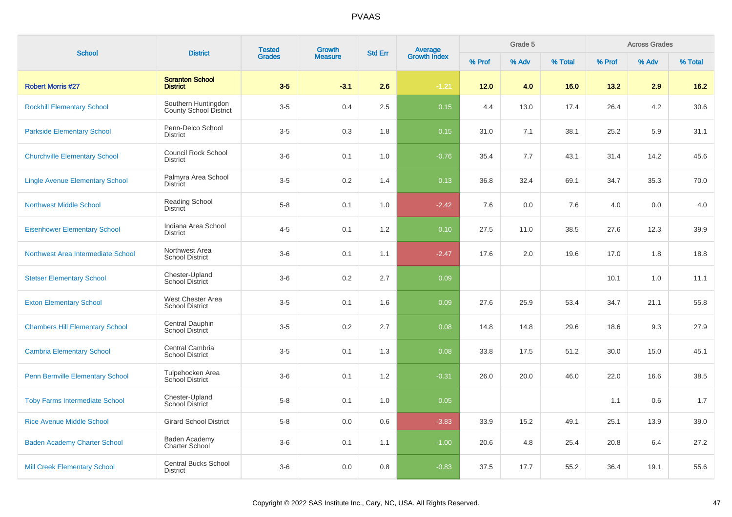# PVAAS

| School | District | Tested Grades | Growth Measure | Std Err | Average Growth Index | Grade 5 | | | Across Grades | | |
|---|---|---|---|---|---|---|---|---|---|---|---|
| | | | | | | % Prof | % Adv | % Total | % Prof | % Adv | % Total |
| **Robert Morris #27** | **Scranton School District** | **3-5** | **-3.1** | **2.6** | **-1.21** | **12.0** | **4.0** | **16.0** | **13.2** | **2.9** | **16.2** |
| Rockhill Elementary School | Southern Huntingdon County School District | 3-5 | 0.4 | 2.5 | 0.15 | 4.4 | 13.0 | 17.4 | 26.4 | 4.2 | 30.6 |
| Parkside Elementary School | Penn-Delco School District | 3-5 | 0.3 | 1.8 | 0.15 | 31.0 | 7.1 | 38.1 | 25.2 | 5.9 | 31.1 |
| Churchville Elementary School | Council Rock School District | 3-6 | 0.1 | 1.0 | -0.76 | 35.4 | 7.7 | 43.1 | 31.4 | 14.2 | 45.6 |
| Lingle Avenue Elementary School | Palmyra Area School District | 3-5 | 0.2 | 1.4 | 0.13 | 36.8 | 32.4 | 69.1 | 34.7 | 35.3 | 70.0 |
| Northwest Middle School | Reading School District | 5-8 | 0.1 | 1.0 | -2.42 | 7.6 | 0.0 | 7.6 | 4.0 | 0.0 | 4.0 |
| Eisenhower Elementary School | Indiana Area School District | 4-5 | 0.1 | 1.2 | 0.10 | 27.5 | 11.0 | 38.5 | 27.6 | 12.3 | 39.9 |
| Northwest Area Intermediate School | Northwest Area School District | 3-6 | 0.1 | 1.1 | -2.47 | 17.6 | 2.0 | 19.6 | 17.0 | 1.8 | 18.8 |
| Stetser Elementary School | Chester-Upland School District | 3-6 | 0.2 | 2.7 | 0.09 | | | | 10.1 | 1.0 | 11.1 |
| Exton Elementary School | West Chester Area School District | 3-5 | 0.1 | 1.6 | 0.09 | 27.6 | 25.9 | 53.4 | 34.7 | 21.1 | 55.8 |
| Chambers Hill Elementary School | Central Dauphin School District | 3-5 | 0.2 | 2.7 | 0.08 | 14.8 | 14.8 | 29.6 | 18.6 | 9.3 | 27.9 |
| Cambria Elementary School | Central Cambria School District | 3-5 | 0.1 | 1.3 | 0.08 | 33.8 | 17.5 | 51.2 | 30.0 | 15.0 | 45.1 |
| Penn Bernville Elementary School | Tulpehocken Area School District | 3-6 | 0.1 | 1.2 | -0.31 | 26.0 | 20.0 | 46.0 | 22.0 | 16.6 | 38.5 |
| Toby Farms Intermediate School | Chester-Upland School District | 5-8 | 0.1 | 1.0 | 0.05 | | | | 1.1 | 0.6 | 1.7 |
| Rice Avenue Middle School | Girard School District | 5-8 | 0.0 | 0.6 | -3.83 | 33.9 | 15.2 | 49.1 | 25.1 | 13.9 | 39.0 |
| Baden Academy Charter School | Baden Academy Charter School | 3-6 | 0.1 | 1.1 | -1.00 | 20.6 | 4.8 | 25.4 | 20.8 | 6.4 | 27.2 |
| Mill Creek Elementary School | Central Bucks School District | 3-6 | 0.0 | 0.8 | -0.83 | 37.5 | 17.7 | 55.2 | 36.4 | 19.1 | 55.6 |

Copyright © 2022 SAS Institute Inc., Cary, NC, USA. All Rights Reserved.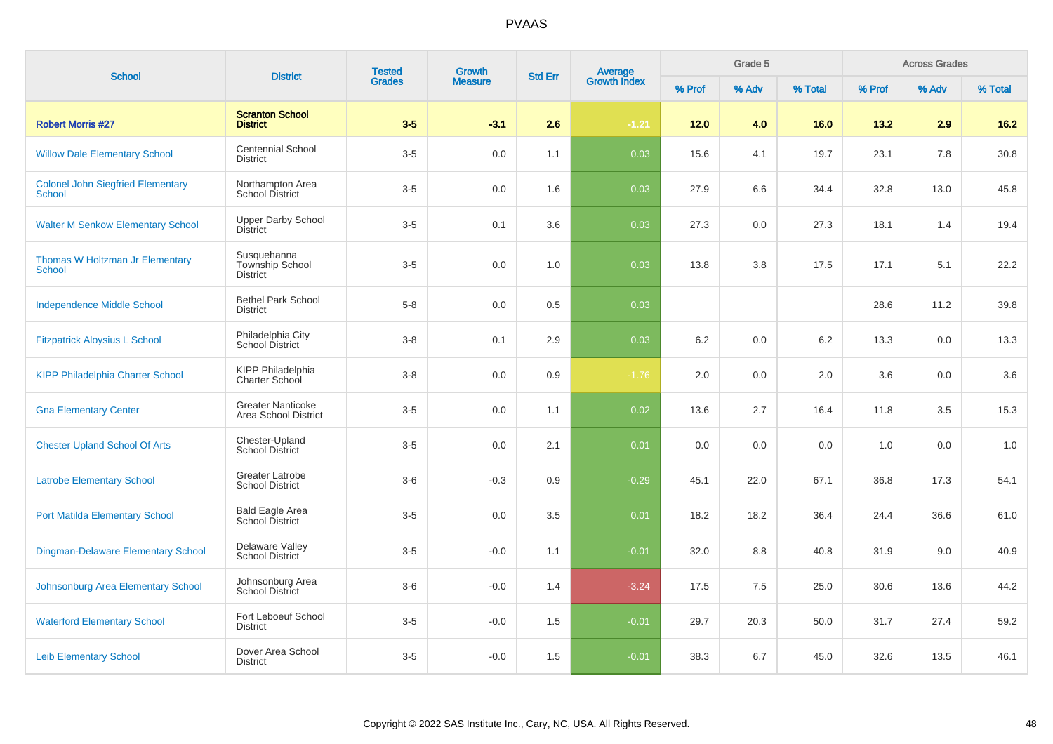# PVAAS

| School | District | Tested Grades | Growth Measure | Std Err | Average Growth Index | Grade 5 | | | Across Grades | | |
|---|---|---|---|---|---|---|---|---|---|---|---|
| | | | | | | % Prof | % Adv | % Total | % Prof | % Adv | % Total |
| **Robert Morris #27** | **Scranton School District** | **3-5** | **-3.1** | **2.6** | **-1.21** | **12.0** | **4.0** | **16.0** | **13.2** | **2.9** | **16.2** |
| Willow Dale Elementary School | Centennial School District | 3-5 | 0.0 | 1.1 | 0.03 | 15.6 | 4.1 | 19.7 | 23.1 | 7.8 | 30.8 |
| Colonel John Siegfried Elementary School | Northampton Area School District | 3-5 | 0.0 | 1.6 | 0.03 | 27.9 | 6.6 | 34.4 | 32.8 | 13.0 | 45.8 |
| Walter M Senkow Elementary School | Upper Darby School District | 3-5 | 0.1 | 3.6 | 0.03 | 27.3 | 0.0 | 27.3 | 18.1 | 1.4 | 19.4 |
| Thomas W Holtzman Jr Elementary School | Susquehanna Township School District | 3-5 | 0.0 | 1.0 | 0.03 | 13.8 | 3.8 | 17.5 | 17.1 | 5.1 | 22.2 |
| Independence Middle School | Bethel Park School District | 5-8 | 0.0 | 0.5 | 0.03 | | | | 28.6 | 11.2 | 39.8 |
| Fitzpatrick Aloysius L School | Philadelphia City School District | 3-8 | 0.1 | 2.9 | 0.03 | 6.2 | 0.0 | 6.2 | 13.3 | 0.0 | 13.3 |
| KIPP Philadelphia Charter School | KIPP Philadelphia Charter School | 3-8 | 0.0 | 0.9 | -1.76 | 2.0 | 0.0 | 2.0 | 3.6 | 0.0 | 3.6 |
| Gna Elementary Center | Greater Nanticoke Area School District | 3-5 | 0.0 | 1.1 | 0.02 | 13.6 | 2.7 | 16.4 | 11.8 | 3.5 | 15.3 |
| Chester Upland School Of Arts | Chester-Upland School District | 3-5 | 0.0 | 2.1 | 0.01 | 0.0 | 0.0 | 0.0 | 1.0 | 0.0 | 1.0 |
| Latrobe Elementary School | Greater Latrobe School District | 3-6 | -0.3 | 0.9 | -0.29 | 45.1 | 22.0 | 67.1 | 36.8 | 17.3 | 54.1 |
| Port Matilda Elementary School | Bald Eagle Area School District | 3-5 | 0.0 | 3.5 | 0.01 | 18.2 | 18.2 | 36.4 | 24.4 | 36.6 | 61.0 |
| Dingman-Delaware Elementary School | Delaware Valley School District | 3-5 | -0.0 | 1.1 | -0.01 | 32.0 | 8.8 | 40.8 | 31.9 | 9.0 | 40.9 |
| Johnsonburg Area Elementary School | Johnsonburg Area School District | 3-6 | -0.0 | 1.4 | -3.24 | 17.5 | 7.5 | 25.0 | 30.6 | 13.6 | 44.2 |
| Waterford Elementary School | Fort Leboeuf School District | 3-5 | -0.0 | 1.5 | -0.01 | 29.7 | 20.3 | 50.0 | 31.7 | 27.4 | 59.2 |
| Leib Elementary School | Dover Area School District | 3-5 | -0.0 | 1.5 | -0.01 | 38.3 | 6.7 | 45.0 | 32.6 | 13.5 | 46.1 |

Copyright © 2022 SAS Institute Inc., Cary, NC, USA. All Rights Reserved.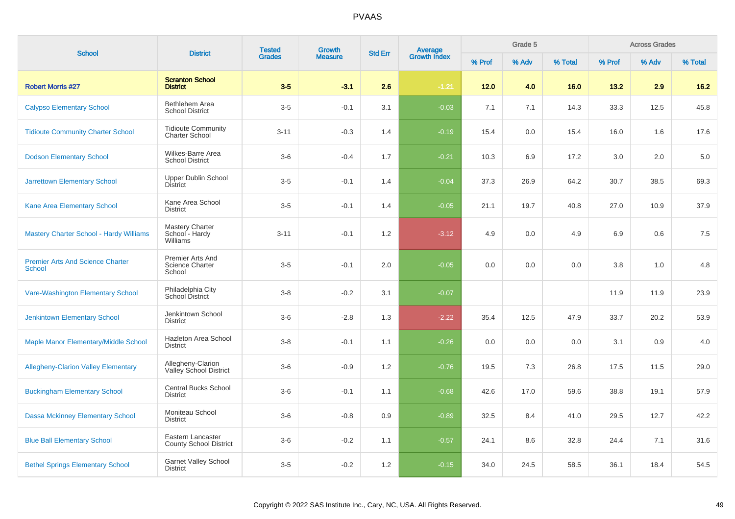# PVAAS

| School | District | Tested Grades | Growth Measure | Std Err | Average Growth Index | Grade 5 | | | Across Grades | | |
|---|---|---|---|---|---|---|---|---|---|---|---|
| | | | | | | % Prof | % Adv | % Total | % Prof | % Adv | % Total |
| **Robert Morris #27** | **Scranton School District** | **3-5** | **-3.1** | **2.6** | **-1.21** | **12.0** | **4.0** | **16.0** | **13.2** | **2.9** | **16.2** |
| Calypso Elementary School | Bethlehem Area School District | 3-5 | -0.1 | 3.1 | -0.03 | 7.1 | 7.1 | 14.3 | 33.3 | 12.5 | 45.8 |
| Tidioute Community Charter School | Tidioute Community Charter School | 3-11 | -0.3 | 1.4 | -0.19 | 15.4 | 0.0 | 15.4 | 16.0 | 1.6 | 17.6 |
| Dodson Elementary School | Wilkes-Barre Area School District | 3-6 | -0.4 | 1.7 | -0.21 | 10.3 | 6.9 | 17.2 | 3.0 | 2.0 | 5.0 |
| Jarrettown Elementary School | Upper Dublin School District | 3-5 | -0.1 | 1.4 | -0.04 | 37.3 | 26.9 | 64.2 | 30.7 | 38.5 | 69.3 |
| Kane Area Elementary School | Kane Area School District | 3-5 | -0.1 | 1.4 | -0.05 | 21.1 | 19.7 | 40.8 | 27.0 | 10.9 | 37.9 |
| Mastery Charter School - Hardy Williams | Mastery Charter School - Hardy Williams | 3-11 | -0.1 | 1.2 | -3.12 | 4.9 | 0.0 | 4.9 | 6.9 | 0.6 | 7.5 |
| Premier Arts And Science Charter School | Premier Arts And Science Charter School | 3-5 | -0.1 | 2.0 | -0.05 | 0.0 | 0.0 | 0.0 | 3.8 | 1.0 | 4.8 |
| Vare-Washington Elementary School | Philadelphia City School District | 3-8 | -0.2 | 3.1 | -0.07 | | | | 11.9 | 11.9 | 23.9 |
| Jenkintown Elementary School | Jenkintown School District | 3-6 | -2.8 | 1.3 | -2.22 | 35.4 | 12.5 | 47.9 | 33.7 | 20.2 | 53.9 |
| Maple Manor Elementary/Middle School | Hazleton Area School District | 3-8 | -0.1 | 1.1 | -0.26 | 0.0 | 0.0 | 0.0 | 3.1 | 0.9 | 4.0 |
| Allegheny-Clarion Valley Elementary | Allegheny-Clarion Valley School District | 3-6 | -0.9 | 1.2 | -0.76 | 19.5 | 7.3 | 26.8 | 17.5 | 11.5 | 29.0 |
| Buckingham Elementary School | Central Bucks School District | 3-6 | -0.1 | 1.1 | -0.68 | 42.6 | 17.0 | 59.6 | 38.8 | 19.1 | 57.9 |
| Dassa Mckinney Elementary School | Moniteau School District | 3-6 | -0.8 | 0.9 | -0.89 | 32.5 | 8.4 | 41.0 | 29.5 | 12.7 | 42.2 |
| Blue Ball Elementary School | Eastern Lancaster County School District | 3-6 | -0.2 | 1.1 | -0.57 | 24.1 | 8.6 | 32.8 | 24.4 | 7.1 | 31.6 |
| Bethel Springs Elementary School | Garnet Valley School District | 3-5 | -0.2 | 1.2 | -0.15 | 34.0 | 24.5 | 58.5 | 36.1 | 18.4 | 54.5 |

Copyright © 2022 SAS Institute Inc., Cary, NC, USA. All Rights Reserved.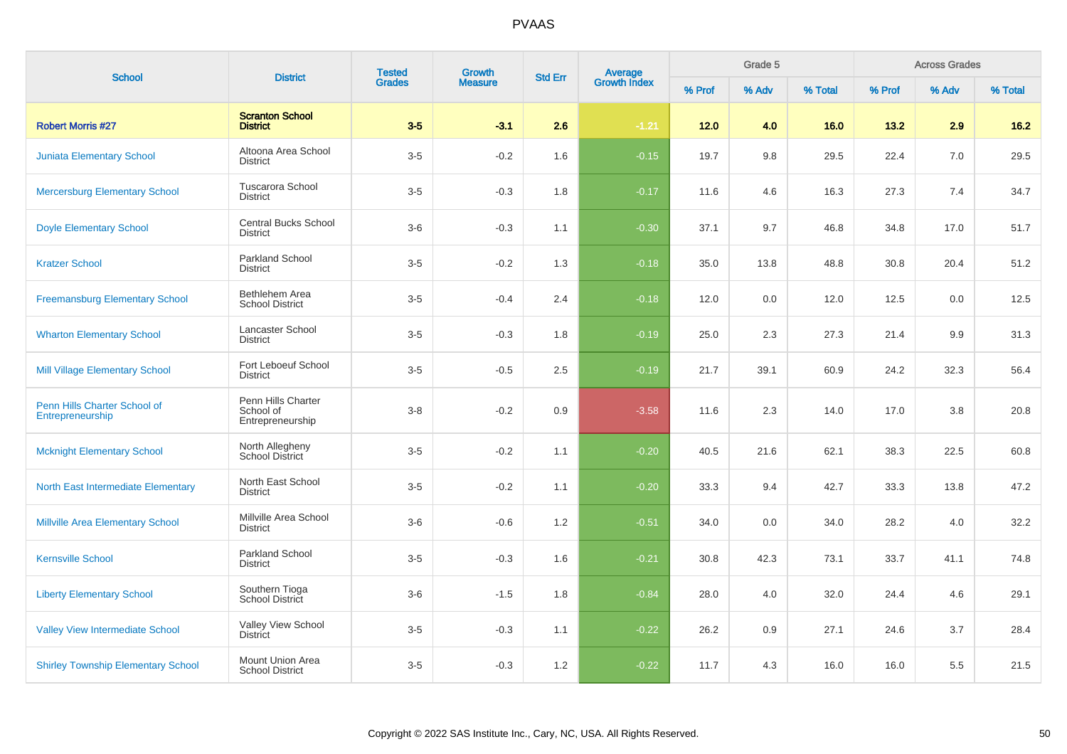# PVAAS

| School | District | Tested Grades | Growth Measure | Std Err | Average Growth Index | Grade 5 | | | Across Grades | | |
|---|---|---|---|---|---|---|---|---|---|---|---|
| | | | | | | % Prof | % Adv | % Total | % Prof | % Adv | % Total |
| **Robert Morris #27** | **Scranton School District** | **3-5** | **-3.1** | **2.6** | **-1.21** | **12.0** | **4.0** | **16.0** | **13.2** | **2.9** | **16.2** |
| Juniata Elementary School | Altoona Area School District | 3-5 | -0.2 | 1.6 | -0.15 | 19.7 | 9.8 | 29.5 | 22.4 | 7.0 | 29.5 |
| Mercersburg Elementary School | Tuscarora School District | 3-5 | -0.3 | 1.8 | -0.17 | 11.6 | 4.6 | 16.3 | 27.3 | 7.4 | 34.7 |
| Doyle Elementary School | Central Bucks School District | 3-6 | -0.3 | 1.1 | -0.30 | 37.1 | 9.7 | 46.8 | 34.8 | 17.0 | 51.7 |
| Kratzer School | Parkland School District | 3-5 | -0.2 | 1.3 | -0.18 | 35.0 | 13.8 | 48.8 | 30.8 | 20.4 | 51.2 |
| Freemansburg Elementary School | Bethlehem Area School District | 3-5 | -0.4 | 2.4 | -0.18 | 12.0 | 0.0 | 12.0 | 12.5 | 0.0 | 12.5 |
| Wharton Elementary School | Lancaster School District | 3-5 | -0.3 | 1.8 | -0.19 | 25.0 | 2.3 | 27.3 | 21.4 | 9.9 | 31.3 |
| Mill Village Elementary School | Fort Leboeuf School District | 3-5 | -0.5 | 2.5 | -0.19 | 21.7 | 39.1 | 60.9 | 24.2 | 32.3 | 56.4 |
| Penn Hills Charter School of Entrepreneurship | Penn Hills Charter School of Entrepreneurship | 3-8 | -0.2 | 0.9 | -3.58 | 11.6 | 2.3 | 14.0 | 17.0 | 3.8 | 20.8 |
| Mcknight Elementary School | North Allegheny School District | 3-5 | -0.2 | 1.1 | -0.20 | 40.5 | 21.6 | 62.1 | 38.3 | 22.5 | 60.8 |
| North East Intermediate Elementary | North East School District | 3-5 | -0.2 | 1.1 | -0.20 | 33.3 | 9.4 | 42.7 | 33.3 | 13.8 | 47.2 |
| Millville Area Elementary School | Millville Area School District | 3-6 | -0.6 | 1.2 | -0.51 | 34.0 | 0.0 | 34.0 | 28.2 | 4.0 | 32.2 |
| Kernsville School | Parkland School District | 3-5 | -0.3 | 1.6 | -0.21 | 30.8 | 42.3 | 73.1 | 33.7 | 41.1 | 74.8 |
| Liberty Elementary School | Southern Tioga School District | 3-6 | -1.5 | 1.8 | -0.84 | 28.0 | 4.0 | 32.0 | 24.4 | 4.6 | 29.1 |
| Valley View Intermediate School | Valley View School District | 3-5 | -0.3 | 1.1 | -0.22 | 26.2 | 0.9 | 27.1 | 24.6 | 3.7 | 28.4 |
| Shirley Township Elementary School | Mount Union Area School District | 3-5 | -0.3 | 1.2 | -0.22 | 11.7 | 4.3 | 16.0 | 16.0 | 5.5 | 21.5 |

Copyright © 2022 SAS Institute Inc., Cary, NC, USA. All Rights Reserved.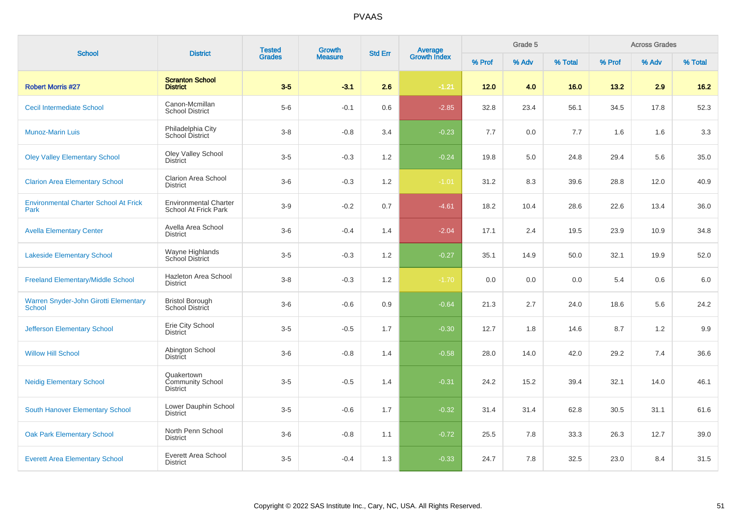# PVAAS

| School | District | Tested Grades | Growth Measure | Std Err | Average Growth Index | Grade 5 | | | Across Grades | | |
|---|---|---|---|---|---|---|---|---|---|---|---|
| | | | | | | % Prof | % Adv | % Total | % Prof | % Adv | % Total |
| **Robert Morris #27** | **Scranton School District** | **3-5** | **-3.1** | **2.6** | **-1.21** | **12.0** | **4.0** | **16.0** | **13.2** | **2.9** | **16.2** |
| Cecil Intermediate School | Canon-Mcmillan School District | 5-6 | -0.1 | 0.6 | -2.85 | 32.8 | 23.4 | 56.1 | 34.5 | 17.8 | 52.3 |
| Munoz-Marin Luis | Philadelphia City School District | 3-8 | -0.8 | 3.4 | -0.23 | 7.7 | 0.0 | 7.7 | 1.6 | 1.6 | 3.3 |
| Oley Valley Elementary School | Oley Valley School District | 3-5 | -0.3 | 1.2 | -0.24 | 19.8 | 5.0 | 24.8 | 29.4 | 5.6 | 35.0 |
| Clarion Area Elementary School | Clarion Area School District | 3-6 | -0.3 | 1.2 | -1.01 | 31.2 | 8.3 | 39.6 | 28.8 | 12.0 | 40.9 |
| Environmental Charter School At Frick Park | Environmental Charter School At Frick Park | 3-9 | -0.2 | 0.7 | -4.61 | 18.2 | 10.4 | 28.6 | 22.6 | 13.4 | 36.0 |
| Avella Elementary Center | Avella Area School District | 3-6 | -0.4 | 1.4 | -2.04 | 17.1 | 2.4 | 19.5 | 23.9 | 10.9 | 34.8 |
| Lakeside Elementary School | Wayne Highlands School District | 3-5 | -0.3 | 1.2 | -0.27 | 35.1 | 14.9 | 50.0 | 32.1 | 19.9 | 52.0 |
| Freeland Elementary/Middle School | Hazleton Area School District | 3-8 | -0.3 | 1.2 | -1.70 | 0.0 | 0.0 | 0.0 | 5.4 | 0.6 | 6.0 |
| Warren Snyder-John Girotti Elementary School | Bristol Borough School District | 3-6 | -0.6 | 0.9 | -0.64 | 21.3 | 2.7 | 24.0 | 18.6 | 5.6 | 24.2 |
| Jefferson Elementary School | Erie City School District | 3-5 | -0.5 | 1.7 | -0.30 | 12.7 | 1.8 | 14.6 | 8.7 | 1.2 | 9.9 |
| Willow Hill School | Abington School District | 3-6 | -0.8 | 1.4 | -0.58 | 28.0 | 14.0 | 42.0 | 29.2 | 7.4 | 36.6 |
| Neidig Elementary School | Quakertown Community School District | 3-5 | -0.5 | 1.4 | -0.31 | 24.2 | 15.2 | 39.4 | 32.1 | 14.0 | 46.1 |
| South Hanover Elementary School | Lower Dauphin School District | 3-5 | -0.6 | 1.7 | -0.32 | 31.4 | 31.4 | 62.8 | 30.5 | 31.1 | 61.6 |
| Oak Park Elementary School | North Penn School District | 3-6 | -0.8 | 1.1 | -0.72 | 25.5 | 7.8 | 33.3 | 26.3 | 12.7 | 39.0 |
| Everett Area Elementary School | Everett Area School District | 3-5 | -0.4 | 1.3 | -0.33 | 24.7 | 7.8 | 32.5 | 23.0 | 8.4 | 31.5 |

Copyright © 2022 SAS Institute Inc., Cary, NC, USA. All Rights Reserved.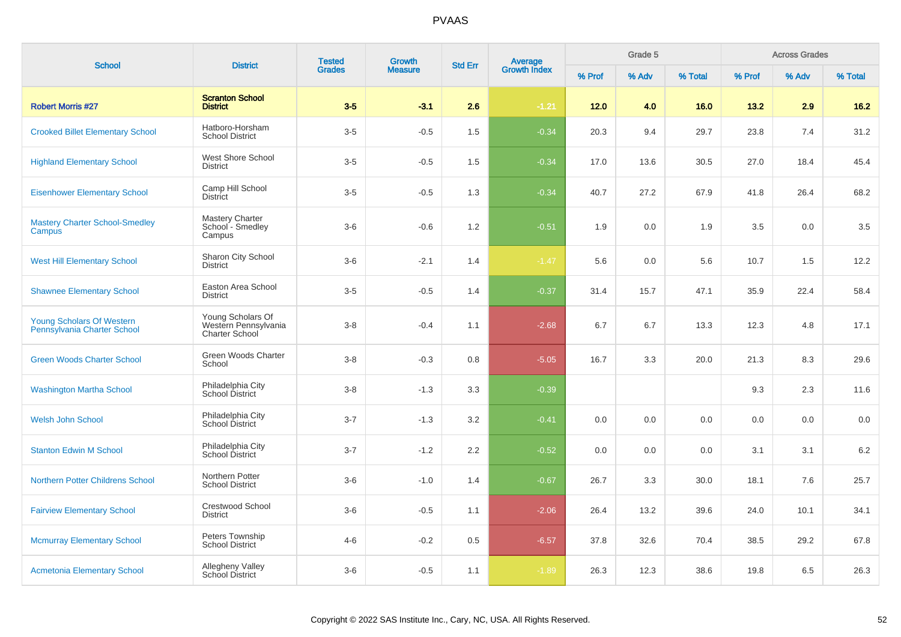# PVAAS

| School | District | Tested Grades | Growth Measure | Std Err | Average Growth Index | Grade 5 | | | Across Grades | | |
|---|---|---|---|---|---|---|---|---|---|---|---|
| | | | | | | % Prof | % Adv | % Total | % Prof | % Adv | % Total |
| **Robert Morris #27** | **Scranton School District** | **3-5** | **-3.1** | **2.6** | **-1.21** | **12.0** | **4.0** | **16.0** | **13.2** | **2.9** | **16.2** |
| Crooked Billet Elementary School | Hatboro-Horsham School District | 3-5 | -0.5 | 1.5 | -0.34 | 20.3 | 9.4 | 29.7 | 23.8 | 7.4 | 31.2 |
| Highland Elementary School | West Shore School District | 3-5 | -0.5 | 1.5 | -0.34 | 17.0 | 13.6 | 30.5 | 27.0 | 18.4 | 45.4 |
| Eisenhower Elementary School | Camp Hill School District | 3-5 | -0.5 | 1.3 | -0.34 | 40.7 | 27.2 | 67.9 | 41.8 | 26.4 | 68.2 |
| Mastery Charter School-Smedley Campus | Mastery Charter School - Smedley Campus | 3-6 | -0.6 | 1.2 | -0.51 | 1.9 | 0.0 | 1.9 | 3.5 | 0.0 | 3.5 |
| West Hill Elementary School | Sharon City School District | 3-6 | -2.1 | 1.4 | -1.47 | 5.6 | 0.0 | 5.6 | 10.7 | 1.5 | 12.2 |
| Shawnee Elementary School | Easton Area School District | 3-5 | -0.5 | 1.4 | -0.37 | 31.4 | 15.7 | 47.1 | 35.9 | 22.4 | 58.4 |
| Young Scholars Of Western Pennsylvania Charter School | Young Scholars Of Western Pennsylvania Charter School | 3-8 | -0.4 | 1.1 | -2.68 | 6.7 | 6.7 | 13.3 | 12.3 | 4.8 | 17.1 |
| Green Woods Charter School | Green Woods Charter School | 3-8 | -0.3 | 0.8 | -5.05 | 16.7 | 3.3 | 20.0 | 21.3 | 8.3 | 29.6 |
| Washington Martha School | Philadelphia City School District | 3-8 | -1.3 | 3.3 | -0.39 | | | | 9.3 | 2.3 | 11.6 |
| Welsh John School | Philadelphia City School District | 3-7 | -1.3 | 3.2 | -0.41 | 0.0 | 0.0 | 0.0 | 0.0 | 0.0 | 0.0 |
| Stanton Edwin M School | Philadelphia City School District | 3-7 | -1.2 | 2.2 | -0.52 | 0.0 | 0.0 | 0.0 | 3.1 | 3.1 | 6.2 |
| Northern Potter Childrens School | Northern Potter School District | 3-6 | -1.0 | 1.4 | -0.67 | 26.7 | 3.3 | 30.0 | 18.1 | 7.6 | 25.7 |
| Fairview Elementary School | Crestwood School District | 3-6 | -0.5 | 1.1 | -2.06 | 26.4 | 13.2 | 39.6 | 24.0 | 10.1 | 34.1 |
| Mcmurray Elementary School | Peters Township School District | 4-6 | -0.2 | 0.5 | -6.57 | 37.8 | 32.6 | 70.4 | 38.5 | 29.2 | 67.8 |
| Acmetonia Elementary School | Allegheny Valley School District | 3-6 | -0.5 | 1.1 | -1.89 | 26.3 | 12.3 | 38.6 | 19.8 | 6.5 | 26.3 |

Copyright © 2022 SAS Institute Inc., Cary, NC, USA. All Rights Reserved.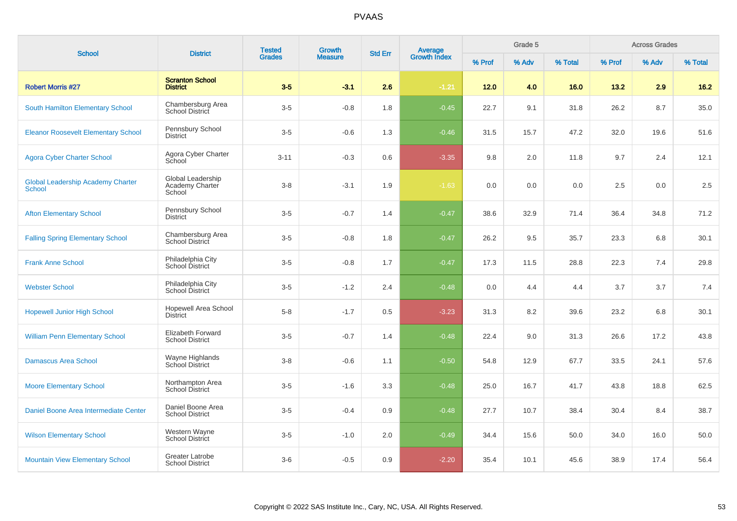# PVAAS

| School | District | Tested Grades | Growth Measure | Std Err | Average Growth Index | Grade 5 | | | Across Grades | | |
|---|---|---|---|---|---|---|---|---|---|---|---|
| | | | | | | % Prof | % Adv | % Total | % Prof | % Adv | % Total |
| **Robert Morris #27** | **Scranton School District** | **3-5** | **-3.1** | **2.6** | **-1.21** | **12.0** | **4.0** | **16.0** | **13.2** | **2.9** | **16.2** |
| South Hamilton Elementary School | Chambersburg Area School District | 3-5 | -0.8 | 1.8 | -0.45 | 22.7 | 9.1 | 31.8 | 26.2 | 8.7 | 35.0 |
| Eleanor Roosevelt Elementary School | Pennsbury School District | 3-5 | -0.6 | 1.3 | -0.46 | 31.5 | 15.7 | 47.2 | 32.0 | 19.6 | 51.6 |
| Agora Cyber Charter School | Agora Cyber Charter School | 3-11 | -0.3 | 0.6 | -3.35 | 9.8 | 2.0 | 11.8 | 9.7 | 2.4 | 12.1 |
| Global Leadership Academy Charter School | Global Leadership Academy Charter School | 3-8 | -3.1 | 1.9 | -1.63 | 0.0 | 0.0 | 0.0 | 2.5 | 0.0 | 2.5 |
| Afton Elementary School | Pennsbury School District | 3-5 | -0.7 | 1.4 | -0.47 | 38.6 | 32.9 | 71.4 | 36.4 | 34.8 | 71.2 |
| Falling Spring Elementary School | Chambersburg Area School District | 3-5 | -0.8 | 1.8 | -0.47 | 26.2 | 9.5 | 35.7 | 23.3 | 6.8 | 30.1 |
| Frank Anne School | Philadelphia City School District | 3-5 | -0.8 | 1.7 | -0.47 | 17.3 | 11.5 | 28.8 | 22.3 | 7.4 | 29.8 |
| Webster School | Philadelphia City School District | 3-5 | -1.2 | 2.4 | -0.48 | 0.0 | 4.4 | 4.4 | 3.7 | 3.7 | 7.4 |
| Hopewell Junior High School | Hopewell Area School District | 5-8 | -1.7 | 0.5 | -3.23 | 31.3 | 8.2 | 39.6 | 23.2 | 6.8 | 30.1 |
| William Penn Elementary School | Elizabeth Forward School District | 3-5 | -0.7 | 1.4 | -0.48 | 22.4 | 9.0 | 31.3 | 26.6 | 17.2 | 43.8 |
| Damascus Area School | Wayne Highlands School District | 3-8 | -0.6 | 1.1 | -0.50 | 54.8 | 12.9 | 67.7 | 33.5 | 24.1 | 57.6 |
| Moore Elementary School | Northampton Area School District | 3-5 | -1.6 | 3.3 | -0.48 | 25.0 | 16.7 | 41.7 | 43.8 | 18.8 | 62.5 |
| Daniel Boone Area Intermediate Center | Daniel Boone Area School District | 3-5 | -0.4 | 0.9 | -0.48 | 27.7 | 10.7 | 38.4 | 30.4 | 8.4 | 38.7 |
| Wilson Elementary School | Western Wayne School District | 3-5 | -1.0 | 2.0 | -0.49 | 34.4 | 15.6 | 50.0 | 34.0 | 16.0 | 50.0 |
| Mountain View Elementary School | Greater Latrobe School District | 3-6 | -0.5 | 0.9 | -2.20 | 35.4 | 10.1 | 45.6 | 38.9 | 17.4 | 56.4 |

Copyright © 2022 SAS Institute Inc., Cary, NC, USA. All Rights Reserved.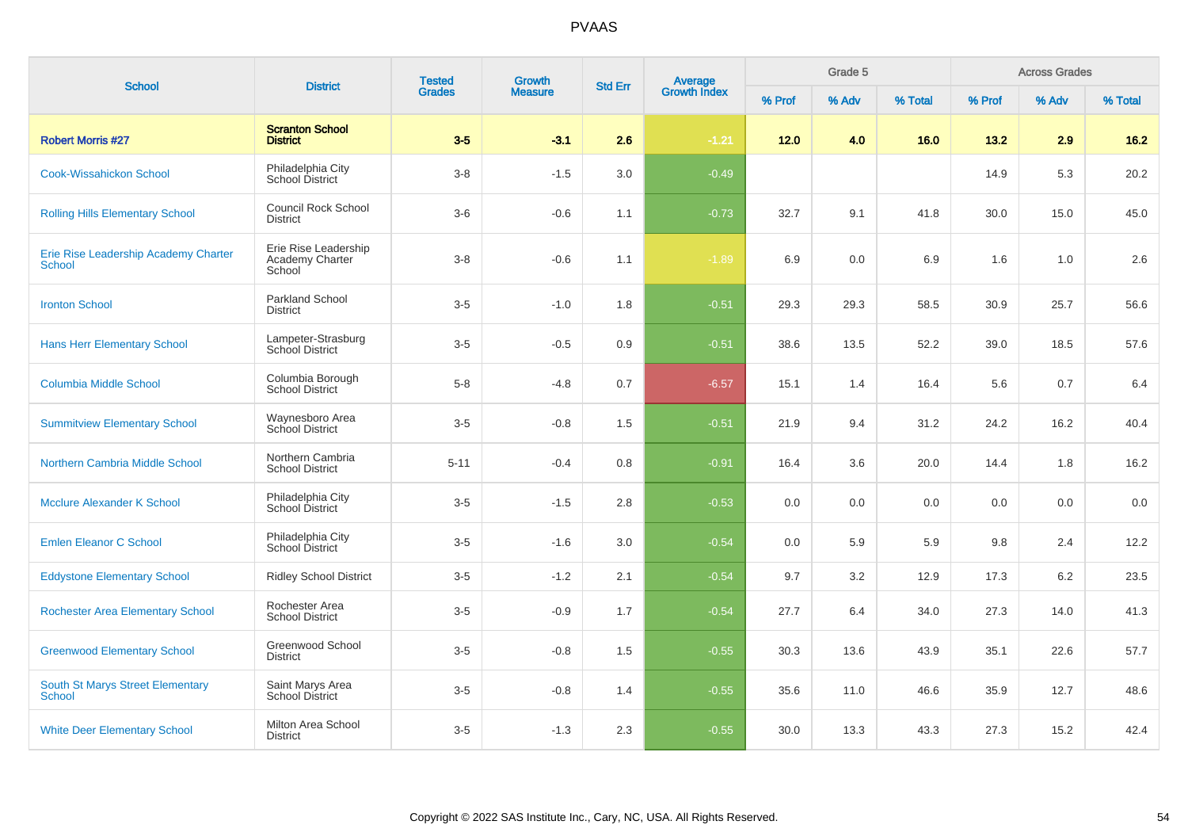# PVAAS

| School | District | Tested Grades | Growth Measure | Std Err | Average Growth Index | Grade 5 | | | Across Grades | | |
|---|---|---|---|---|---|---|---|---|---|---|---|
| | | | | | | % Prof | % Adv | % Total | % Prof | % Adv | % Total |
| **Robert Morris #27** | **Scranton School District** | **3-5** | **-3.1** | **2.6** | **-1.21** | **12.0** | **4.0** | **16.0** | **13.2** | **2.9** | **16.2** |
| Cook-Wissahickon School | Philadelphia City School District | 3-8 | -1.5 | 3.0 | -0.49 | | | | 14.9 | 5.3 | 20.2 |
| Rolling Hills Elementary School | Council Rock School District | 3-6 | -0.6 | 1.1 | -0.73 | 32.7 | 9.1 | 41.8 | 30.0 | 15.0 | 45.0 |
| Erie Rise Leadership Academy Charter School | Erie Rise Leadership Academy Charter School | 3-8 | -0.6 | 1.1 | -1.89 | 6.9 | 0.0 | 6.9 | 1.6 | 1.0 | 2.6 |
| Ironton School | Parkland School District | 3-5 | -1.0 | 1.8 | -0.51 | 29.3 | 29.3 | 58.5 | 30.9 | 25.7 | 56.6 |
| Hans Herr Elementary School | Lampeter-Strasburg School District | 3-5 | -0.5 | 0.9 | -0.51 | 38.6 | 13.5 | 52.2 | 39.0 | 18.5 | 57.6 |
| Columbia Middle School | Columbia Borough School District | 5-8 | -4.8 | 0.7 | -6.57 | 15.1 | 1.4 | 16.4 | 5.6 | 0.7 | 6.4 |
| Summitview Elementary School | Waynesboro Area School District | 3-5 | -0.8 | 1.5 | -0.51 | 21.9 | 9.4 | 31.2 | 24.2 | 16.2 | 40.4 |
| Northern Cambria Middle School | Northern Cambria School District | 5-11 | -0.4 | 0.8 | -0.91 | 16.4 | 3.6 | 20.0 | 14.4 | 1.8 | 16.2 |
| Mcclure Alexander K School | Philadelphia City School District | 3-5 | -1.5 | 2.8 | -0.53 | 0.0 | 0.0 | 0.0 | 0.0 | 0.0 | 0.0 |
| Emlen Eleanor C School | Philadelphia City School District | 3-5 | -1.6 | 3.0 | -0.54 | 0.0 | 5.9 | 5.9 | 9.8 | 2.4 | 12.2 |
| Eddystone Elementary School | Ridley School District | 3-5 | -1.2 | 2.1 | -0.54 | 9.7 | 3.2 | 12.9 | 17.3 | 6.2 | 23.5 |
| Rochester Area Elementary School | Rochester Area School District | 3-5 | -0.9 | 1.7 | -0.54 | 27.7 | 6.4 | 34.0 | 27.3 | 14.0 | 41.3 |
| Greenwood Elementary School | Greenwood School District | 3-5 | -0.8 | 1.5 | -0.55 | 30.3 | 13.6 | 43.9 | 35.1 | 22.6 | 57.7 |
| South St Marys Street Elementary School | Saint Marys Area School District | 3-5 | -0.8 | 1.4 | -0.55 | 35.6 | 11.0 | 46.6 | 35.9 | 12.7 | 48.6 |
| White Deer Elementary School | Milton Area School District | 3-5 | -1.3 | 2.3 | -0.55 | 30.0 | 13.3 | 43.3 | 27.3 | 15.2 | 42.4 |

Copyright © 2022 SAS Institute Inc., Cary, NC, USA. All Rights Reserved.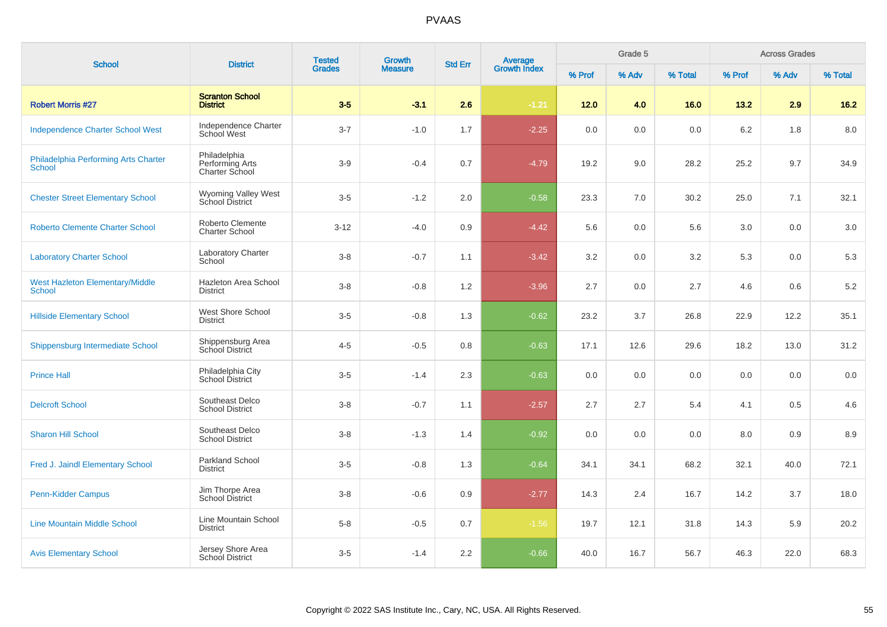| School | District | Tested Grades | Growth Measure | Std Err | Average Growth Index | Grade 5 | | | Across Grades | | |
|---|---|---|---|---|---|---|---|---|---|---|---|
| | | | | | | % Prof | % Adv | % Total | % Prof | % Adv | % Total |
| **Robert Morris #27** | **Scranton School District** | **3-5** | **-3.1** | **2.6** | **-1.21** | **12.0** | **4.0** | **16.0** | **13.2** | **2.9** | **16.2** |
| Independence Charter School West | Independence Charter School West | 3-7 | -1.0 | 1.7 | -2.25 | 0.0 | 0.0 | 0.0 | 6.2 | 1.8 | 8.0 |
| Philadelphia Performing Arts Charter School | Philadelphia Performing Arts Charter School | 3-9 | -0.4 | 0.7 | -4.79 | 19.2 | 9.0 | 28.2 | 25.2 | 9.7 | 34.9 |
| Chester Street Elementary School | Wyoming Valley West School District | 3-5 | -1.2 | 2.0 | -0.58 | 23.3 | 7.0 | 30.2 | 25.0 | 7.1 | 32.1 |
| Roberto Clemente Charter School | Roberto Clemente Charter School | 3-12 | -4.0 | 0.9 | -4.42 | 5.6 | 0.0 | 5.6 | 3.0 | 0.0 | 3.0 |
| Laboratory Charter School | Laboratory Charter School | 3-8 | -0.7 | 1.1 | -3.42 | 3.2 | 0.0 | 3.2 | 5.3 | 0.0 | 5.3 |
| West Hazleton Elementary/Middle School | Hazleton Area School District | 3-8 | -0.8 | 1.2 | -3.96 | 2.7 | 0.0 | 2.7 | 4.6 | 0.6 | 5.2 |
| Hillside Elementary School | West Shore School District | 3-5 | -0.8 | 1.3 | -0.62 | 23.2 | 3.7 | 26.8 | 22.9 | 12.2 | 35.1 |
| Shippensburg Intermediate School | Shippensburg Area School District | 4-5 | -0.5 | 0.8 | -0.63 | 17.1 | 12.6 | 29.6 | 18.2 | 13.0 | 31.2 |
| Prince Hall | Philadelphia City School District | 3-5 | -1.4 | 2.3 | -0.63 | 0.0 | 0.0 | 0.0 | 0.0 | 0.0 | 0.0 |
| Delcroft School | Southeast Delco School District | 3-8 | -0.7 | 1.1 | -2.57 | 2.7 | 2.7 | 5.4 | 4.1 | 0.5 | 4.6 |
| Sharon Hill School | Southeast Delco School District | 3-8 | -1.3 | 1.4 | -0.92 | 0.0 | 0.0 | 0.0 | 8.0 | 0.9 | 8.9 |
| Fred J. Jaindl Elementary School | Parkland School District | 3-5 | -0.8 | 1.3 | -0.64 | 34.1 | 34.1 | 68.2 | 32.1 | 40.0 | 72.1 |
| Penn-Kidder Campus | Jim Thorpe Area School District | 3-8 | -0.6 | 0.9 | -2.77 | 14.3 | 2.4 | 16.7 | 14.2 | 3.7 | 18.0 |
| Line Mountain Middle School | Line Mountain School District | 5-8 | -0.5 | 0.7 | -1.56 | 19.7 | 12.1 | 31.8 | 14.3 | 5.9 | 20.2 |
| Avis Elementary School | Jersey Shore Area School District | 3-5 | -1.4 | 2.2 | -0.66 | 40.0 | 16.7 | 56.7 | 46.3 | 22.0 | 68.3 |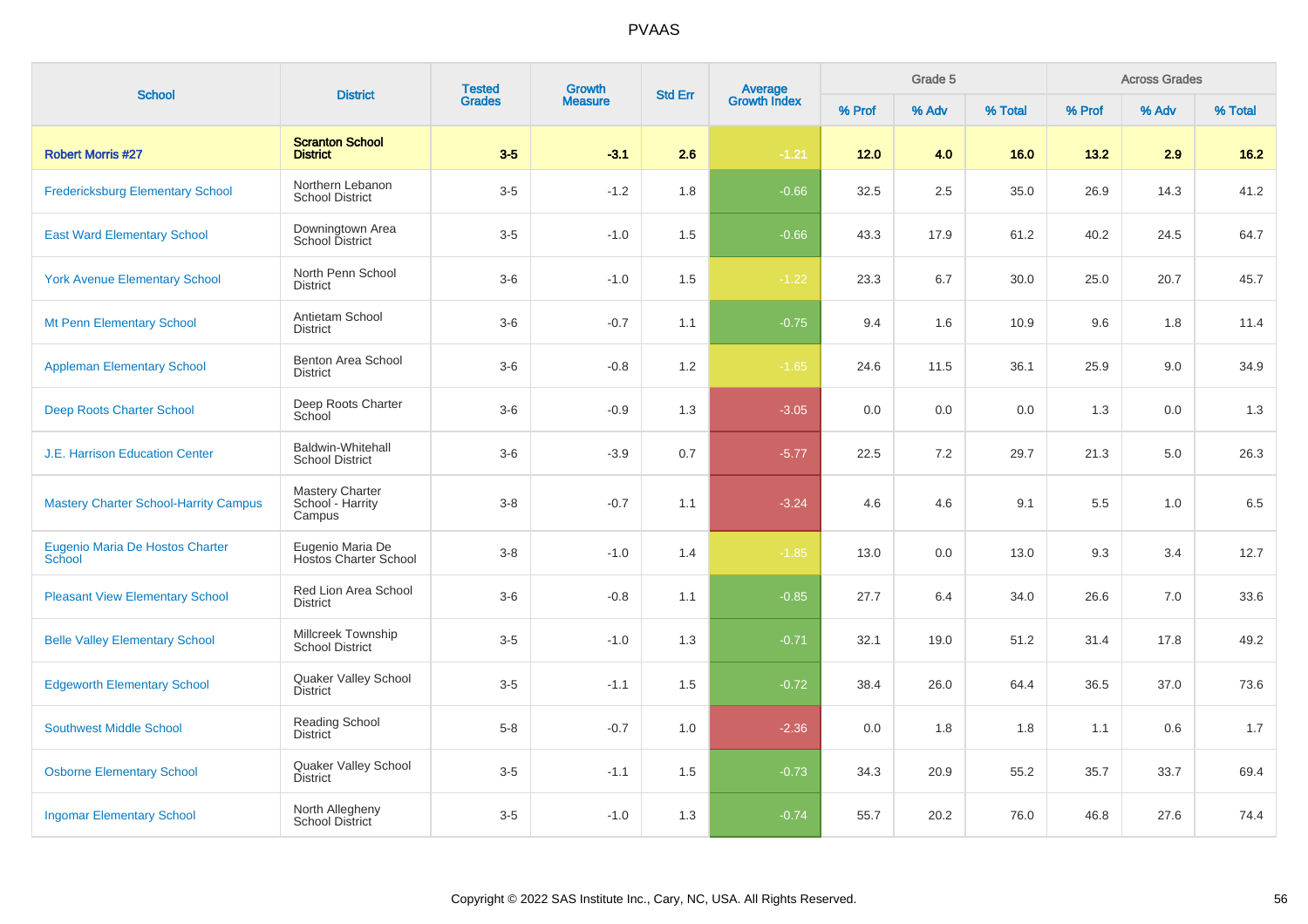# PVAAS

| School | District | Tested Grades | Growth Measure | Std Err | Average Growth Index | Grade 5 | | | Across Grades | | |
|---|---|---|---|---|---|---|---|---|---|---|---|
| | | | | | | % Prof | % Adv | % Total | % Prof | % Adv | % Total |
| **Robert Morris #27** | **Scranton School District** | **3-5** | **-3.1** | **2.6** | **-1.21** | **12.0** | **4.0** | **16.0** | **13.2** | **2.9** | **16.2** |
| Fredericksburg Elementary School | Northern Lebanon School District | 3-5 | -1.2 | 1.8 | -0.66 | 32.5 | 2.5 | 35.0 | 26.9 | 14.3 | 41.2 |
| East Ward Elementary School | Downingtown Area School District | 3-5 | -1.0 | 1.5 | -0.66 | 43.3 | 17.9 | 61.2 | 40.2 | 24.5 | 64.7 |
| York Avenue Elementary School | North Penn School District | 3-6 | -1.0 | 1.5 | -1.22 | 23.3 | 6.7 | 30.0 | 25.0 | 20.7 | 45.7 |
| Mt Penn Elementary School | Antietam School District | 3-6 | -0.7 | 1.1 | -0.75 | 9.4 | 1.6 | 10.9 | 9.6 | 1.8 | 11.4 |
| Appleman Elementary School | Benton Area School District | 3-6 | -0.8 | 1.2 | -1.65 | 24.6 | 11.5 | 36.1 | 25.9 | 9.0 | 34.9 |
| Deep Roots Charter School | Deep Roots Charter School | 3-6 | -0.9 | 1.3 | -3.05 | 0.0 | 0.0 | 0.0 | 1.3 | 0.0 | 1.3 |
| J.E. Harrison Education Center | Baldwin-Whitehall School District | 3-6 | -3.9 | 0.7 | -5.77 | 22.5 | 7.2 | 29.7 | 21.3 | 5.0 | 26.3 |
| Mastery Charter School-Harrity Campus | Mastery Charter School - Harrity Campus | 3-8 | -0.7 | 1.1 | -3.24 | 4.6 | 4.6 | 9.1 | 5.5 | 1.0 | 6.5 |
| Eugenio Maria De Hostos Charter School | Eugenio Maria De Hostos Charter School | 3-8 | -1.0 | 1.4 | -1.85 | 13.0 | 0.0 | 13.0 | 9.3 | 3.4 | 12.7 |
| Pleasant View Elementary School | Red Lion Area School District | 3-6 | -0.8 | 1.1 | -0.85 | 27.7 | 6.4 | 34.0 | 26.6 | 7.0 | 33.6 |
| Belle Valley Elementary School | Millcreek Township School District | 3-5 | -1.0 | 1.3 | -0.71 | 32.1 | 19.0 | 51.2 | 31.4 | 17.8 | 49.2 |
| Edgeworth Elementary School | Quaker Valley School District | 3-5 | -1.1 | 1.5 | -0.72 | 38.4 | 26.0 | 64.4 | 36.5 | 37.0 | 73.6 |
| Southwest Middle School | Reading School District | 5-8 | -0.7 | 1.0 | -2.36 | 0.0 | 1.8 | 1.8 | 1.1 | 0.6 | 1.7 |
| Osborne Elementary School | Quaker Valley School District | 3-5 | -1.1 | 1.5 | -0.73 | 34.3 | 20.9 | 55.2 | 35.7 | 33.7 | 69.4 |
| Ingomar Elementary School | North Allegheny School District | 3-5 | -1.0 | 1.3 | -0.74 | 55.7 | 20.2 | 76.0 | 46.8 | 27.6 | 74.4 |

Copyright © 2022 SAS Institute Inc., Cary, NC, USA. All Rights Reserved.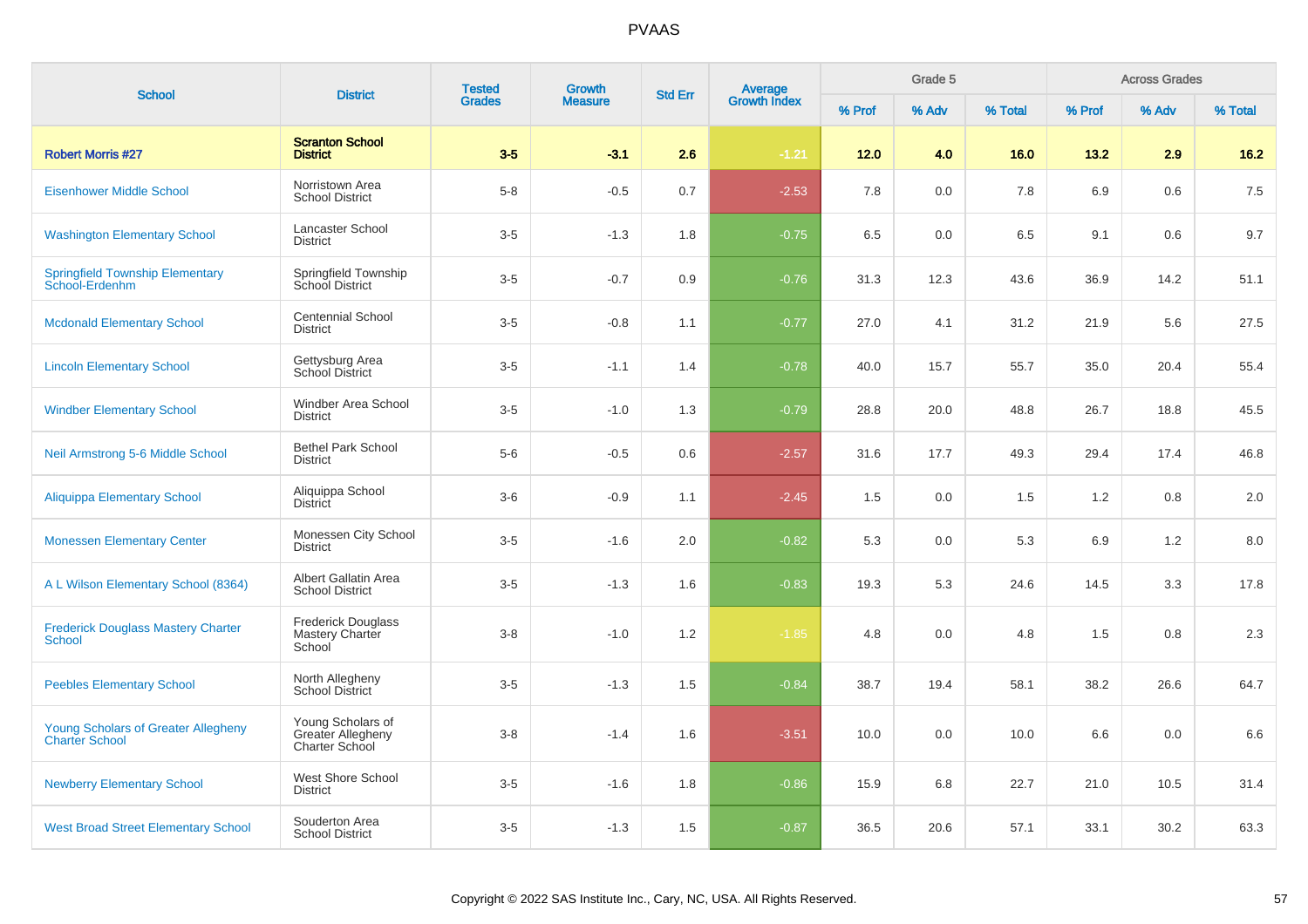# PVAAS

| School | District | Tested Grades | Growth Measure | Std Err | Average Growth Index | Grade 5 | | | Across Grades | | |
|---|---|---|---|---|---|---|---|---|---|---|---|
| | | | | | | % Prof | % Adv | % Total | % Prof | % Adv | % Total |
| **Robert Morris #27** | **Scranton School District** | **3-5** | **-3.1** | **2.6** | **-1.21** | **12.0** | **4.0** | **16.0** | **13.2** | **2.9** | **16.2** |
| Eisenhower Middle School | Norristown Area School District | 5-8 | -0.5 | 0.7 | -2.53 | 7.8 | 0.0 | 7.8 | 6.9 | 0.6 | 7.5 |
| Washington Elementary School | Lancaster School District | 3-5 | -1.3 | 1.8 | -0.75 | 6.5 | 0.0 | 6.5 | 9.1 | 0.6 | 9.7 |
| Springfield Township Elementary School-Erdenhm | Springfield Township School District | 3-5 | -0.7 | 0.9 | -0.76 | 31.3 | 12.3 | 43.6 | 36.9 | 14.2 | 51.1 |
| Mcdonald Elementary School | Centennial School District | 3-5 | -0.8 | 1.1 | -0.77 | 27.0 | 4.1 | 31.2 | 21.9 | 5.6 | 27.5 |
| Lincoln Elementary School | Gettysburg Area School District | 3-5 | -1.1 | 1.4 | -0.78 | 40.0 | 15.7 | 55.7 | 35.0 | 20.4 | 55.4 |
| Windber Elementary School | Windber Area School District | 3-5 | -1.0 | 1.3 | -0.79 | 28.8 | 20.0 | 48.8 | 26.7 | 18.8 | 45.5 |
| Neil Armstrong 5-6 Middle School | Bethel Park School District | 5-6 | -0.5 | 0.6 | -2.57 | 31.6 | 17.7 | 49.3 | 29.4 | 17.4 | 46.8 |
| Aliquippa Elementary School | Aliquippa School District | 3-6 | -0.9 | 1.1 | -2.45 | 1.5 | 0.0 | 1.5 | 1.2 | 0.8 | 2.0 |
| Monessen Elementary Center | Monessen City School District | 3-5 | -1.6 | 2.0 | -0.82 | 5.3 | 0.0 | 5.3 | 6.9 | 1.2 | 8.0 |
| A L Wilson Elementary School (8364) | Albert Gallatin Area School District | 3-5 | -1.3 | 1.6 | -0.83 | 19.3 | 5.3 | 24.6 | 14.5 | 3.3 | 17.8 |
| Frederick Douglass Mastery Charter School | Frederick Douglass Mastery Charter School | 3-8 | -1.0 | 1.2 | -1.85 | 4.8 | 0.0 | 4.8 | 1.5 | 0.8 | 2.3 |
| Peebles Elementary School | North Allegheny School District | 3-5 | -1.3 | 1.5 | -0.84 | 38.7 | 19.4 | 58.1 | 38.2 | 26.6 | 64.7 |
| Young Scholars of Greater Allegheny Charter School | Young Scholars of Greater Allegheny Charter School | 3-8 | -1.4 | 1.6 | -3.51 | 10.0 | 0.0 | 10.0 | 6.6 | 0.0 | 6.6 |
| Newberry Elementary School | West Shore School District | 3-5 | -1.6 | 1.8 | -0.86 | 15.9 | 6.8 | 22.7 | 21.0 | 10.5 | 31.4 |
| West Broad Street Elementary School | Souderton Area School District | 3-5 | -1.3 | 1.5 | -0.87 | 36.5 | 20.6 | 57.1 | 33.1 | 30.2 | 63.3 |

Copyright © 2022 SAS Institute Inc., Cary, NC, USA. All Rights Reserved.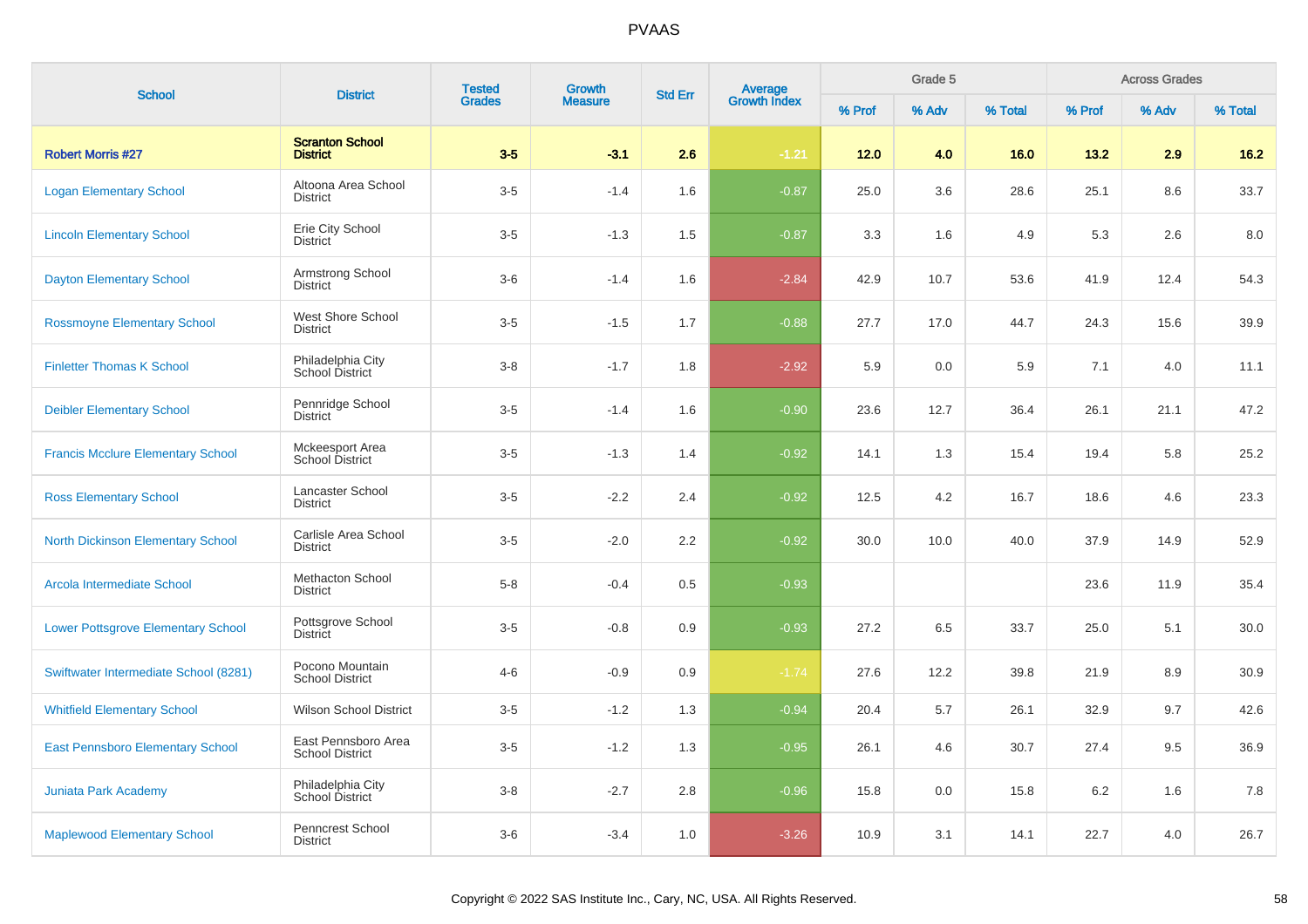# PVAAS

| School | District | Tested Grades | Growth Measure | Std Err | Average Growth Index | Grade 5 | | | Across Grades | | |
|---|---|---|---|---|---|---|---|---|---|---|---|
| | | | | | | % Prof | % Adv | % Total | % Prof | % Adv | % Total |
| **Robert Morris #27** | **Scranton School District** | **3-5** | **-3.1** | **2.6** | **-1.21** | **12.0** | **4.0** | **16.0** | **13.2** | **2.9** | **16.2** |
| Logan Elementary School | Altoona Area School District | 3-5 | -1.4 | 1.6 | -0.87 | 25.0 | 3.6 | 28.6 | 25.1 | 8.6 | 33.7 |
| Lincoln Elementary School | Erie City School District | 3-5 | -1.3 | 1.5 | -0.87 | 3.3 | 1.6 | 4.9 | 5.3 | 2.6 | 8.0 |
| Dayton Elementary School | Armstrong School District | 3-6 | -1.4 | 1.6 | -2.84 | 42.9 | 10.7 | 53.6 | 41.9 | 12.4 | 54.3 |
| Rossmoyne Elementary School | West Shore School District | 3-5 | -1.5 | 1.7 | -0.88 | 27.7 | 17.0 | 44.7 | 24.3 | 15.6 | 39.9 |
| Finletter Thomas K School | Philadelphia City School District | 3-8 | -1.7 | 1.8 | -2.92 | 5.9 | 0.0 | 5.9 | 7.1 | 4.0 | 11.1 |
| Deibler Elementary School | Pennridge School District | 3-5 | -1.4 | 1.6 | -0.90 | 23.6 | 12.7 | 36.4 | 26.1 | 21.1 | 47.2 |
| Francis Mcclure Elementary School | Mckeesport Area School District | 3-5 | -1.3 | 1.4 | -0.92 | 14.1 | 1.3 | 15.4 | 19.4 | 5.8 | 25.2 |
| Ross Elementary School | Lancaster School District | 3-5 | -2.2 | 2.4 | -0.92 | 12.5 | 4.2 | 16.7 | 18.6 | 4.6 | 23.3 |
| North Dickinson Elementary School | Carlisle Area School District | 3-5 | -2.0 | 2.2 | -0.92 | 30.0 | 10.0 | 40.0 | 37.9 | 14.9 | 52.9 |
| Arcola Intermediate School | Methacton School District | 5-8 | -0.4 | 0.5 | -0.93 | | | | 23.6 | 11.9 | 35.4 |
| Lower Pottsgrove Elementary School | Pottsgrove School District | 3-5 | -0.8 | 0.9 | -0.93 | 27.2 | 6.5 | 33.7 | 25.0 | 5.1 | 30.0 |
| Swiftwater Intermediate School (8281) | Pocono Mountain School District | 4-6 | -0.9 | 0.9 | -1.74 | 27.6 | 12.2 | 39.8 | 21.9 | 8.9 | 30.9 |
| Whitfield Elementary School | Wilson School District | 3-5 | -1.2 | 1.3 | -0.94 | 20.4 | 5.7 | 26.1 | 32.9 | 9.7 | 42.6 |
| East Pennsboro Elementary School | East Pennsboro Area School District | 3-5 | -1.2 | 1.3 | -0.95 | 26.1 | 4.6 | 30.7 | 27.4 | 9.5 | 36.9 |
| Juniata Park Academy | Philadelphia City School District | 3-8 | -2.7 | 2.8 | -0.96 | 15.8 | 0.0 | 15.8 | 6.2 | 1.6 | 7.8 |
| Maplewood Elementary School | Penncrest School District | 3-6 | -3.4 | 1.0 | -3.26 | 10.9 | 3.1 | 14.1 | 22.7 | 4.0 | 26.7 |

Copyright © 2022 SAS Institute Inc., Cary, NC, USA. All Rights Reserved.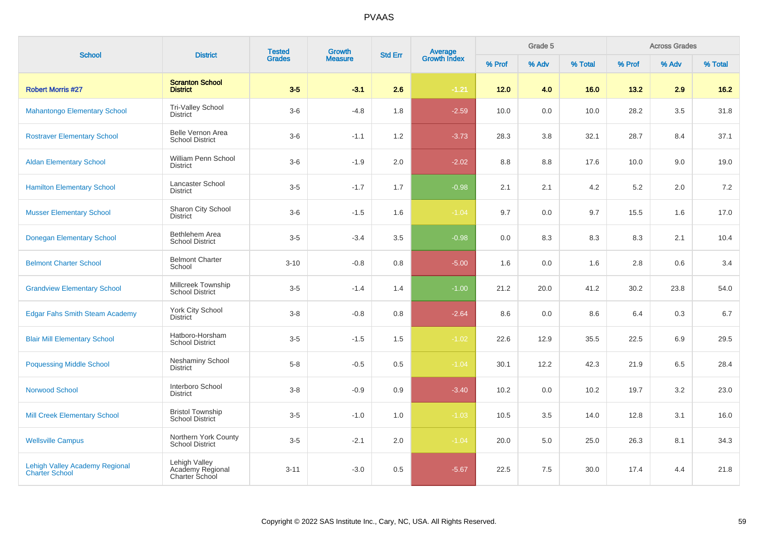# PVAAS

| School | District | Tested Grades | Growth Measure | Std Err | Average Growth Index | Grade 5 | | | Across Grades | | |
|---|---|---|---|---|---|---|---|---|---|---|---|
| | | | | | | % Prof | % Adv | % Total | % Prof | % Adv | % Total |
| **Robert Morris #27** | **Scranton School District** | **3-5** | **-3.1** | **2.6** | **-1.21** | **12.0** | **4.0** | **16.0** | **13.2** | **2.9** | **16.2** |
| Mahantongo Elementary School | Tri-Valley School District | 3-6 | -4.8 | 1.8 | -2.59 | 10.0 | 0.0 | 10.0 | 28.2 | 3.5 | 31.8 |
| Rostraver Elementary School | Belle Vernon Area School District | 3-6 | -1.1 | 1.2 | -3.73 | 28.3 | 3.8 | 32.1 | 28.7 | 8.4 | 37.1 |
| Aldan Elementary School | William Penn School District | 3-6 | -1.9 | 2.0 | -2.02 | 8.8 | 8.8 | 17.6 | 10.0 | 9.0 | 19.0 |
| Hamilton Elementary School | Lancaster School District | 3-5 | -1.7 | 1.7 | -0.98 | 2.1 | 2.1 | 4.2 | 5.2 | 2.0 | 7.2 |
| Musser Elementary School | Sharon City School District | 3-6 | -1.5 | 1.6 | -1.04 | 9.7 | 0.0 | 9.7 | 15.5 | 1.6 | 17.0 |
| Donegan Elementary School | Bethlehem Area School District | 3-5 | -3.4 | 3.5 | -0.98 | 0.0 | 8.3 | 8.3 | 8.3 | 2.1 | 10.4 |
| Belmont Charter School | Belmont Charter School | 3-10 | -0.8 | 0.8 | -5.00 | 1.6 | 0.0 | 1.6 | 2.8 | 0.6 | 3.4 |
| Grandview Elementary School | Millcreek Township School District | 3-5 | -1.4 | 1.4 | -1.00 | 21.2 | 20.0 | 41.2 | 30.2 | 23.8 | 54.0 |
| Edgar Fahs Smith Steam Academy | York City School District | 3-8 | -0.8 | 0.8 | -2.64 | 8.6 | 0.0 | 8.6 | 6.4 | 0.3 | 6.7 |
| Blair Mill Elementary School | Hatboro-Horsham School District | 3-5 | -1.5 | 1.5 | -1.02 | 22.6 | 12.9 | 35.5 | 22.5 | 6.9 | 29.5 |
| Poquessing Middle School | Neshaminy School District | 5-8 | -0.5 | 0.5 | -1.04 | 30.1 | 12.2 | 42.3 | 21.9 | 6.5 | 28.4 |
| Norwood School | Interboro School District | 3-8 | -0.9 | 0.9 | -3.40 | 10.2 | 0.0 | 10.2 | 19.7 | 3.2 | 23.0 |
| Mill Creek Elementary School | Bristol Township School District | 3-5 | -1.0 | 1.0 | -1.03 | 10.5 | 3.5 | 14.0 | 12.8 | 3.1 | 16.0 |
| Wellsville Campus | Northern York County School District | 3-5 | -2.1 | 2.0 | -1.04 | 20.0 | 5.0 | 25.0 | 26.3 | 8.1 | 34.3 |
| Lehigh Valley Academy Regional Charter School | Lehigh Valley Academy Regional Charter School | 3-11 | -3.0 | 0.5 | -5.67 | 22.5 | 7.5 | 30.0 | 17.4 | 4.4 | 21.8 |

Copyright © 2022 SAS Institute Inc., Cary, NC, USA. All Rights Reserved.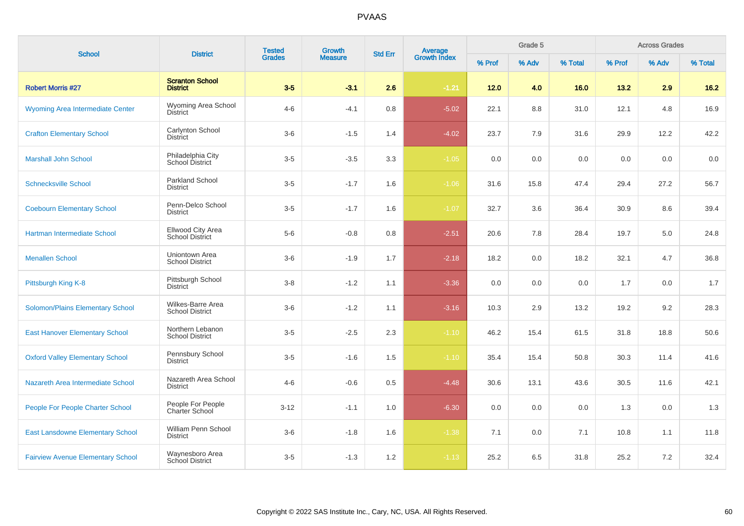# PVAAS

| School | District | Tested Grades | Growth Measure | Std Err | Average Growth Index | Grade 5 | | | Across Grades | | |
|---|---|---|---|---|---|---|---|---|---|---|---|
| | | | | | | % Prof | % Adv | % Total | % Prof | % Adv | % Total |
| **Robert Morris #27** | **Scranton School District** | **3-5** | **-3.1** | **2.6** | **-1.21** | **12.0** | **4.0** | **16.0** | **13.2** | **2.9** | **16.2** |
| Wyoming Area Intermediate Center | Wyoming Area School District | 4-6 | -4.1 | 0.8 | -5.02 | 22.1 | 8.8 | 31.0 | 12.1 | 4.8 | 16.9 |
| Crafton Elementary School | Carlynton School District | 3-6 | -1.5 | 1.4 | -4.02 | 23.7 | 7.9 | 31.6 | 29.9 | 12.2 | 42.2 |
| Marshall John School | Philadelphia City School District | 3-5 | -3.5 | 3.3 | -1.05 | 0.0 | 0.0 | 0.0 | 0.0 | 0.0 | 0.0 |
| Schnecksville School | Parkland School District | 3-5 | -1.7 | 1.6 | -1.06 | 31.6 | 15.8 | 47.4 | 29.4 | 27.2 | 56.7 |
| Coebourn Elementary School | Penn-Delco School District | 3-5 | -1.7 | 1.6 | -1.07 | 32.7 | 3.6 | 36.4 | 30.9 | 8.6 | 39.4 |
| Hartman Intermediate School | Ellwood City Area School District | 5-6 | -0.8 | 0.8 | -2.51 | 20.6 | 7.8 | 28.4 | 19.7 | 5.0 | 24.8 |
| Menallen School | Uniontown Area School District | 3-6 | -1.9 | 1.7 | -2.18 | 18.2 | 0.0 | 18.2 | 32.1 | 4.7 | 36.8 |
| Pittsburgh King K-8 | Pittsburgh School District | 3-8 | -1.2 | 1.1 | -3.36 | 0.0 | 0.0 | 0.0 | 1.7 | 0.0 | 1.7 |
| Solomon/Plains Elementary School | Wilkes-Barre Area School District | 3-6 | -1.2 | 1.1 | -3.16 | 10.3 | 2.9 | 13.2 | 19.2 | 9.2 | 28.3 |
| East Hanover Elementary School | Northern Lebanon School District | 3-5 | -2.5 | 2.3 | -1.10 | 46.2 | 15.4 | 61.5 | 31.8 | 18.8 | 50.6 |
| Oxford Valley Elementary School | Pennsbury School District | 3-5 | -1.6 | 1.5 | -1.10 | 35.4 | 15.4 | 50.8 | 30.3 | 11.4 | 41.6 |
| Nazareth Area Intermediate School | Nazareth Area School District | 4-6 | -0.6 | 0.5 | -4.48 | 30.6 | 13.1 | 43.6 | 30.5 | 11.6 | 42.1 |
| People For People Charter School | People For People Charter School | 3-12 | -1.1 | 1.0 | -6.30 | 0.0 | 0.0 | 0.0 | 1.3 | 0.0 | 1.3 |
| East Lansdowne Elementary School | William Penn School District | 3-6 | -1.8 | 1.6 | -1.38 | 7.1 | 0.0 | 7.1 | 10.8 | 1.1 | 11.8 |
| Fairview Avenue Elementary School | Waynesboro Area School District | 3-5 | -1.3 | 1.2 | -1.13 | 25.2 | 6.5 | 31.8 | 25.2 | 7.2 | 32.4 |

Copyright © 2022 SAS Institute Inc., Cary, NC, USA. All Rights Reserved.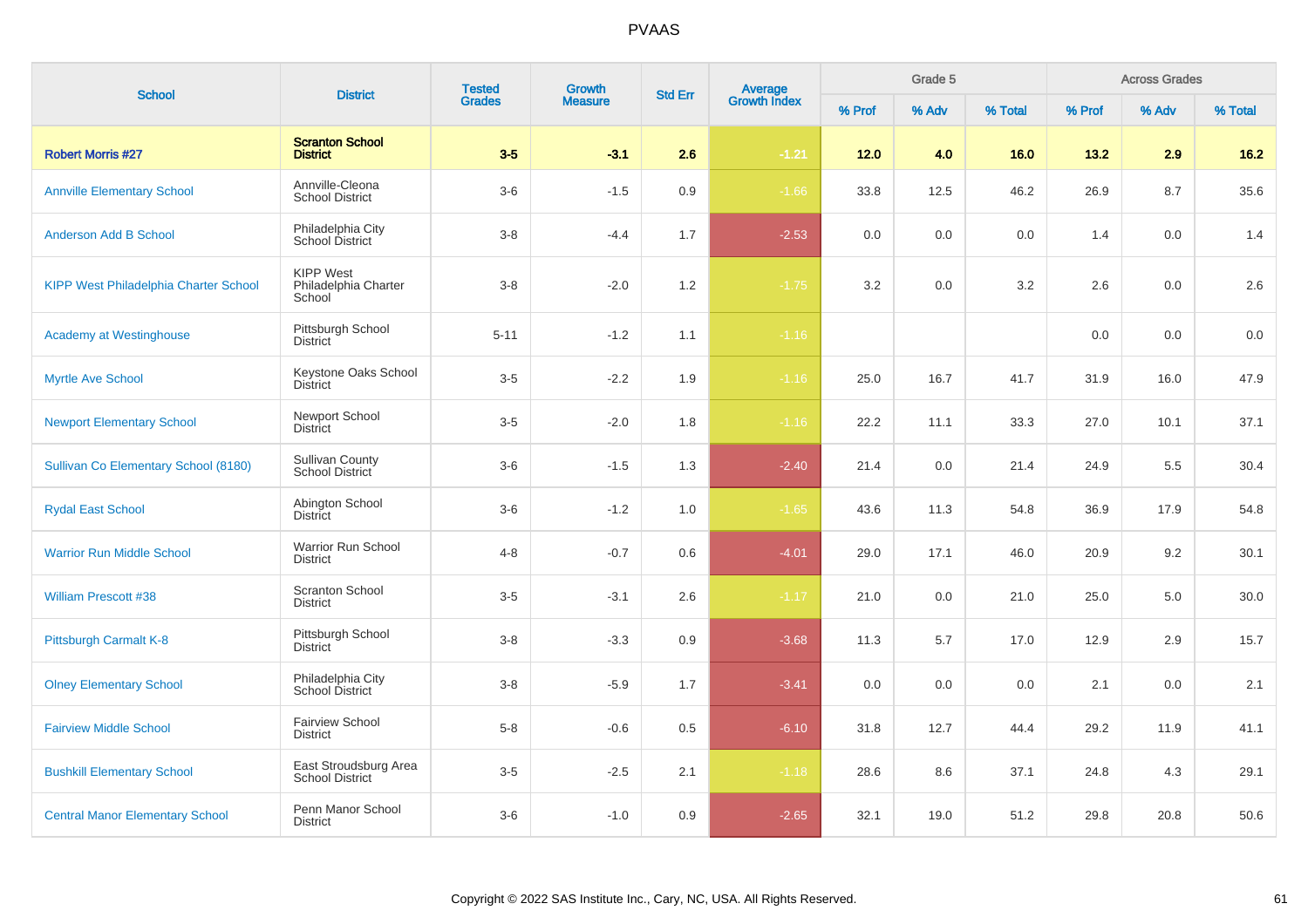# PVAAS

| School | District | Tested Grades | Growth Measure | Std Err | Average Growth Index | Grade 5 | | | Across Grades | | |
|---|---|---|---|---|---|---|---|---|---|---|---|
| | | | | | | % Prof | % Adv | % Total | % Prof | % Adv | % Total |
| **Robert Morris #27** | **Scranton School District** | **3-5** | **-3.1** | **2.6** | **-1.21** | **12.0** | **4.0** | **16.0** | **13.2** | **2.9** | **16.2** |
| Annville Elementary School | Annville-Cleona School District | 3-6 | -1.5 | 0.9 | -1.66 | 33.8 | 12.5 | 46.2 | 26.9 | 8.7 | 35.6 |
| Anderson Add B School | Philadelphia City School District | 3-8 | -4.4 | 1.7 | -2.53 | 0.0 | 0.0 | 0.0 | 1.4 | 0.0 | 1.4 |
| KIPP West Philadelphia Charter School | KIPP West Philadelphia Charter School | 3-8 | -2.0 | 1.2 | -1.75 | 3.2 | 0.0 | 3.2 | 2.6 | 0.0 | 2.6 |
| Academy at Westinghouse | Pittsburgh School District | 5-11 | -1.2 | 1.1 | -1.16 | | | | 0.0 | 0.0 | 0.0 |
| Myrtle Ave School | Keystone Oaks School District | 3-5 | -2.2 | 1.9 | -1.16 | 25.0 | 16.7 | 41.7 | 31.9 | 16.0 | 47.9 |
| Newport Elementary School | Newport School District | 3-5 | -2.0 | 1.8 | -1.16 | 22.2 | 11.1 | 33.3 | 27.0 | 10.1 | 37.1 |
| Sullivan Co Elementary School (8180) | Sullivan County School District | 3-6 | -1.5 | 1.3 | -2.40 | 21.4 | 0.0 | 21.4 | 24.9 | 5.5 | 30.4 |
| Rydal East School | Abington School District | 3-6 | -1.2 | 1.0 | -1.65 | 43.6 | 11.3 | 54.8 | 36.9 | 17.9 | 54.8 |
| Warrior Run Middle School | Warrior Run School District | 4-8 | -0.7 | 0.6 | -4.01 | 29.0 | 17.1 | 46.0 | 20.9 | 9.2 | 30.1 |
| William Prescott #38 | Scranton School District | 3-5 | -3.1 | 2.6 | -1.17 | 21.0 | 0.0 | 21.0 | 25.0 | 5.0 | 30.0 |
| Pittsburgh Carmalt K-8 | Pittsburgh School District | 3-8 | -3.3 | 0.9 | -3.68 | 11.3 | 5.7 | 17.0 | 12.9 | 2.9 | 15.7 |
| Olney Elementary School | Philadelphia City School District | 3-8 | -5.9 | 1.7 | -3.41 | 0.0 | 0.0 | 0.0 | 2.1 | 0.0 | 2.1 |
| Fairview Middle School | Fairview School District | 5-8 | -0.6 | 0.5 | -6.10 | 31.8 | 12.7 | 44.4 | 29.2 | 11.9 | 41.1 |
| Bushkill Elementary School | East Stroudsburg Area School District | 3-5 | -2.5 | 2.1 | -1.18 | 28.6 | 8.6 | 37.1 | 24.8 | 4.3 | 29.1 |
| Central Manor Elementary School | Penn Manor School District | 3-6 | -1.0 | 0.9 | -2.65 | 32.1 | 19.0 | 51.2 | 29.8 | 20.8 | 50.6 |

Copyright © 2022 SAS Institute Inc., Cary, NC, USA. All Rights Reserved.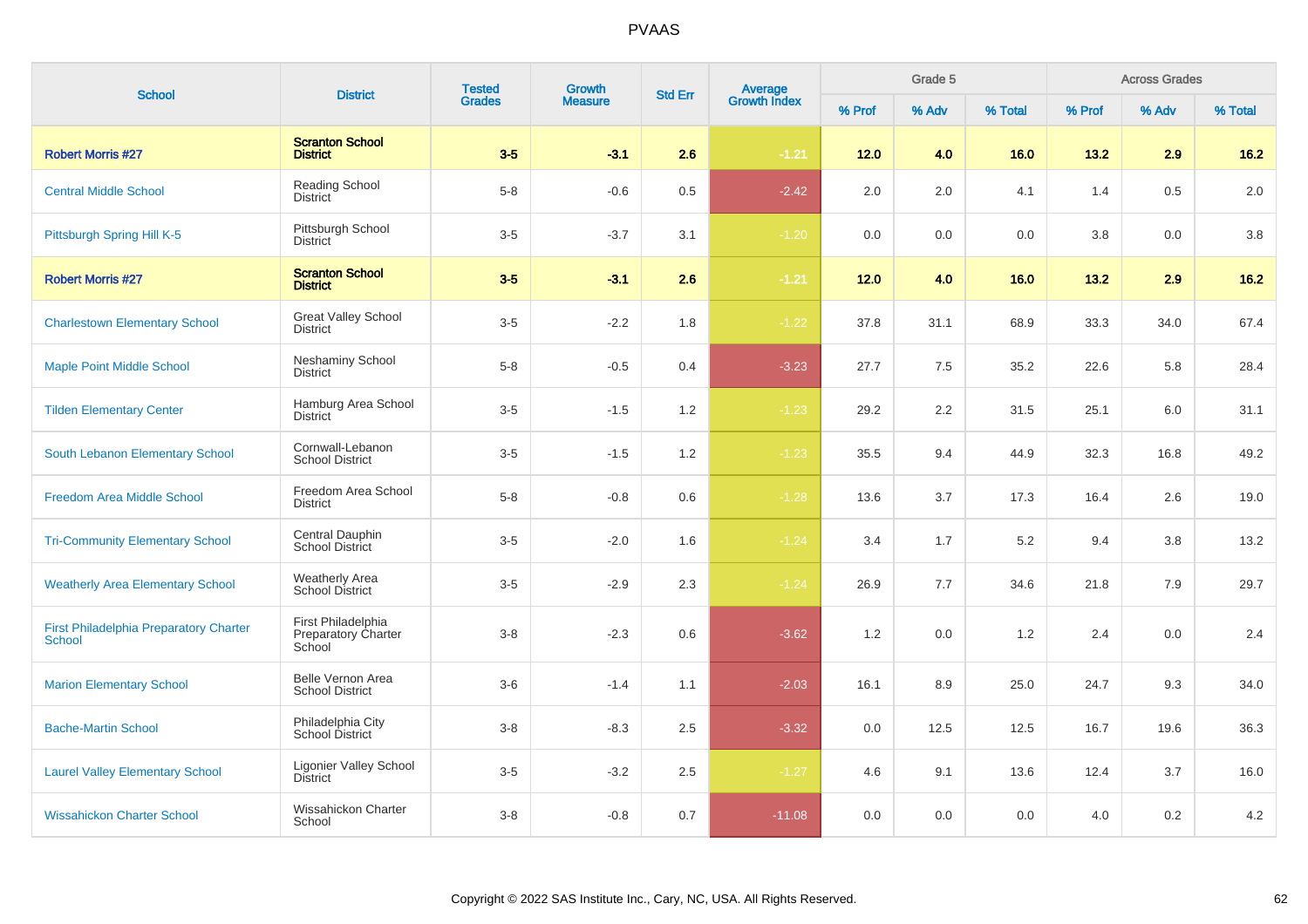# PVAAS

| School | District | Tested Grades | Growth Measure | Std Err | Average Growth Index | Grade 5 | | | Across Grades | | |
|---|---|---|---|---|---|---|---|---|---|---|---|
| | | | | | | % Prof | % Adv | % Total | % Prof | % Adv | % Total |
| **Robert Morris #27** | **Scranton School District** | **3-5** | **-3.1** | **2.6** | **-1.21** | **12.0** | **4.0** | **16.0** | **13.2** | **2.9** | **16.2** |
| Central Middle School | Reading School District | 5-8 | -0.6 | 0.5 | -2.42 | 2.0 | 2.0 | 4.1 | 1.4 | 0.5 | 2.0 |
| Pittsburgh Spring Hill K-5 | Pittsburgh School District | 3-5 | -3.7 | 3.1 | -1.20 | 0.0 | 0.0 | 0.0 | 3.8 | 0.0 | 3.8 |
| **Robert Morris #27** | **Scranton School District** | **3-5** | **-3.1** | **2.6** | **-1.21** | **12.0** | **4.0** | **16.0** | **13.2** | **2.9** | **16.2** |
| Charlestown Elementary School | Great Valley School District | 3-5 | -2.2 | 1.8 | -1.22 | 37.8 | 31.1 | 68.9 | 33.3 | 34.0 | 67.4 |
| Maple Point Middle School | Neshaminy School District | 5-8 | -0.5 | 0.4 | -3.23 | 27.7 | 7.5 | 35.2 | 22.6 | 5.8 | 28.4 |
| Tilden Elementary Center | Hamburg Area School District | 3-5 | -1.5 | 1.2 | -1.23 | 29.2 | 2.2 | 31.5 | 25.1 | 6.0 | 31.1 |
| South Lebanon Elementary School | Cornwall-Lebanon School District | 3-5 | -1.5 | 1.2 | -1.23 | 35.5 | 9.4 | 44.9 | 32.3 | 16.8 | 49.2 |
| Freedom Area Middle School | Freedom Area School District | 5-8 | -0.8 | 0.6 | -1.28 | 13.6 | 3.7 | 17.3 | 16.4 | 2.6 | 19.0 |
| Tri-Community Elementary School | Central Dauphin School District | 3-5 | -2.0 | 1.6 | -1.24 | 3.4 | 1.7 | 5.2 | 9.4 | 3.8 | 13.2 |
| Weatherly Area Elementary School | Weatherly Area School District | 3-5 | -2.9 | 2.3 | -1.24 | 26.9 | 7.7 | 34.6 | 21.8 | 7.9 | 29.7 |
| First Philadelphia Preparatory Charter School | First Philadelphia Preparatory Charter School | 3-8 | -2.3 | 0.6 | -3.62 | 1.2 | 0.0 | 1.2 | 2.4 | 0.0 | 2.4 |
| Marion Elementary School | Belle Vernon Area School District | 3-6 | -1.4 | 1.1 | -2.03 | 16.1 | 8.9 | 25.0 | 24.7 | 9.3 | 34.0 |
| Bache-Martin School | Philadelphia City School District | 3-8 | -8.3 | 2.5 | -3.32 | 0.0 | 12.5 | 12.5 | 16.7 | 19.6 | 36.3 |
| Laurel Valley Elementary School | Ligonier Valley School District | 3-5 | -3.2 | 2.5 | -1.27 | 4.6 | 9.1 | 13.6 | 12.4 | 3.7 | 16.0 |
| Wissahickon Charter School | Wissahickon Charter School | 3-8 | -0.8 | 0.7 | -11.08 | 0.0 | 0.0 | 0.0 | 4.0 | 0.2 | 4.2 |

Copyright © 2022 SAS Institute Inc., Cary, NC, USA. All Rights Reserved.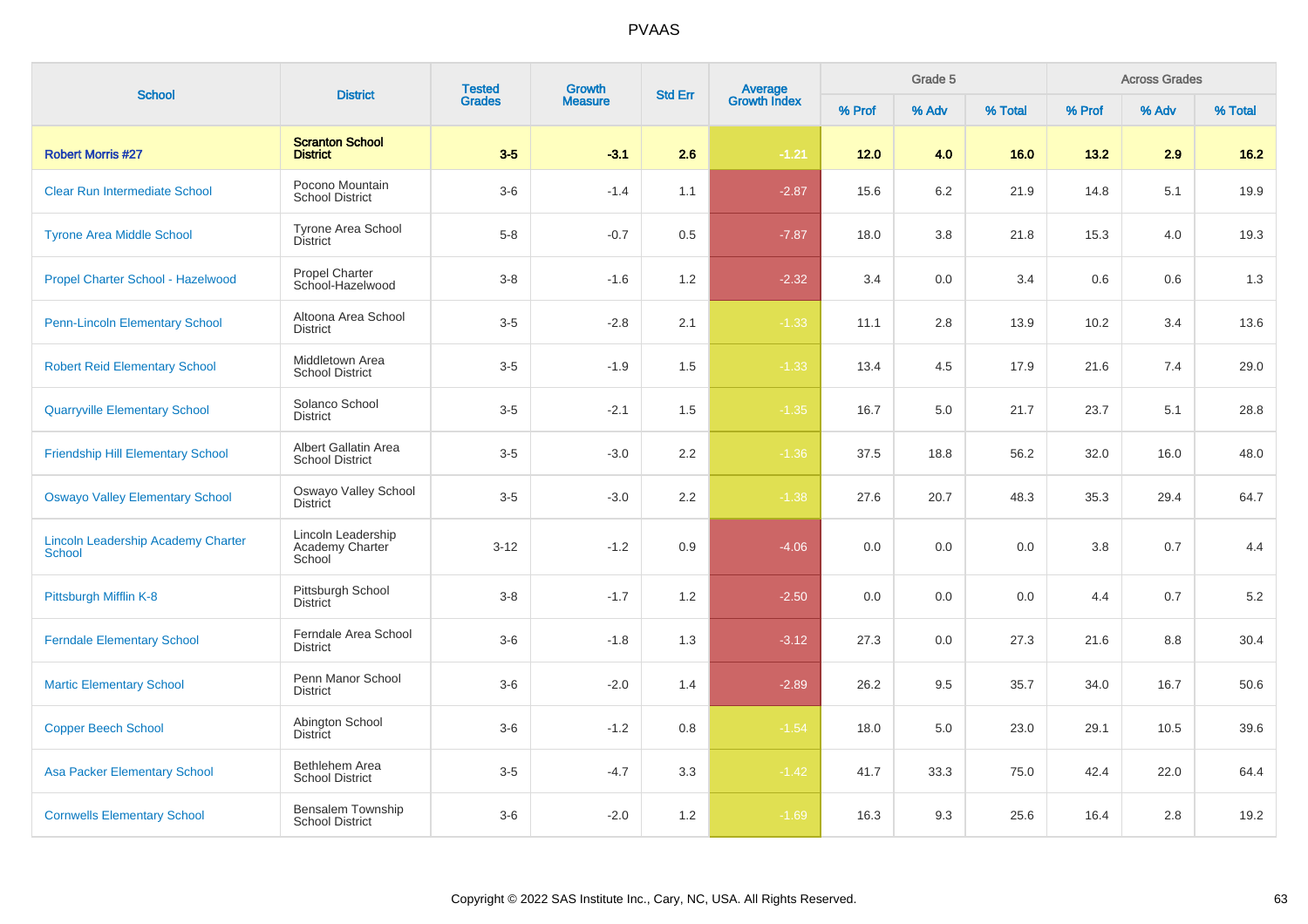# PVAAS

| School | District | Tested Grades | Growth Measure | Std Err | Average Growth Index | Grade 5 | | | Across Grades | | |
|---|---|---|---|---|---|---|---|---|---|---|---|
| | | | | | | % Prof | % Adv | % Total | % Prof | % Adv | % Total |
| **Robert Morris #27** | **Scranton School District** | **3-5** | **-3.1** | **2.6** | **-1.21** | **12.0** | **4.0** | **16.0** | **13.2** | **2.9** | **16.2** |
| Clear Run Intermediate School | Pocono Mountain School District | 3-6 | -1.4 | 1.1 | -2.87 | 15.6 | 6.2 | 21.9 | 14.8 | 5.1 | 19.9 |
| Tyrone Area Middle School | Tyrone Area School District | 5-8 | -0.7 | 0.5 | -7.87 | 18.0 | 3.8 | 21.8 | 15.3 | 4.0 | 19.3 |
| Propel Charter School - Hazelwood | Propel Charter School-Hazelwood | 3-8 | -1.6 | 1.2 | -2.32 | 3.4 | 0.0 | 3.4 | 0.6 | 0.6 | 1.3 |
| Penn-Lincoln Elementary School | Altoona Area School District | 3-5 | -2.8 | 2.1 | -1.33 | 11.1 | 2.8 | 13.9 | 10.2 | 3.4 | 13.6 |
| Robert Reid Elementary School | Middletown Area School District | 3-5 | -1.9 | 1.5 | -1.33 | 13.4 | 4.5 | 17.9 | 21.6 | 7.4 | 29.0 |
| Quarryville Elementary School | Solanco School District | 3-5 | -2.1 | 1.5 | -1.35 | 16.7 | 5.0 | 21.7 | 23.7 | 5.1 | 28.8 |
| Friendship Hill Elementary School | Albert Gallatin Area School District | 3-5 | -3.0 | 2.2 | -1.36 | 37.5 | 18.8 | 56.2 | 32.0 | 16.0 | 48.0 |
| Oswayo Valley Elementary School | Oswayo Valley School District | 3-5 | -3.0 | 2.2 | -1.38 | 27.6 | 20.7 | 48.3 | 35.3 | 29.4 | 64.7 |
| Lincoln Leadership Academy Charter School | Lincoln Leadership Academy Charter School | 3-12 | -1.2 | 0.9 | -4.06 | 0.0 | 0.0 | 0.0 | 3.8 | 0.7 | 4.4 |
| Pittsburgh Mifflin K-8 | Pittsburgh School District | 3-8 | -1.7 | 1.2 | -2.50 | 0.0 | 0.0 | 0.0 | 4.4 | 0.7 | 5.2 |
| Ferndale Elementary School | Ferndale Area School District | 3-6 | -1.8 | 1.3 | -3.12 | 27.3 | 0.0 | 27.3 | 21.6 | 8.8 | 30.4 |
| Martic Elementary School | Penn Manor School District | 3-6 | -2.0 | 1.4 | -2.89 | 26.2 | 9.5 | 35.7 | 34.0 | 16.7 | 50.6 |
| Copper Beech School | Abington School District | 3-6 | -1.2 | 0.8 | -1.54 | 18.0 | 5.0 | 23.0 | 29.1 | 10.5 | 39.6 |
| Asa Packer Elementary School | Bethlehem Area School District | 3-5 | -4.7 | 3.3 | -1.42 | 41.7 | 33.3 | 75.0 | 42.4 | 22.0 | 64.4 |
| Cornwells Elementary School | Bensalem Township School District | 3-6 | -2.0 | 1.2 | -1.69 | 16.3 | 9.3 | 25.6 | 16.4 | 2.8 | 19.2 |

Copyright © 2022 SAS Institute Inc., Cary, NC, USA. All Rights Reserved.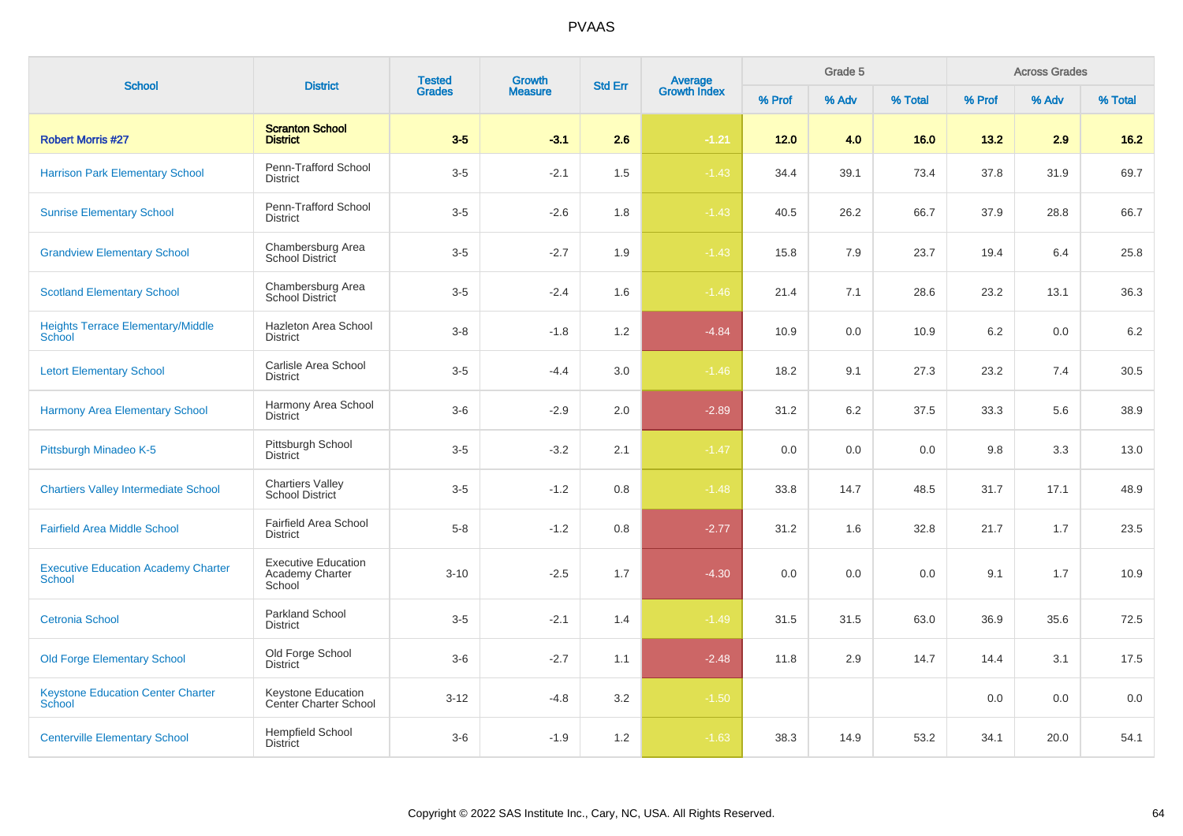# PVAAS

| School | District | Tested Grades | Growth Measure | Std Err | Average Growth Index | Grade 5 | | | Across Grades | | |
|---|---|---|---|---|---|---|---|---|---|---|---|
| | | | | | | % Prof | % Adv | % Total | % Prof | % Adv | % Total |
| **Robert Morris #27** | **Scranton School District** | **3-5** | **-3.1** | **2.6** | **-1.21** | **12.0** | **4.0** | **16.0** | **13.2** | **2.9** | **16.2** |
| Harrison Park Elementary School | Penn-Trafford School District | 3-5 | -2.1 | 1.5 | -1.43 | 34.4 | 39.1 | 73.4 | 37.8 | 31.9 | 69.7 |
| Sunrise Elementary School | Penn-Trafford School District | 3-5 | -2.6 | 1.8 | -1.43 | 40.5 | 26.2 | 66.7 | 37.9 | 28.8 | 66.7 |
| Grandview Elementary School | Chambersburg Area School District | 3-5 | -2.7 | 1.9 | -1.43 | 15.8 | 7.9 | 23.7 | 19.4 | 6.4 | 25.8 |
| Scotland Elementary School | Chambersburg Area School District | 3-5 | -2.4 | 1.6 | -1.46 | 21.4 | 7.1 | 28.6 | 23.2 | 13.1 | 36.3 |
| Heights Terrace Elementary/Middle School | Hazleton Area School District | 3-8 | -1.8 | 1.2 | -4.84 | 10.9 | 0.0 | 10.9 | 6.2 | 0.0 | 6.2 |
| Letort Elementary School | Carlisle Area School District | 3-5 | -4.4 | 3.0 | -1.46 | 18.2 | 9.1 | 27.3 | 23.2 | 7.4 | 30.5 |
| Harmony Area Elementary School | Harmony Area School District | 3-6 | -2.9 | 2.0 | -2.89 | 31.2 | 6.2 | 37.5 | 33.3 | 5.6 | 38.9 |
| Pittsburgh Minadeo K-5 | Pittsburgh School District | 3-5 | -3.2 | 2.1 | -1.47 | 0.0 | 0.0 | 0.0 | 9.8 | 3.3 | 13.0 |
| Chartiers Valley Intermediate School | Chartiers Valley School District | 3-5 | -1.2 | 0.8 | -1.48 | 33.8 | 14.7 | 48.5 | 31.7 | 17.1 | 48.9 |
| Fairfield Area Middle School | Fairfield Area School District | 5-8 | -1.2 | 0.8 | -2.77 | 31.2 | 1.6 | 32.8 | 21.7 | 1.7 | 23.5 |
| Executive Education Academy Charter School | Executive Education Academy Charter School | 3-10 | -2.5 | 1.7 | -4.30 | 0.0 | 0.0 | 0.0 | 9.1 | 1.7 | 10.9 |
| Cetronia School | Parkland School District | 3-5 | -2.1 | 1.4 | -1.49 | 31.5 | 31.5 | 63.0 | 36.9 | 35.6 | 72.5 |
| Old Forge Elementary School | Old Forge School District | 3-6 | -2.7 | 1.1 | -2.48 | 11.8 | 2.9 | 14.7 | 14.4 | 3.1 | 17.5 |
| Keystone Education Center Charter School | Keystone Education Center Charter School | 3-12 | -4.8 | 3.2 | -1.50 | | | | 0.0 | 0.0 | 0.0 |
| Centerville Elementary School | Hempfield School District | 3-6 | -1.9 | 1.2 | -1.63 | 38.3 | 14.9 | 53.2 | 34.1 | 20.0 | 54.1 |

Copyright © 2022 SAS Institute Inc., Cary, NC, USA. All Rights Reserved.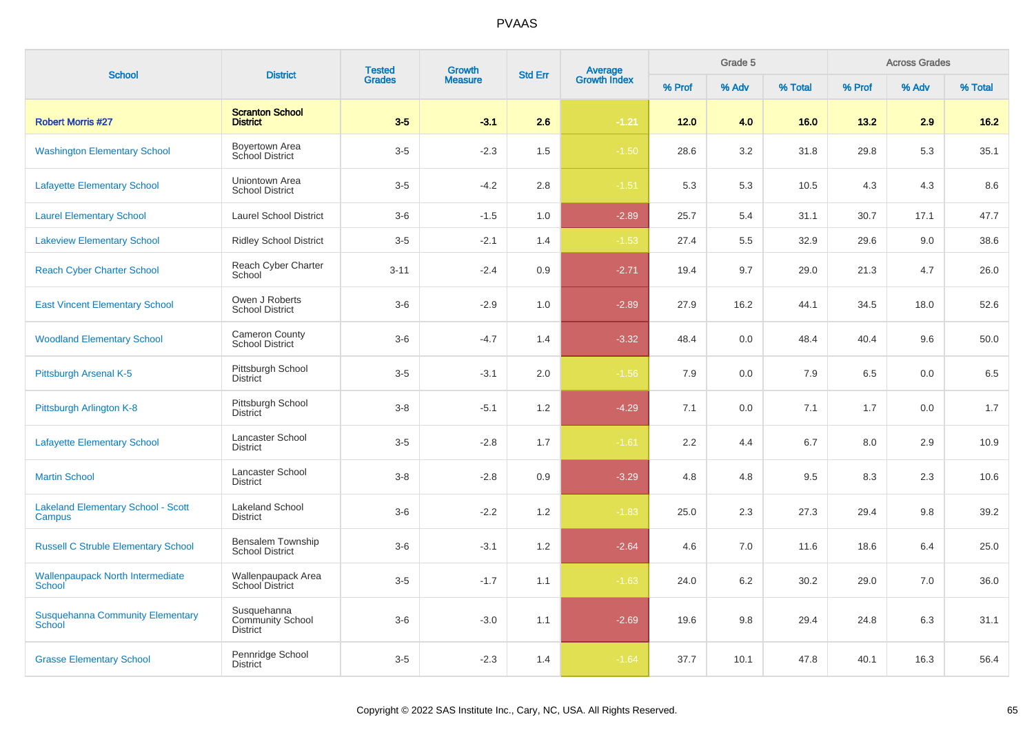| School | District | Tested Grades | Growth Measure | Std Err | Average Growth Index | Grade 5 | | | Across Grades | | |
|---|---|---|---|---|---|---|---|---|---|---|---|
| | | | | | | % Prof | % Adv | % Total | % Prof | % Adv | % Total |
| **Robert Morris #27** | **Scranton School District** | **3-5** | **-3.1** | **2.6** | **-1.21** | **12.0** | **4.0** | **16.0** | **13.2** | **2.9** | **16.2** |
| Washington Elementary School | Boyertown Area School District | 3-5 | -2.3 | 1.5 | -1.50 | 28.6 | 3.2 | 31.8 | 29.8 | 5.3 | 35.1 |
| Lafayette Elementary School | Uniontown Area School District | 3-5 | -4.2 | 2.8 | -1.51 | 5.3 | 5.3 | 10.5 | 4.3 | 4.3 | 8.6 |
| Laurel Elementary School | Laurel School District | 3-6 | -1.5 | 1.0 | -2.89 | 25.7 | 5.4 | 31.1 | 30.7 | 17.1 | 47.7 |
| Lakeview Elementary School | Ridley School District | 3-5 | -2.1 | 1.4 | -1.53 | 27.4 | 5.5 | 32.9 | 29.6 | 9.0 | 38.6 |
| Reach Cyber Charter School | Reach Cyber Charter School | 3-11 | -2.4 | 0.9 | -2.71 | 19.4 | 9.7 | 29.0 | 21.3 | 4.7 | 26.0 |
| East Vincent Elementary School | Owen J Roberts School District | 3-6 | -2.9 | 1.0 | -2.89 | 27.9 | 16.2 | 44.1 | 34.5 | 18.0 | 52.6 |
| Woodland Elementary School | Cameron County School District | 3-6 | -4.7 | 1.4 | -3.32 | 48.4 | 0.0 | 48.4 | 40.4 | 9.6 | 50.0 |
| Pittsburgh Arsenal K-5 | Pittsburgh School District | 3-5 | -3.1 | 2.0 | -1.56 | 7.9 | 0.0 | 7.9 | 6.5 | 0.0 | 6.5 |
| Pittsburgh Arlington K-8 | Pittsburgh School District | 3-8 | -5.1 | 1.2 | -4.29 | 7.1 | 0.0 | 7.1 | 1.7 | 0.0 | 1.7 |
| Lafayette Elementary School | Lancaster School District | 3-5 | -2.8 | 1.7 | -1.61 | 2.2 | 4.4 | 6.7 | 8.0 | 2.9 | 10.9 |
| Martin School | Lancaster School District | 3-8 | -2.8 | 0.9 | -3.29 | 4.8 | 4.8 | 9.5 | 8.3 | 2.3 | 10.6 |
| Lakeland Elementary School - Scott Campus | Lakeland School District | 3-6 | -2.2 | 1.2 | -1.83 | 25.0 | 2.3 | 27.3 | 29.4 | 9.8 | 39.2 |
| Russell C Struble Elementary School | Bensalem Township School District | 3-6 | -3.1 | 1.2 | -2.64 | 4.6 | 7.0 | 11.6 | 18.6 | 6.4 | 25.0 |
| Wallenpaupack North Intermediate School | Wallenpaupack Area School District | 3-5 | -1.7 | 1.1 | -1.63 | 24.0 | 6.2 | 30.2 | 29.0 | 7.0 | 36.0 |
| Susquehanna Community Elementary School | Susquehanna Community School District | 3-6 | -3.0 | 1.1 | -2.69 | 19.6 | 9.8 | 29.4 | 24.8 | 6.3 | 31.1 |
| Grasse Elementary School | Pennridge School District | 3-5 | -2.3 | 1.4 | -1.64 | 37.7 | 10.1 | 47.8 | 40.1 | 16.3 | 56.4 |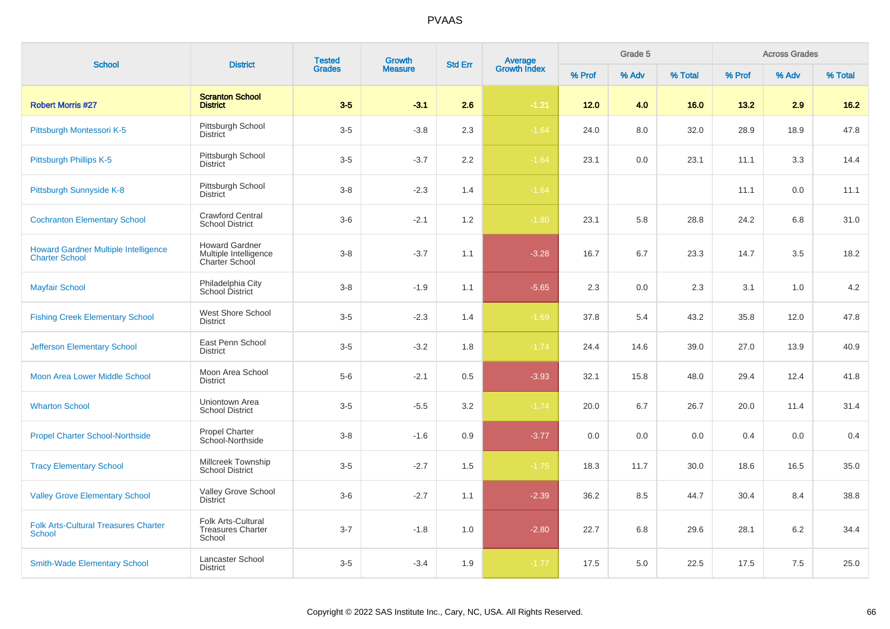# PVAAS

| School | District | Tested Grades | Growth Measure | Std Err | Average Growth Index | Grade 5 | | | Across Grades | | |
|---|---|---|---|---|---|---|---|---|---|---|---|
| | | | | | | % Prof | % Adv | % Total | % Prof | % Adv | % Total |
| **Robert Morris #27** | **Scranton School District** | **3-5** | **-3.1** | **2.6** | **-1.21** | **12.0** | **4.0** | **16.0** | **13.2** | **2.9** | **16.2** |
| Pittsburgh Montessori K-5 | Pittsburgh School District | 3-5 | -3.8 | 2.3 | -1.64 | 24.0 | 8.0 | 32.0 | 28.9 | 18.9 | 47.8 |
| Pittsburgh Phillips K-5 | Pittsburgh School District | 3-5 | -3.7 | 2.2 | -1.64 | 23.1 | 0.0 | 23.1 | 11.1 | 3.3 | 14.4 |
| Pittsburgh Sunnyside K-8 | Pittsburgh School District | 3-8 | -2.3 | 1.4 | -1.64 | | | | 11.1 | 0.0 | 11.1 |
| Cochranton Elementary School | Crawford Central School District | 3-6 | -2.1 | 1.2 | -1.80 | 23.1 | 5.8 | 28.8 | 24.2 | 6.8 | 31.0 |
| Howard Gardner Multiple Intelligence Charter School | Howard Gardner Multiple Intelligence Charter School | 3-8 | -3.7 | 1.1 | -3.28 | 16.7 | 6.7 | 23.3 | 14.7 | 3.5 | 18.2 |
| Mayfair School | Philadelphia City School District | 3-8 | -1.9 | 1.1 | -5.65 | 2.3 | 0.0 | 2.3 | 3.1 | 1.0 | 4.2 |
| Fishing Creek Elementary School | West Shore School District | 3-5 | -2.3 | 1.4 | -1.69 | 37.8 | 5.4 | 43.2 | 35.8 | 12.0 | 47.8 |
| Jefferson Elementary School | East Penn School District | 3-5 | -3.2 | 1.8 | -1.74 | 24.4 | 14.6 | 39.0 | 27.0 | 13.9 | 40.9 |
| Moon Area Lower Middle School | Moon Area School District | 5-6 | -2.1 | 0.5 | -3.93 | 32.1 | 15.8 | 48.0 | 29.4 | 12.4 | 41.8 |
| Wharton School | Uniontown Area School District | 3-5 | -5.5 | 3.2 | -1.74 | 20.0 | 6.7 | 26.7 | 20.0 | 11.4 | 31.4 |
| Propel Charter School-Northside | Propel Charter School-Northside | 3-8 | -1.6 | 0.9 | -3.77 | 0.0 | 0.0 | 0.0 | 0.4 | 0.0 | 0.4 |
| Tracy Elementary School | Millcreek Township School District | 3-5 | -2.7 | 1.5 | -1.75 | 18.3 | 11.7 | 30.0 | 18.6 | 16.5 | 35.0 |
| Valley Grove Elementary School | Valley Grove School District | 3-6 | -2.7 | 1.1 | -2.39 | 36.2 | 8.5 | 44.7 | 30.4 | 8.4 | 38.8 |
| Folk Arts-Cultural Treasures Charter School | Folk Arts-Cultural Treasures Charter School | 3-7 | -1.8 | 1.0 | -2.80 | 22.7 | 6.8 | 29.6 | 28.1 | 6.2 | 34.4 |
| Smith-Wade Elementary School | Lancaster School District | 3-5 | -3.4 | 1.9 | -1.77 | 17.5 | 5.0 | 22.5 | 17.5 | 7.5 | 25.0 |

Copyright © 2022 SAS Institute Inc., Cary, NC, USA. All Rights Reserved.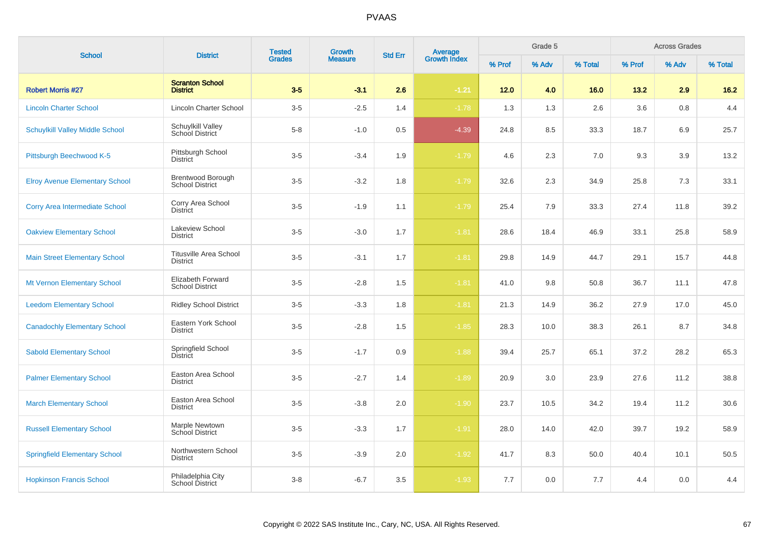# PVAAS

| School | District | Tested Grades | Growth Measure | Std Err | Average Growth Index | Grade 5 | | | Across Grades | | |
|---|---|---|---|---|---|---|---|---|---|---|---|
| | | | | | | % Prof | % Adv | % Total | % Prof | % Adv | % Total |
| **Robert Morris #27** | **Scranton School District** | **3-5** | **-3.1** | **2.6** | **-1.21** | **12.0** | **4.0** | **16.0** | **13.2** | **2.9** | **16.2** |
| Lincoln Charter School | Lincoln Charter School | 3-5 | -2.5 | 1.4 | -1.78 | 1.3 | 1.3 | 2.6 | 3.6 | 0.8 | 4.4 |
| Schuylkill Valley Middle School | Schuylkill Valley School District | 5-8 | -1.0 | 0.5 | -4.39 | 24.8 | 8.5 | 33.3 | 18.7 | 6.9 | 25.7 |
| Pittsburgh Beechwood K-5 | Pittsburgh School District | 3-5 | -3.4 | 1.9 | -1.79 | 4.6 | 2.3 | 7.0 | 9.3 | 3.9 | 13.2 |
| Elroy Avenue Elementary School | Brentwood Borough School District | 3-5 | -3.2 | 1.8 | -1.79 | 32.6 | 2.3 | 34.9 | 25.8 | 7.3 | 33.1 |
| Corry Area Intermediate School | Corry Area School District | 3-5 | -1.9 | 1.1 | -1.79 | 25.4 | 7.9 | 33.3 | 27.4 | 11.8 | 39.2 |
| Oakview Elementary School | Lakeview School District | 3-5 | -3.0 | 1.7 | -1.81 | 28.6 | 18.4 | 46.9 | 33.1 | 25.8 | 58.9 |
| Main Street Elementary School | Titusville Area School District | 3-5 | -3.1 | 1.7 | -1.81 | 29.8 | 14.9 | 44.7 | 29.1 | 15.7 | 44.8 |
| Mt Vernon Elementary School | Elizabeth Forward School District | 3-5 | -2.8 | 1.5 | -1.81 | 41.0 | 9.8 | 50.8 | 36.7 | 11.1 | 47.8 |
| Leedom Elementary School | Ridley School District | 3-5 | -3.3 | 1.8 | -1.81 | 21.3 | 14.9 | 36.2 | 27.9 | 17.0 | 45.0 |
| Canadochly Elementary School | Eastern York School District | 3-5 | -2.8 | 1.5 | -1.85 | 28.3 | 10.0 | 38.3 | 26.1 | 8.7 | 34.8 |
| Sabold Elementary School | Springfield School District | 3-5 | -1.7 | 0.9 | -1.88 | 39.4 | 25.7 | 65.1 | 37.2 | 28.2 | 65.3 |
| Palmer Elementary School | Easton Area School District | 3-5 | -2.7 | 1.4 | -1.89 | 20.9 | 3.0 | 23.9 | 27.6 | 11.2 | 38.8 |
| March Elementary School | Easton Area School District | 3-5 | -3.8 | 2.0 | -1.90 | 23.7 | 10.5 | 34.2 | 19.4 | 11.2 | 30.6 |
| Russell Elementary School | Marple Newtown School District | 3-5 | -3.3 | 1.7 | -1.91 | 28.0 | 14.0 | 42.0 | 39.7 | 19.2 | 58.9 |
| Springfield Elementary School | Northwestern School District | 3-5 | -3.9 | 2.0 | -1.92 | 41.7 | 8.3 | 50.0 | 40.4 | 10.1 | 50.5 |
| Hopkinson Francis School | Philadelphia City School District | 3-8 | -6.7 | 3.5 | -1.93 | 7.7 | 0.0 | 7.7 | 4.4 | 0.0 | 4.4 |

Copyright © 2022 SAS Institute Inc., Cary, NC, USA. All Rights Reserved.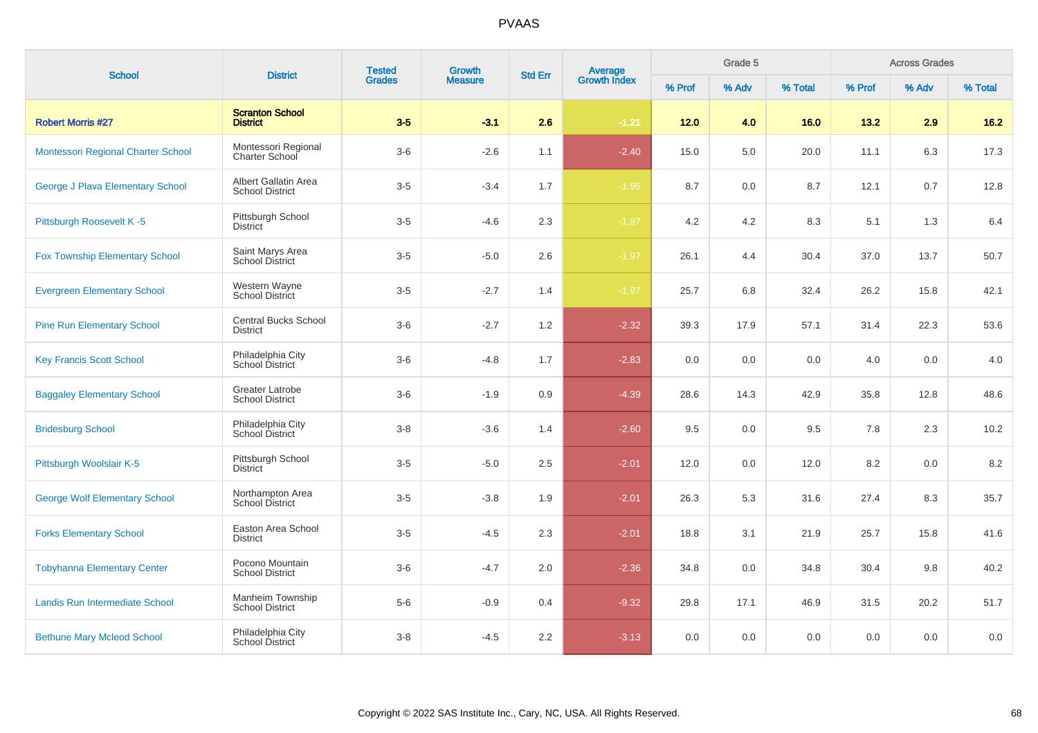# PVAAS

| School | District | Tested Grades | Growth Measure | Std Err | Average Growth Index | Grade 5 | | | Across Grades | | |
|---|---|---|---|---|---|---|---|---|---|---|---|
| | | | | | | % Prof | % Adv | % Total | % Prof | % Adv | % Total |
| **Robert Morris #27** | **Scranton School District** | **3-5** | **-3.1** | **2.6** | **-1.21** | **12.0** | **4.0** | **16.0** | **13.2** | **2.9** | **16.2** |
| Montessori Regional Charter School | Montessori Regional Charter School | 3-6 | -2.6 | 1.1 | -2.40 | 15.0 | 5.0 | 20.0 | 11.1 | 6.3 | 17.3 |
| George J Plava Elementary School | Albert Gallatin Area School District | 3-5 | -3.4 | 1.7 | -1.95 | 8.7 | 0.0 | 8.7 | 12.1 | 0.7 | 12.8 |
| Pittsburgh Roosevelt K -5 | Pittsburgh School District | 3-5 | -4.6 | 2.3 | -1.97 | 4.2 | 4.2 | 8.3 | 5.1 | 1.3 | 6.4 |
| Fox Township Elementary School | Saint Marys Area School District | 3-5 | -5.0 | 2.6 | -1.97 | 26.1 | 4.4 | 30.4 | 37.0 | 13.7 | 50.7 |
| Evergreen Elementary School | Western Wayne School District | 3-5 | -2.7 | 1.4 | -1.97 | 25.7 | 6.8 | 32.4 | 26.2 | 15.8 | 42.1 |
| Pine Run Elementary School | Central Bucks School District | 3-6 | -2.7 | 1.2 | -2.32 | 39.3 | 17.9 | 57.1 | 31.4 | 22.3 | 53.6 |
| Key Francis Scott School | Philadelphia City School District | 3-6 | -4.8 | 1.7 | -2.83 | 0.0 | 0.0 | 0.0 | 4.0 | 0.0 | 4.0 |
| Baggaley Elementary School | Greater Latrobe School District | 3-6 | -1.9 | 0.9 | -4.39 | 28.6 | 14.3 | 42.9 | 35.8 | 12.8 | 48.6 |
| Bridesburg School | Philadelphia City School District | 3-8 | -3.6 | 1.4 | -2.60 | 9.5 | 0.0 | 9.5 | 7.8 | 2.3 | 10.2 |
| Pittsburgh Woolslair K-5 | Pittsburgh School District | 3-5 | -5.0 | 2.5 | -2.01 | 12.0 | 0.0 | 12.0 | 8.2 | 0.0 | 8.2 |
| George Wolf Elementary School | Northampton Area School District | 3-5 | -3.8 | 1.9 | -2.01 | 26.3 | 5.3 | 31.6 | 27.4 | 8.3 | 35.7 |
| Forks Elementary School | Easton Area School District | 3-5 | -4.5 | 2.3 | -2.01 | 18.8 | 3.1 | 21.9 | 25.7 | 15.8 | 41.6 |
| Tobyhanna Elementary Center | Pocono Mountain School District | 3-6 | -4.7 | 2.0 | -2.36 | 34.8 | 0.0 | 34.8 | 30.4 | 9.8 | 40.2 |
| Landis Run Intermediate School | Manheim Township School District | 5-6 | -0.9 | 0.4 | -9.32 | 29.8 | 17.1 | 46.9 | 31.5 | 20.2 | 51.7 |
| Bethune Mary Mcleod School | Philadelphia City School District | 3-8 | -4.5 | 2.2 | -3.13 | 0.0 | 0.0 | 0.0 | 0.0 | 0.0 | 0.0 |

Copyright © 2022 SAS Institute Inc., Cary, NC, USA. All Rights Reserved.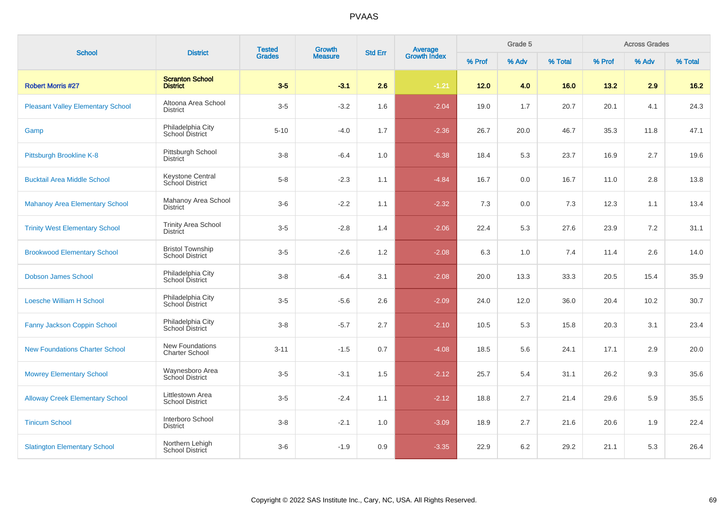# PVAAS

| School | District | Tested Grades | Growth Measure | Std Err | Average Growth Index | Grade 5 | | | Across Grades | | |
|---|---|---|---|---|---|---|---|---|---|---|---|
| | | | | | | % Prof | % Adv | % Total | % Prof | % Adv | % Total |
| **Robert Morris #27** | **Scranton School District** | **3-5** | **-3.1** | **2.6** | **-1.21** | **12.0** | **4.0** | **16.0** | **13.2** | **2.9** | **16.2** |
| Pleasant Valley Elementary School | Altoona Area School District | 3-5 | -3.2 | 1.6 | -2.04 | 19.0 | 1.7 | 20.7 | 20.1 | 4.1 | 24.3 |
| Gamp | Philadelphia City School District | 5-10 | -4.0 | 1.7 | -2.36 | 26.7 | 20.0 | 46.7 | 35.3 | 11.8 | 47.1 |
| Pittsburgh Brookline K-8 | Pittsburgh School District | 3-8 | -6.4 | 1.0 | -6.38 | 18.4 | 5.3 | 23.7 | 16.9 | 2.7 | 19.6 |
| Bucktail Area Middle School | Keystone Central School District | 5-8 | -2.3 | 1.1 | -4.84 | 16.7 | 0.0 | 16.7 | 11.0 | 2.8 | 13.8 |
| Mahanoy Area Elementary School | Mahanoy Area School District | 3-6 | -2.2 | 1.1 | -2.32 | 7.3 | 0.0 | 7.3 | 12.3 | 1.1 | 13.4 |
| Trinity West Elementary School | Trinity Area School District | 3-5 | -2.8 | 1.4 | -2.06 | 22.4 | 5.3 | 27.6 | 23.9 | 7.2 | 31.1 |
| Brookwood Elementary School | Bristol Township School District | 3-5 | -2.6 | 1.2 | -2.08 | 6.3 | 1.0 | 7.4 | 11.4 | 2.6 | 14.0 |
| Dobson James School | Philadelphia City School District | 3-8 | -6.4 | 3.1 | -2.08 | 20.0 | 13.3 | 33.3 | 20.5 | 15.4 | 35.9 |
| Loesche William H School | Philadelphia City School District | 3-5 | -5.6 | 2.6 | -2.09 | 24.0 | 12.0 | 36.0 | 20.4 | 10.2 | 30.7 |
| Fanny Jackson Coppin School | Philadelphia City School District | 3-8 | -5.7 | 2.7 | -2.10 | 10.5 | 5.3 | 15.8 | 20.3 | 3.1 | 23.4 |
| New Foundations Charter School | New Foundations Charter School | 3-11 | -1.5 | 0.7 | -4.08 | 18.5 | 5.6 | 24.1 | 17.1 | 2.9 | 20.0 |
| Mowrey Elementary School | Waynesboro Area School District | 3-5 | -3.1 | 1.5 | -2.12 | 25.7 | 5.4 | 31.1 | 26.2 | 9.3 | 35.6 |
| Alloway Creek Elementary School | Littlestown Area School District | 3-5 | -2.4 | 1.1 | -2.12 | 18.8 | 2.7 | 21.4 | 29.6 | 5.9 | 35.5 |
| Tinicum School | Interboro School District | 3-8 | -2.1 | 1.0 | -3.09 | 18.9 | 2.7 | 21.6 | 20.6 | 1.9 | 22.4 |
| Slatington Elementary School | Northern Lehigh School District | 3-6 | -1.9 | 0.9 | -3.35 | 22.9 | 6.2 | 29.2 | 21.1 | 5.3 | 26.4 |

Copyright © 2022 SAS Institute Inc., Cary, NC, USA. All Rights Reserved.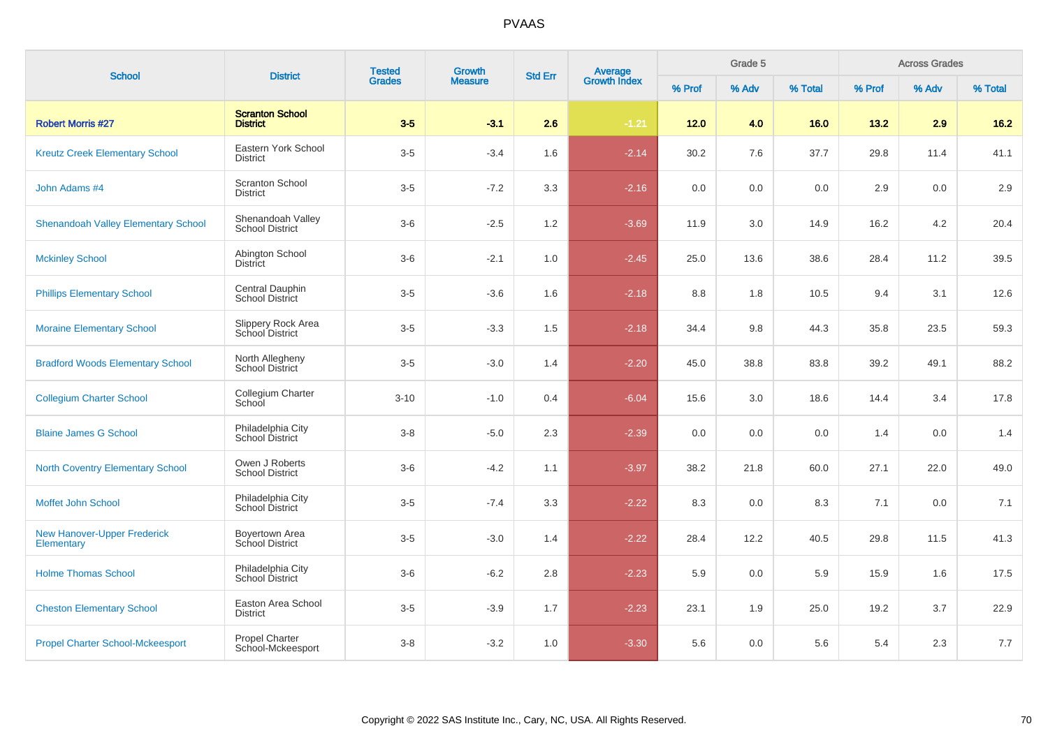# PVAAS

| School | District | Tested Grades | Growth Measure | Std Err | Average Growth Index | Grade 5 | | | Across Grades | | |
|---|---|---|---|---|---|---|---|---|---|---|---|
| | | | | | | % Prof | % Adv | % Total | % Prof | % Adv | % Total |
| **Robert Morris #27** | **Scranton School District** | **3-5** | **-3.1** | **2.6** | **-1.21** | **12.0** | **4.0** | **16.0** | **13.2** | **2.9** | **16.2** |
| Kreutz Creek Elementary School | Eastern York School District | 3-5 | -3.4 | 1.6 | -2.14 | 30.2 | 7.6 | 37.7 | 29.8 | 11.4 | 41.1 |
| John Adams #4 | Scranton School District | 3-5 | -7.2 | 3.3 | -2.16 | 0.0 | 0.0 | 0.0 | 2.9 | 0.0 | 2.9 |
| Shenandoah Valley Elementary School | Shenandoah Valley School District | 3-6 | -2.5 | 1.2 | -3.69 | 11.9 | 3.0 | 14.9 | 16.2 | 4.2 | 20.4 |
| Mckinley School | Abington School District | 3-6 | -2.1 | 1.0 | -2.45 | 25.0 | 13.6 | 38.6 | 28.4 | 11.2 | 39.5 |
| Phillips Elementary School | Central Dauphin School District | 3-5 | -3.6 | 1.6 | -2.18 | 8.8 | 1.8 | 10.5 | 9.4 | 3.1 | 12.6 |
| Moraine Elementary School | Slippery Rock Area School District | 3-5 | -3.3 | 1.5 | -2.18 | 34.4 | 9.8 | 44.3 | 35.8 | 23.5 | 59.3 |
| Bradford Woods Elementary School | North Allegheny School District | 3-5 | -3.0 | 1.4 | -2.20 | 45.0 | 38.8 | 83.8 | 39.2 | 49.1 | 88.2 |
| Collegium Charter School | Collegium Charter School | 3-10 | -1.0 | 0.4 | -6.04 | 15.6 | 3.0 | 18.6 | 14.4 | 3.4 | 17.8 |
| Blaine James G School | Philadelphia City School District | 3-8 | -5.0 | 2.3 | -2.39 | 0.0 | 0.0 | 0.0 | 1.4 | 0.0 | 1.4 |
| North Coventry Elementary School | Owen J Roberts School District | 3-6 | -4.2 | 1.1 | -3.97 | 38.2 | 21.8 | 60.0 | 27.1 | 22.0 | 49.0 |
| Moffet John School | Philadelphia City School District | 3-5 | -7.4 | 3.3 | -2.22 | 8.3 | 0.0 | 8.3 | 7.1 | 0.0 | 7.1 |
| New Hanover-Upper Frederick Elementary | Boyertown Area School District | 3-5 | -3.0 | 1.4 | -2.22 | 28.4 | 12.2 | 40.5 | 29.8 | 11.5 | 41.3 |
| Holme Thomas School | Philadelphia City School District | 3-6 | -6.2 | 2.8 | -2.23 | 5.9 | 0.0 | 5.9 | 15.9 | 1.6 | 17.5 |
| Cheston Elementary School | Easton Area School District | 3-5 | -3.9 | 1.7 | -2.23 | 23.1 | 1.9 | 25.0 | 19.2 | 3.7 | 22.9 |
| Propel Charter School-Mckeesport | Propel Charter School-Mckeesport | 3-8 | -3.2 | 1.0 | -3.30 | 5.6 | 0.0 | 5.6 | 5.4 | 2.3 | 7.7 |

Copyright © 2022 SAS Institute Inc., Cary, NC, USA. All Rights Reserved.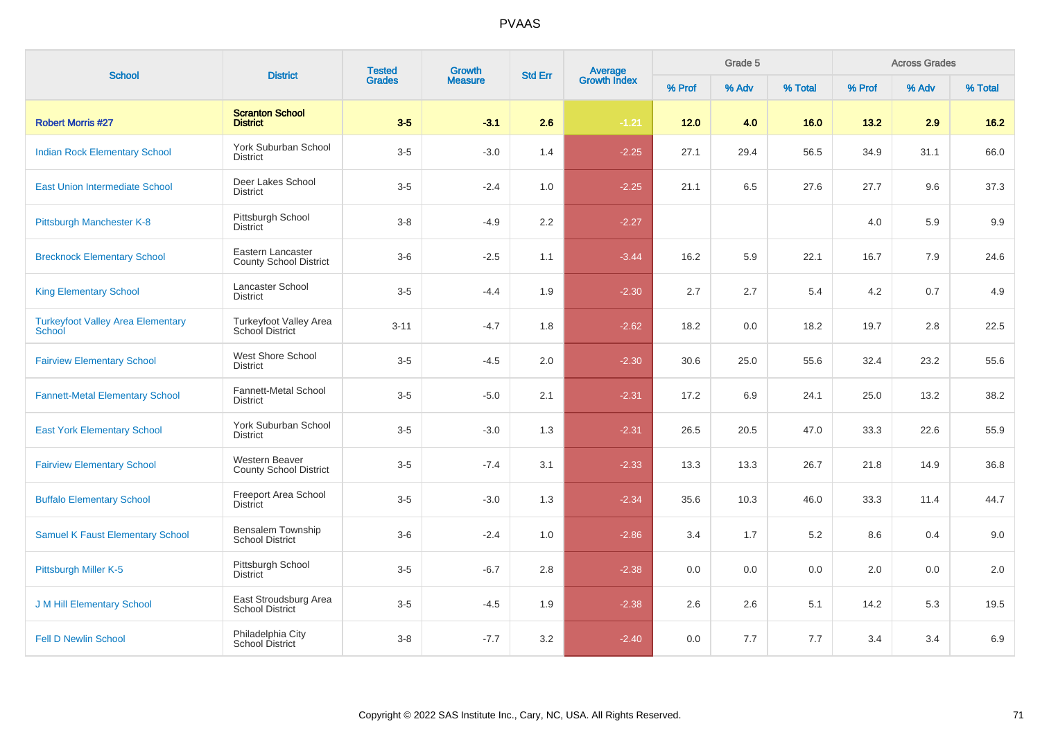# PVAAS

| School | District | Tested Grades | Growth Measure | Std Err | Average Growth Index | Grade 5 | | | Across Grades | | |
|---|---|---|---|---|---|---|---|---|---|---|---|
| | | | | | | % Prof | % Adv | % Total | % Prof | % Adv | % Total |
| **Robert Morris #27** | **Scranton School District** | **3-5** | **-3.1** | **2.6** | **-1.21** | **12.0** | **4.0** | **16.0** | **13.2** | **2.9** | **16.2** |
| Indian Rock Elementary School | York Suburban School District | 3-5 | -3.0 | 1.4 | -2.25 | 27.1 | 29.4 | 56.5 | 34.9 | 31.1 | 66.0 |
| East Union Intermediate School | Deer Lakes School District | 3-5 | -2.4 | 1.0 | -2.25 | 21.1 | 6.5 | 27.6 | 27.7 | 9.6 | 37.3 |
| Pittsburgh Manchester K-8 | Pittsburgh School District | 3-8 | -4.9 | 2.2 | -2.27 | | | | 4.0 | 5.9 | 9.9 |
| Brecknock Elementary School | Eastern Lancaster County School District | 3-6 | -2.5 | 1.1 | -3.44 | 16.2 | 5.9 | 22.1 | 16.7 | 7.9 | 24.6 |
| King Elementary School | Lancaster School District | 3-5 | -4.4 | 1.9 | -2.30 | 2.7 | 2.7 | 5.4 | 4.2 | 0.7 | 4.9 |
| Turkeyfoot Valley Area Elementary School | Turkeyfoot Valley Area School District | 3-11 | -4.7 | 1.8 | -2.62 | 18.2 | 0.0 | 18.2 | 19.7 | 2.8 | 22.5 |
| Fairview Elementary School | West Shore School District | 3-5 | -4.5 | 2.0 | -2.30 | 30.6 | 25.0 | 55.6 | 32.4 | 23.2 | 55.6 |
| Fannett-Metal Elementary School | Fannett-Metal School District | 3-5 | -5.0 | 2.1 | -2.31 | 17.2 | 6.9 | 24.1 | 25.0 | 13.2 | 38.2 |
| East York Elementary School | York Suburban School District | 3-5 | -3.0 | 1.3 | -2.31 | 26.5 | 20.5 | 47.0 | 33.3 | 22.6 | 55.9 |
| Fairview Elementary School | Western Beaver County School District | 3-5 | -7.4 | 3.1 | -2.33 | 13.3 | 13.3 | 26.7 | 21.8 | 14.9 | 36.8 |
| Buffalo Elementary School | Freeport Area School District | 3-5 | -3.0 | 1.3 | -2.34 | 35.6 | 10.3 | 46.0 | 33.3 | 11.4 | 44.7 |
| Samuel K Faust Elementary School | Bensalem Township School District | 3-6 | -2.4 | 1.0 | -2.86 | 3.4 | 1.7 | 5.2 | 8.6 | 0.4 | 9.0 |
| Pittsburgh Miller K-5 | Pittsburgh School District | 3-5 | -6.7 | 2.8 | -2.38 | 0.0 | 0.0 | 0.0 | 2.0 | 0.0 | 2.0 |
| J M Hill Elementary School | East Stroudsburg Area School District | 3-5 | -4.5 | 1.9 | -2.38 | 2.6 | 2.6 | 5.1 | 14.2 | 5.3 | 19.5 |
| Fell D Newlin School | Philadelphia City School District | 3-8 | -7.7 | 3.2 | -2.40 | 0.0 | 7.7 | 7.7 | 3.4 | 3.4 | 6.9 |

Copyright © 2022 SAS Institute Inc., Cary, NC, USA. All Rights Reserved.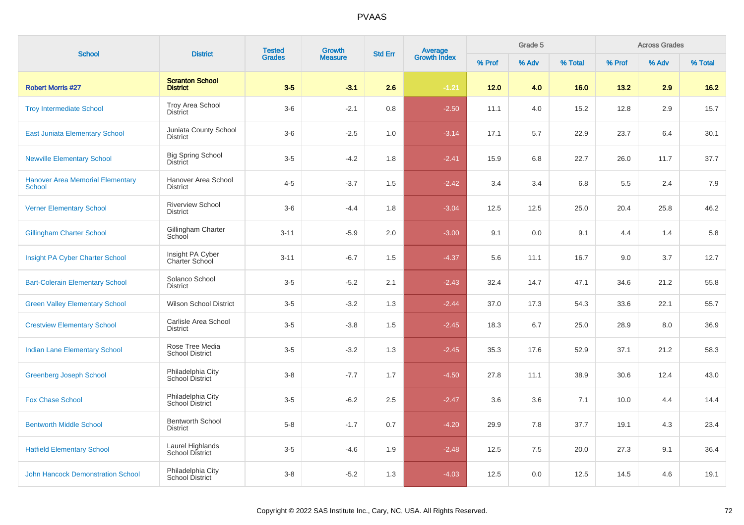# PVAAS

| School | District | Tested Grades | Growth Measure | Std Err | Average Growth Index | Grade 5 | | | Across Grades | | |
|---|---|---|---|---|---|---|---|---|---|---|---|
| | | | | | | % Prof | % Adv | % Total | % Prof | % Adv | % Total |
| **Robert Morris #27** | **Scranton School District** | **3-5** | **-3.1** | **2.6** | **-1.21** | **12.0** | **4.0** | **16.0** | **13.2** | **2.9** | **16.2** |
| Troy Intermediate School | Troy Area School District | 3-6 | -2.1 | 0.8 | -2.50 | 11.1 | 4.0 | 15.2 | 12.8 | 2.9 | 15.7 |
| East Juniata Elementary School | Juniata County School District | 3-6 | -2.5 | 1.0 | -3.14 | 17.1 | 5.7 | 22.9 | 23.7 | 6.4 | 30.1 |
| Newville Elementary School | Big Spring School District | 3-5 | -4.2 | 1.8 | -2.41 | 15.9 | 6.8 | 22.7 | 26.0 | 11.7 | 37.7 |
| Hanover Area Memorial Elementary School | Hanover Area School District | 4-5 | -3.7 | 1.5 | -2.42 | 3.4 | 3.4 | 6.8 | 5.5 | 2.4 | 7.9 |
| Verner Elementary School | Riverview School District | 3-6 | -4.4 | 1.8 | -3.04 | 12.5 | 12.5 | 25.0 | 20.4 | 25.8 | 46.2 |
| Gillingham Charter School | Gillingham Charter School | 3-11 | -5.9 | 2.0 | -3.00 | 9.1 | 0.0 | 9.1 | 4.4 | 1.4 | 5.8 |
| Insight PA Cyber Charter School | Insight PA Cyber Charter School | 3-11 | -6.7 | 1.5 | -4.37 | 5.6 | 11.1 | 16.7 | 9.0 | 3.7 | 12.7 |
| Bart-Colerain Elementary School | Solanco School District | 3-5 | -5.2 | 2.1 | -2.43 | 32.4 | 14.7 | 47.1 | 34.6 | 21.2 | 55.8 |
| Green Valley Elementary School | Wilson School District | 3-5 | -3.2 | 1.3 | -2.44 | 37.0 | 17.3 | 54.3 | 33.6 | 22.1 | 55.7 |
| Crestview Elementary School | Carlisle Area School District | 3-5 | -3.8 | 1.5 | -2.45 | 18.3 | 6.7 | 25.0 | 28.9 | 8.0 | 36.9 |
| Indian Lane Elementary School | Rose Tree Media School District | 3-5 | -3.2 | 1.3 | -2.45 | 35.3 | 17.6 | 52.9 | 37.1 | 21.2 | 58.3 |
| Greenberg Joseph School | Philadelphia City School District | 3-8 | -7.7 | 1.7 | -4.50 | 27.8 | 11.1 | 38.9 | 30.6 | 12.4 | 43.0 |
| Fox Chase School | Philadelphia City School District | 3-5 | -6.2 | 2.5 | -2.47 | 3.6 | 3.6 | 7.1 | 10.0 | 4.4 | 14.4 |
| Bentworth Middle School | Bentworth School District | 5-8 | -1.7 | 0.7 | -4.20 | 29.9 | 7.8 | 37.7 | 19.1 | 4.3 | 23.4 |
| Hatfield Elementary School | Laurel Highlands School District | 3-5 | -4.6 | 1.9 | -2.48 | 12.5 | 7.5 | 20.0 | 27.3 | 9.1 | 36.4 |
| John Hancock Demonstration School | Philadelphia City School District | 3-8 | -5.2 | 1.3 | -4.03 | 12.5 | 0.0 | 12.5 | 14.5 | 4.6 | 19.1 |

Copyright © 2022 SAS Institute Inc., Cary, NC, USA. All Rights Reserved.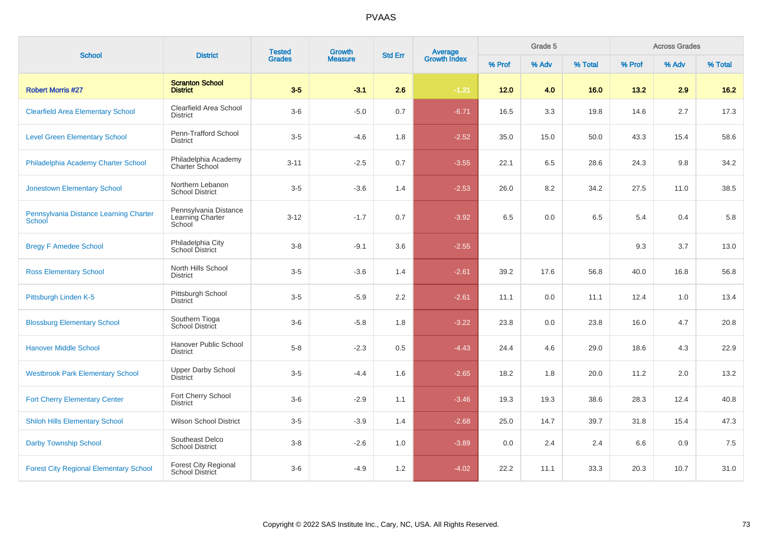# PVAAS

| School | District | Tested Grades | Growth Measure | Std Err | Average Growth Index | Grade 5 | | | Across Grades | | |
|---|---|---|---|---|---|---|---|---|---|---|---|
| | | | | | | % Prof | % Adv | % Total | % Prof | % Adv | % Total |
| **Robert Morris #27** | **Scranton School District** | **3-5** | **-3.1** | **2.6** | **-1.21** | **12.0** | **4.0** | **16.0** | **13.2** | **2.9** | **16.2** |
| Clearfield Area Elementary School | Clearfield Area School District | 3-6 | -5.0 | 0.7 | -6.71 | 16.5 | 3.3 | 19.8 | 14.6 | 2.7 | 17.3 |
| Level Green Elementary School | Penn-Trafford School District | 3-5 | -4.6 | 1.8 | -2.52 | 35.0 | 15.0 | 50.0 | 43.3 | 15.4 | 58.6 |
| Philadelphia Academy Charter School | Philadelphia Academy Charter School | 3-11 | -2.5 | 0.7 | -3.55 | 22.1 | 6.5 | 28.6 | 24.3 | 9.8 | 34.2 |
| Jonestown Elementary School | Northern Lebanon School District | 3-5 | -3.6 | 1.4 | -2.53 | 26.0 | 8.2 | 34.2 | 27.5 | 11.0 | 38.5 |
| Pennsylvania Distance Learning Charter School | Pennsylvania Distance Learning Charter School | 3-12 | -1.7 | 0.7 | -3.92 | 6.5 | 0.0 | 6.5 | 5.4 | 0.4 | 5.8 |
| Bregy F Amedee School | Philadelphia City School District | 3-8 | -9.1 | 3.6 | -2.55 | | | | 9.3 | 3.7 | 13.0 |
| Ross Elementary School | North Hills School District | 3-5 | -3.6 | 1.4 | -2.61 | 39.2 | 17.6 | 56.8 | 40.0 | 16.8 | 56.8 |
| Pittsburgh Linden K-5 | Pittsburgh School District | 3-5 | -5.9 | 2.2 | -2.61 | 11.1 | 0.0 | 11.1 | 12.4 | 1.0 | 13.4 |
| Blossburg Elementary School | Southern Tioga School District | 3-6 | -5.8 | 1.8 | -3.22 | 23.8 | 0.0 | 23.8 | 16.0 | 4.7 | 20.8 |
| Hanover Middle School | Hanover Public School District | 5-8 | -2.3 | 0.5 | -4.43 | 24.4 | 4.6 | 29.0 | 18.6 | 4.3 | 22.9 |
| Westbrook Park Elementary School | Upper Darby School District | 3-5 | -4.4 | 1.6 | -2.65 | 18.2 | 1.8 | 20.0 | 11.2 | 2.0 | 13.2 |
| Fort Cherry Elementary Center | Fort Cherry School District | 3-6 | -2.9 | 1.1 | -3.46 | 19.3 | 19.3 | 38.6 | 28.3 | 12.4 | 40.8 |
| Shiloh Hills Elementary School | Wilson School District | 3-5 | -3.9 | 1.4 | -2.68 | 25.0 | 14.7 | 39.7 | 31.8 | 15.4 | 47.3 |
| Darby Township School | Southeast Delco School District | 3-8 | -2.6 | 1.0 | -3.89 | 0.0 | 2.4 | 2.4 | 6.6 | 0.9 | 7.5 |
| Forest City Regional Elementary School | Forest City Regional School District | 3-6 | -4.9 | 1.2 | -4.02 | 22.2 | 11.1 | 33.3 | 20.3 | 10.7 | 31.0 |

Copyright © 2022 SAS Institute Inc., Cary, NC, USA. All Rights Reserved.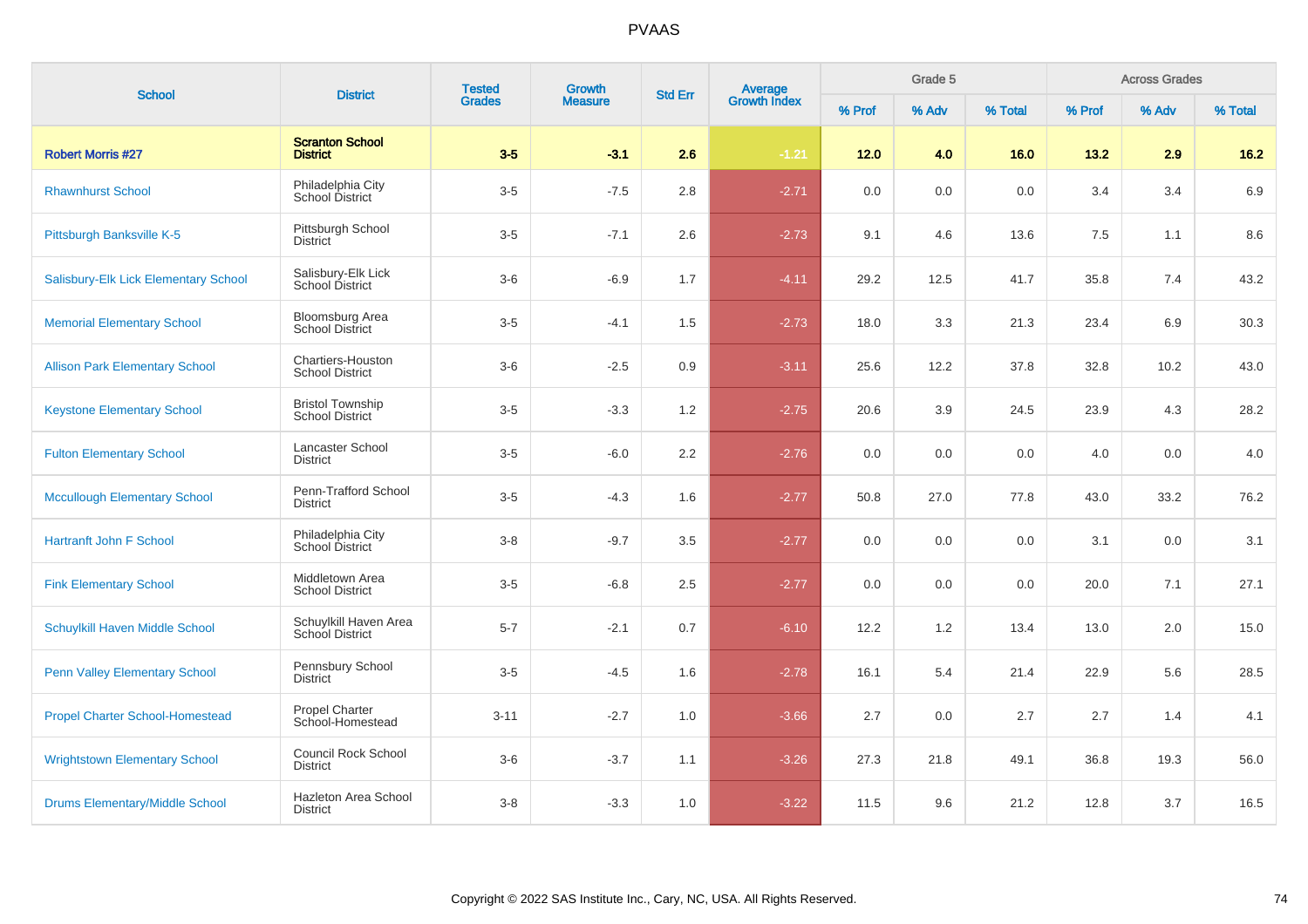# PVAAS

| School | District | Tested Grades | Growth Measure | Std Err | Average Growth Index | Grade 5 | | | Across Grades | | |
|---|---|---|---|---|---|---|---|---|---|---|---|
| | | | | | | % Prof | % Adv | % Total | % Prof | % Adv | % Total |
| **Robert Morris #27** | **Scranton School District** | **3-5** | **-3.1** | **2.6** | **-1.21** | **12.0** | **4.0** | **16.0** | **13.2** | **2.9** | **16.2** |
| Rhawnhurst School | Philadelphia City School District | 3-5 | -7.5 | 2.8 | -2.71 | 0.0 | 0.0 | 0.0 | 3.4 | 3.4 | 6.9 |
| Pittsburgh Banksville K-5 | Pittsburgh School District | 3-5 | -7.1 | 2.6 | -2.73 | 9.1 | 4.6 | 13.6 | 7.5 | 1.1 | 8.6 |
| Salisbury-Elk Lick Elementary School | Salisbury-Elk Lick School District | 3-6 | -6.9 | 1.7 | -4.11 | 29.2 | 12.5 | 41.7 | 35.8 | 7.4 | 43.2 |
| Memorial Elementary School | Bloomsburg Area School District | 3-5 | -4.1 | 1.5 | -2.73 | 18.0 | 3.3 | 21.3 | 23.4 | 6.9 | 30.3 |
| Allison Park Elementary School | Chartiers-Houston School District | 3-6 | -2.5 | 0.9 | -3.11 | 25.6 | 12.2 | 37.8 | 32.8 | 10.2 | 43.0 |
| Keystone Elementary School | Bristol Township School District | 3-5 | -3.3 | 1.2 | -2.75 | 20.6 | 3.9 | 24.5 | 23.9 | 4.3 | 28.2 |
| Fulton Elementary School | Lancaster School District | 3-5 | -6.0 | 2.2 | -2.76 | 0.0 | 0.0 | 0.0 | 4.0 | 0.0 | 4.0 |
| Mccullough Elementary School | Penn-Trafford School District | 3-5 | -4.3 | 1.6 | -2.77 | 50.8 | 27.0 | 77.8 | 43.0 | 33.2 | 76.2 |
| Hartranft John F School | Philadelphia City School District | 3-8 | -9.7 | 3.5 | -2.77 | 0.0 | 0.0 | 0.0 | 3.1 | 0.0 | 3.1 |
| Fink Elementary School | Middletown Area School District | 3-5 | -6.8 | 2.5 | -2.77 | 0.0 | 0.0 | 0.0 | 20.0 | 7.1 | 27.1 |
| Schuylkill Haven Middle School | Schuylkill Haven Area School District | 5-7 | -2.1 | 0.7 | -6.10 | 12.2 | 1.2 | 13.4 | 13.0 | 2.0 | 15.0 |
| Penn Valley Elementary School | Pennsbury School District | 3-5 | -4.5 | 1.6 | -2.78 | 16.1 | 5.4 | 21.4 | 22.9 | 5.6 | 28.5 |
| Propel Charter School-Homestead | Propel Charter School-Homestead | 3-11 | -2.7 | 1.0 | -3.66 | 2.7 | 0.0 | 2.7 | 2.7 | 1.4 | 4.1 |
| Wrightstown Elementary School | Council Rock School District | 3-6 | -3.7 | 1.1 | -3.26 | 27.3 | 21.8 | 49.1 | 36.8 | 19.3 | 56.0 |
| Drums Elementary/Middle School | Hazleton Area School District | 3-8 | -3.3 | 1.0 | -3.22 | 11.5 | 9.6 | 21.2 | 12.8 | 3.7 | 16.5 |

Copyright © 2022 SAS Institute Inc., Cary, NC, USA. All Rights Reserved.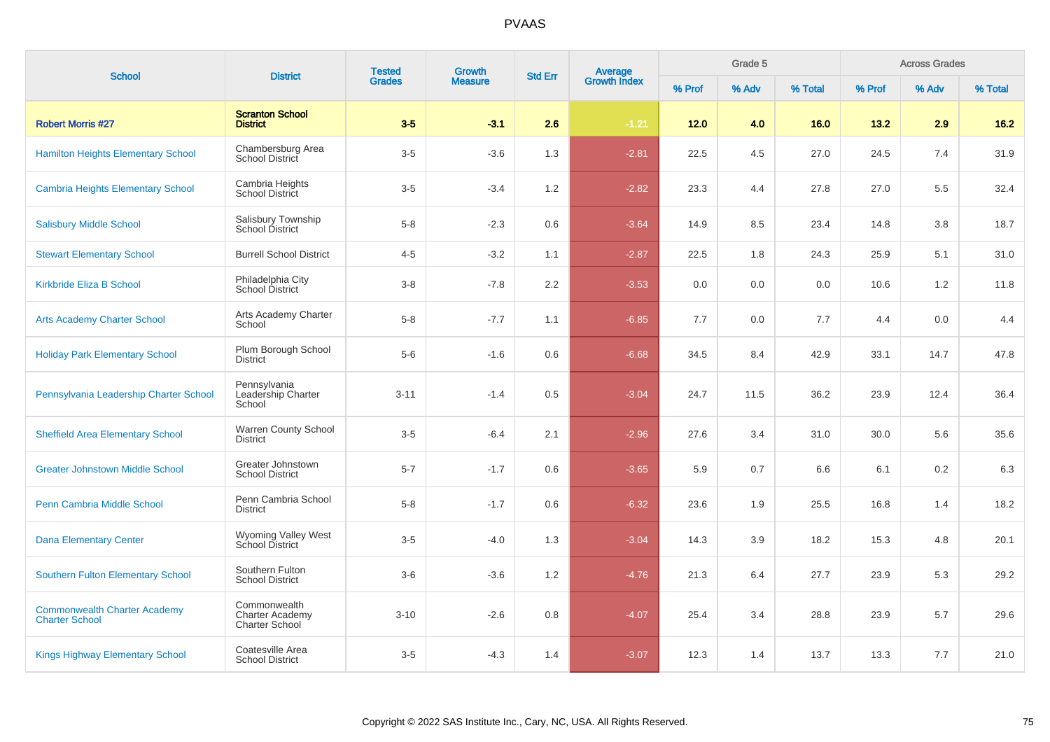# PVAAS

| School | District | Tested Grades | Growth Measure | Std Err | Average Growth Index | Grade 5 | | | Across Grades | | |
|---|---|---|---|---|---|---|---|---|---|---|---|
| | | | | | | % Prof | % Adv | % Total | % Prof | % Adv | % Total |
| **Robert Morris #27** | **Scranton School District** | **3-5** | **-3.1** | **2.6** | **-1.21** | **12.0** | **4.0** | **16.0** | **13.2** | **2.9** | **16.2** |
| Hamilton Heights Elementary School | Chambersburg Area School District | 3-5 | -3.6 | 1.3 | -2.81 | 22.5 | 4.5 | 27.0 | 24.5 | 7.4 | 31.9 |
| Cambria Heights Elementary School | Cambria Heights School District | 3-5 | -3.4 | 1.2 | -2.82 | 23.3 | 4.4 | 27.8 | 27.0 | 5.5 | 32.4 |
| Salisbury Middle School | Salisbury Township School District | 5-8 | -2.3 | 0.6 | -3.64 | 14.9 | 8.5 | 23.4 | 14.8 | 3.8 | 18.7 |
| Stewart Elementary School | Burrell School District | 4-5 | -3.2 | 1.1 | -2.87 | 22.5 | 1.8 | 24.3 | 25.9 | 5.1 | 31.0 |
| Kirkbride Eliza B School | Philadelphia City School District | 3-8 | -7.8 | 2.2 | -3.53 | 0.0 | 0.0 | 0.0 | 10.6 | 1.2 | 11.8 |
| Arts Academy Charter School | Arts Academy Charter School | 5-8 | -7.7 | 1.1 | -6.85 | 7.7 | 0.0 | 7.7 | 4.4 | 0.0 | 4.4 |
| Holiday Park Elementary School | Plum Borough School District | 5-6 | -1.6 | 0.6 | -6.68 | 34.5 | 8.4 | 42.9 | 33.1 | 14.7 | 47.8 |
| Pennsylvania Leadership Charter School | Pennsylvania Leadership Charter School | 3-11 | -1.4 | 0.5 | -3.04 | 24.7 | 11.5 | 36.2 | 23.9 | 12.4 | 36.4 |
| Sheffield Area Elementary School | Warren County School District | 3-5 | -6.4 | 2.1 | -2.96 | 27.6 | 3.4 | 31.0 | 30.0 | 5.6 | 35.6 |
| Greater Johnstown Middle School | Greater Johnstown School District | 5-7 | -1.7 | 0.6 | -3.65 | 5.9 | 0.7 | 6.6 | 6.1 | 0.2 | 6.3 |
| Penn Cambria Middle School | Penn Cambria School District | 5-8 | -1.7 | 0.6 | -6.32 | 23.6 | 1.9 | 25.5 | 16.8 | 1.4 | 18.2 |
| Dana Elementary Center | Wyoming Valley West School District | 3-5 | -4.0 | 1.3 | -3.04 | 14.3 | 3.9 | 18.2 | 15.3 | 4.8 | 20.1 |
| Southern Fulton Elementary School | Southern Fulton School District | 3-6 | -3.6 | 1.2 | -4.76 | 21.3 | 6.4 | 27.7 | 23.9 | 5.3 | 29.2 |
| Commonwealth Charter Academy Charter School | Commonwealth Charter Academy Charter School | 3-10 | -2.6 | 0.8 | -4.07 | 25.4 | 3.4 | 28.8 | 23.9 | 5.7 | 29.6 |
| Kings Highway Elementary School | Coatesville Area School District | 3-5 | -4.3 | 1.4 | -3.07 | 12.3 | 1.4 | 13.7 | 13.3 | 7.7 | 21.0 |

Copyright © 2022 SAS Institute Inc., Cary, NC, USA. All Rights Reserved.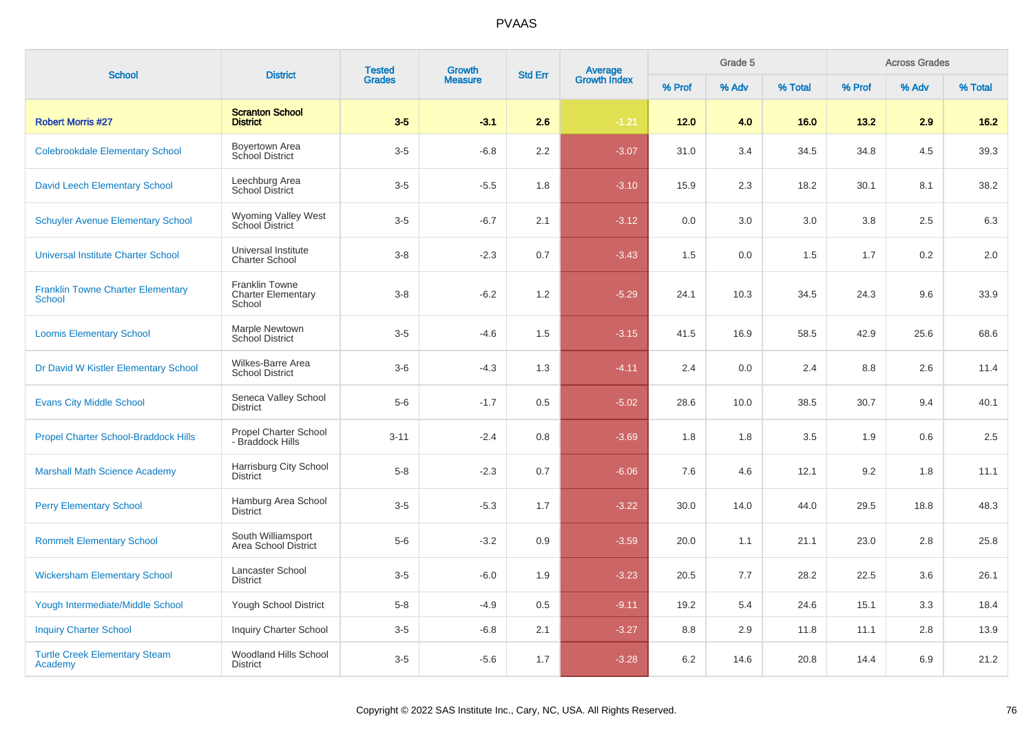# PVAAS

| School | District | Tested Grades | Growth Measure | Std Err | Average Growth Index | Grade 5 | | | Across Grades | | |
|---|---|---|---|---|---|---|---|---|---|---|---|
| | | | | | | % Prof | % Adv | % Total | % Prof | % Adv | % Total |
| **Robert Morris #27** | **Scranton School District** | **3-5** | **-3.1** | **2.6** | **-1.21** | **12.0** | **4.0** | **16.0** | **13.2** | **2.9** | **16.2** |
| Colebrookdale Elementary School | Boyertown Area School District | 3-5 | -6.8 | 2.2 | -3.07 | 31.0 | 3.4 | 34.5 | 34.8 | 4.5 | 39.3 |
| David Leech Elementary School | Leechburg Area School District | 3-5 | -5.5 | 1.8 | -3.10 | 15.9 | 2.3 | 18.2 | 30.1 | 8.1 | 38.2 |
| Schuyler Avenue Elementary School | Wyoming Valley West School District | 3-5 | -6.7 | 2.1 | -3.12 | 0.0 | 3.0 | 3.0 | 3.8 | 2.5 | 6.3 |
| Universal Institute Charter School | Universal Institute Charter School | 3-8 | -2.3 | 0.7 | -3.43 | 1.5 | 0.0 | 1.5 | 1.7 | 0.2 | 2.0 |
| Franklin Towne Charter Elementary School | Franklin Towne Charter Elementary School | 3-8 | -6.2 | 1.2 | -5.29 | 24.1 | 10.3 | 34.5 | 24.3 | 9.6 | 33.9 |
| Loomis Elementary School | Marple Newtown School District | 3-5 | -4.6 | 1.5 | -3.15 | 41.5 | 16.9 | 58.5 | 42.9 | 25.6 | 68.6 |
| Dr David W Kistler Elementary School | Wilkes-Barre Area School District | 3-6 | -4.3 | 1.3 | -4.11 | 2.4 | 0.0 | 2.4 | 8.8 | 2.6 | 11.4 |
| Evans City Middle School | Seneca Valley School District | 5-6 | -1.7 | 0.5 | -5.02 | 28.6 | 10.0 | 38.5 | 30.7 | 9.4 | 40.1 |
| Propel Charter School-Braddock Hills | Propel Charter School - Braddock Hills | 3-11 | -2.4 | 0.8 | -3.69 | 1.8 | 1.8 | 3.5 | 1.9 | 0.6 | 2.5 |
| Marshall Math Science Academy | Harrisburg City School District | 5-8 | -2.3 | 0.7 | -6.06 | 7.6 | 4.6 | 12.1 | 9.2 | 1.8 | 11.1 |
| Perry Elementary School | Hamburg Area School District | 3-5 | -5.3 | 1.7 | -3.22 | 30.0 | 14.0 | 44.0 | 29.5 | 18.8 | 48.3 |
| Rommelt Elementary School | South Williamsport Area School District | 5-6 | -3.2 | 0.9 | -3.59 | 20.0 | 1.1 | 21.1 | 23.0 | 2.8 | 25.8 |
| Wickersham Elementary School | Lancaster School District | 3-5 | -6.0 | 1.9 | -3.23 | 20.5 | 7.7 | 28.2 | 22.5 | 3.6 | 26.1 |
| Yough Intermediate/Middle School | Yough School District | 5-8 | -4.9 | 0.5 | -9.11 | 19.2 | 5.4 | 24.6 | 15.1 | 3.3 | 18.4 |
| Inquiry Charter School | Inquiry Charter School | 3-5 | -6.8 | 2.1 | -3.27 | 8.8 | 2.9 | 11.8 | 11.1 | 2.8 | 13.9 |
| Turtle Creek Elementary Steam Academy | Woodland Hills School District | 3-5 | -5.6 | 1.7 | -3.28 | 6.2 | 14.6 | 20.8 | 14.4 | 6.9 | 21.2 |

Copyright © 2022 SAS Institute Inc., Cary, NC, USA. All Rights Reserved.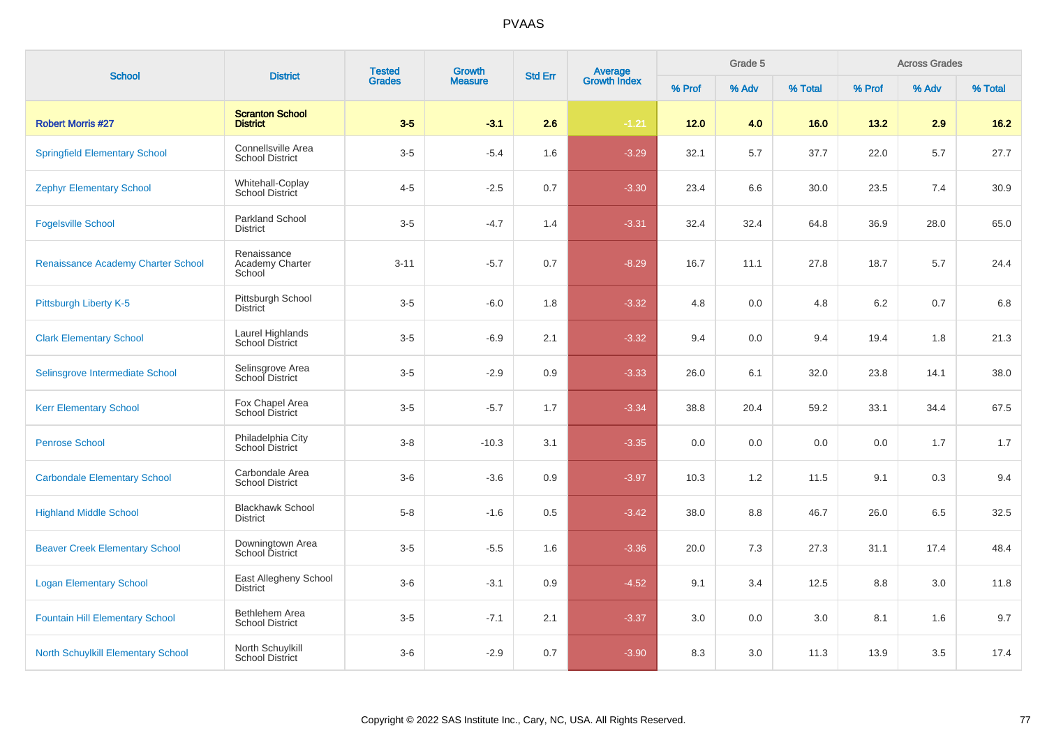| School | District | Tested Grades | Growth Measure | Std Err | Average Growth Index | Grade 5 | | | Across Grades | | |
|---|---|---|---|---|---|---|---|---|---|---|---|
| | | | | | | % Prof | % Adv | % Total | % Prof | % Adv | % Total |
| **Robert Morris #27** | **Scranton School District** | **3-5** | **-3.1** | **2.6** | **-1.21** | **12.0** | **4.0** | **16.0** | **13.2** | **2.9** | **16.2** |
| Springfield Elementary School | Connellsville Area School District | 3-5 | -5.4 | 1.6 | -3.29 | 32.1 | 5.7 | 37.7 | 22.0 | 5.7 | 27.7 |
| Zephyr Elementary School | Whitehall-Coplay School District | 4-5 | -2.5 | 0.7 | -3.30 | 23.4 | 6.6 | 30.0 | 23.5 | 7.4 | 30.9 |
| Fogelsville School | Parkland School District | 3-5 | -4.7 | 1.4 | -3.31 | 32.4 | 32.4 | 64.8 | 36.9 | 28.0 | 65.0 |
| Renaissance Academy Charter School | Renaissance Academy Charter School | 3-11 | -5.7 | 0.7 | -8.29 | 16.7 | 11.1 | 27.8 | 18.7 | 5.7 | 24.4 |
| Pittsburgh Liberty K-5 | Pittsburgh School District | 3-5 | -6.0 | 1.8 | -3.32 | 4.8 | 0.0 | 4.8 | 6.2 | 0.7 | 6.8 |
| Clark Elementary School | Laurel Highlands School District | 3-5 | -6.9 | 2.1 | -3.32 | 9.4 | 0.0 | 9.4 | 19.4 | 1.8 | 21.3 |
| Selinsgrove Intermediate School | Selinsgrove Area School District | 3-5 | -2.9 | 0.9 | -3.33 | 26.0 | 6.1 | 32.0 | 23.8 | 14.1 | 38.0 |
| Kerr Elementary School | Fox Chapel Area School District | 3-5 | -5.7 | 1.7 | -3.34 | 38.8 | 20.4 | 59.2 | 33.1 | 34.4 | 67.5 |
| Penrose School | Philadelphia City School District | 3-8 | -10.3 | 3.1 | -3.35 | 0.0 | 0.0 | 0.0 | 0.0 | 1.7 | 1.7 |
| Carbondale Elementary School | Carbondale Area School District | 3-6 | -3.6 | 0.9 | -3.97 | 10.3 | 1.2 | 11.5 | 9.1 | 0.3 | 9.4 |
| Highland Middle School | Blackhawk School District | 5-8 | -1.6 | 0.5 | -3.42 | 38.0 | 8.8 | 46.7 | 26.0 | 6.5 | 32.5 |
| Beaver Creek Elementary School | Downingtown Area School District | 3-5 | -5.5 | 1.6 | -3.36 | 20.0 | 7.3 | 27.3 | 31.1 | 17.4 | 48.4 |
| Logan Elementary School | East Allegheny School District | 3-6 | -3.1 | 0.9 | -4.52 | 9.1 | 3.4 | 12.5 | 8.8 | 3.0 | 11.8 |
| Fountain Hill Elementary School | Bethlehem Area School District | 3-5 | -7.1 | 2.1 | -3.37 | 3.0 | 0.0 | 3.0 | 8.1 | 1.6 | 9.7 |
| North Schuylkill Elementary School | North Schuylkill School District | 3-6 | -2.9 | 0.7 | -3.90 | 8.3 | 3.0 | 11.3 | 13.9 | 3.5 | 17.4 |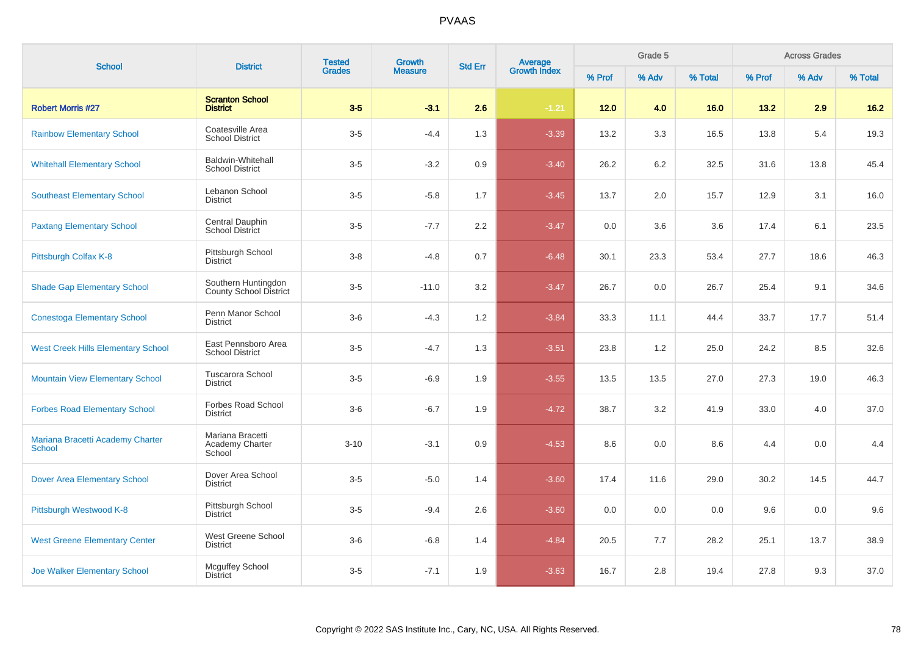# PVAAS

| School | District | Tested Grades | Growth Measure | Std Err | Average Growth Index | Grade 5 | | | Across Grades | | |
|---|---|---|---|---|---|---|---|---|---|---|---|
| | | | | | | % Prof | % Adv | % Total | % Prof | % Adv | % Total |
| **Robert Morris #27** | **Scranton School District** | **3-5** | **-3.1** | **2.6** | **-1.21** | **12.0** | **4.0** | **16.0** | **13.2** | **2.9** | **16.2** |
| Rainbow Elementary School | Coatesville Area School District | 3-5 | -4.4 | 1.3 | -3.39 | 13.2 | 3.3 | 16.5 | 13.8 | 5.4 | 19.3 |
| Whitehall Elementary School | Baldwin-Whitehall School District | 3-5 | -3.2 | 0.9 | -3.40 | 26.2 | 6.2 | 32.5 | 31.6 | 13.8 | 45.4 |
| Southeast Elementary School | Lebanon School District | 3-5 | -5.8 | 1.7 | -3.45 | 13.7 | 2.0 | 15.7 | 12.9 | 3.1 | 16.0 |
| Paxtang Elementary School | Central Dauphin School District | 3-5 | -7.7 | 2.2 | -3.47 | 0.0 | 3.6 | 3.6 | 17.4 | 6.1 | 23.5 |
| Pittsburgh Colfax K-8 | Pittsburgh School District | 3-8 | -4.8 | 0.7 | -6.48 | 30.1 | 23.3 | 53.4 | 27.7 | 18.6 | 46.3 |
| Shade Gap Elementary School | Southern Huntingdon County School District | 3-5 | -11.0 | 3.2 | -3.47 | 26.7 | 0.0 | 26.7 | 25.4 | 9.1 | 34.6 |
| Conestoga Elementary School | Penn Manor School District | 3-6 | -4.3 | 1.2 | -3.84 | 33.3 | 11.1 | 44.4 | 33.7 | 17.7 | 51.4 |
| West Creek Hills Elementary School | East Pennsboro Area School District | 3-5 | -4.7 | 1.3 | -3.51 | 23.8 | 1.2 | 25.0 | 24.2 | 8.5 | 32.6 |
| Mountain View Elementary School | Tuscarora School District | 3-5 | -6.9 | 1.9 | -3.55 | 13.5 | 13.5 | 27.0 | 27.3 | 19.0 | 46.3 |
| Forbes Road Elementary School | Forbes Road School District | 3-6 | -6.7 | 1.9 | -4.72 | 38.7 | 3.2 | 41.9 | 33.0 | 4.0 | 37.0 |
| Mariana Bracetti Academy Charter School | Mariana Bracetti Academy Charter School | 3-10 | -3.1 | 0.9 | -4.53 | 8.6 | 0.0 | 8.6 | 4.4 | 0.0 | 4.4 |
| Dover Area Elementary School | Dover Area School District | 3-5 | -5.0 | 1.4 | -3.60 | 17.4 | 11.6 | 29.0 | 30.2 | 14.5 | 44.7 |
| Pittsburgh Westwood K-8 | Pittsburgh School District | 3-5 | -9.4 | 2.6 | -3.60 | 0.0 | 0.0 | 0.0 | 9.6 | 0.0 | 9.6 |
| West Greene Elementary Center | West Greene School District | 3-6 | -6.8 | 1.4 | -4.84 | 20.5 | 7.7 | 28.2 | 25.1 | 13.7 | 38.9 |
| Joe Walker Elementary School | Mcguffey School District | 3-5 | -7.1 | 1.9 | -3.63 | 16.7 | 2.8 | 19.4 | 27.8 | 9.3 | 37.0 |

Copyright © 2022 SAS Institute Inc., Cary, NC, USA. All Rights Reserved.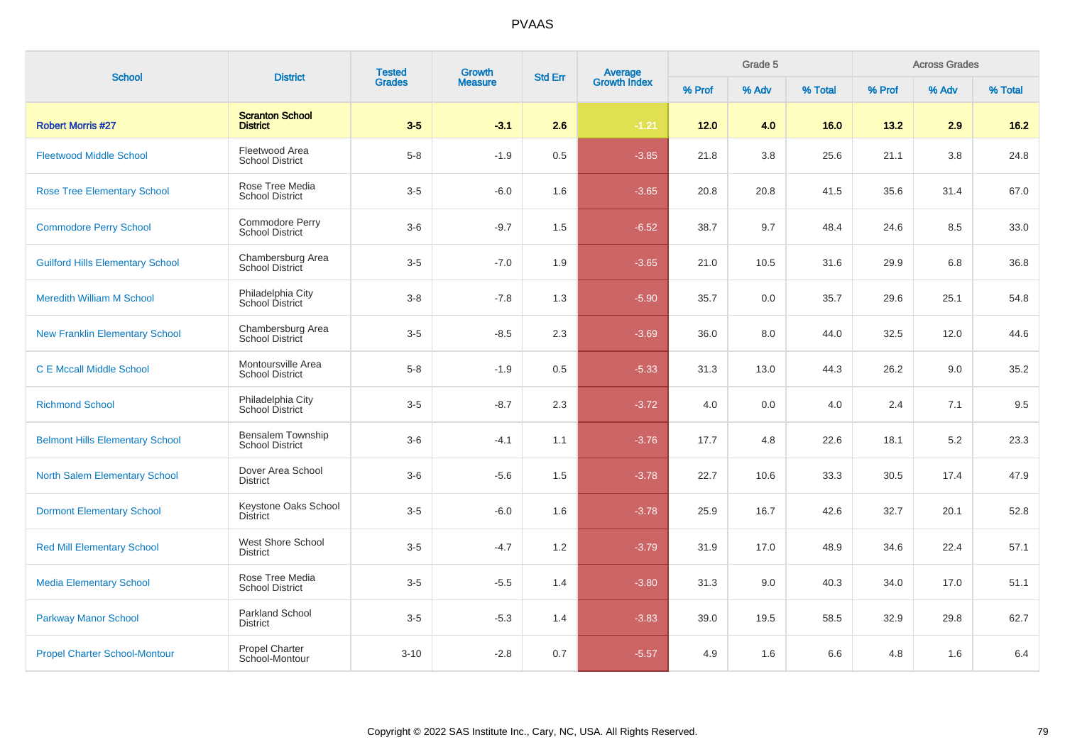# PVAAS

| School | District | Tested Grades | Growth Measure | Std Err | Average Growth Index | Grade 5 | | | Across Grades | | |
|---|---|---|---|---|---|---|---|---|---|---|---|
| | | | | | | % Prof | % Adv | % Total | % Prof | % Adv | % Total |
| **Robert Morris #27** | **Scranton School District** | **3-5** | **-3.1** | **2.6** | **-1.21** | **12.0** | **4.0** | **16.0** | **13.2** | **2.9** | **16.2** |
| Fleetwood Middle School | Fleetwood Area School District | 5-8 | -1.9 | 0.5 | -3.85 | 21.8 | 3.8 | 25.6 | 21.1 | 3.8 | 24.8 |
| Rose Tree Elementary School | Rose Tree Media School District | 3-5 | -6.0 | 1.6 | -3.65 | 20.8 | 20.8 | 41.5 | 35.6 | 31.4 | 67.0 |
| Commodore Perry School | Commodore Perry School District | 3-6 | -9.7 | 1.5 | -6.52 | 38.7 | 9.7 | 48.4 | 24.6 | 8.5 | 33.0 |
| Guilford Hills Elementary School | Chambersburg Area School District | 3-5 | -7.0 | 1.9 | -3.65 | 21.0 | 10.5 | 31.6 | 29.9 | 6.8 | 36.8 |
| Meredith William M School | Philadelphia City School District | 3-8 | -7.8 | 1.3 | -5.90 | 35.7 | 0.0 | 35.7 | 29.6 | 25.1 | 54.8 |
| New Franklin Elementary School | Chambersburg Area School District | 3-5 | -8.5 | 2.3 | -3.69 | 36.0 | 8.0 | 44.0 | 32.5 | 12.0 | 44.6 |
| C E Mccall Middle School | Montoursville Area School District | 5-8 | -1.9 | 0.5 | -5.33 | 31.3 | 13.0 | 44.3 | 26.2 | 9.0 | 35.2 |
| Richmond School | Philadelphia City School District | 3-5 | -8.7 | 2.3 | -3.72 | 4.0 | 0.0 | 4.0 | 2.4 | 7.1 | 9.5 |
| Belmont Hills Elementary School | Bensalem Township School District | 3-6 | -4.1 | 1.1 | -3.76 | 17.7 | 4.8 | 22.6 | 18.1 | 5.2 | 23.3 |
| North Salem Elementary School | Dover Area School District | 3-6 | -5.6 | 1.5 | -3.78 | 22.7 | 10.6 | 33.3 | 30.5 | 17.4 | 47.9 |
| Dormont Elementary School | Keystone Oaks School District | 3-5 | -6.0 | 1.6 | -3.78 | 25.9 | 16.7 | 42.6 | 32.7 | 20.1 | 52.8 |
| Red Mill Elementary School | West Shore School District | 3-5 | -4.7 | 1.2 | -3.79 | 31.9 | 17.0 | 48.9 | 34.6 | 22.4 | 57.1 |
| Media Elementary School | Rose Tree Media School District | 3-5 | -5.5 | 1.4 | -3.80 | 31.3 | 9.0 | 40.3 | 34.0 | 17.0 | 51.1 |
| Parkway Manor School | Parkland School District | 3-5 | -5.3 | 1.4 | -3.83 | 39.0 | 19.5 | 58.5 | 32.9 | 29.8 | 62.7 |
| Propel Charter School-Montour | Propel Charter School-Montour | 3-10 | -2.8 | 0.7 | -5.57 | 4.9 | 1.6 | 6.6 | 4.8 | 1.6 | 6.4 |

Copyright © 2022 SAS Institute Inc., Cary, NC, USA. All Rights Reserved.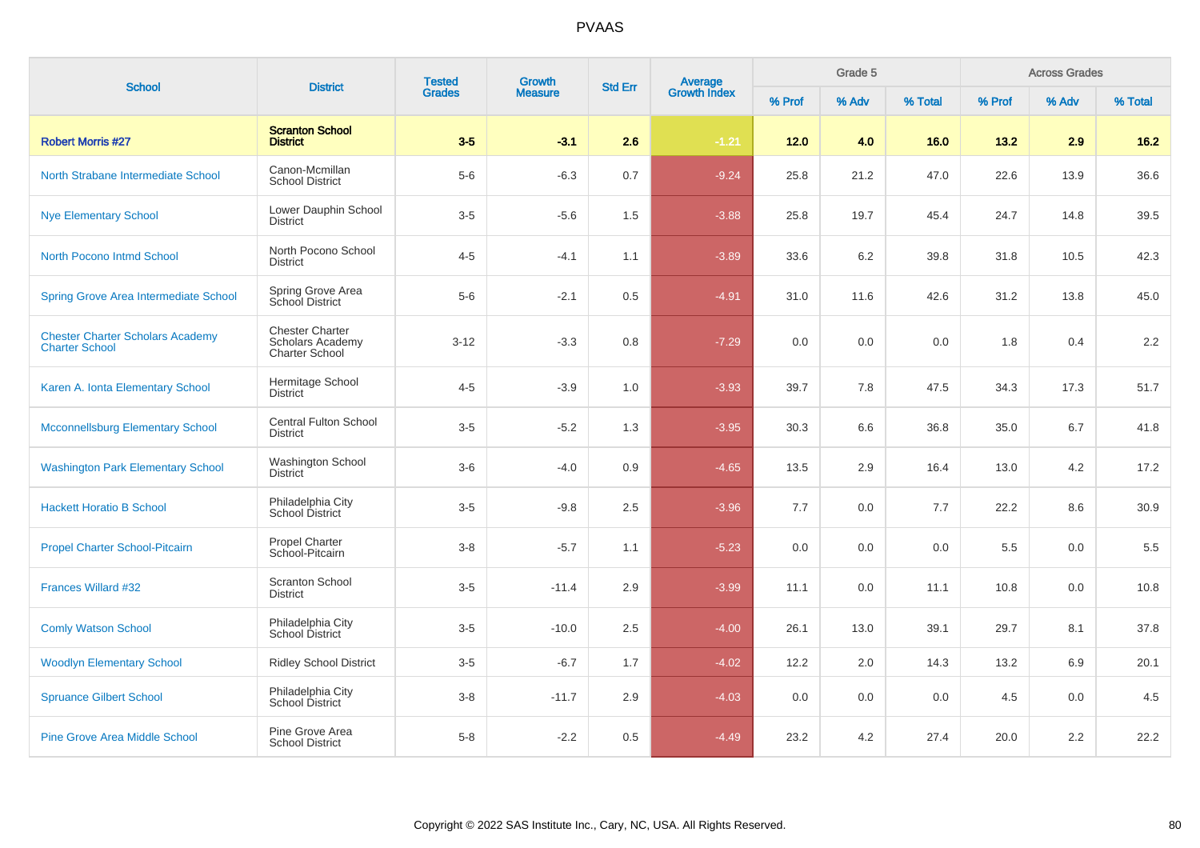# PVAAS

| School | District | Tested Grades | Growth Measure | Std Err | Average Growth Index | Grade 5 | | | Across Grades | | |
|---|---|---|---|---|---|---|---|---|---|---|---|
| | | | | | | % Prof | % Adv | % Total | % Prof | % Adv | % Total |
| **Robert Morris #27** | **Scranton School District** | **3-5** | **-3.1** | **2.6** | **-1.21** | **12.0** | **4.0** | **16.0** | **13.2** | **2.9** | **16.2** |
| North Strabane Intermediate School | Canon-Mcmillan School District | 5-6 | -6.3 | 0.7 | -9.24 | 25.8 | 21.2 | 47.0 | 22.6 | 13.9 | 36.6 |
| Nye Elementary School | Lower Dauphin School District | 3-5 | -5.6 | 1.5 | -3.88 | 25.8 | 19.7 | 45.4 | 24.7 | 14.8 | 39.5 |
| North Pocono Intmd School | North Pocono School District | 4-5 | -4.1 | 1.1 | -3.89 | 33.6 | 6.2 | 39.8 | 31.8 | 10.5 | 42.3 |
| Spring Grove Area Intermediate School | Spring Grove Area School District | 5-6 | -2.1 | 0.5 | -4.91 | 31.0 | 11.6 | 42.6 | 31.2 | 13.8 | 45.0 |
| Chester Charter Scholars Academy Charter School | Chester Charter Scholars Academy Charter School | 3-12 | -3.3 | 0.8 | -7.29 | 0.0 | 0.0 | 0.0 | 1.8 | 0.4 | 2.2 |
| Karen A. Ionta Elementary School | Hermitage School District | 4-5 | -3.9 | 1.0 | -3.93 | 39.7 | 7.8 | 47.5 | 34.3 | 17.3 | 51.7 |
| Mcconnellsburg Elementary School | Central Fulton School District | 3-5 | -5.2 | 1.3 | -3.95 | 30.3 | 6.6 | 36.8 | 35.0 | 6.7 | 41.8 |
| Washington Park Elementary School | Washington School District | 3-6 | -4.0 | 0.9 | -4.65 | 13.5 | 2.9 | 16.4 | 13.0 | 4.2 | 17.2 |
| Hackett Horatio B School | Philadelphia City School District | 3-5 | -9.8 | 2.5 | -3.96 | 7.7 | 0.0 | 7.7 | 22.2 | 8.6 | 30.9 |
| Propel Charter School-Pitcairn | Propel Charter School-Pitcairn | 3-8 | -5.7 | 1.1 | -5.23 | 0.0 | 0.0 | 0.0 | 5.5 | 0.0 | 5.5 |
| Frances Willard #32 | Scranton School District | 3-5 | -11.4 | 2.9 | -3.99 | 11.1 | 0.0 | 11.1 | 10.8 | 0.0 | 10.8 |
| Comly Watson School | Philadelphia City School District | 3-5 | -10.0 | 2.5 | -4.00 | 26.1 | 13.0 | 39.1 | 29.7 | 8.1 | 37.8 |
| Woodlyn Elementary School | Ridley School District | 3-5 | -6.7 | 1.7 | -4.02 | 12.2 | 2.0 | 14.3 | 13.2 | 6.9 | 20.1 |
| Spruance Gilbert School | Philadelphia City School District | 3-8 | -11.7 | 2.9 | -4.03 | 0.0 | 0.0 | 0.0 | 4.5 | 0.0 | 4.5 |
| Pine Grove Area Middle School | Pine Grove Area School District | 5-8 | -2.2 | 0.5 | -4.49 | 23.2 | 4.2 | 27.4 | 20.0 | 2.2 | 22.2 |

Copyright © 2022 SAS Institute Inc., Cary, NC, USA. All Rights Reserved.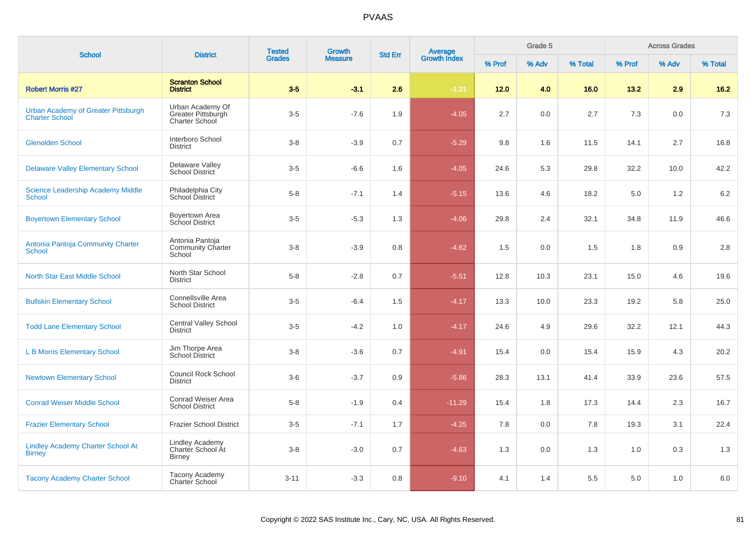# PVAAS

| School | District | Tested Grades | Growth Measure | Std Err | Average Growth Index | Grade 5 | | | Across Grades | | |
|---|---|---|---|---|---|---|---|---|---|---|---|
| | | | | | | % Prof | % Adv | % Total | % Prof | % Adv | % Total |
| **Robert Morris #27** | **Scranton School District** | **3-5** | **-3.1** | **2.6** | **-1.21** | **12.0** | **4.0** | **16.0** | **13.2** | **2.9** | **16.2** |
| Urban Academy of Greater Pittsburgh Charter School | Urban Academy Of Greater Pittsburgh Charter School | 3-5 | -7.6 | 1.9 | -4.05 | 2.7 | 0.0 | 2.7 | 7.3 | 0.0 | 7.3 |
| Glenolden School | Interboro School District | 3-8 | -3.9 | 0.7 | -5.29 | 9.8 | 1.6 | 11.5 | 14.1 | 2.7 | 16.8 |
| Delaware Valley Elementary School | Delaware Valley School District | 3-5 | -6.6 | 1.6 | -4.05 | 24.6 | 5.3 | 29.8 | 32.2 | 10.0 | 42.2 |
| Science Leadership Academy Middle School | Philadelphia City School District | 5-8 | -7.1 | 1.4 | -5.15 | 13.6 | 4.6 | 18.2 | 5.0 | 1.2 | 6.2 |
| Boyertown Elementary School | Boyertown Area School District | 3-5 | -5.3 | 1.3 | -4.06 | 29.8 | 2.4 | 32.1 | 34.8 | 11.9 | 46.6 |
| Antonia Pantoja Community Charter School | Antonia Pantoja Community Charter School | 3-8 | -3.9 | 0.8 | -4.62 | 1.5 | 0.0 | 1.5 | 1.8 | 0.9 | 2.8 |
| North Star East Middle School | North Star School District | 5-8 | -2.8 | 0.7 | -5.51 | 12.8 | 10.3 | 23.1 | 15.0 | 4.6 | 19.6 |
| Bullskin Elementary School | Connellsville Area School District | 3-5 | -6.4 | 1.5 | -4.17 | 13.3 | 10.0 | 23.3 | 19.2 | 5.8 | 25.0 |
| Todd Lane Elementary School | Central Valley School District | 3-5 | -4.2 | 1.0 | -4.17 | 24.6 | 4.9 | 29.6 | 32.2 | 12.1 | 44.3 |
| L B Morris Elementary School | Jim Thorpe Area School District | 3-8 | -3.6 | 0.7 | -4.91 | 15.4 | 0.0 | 15.4 | 15.9 | 4.3 | 20.2 |
| Newtown Elementary School | Council Rock School District | 3-6 | -3.7 | 0.9 | -5.86 | 28.3 | 13.1 | 41.4 | 33.9 | 23.6 | 57.5 |
| Conrad Weiser Middle School | Conrad Weiser Area School District | 5-8 | -1.9 | 0.4 | -11.29 | 15.4 | 1.8 | 17.3 | 14.4 | 2.3 | 16.7 |
| Frazier Elementary School | Frazier School District | 3-5 | -7.1 | 1.7 | -4.25 | 7.8 | 0.0 | 7.8 | 19.3 | 3.1 | 22.4 |
| Lindley Academy Charter School At Birney | Lindley Academy Charter School At Birney | 3-8 | -3.0 | 0.7 | -4.63 | 1.3 | 0.0 | 1.3 | 1.0 | 0.3 | 1.3 |
| Tacony Academy Charter School | Tacony Academy Charter School | 3-11 | -3.3 | 0.8 | -9.10 | 4.1 | 1.4 | 5.5 | 5.0 | 1.0 | 6.0 |

Copyright © 2022 SAS Institute Inc., Cary, NC, USA. All Rights Reserved.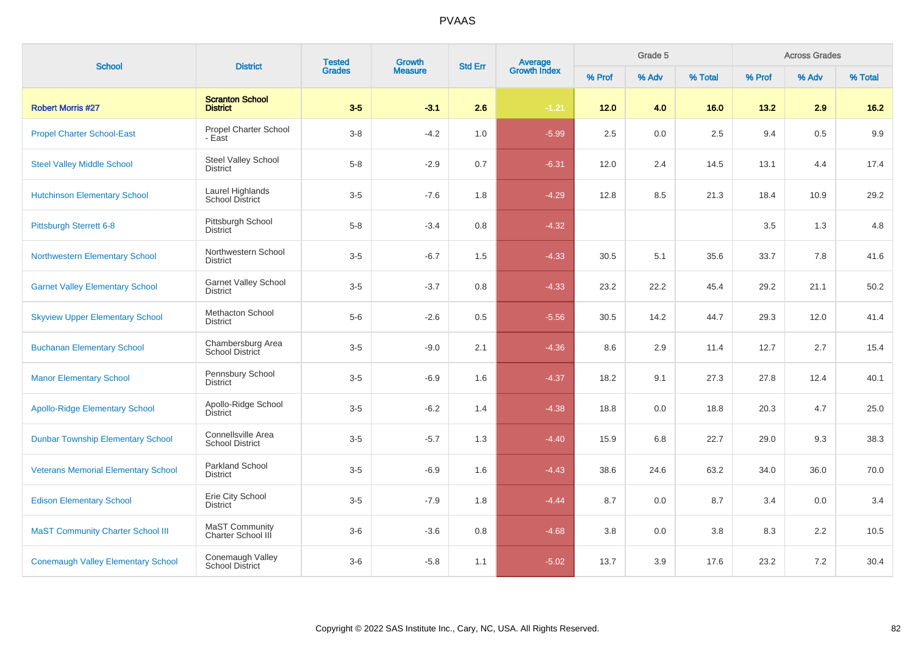# PVAAS

| School | District | Tested Grades | Growth Measure | Std Err | Average Growth Index | Grade 5 | | | Across Grades | | |
|---|---|---|---|---|---|---|---|---|---|---|---|
| | | | | | | % Prof | % Adv | % Total | % Prof | % Adv | % Total |
| **Robert Morris #27** | **Scranton School District** | **3-5** | **-3.1** | **2.6** | **-1.21** | **12.0** | **4.0** | **16.0** | **13.2** | **2.9** | **16.2** |
| Propel Charter School-East | Propel Charter School - East | 3-8 | -4.2 | 1.0 | -5.99 | 2.5 | 0.0 | 2.5 | 9.4 | 0.5 | 9.9 |
| Steel Valley Middle School | Steel Valley School District | 5-8 | -2.9 | 0.7 | -6.31 | 12.0 | 2.4 | 14.5 | 13.1 | 4.4 | 17.4 |
| Hutchinson Elementary School | Laurel Highlands School District | 3-5 | -7.6 | 1.8 | -4.29 | 12.8 | 8.5 | 21.3 | 18.4 | 10.9 | 29.2 |
| Pittsburgh Sterrett 6-8 | Pittsburgh School District | 5-8 | -3.4 | 0.8 | -4.32 | | | | 3.5 | 1.3 | 4.8 |
| Northwestern Elementary School | Northwestern School District | 3-5 | -6.7 | 1.5 | -4.33 | 30.5 | 5.1 | 35.6 | 33.7 | 7.8 | 41.6 |
| Garnet Valley Elementary School | Garnet Valley School District | 3-5 | -3.7 | 0.8 | -4.33 | 23.2 | 22.2 | 45.4 | 29.2 | 21.1 | 50.2 |
| Skyview Upper Elementary School | Methacton School District | 5-6 | -2.6 | 0.5 | -5.56 | 30.5 | 14.2 | 44.7 | 29.3 | 12.0 | 41.4 |
| Buchanan Elementary School | Chambersburg Area School District | 3-5 | -9.0 | 2.1 | -4.36 | 8.6 | 2.9 | 11.4 | 12.7 | 2.7 | 15.4 |
| Manor Elementary School | Pennsbury School District | 3-5 | -6.9 | 1.6 | -4.37 | 18.2 | 9.1 | 27.3 | 27.8 | 12.4 | 40.1 |
| Apollo-Ridge Elementary School | Apollo-Ridge School District | 3-5 | -6.2 | 1.4 | -4.38 | 18.8 | 0.0 | 18.8 | 20.3 | 4.7 | 25.0 |
| Dunbar Township Elementary School | Connellsville Area School District | 3-5 | -5.7 | 1.3 | -4.40 | 15.9 | 6.8 | 22.7 | 29.0 | 9.3 | 38.3 |
| Veterans Memorial Elementary School | Parkland School District | 3-5 | -6.9 | 1.6 | -4.43 | 38.6 | 24.6 | 63.2 | 34.0 | 36.0 | 70.0 |
| Edison Elementary School | Erie City School District | 3-5 | -7.9 | 1.8 | -4.44 | 8.7 | 0.0 | 8.7 | 3.4 | 0.0 | 3.4 |
| MaST Community Charter School III | MaST Community Charter School III | 3-6 | -3.6 | 0.8 | -4.68 | 3.8 | 0.0 | 3.8 | 8.3 | 2.2 | 10.5 |
| Conemaugh Valley Elementary School | Conemaugh Valley School District | 3-6 | -5.8 | 1.1 | -5.02 | 13.7 | 3.9 | 17.6 | 23.2 | 7.2 | 30.4 |

Copyright © 2022 SAS Institute Inc., Cary, NC, USA. All Rights Reserved.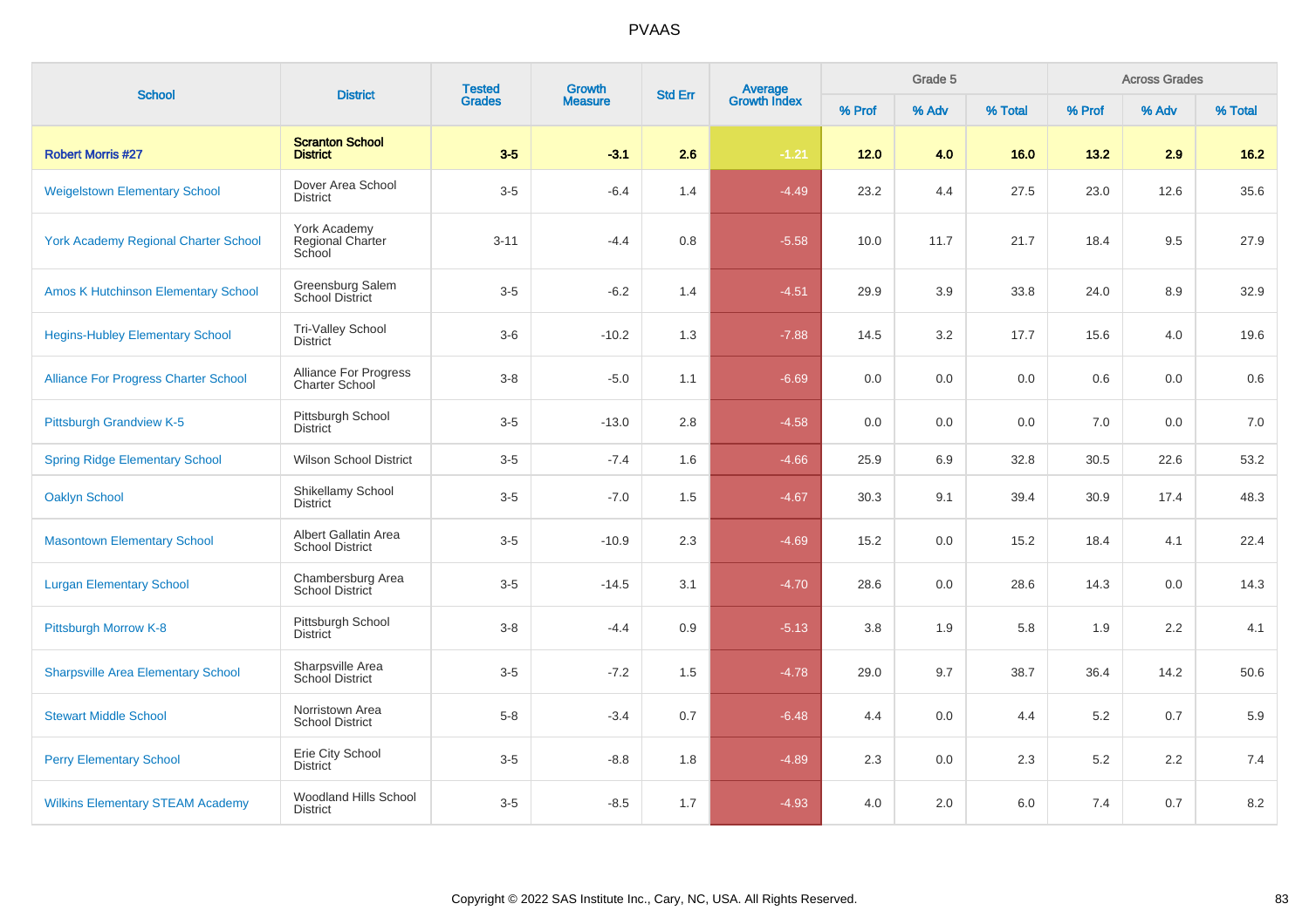# PVAAS

| School | District | Tested Grades | Growth Measure | Std Err | Average Growth Index | Grade 5 | | | Across Grades | | |
|---|---|---|---|---|---|---|---|---|---|---|---|
| | | | | | | % Prof | % Adv | % Total | % Prof | % Adv | % Total |
| **Robert Morris #27** | **Scranton School District** | **3-5** | **-3.1** | **2.6** | **-1.21** | **12.0** | **4.0** | **16.0** | **13.2** | **2.9** | **16.2** |
| Weigelstown Elementary School | Dover Area School District | 3-5 | -6.4 | 1.4 | -4.49 | 23.2 | 4.4 | 27.5 | 23.0 | 12.6 | 35.6 |
| York Academy Regional Charter School | York Academy Regional Charter School | 3-11 | -4.4 | 0.8 | -5.58 | 10.0 | 11.7 | 21.7 | 18.4 | 9.5 | 27.9 |
| Amos K Hutchinson Elementary School | Greensburg Salem School District | 3-5 | -6.2 | 1.4 | -4.51 | 29.9 | 3.9 | 33.8 | 24.0 | 8.9 | 32.9 |
| Hegins-Hubley Elementary School | Tri-Valley School District | 3-6 | -10.2 | 1.3 | -7.88 | 14.5 | 3.2 | 17.7 | 15.6 | 4.0 | 19.6 |
| Alliance For Progress Charter School | Alliance For Progress Charter School | 3-8 | -5.0 | 1.1 | -6.69 | 0.0 | 0.0 | 0.0 | 0.6 | 0.0 | 0.6 |
| Pittsburgh Grandview K-5 | Pittsburgh School District | 3-5 | -13.0 | 2.8 | -4.58 | 0.0 | 0.0 | 0.0 | 7.0 | 0.0 | 7.0 |
| Spring Ridge Elementary School | Wilson School District | 3-5 | -7.4 | 1.6 | -4.66 | 25.9 | 6.9 | 32.8 | 30.5 | 22.6 | 53.2 |
| Oaklyn School | Shikellamy School District | 3-5 | -7.0 | 1.5 | -4.67 | 30.3 | 9.1 | 39.4 | 30.9 | 17.4 | 48.3 |
| Masontown Elementary School | Albert Gallatin Area School District | 3-5 | -10.9 | 2.3 | -4.69 | 15.2 | 0.0 | 15.2 | 18.4 | 4.1 | 22.4 |
| Lurgan Elementary School | Chambersburg Area School District | 3-5 | -14.5 | 3.1 | -4.70 | 28.6 | 0.0 | 28.6 | 14.3 | 0.0 | 14.3 |
| Pittsburgh Morrow K-8 | Pittsburgh School District | 3-8 | -4.4 | 0.9 | -5.13 | 3.8 | 1.9 | 5.8 | 1.9 | 2.2 | 4.1 |
| Sharpsville Area Elementary School | Sharpsville Area School District | 3-5 | -7.2 | 1.5 | -4.78 | 29.0 | 9.7 | 38.7 | 36.4 | 14.2 | 50.6 |
| Stewart Middle School | Norristown Area School District | 5-8 | -3.4 | 0.7 | -6.48 | 4.4 | 0.0 | 4.4 | 5.2 | 0.7 | 5.9 |
| Perry Elementary School | Erie City School District | 3-5 | -8.8 | 1.8 | -4.89 | 2.3 | 0.0 | 2.3 | 5.2 | 2.2 | 7.4 |
| Wilkins Elementary STEAM Academy | Woodland Hills School District | 3-5 | -8.5 | 1.7 | -4.93 | 4.0 | 2.0 | 6.0 | 7.4 | 0.7 | 8.2 |

Copyright © 2022 SAS Institute Inc., Cary, NC, USA. All Rights Reserved.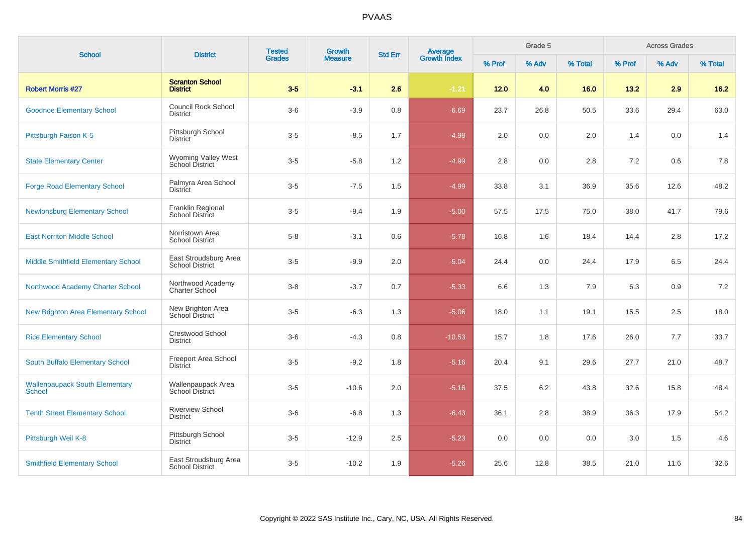# PVAAS

| School | District | Tested Grades | Growth Measure | Std Err | Average Growth Index | Grade 5 | | | Across Grades | | |
|---|---|---|---|---|---|---|---|---|---|---|---|
| | | | | | | % Prof | % Adv | % Total | % Prof | % Adv | % Total |
| **Robert Morris #27** | **Scranton School District** | **3-5** | **-3.1** | **2.6** | **-1.21** | **12.0** | **4.0** | **16.0** | **13.2** | **2.9** | **16.2** |
| Goodnoe Elementary School | Council Rock School District | 3-6 | -3.9 | 0.8 | -6.69 | 23.7 | 26.8 | 50.5 | 33.6 | 29.4 | 63.0 |
| Pittsburgh Faison K-5 | Pittsburgh School District | 3-5 | -8.5 | 1.7 | -4.98 | 2.0 | 0.0 | 2.0 | 1.4 | 0.0 | 1.4 |
| State Elementary Center | Wyoming Valley West School District | 3-5 | -5.8 | 1.2 | -4.99 | 2.8 | 0.0 | 2.8 | 7.2 | 0.6 | 7.8 |
| Forge Road Elementary School | Palmyra Area School District | 3-5 | -7.5 | 1.5 | -4.99 | 33.8 | 3.1 | 36.9 | 35.6 | 12.6 | 48.2 |
| Newlonsburg Elementary School | Franklin Regional School District | 3-5 | -9.4 | 1.9 | -5.00 | 57.5 | 17.5 | 75.0 | 38.0 | 41.7 | 79.6 |
| East Norriton Middle School | Norristown Area School District | 5-8 | -3.1 | 0.6 | -5.78 | 16.8 | 1.6 | 18.4 | 14.4 | 2.8 | 17.2 |
| Middle Smithfield Elementary School | East Stroudsburg Area School District | 3-5 | -9.9 | 2.0 | -5.04 | 24.4 | 0.0 | 24.4 | 17.9 | 6.5 | 24.4 |
| Northwood Academy Charter School | Northwood Academy Charter School | 3-8 | -3.7 | 0.7 | -5.33 | 6.6 | 1.3 | 7.9 | 6.3 | 0.9 | 7.2 |
| New Brighton Area Elementary School | New Brighton Area School District | 3-5 | -6.3 | 1.3 | -5.06 | 18.0 | 1.1 | 19.1 | 15.5 | 2.5 | 18.0 |
| Rice Elementary School | Crestwood School District | 3-6 | -4.3 | 0.8 | -10.53 | 15.7 | 1.8 | 17.6 | 26.0 | 7.7 | 33.7 |
| South Buffalo Elementary School | Freeport Area School District | 3-5 | -9.2 | 1.8 | -5.16 | 20.4 | 9.1 | 29.6 | 27.7 | 21.0 | 48.7 |
| Wallenpaupack South Elementary School | Wallenpaupack Area School District | 3-5 | -10.6 | 2.0 | -5.16 | 37.5 | 6.2 | 43.8 | 32.6 | 15.8 | 48.4 |
| Tenth Street Elementary School | Riverview School District | 3-6 | -6.8 | 1.3 | -6.43 | 36.1 | 2.8 | 38.9 | 36.3 | 17.9 | 54.2 |
| Pittsburgh Weil K-8 | Pittsburgh School District | 3-5 | -12.9 | 2.5 | -5.23 | 0.0 | 0.0 | 0.0 | 3.0 | 1.5 | 4.6 |
| Smithfield Elementary School | East Stroudsburg Area School District | 3-5 | -10.2 | 1.9 | -5.26 | 25.6 | 12.8 | 38.5 | 21.0 | 11.6 | 32.6 |

Copyright © 2022 SAS Institute Inc., Cary, NC, USA. All Rights Reserved.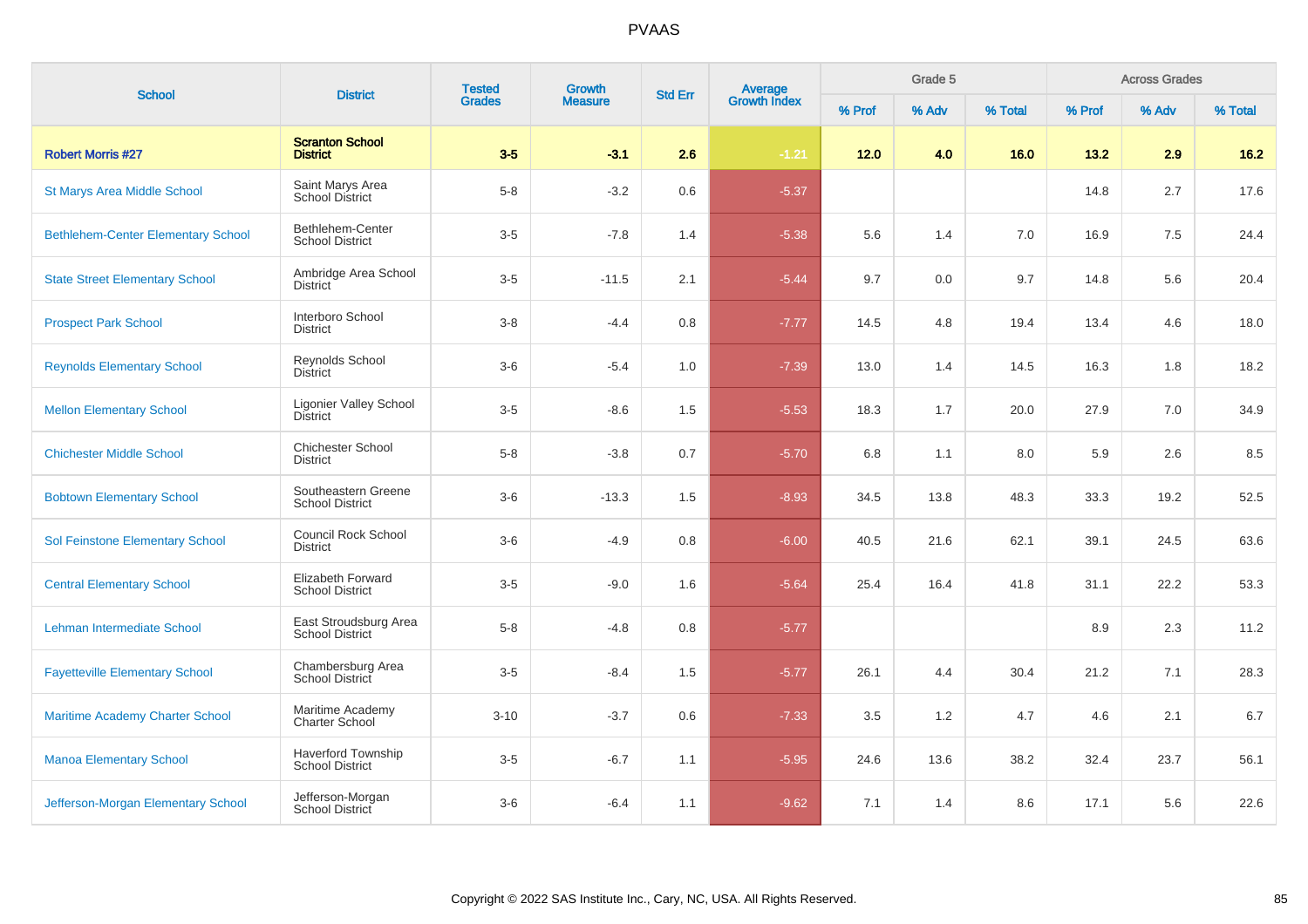# PVAAS

| School | District | Tested Grades | Growth Measure | Std Err | Average Growth Index | Grade 5 | | | Across Grades | | |
|---|---|---|---|---|---|---|---|---|---|---|---|
| | | | | | | % Prof | % Adv | % Total | % Prof | % Adv | % Total |
| **Robert Morris #27** | **Scranton School District** | **3-5** | **-3.1** | **2.6** | **-1.21** | **12.0** | **4.0** | **16.0** | **13.2** | **2.9** | **16.2** |
| St Marys Area Middle School | Saint Marys Area School District | 5-8 | -3.2 | 0.6 | -5.37 | | | | 14.8 | 2.7 | 17.6 |
| Bethlehem-Center Elementary School | Bethlehem-Center School District | 3-5 | -7.8 | 1.4 | -5.38 | 5.6 | 1.4 | 7.0 | 16.9 | 7.5 | 24.4 |
| State Street Elementary School | Ambridge Area School District | 3-5 | -11.5 | 2.1 | -5.44 | 9.7 | 0.0 | 9.7 | 14.8 | 5.6 | 20.4 |
| Prospect Park School | Interboro School District | 3-8 | -4.4 | 0.8 | -7.77 | 14.5 | 4.8 | 19.4 | 13.4 | 4.6 | 18.0 |
| Reynolds Elementary School | Reynolds School District | 3-6 | -5.4 | 1.0 | -7.39 | 13.0 | 1.4 | 14.5 | 16.3 | 1.8 | 18.2 |
| Mellon Elementary School | Ligonier Valley School District | 3-5 | -8.6 | 1.5 | -5.53 | 18.3 | 1.7 | 20.0 | 27.9 | 7.0 | 34.9 |
| Chichester Middle School | Chichester School District | 5-8 | -3.8 | 0.7 | -5.70 | 6.8 | 1.1 | 8.0 | 5.9 | 2.6 | 8.5 |
| Bobtown Elementary School | Southeastern Greene School District | 3-6 | -13.3 | 1.5 | -8.93 | 34.5 | 13.8 | 48.3 | 33.3 | 19.2 | 52.5 |
| Sol Feinstone Elementary School | Council Rock School District | 3-6 | -4.9 | 0.8 | -6.00 | 40.5 | 21.6 | 62.1 | 39.1 | 24.5 | 63.6 |
| Central Elementary School | Elizabeth Forward School District | 3-5 | -9.0 | 1.6 | -5.64 | 25.4 | 16.4 | 41.8 | 31.1 | 22.2 | 53.3 |
| Lehman Intermediate School | East Stroudsburg Area School District | 5-8 | -4.8 | 0.8 | -5.77 | | | | 8.9 | 2.3 | 11.2 |
| Fayetteville Elementary School | Chambersburg Area School District | 3-5 | -8.4 | 1.5 | -5.77 | 26.1 | 4.4 | 30.4 | 21.2 | 7.1 | 28.3 |
| Maritime Academy Charter School | Maritime Academy Charter School | 3-10 | -3.7 | 0.6 | -7.33 | 3.5 | 1.2 | 4.7 | 4.6 | 2.1 | 6.7 |
| Manoa Elementary School | Haverford Township School District | 3-5 | -6.7 | 1.1 | -5.95 | 24.6 | 13.6 | 38.2 | 32.4 | 23.7 | 56.1 |
| Jefferson-Morgan Elementary School | Jefferson-Morgan School District | 3-6 | -6.4 | 1.1 | -9.62 | 7.1 | 1.4 | 8.6 | 17.1 | 5.6 | 22.6 |

Copyright © 2022 SAS Institute Inc., Cary, NC, USA. All Rights Reserved.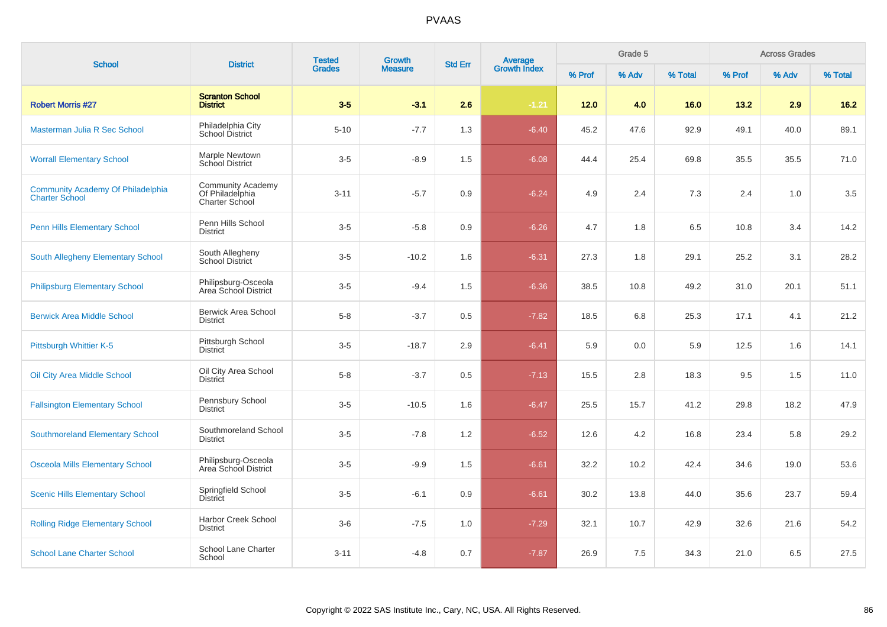# PVAAS

| School | District | Tested Grades | Growth Measure | Std Err | Average Growth Index | Grade 5 | | | Across Grades | | |
|---|---|---|---|---|---|---|---|---|---|---|---|
| | | | | | | % Prof | % Adv | % Total | % Prof | % Adv | % Total |
| **Robert Morris #27** | **Scranton School District** | **3-5** | **-3.1** | **2.6** | **-1.21** | **12.0** | **4.0** | **16.0** | **13.2** | **2.9** | **16.2** |
| Masterman Julia R Sec School | Philadelphia City School District | 5-10 | -7.7 | 1.3 | -6.40 | 45.2 | 47.6 | 92.9 | 49.1 | 40.0 | 89.1 |
| Worrall Elementary School | Marple Newtown School District | 3-5 | -8.9 | 1.5 | -6.08 | 44.4 | 25.4 | 69.8 | 35.5 | 35.5 | 71.0 |
| Community Academy Of Philadelphia Charter School | Community Academy Of Philadelphia Charter School | 3-11 | -5.7 | 0.9 | -6.24 | 4.9 | 2.4 | 7.3 | 2.4 | 1.0 | 3.5 |
| Penn Hills Elementary School | Penn Hills School District | 3-5 | -5.8 | 0.9 | -6.26 | 4.7 | 1.8 | 6.5 | 10.8 | 3.4 | 14.2 |
| South Allegheny Elementary School | South Allegheny School District | 3-5 | -10.2 | 1.6 | -6.31 | 27.3 | 1.8 | 29.1 | 25.2 | 3.1 | 28.2 |
| Philipsburg Elementary School | Philipsburg-Osceola Area School District | 3-5 | -9.4 | 1.5 | -6.36 | 38.5 | 10.8 | 49.2 | 31.0 | 20.1 | 51.1 |
| Berwick Area Middle School | Berwick Area School District | 5-8 | -3.7 | 0.5 | -7.82 | 18.5 | 6.8 | 25.3 | 17.1 | 4.1 | 21.2 |
| Pittsburgh Whittier K-5 | Pittsburgh School District | 3-5 | -18.7 | 2.9 | -6.41 | 5.9 | 0.0 | 5.9 | 12.5 | 1.6 | 14.1 |
| Oil City Area Middle School | Oil City Area School District | 5-8 | -3.7 | 0.5 | -7.13 | 15.5 | 2.8 | 18.3 | 9.5 | 1.5 | 11.0 |
| Fallsington Elementary School | Pennsbury School District | 3-5 | -10.5 | 1.6 | -6.47 | 25.5 | 15.7 | 41.2 | 29.8 | 18.2 | 47.9 |
| Southmoreland Elementary School | Southmoreland School District | 3-5 | -7.8 | 1.2 | -6.52 | 12.6 | 4.2 | 16.8 | 23.4 | 5.8 | 29.2 |
| Osceola Mills Elementary School | Philipsburg-Osceola Area School District | 3-5 | -9.9 | 1.5 | -6.61 | 32.2 | 10.2 | 42.4 | 34.6 | 19.0 | 53.6 |
| Scenic Hills Elementary School | Springfield School District | 3-5 | -6.1 | 0.9 | -6.61 | 30.2 | 13.8 | 44.0 | 35.6 | 23.7 | 59.4 |
| Rolling Ridge Elementary School | Harbor Creek School District | 3-6 | -7.5 | 1.0 | -7.29 | 32.1 | 10.7 | 42.9 | 32.6 | 21.6 | 54.2 |
| School Lane Charter School | School Lane Charter School | 3-11 | -4.8 | 0.7 | -7.87 | 26.9 | 7.5 | 34.3 | 21.0 | 6.5 | 27.5 |

Copyright © 2022 SAS Institute Inc., Cary, NC, USA. All Rights Reserved.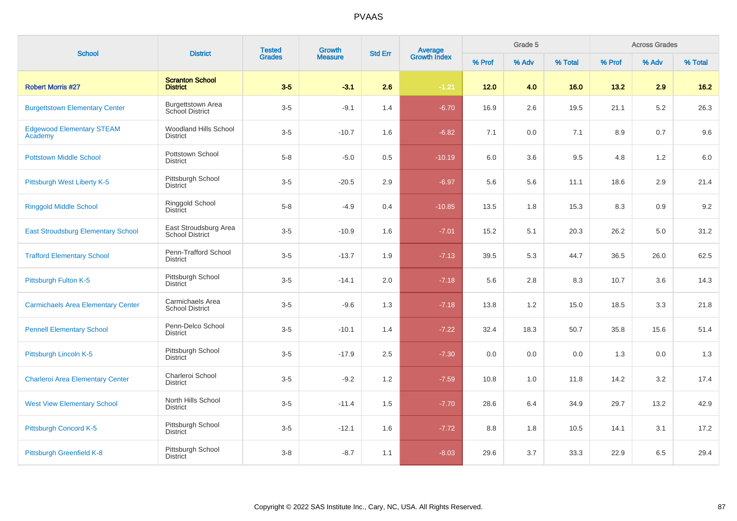# PVAAS

| School | District | Tested Grades | Growth Measure | Std Err | Average Growth Index | Grade 5 | | | Across Grades | | |
|---|---|---|---|---|---|---|---|---|---|---|---|
| | | | | | | % Prof | % Adv | % Total | % Prof | % Adv | % Total |
| **Robert Morris #27** | **Scranton School District** | **3-5** | **-3.1** | **2.6** | **-1.21** | **12.0** | **4.0** | **16.0** | **13.2** | **2.9** | **16.2** |
| Burgettstown Elementary Center | Burgettstown Area School District | 3-5 | -9.1 | 1.4 | -6.70 | 16.9 | 2.6 | 19.5 | 21.1 | 5.2 | 26.3 |
| Edgewood Elementary STEAM Academy | Woodland Hills School District | 3-5 | -10.7 | 1.6 | -6.82 | 7.1 | 0.0 | 7.1 | 8.9 | 0.7 | 9.6 |
| Pottstown Middle School | Pottstown School District | 5-8 | -5.0 | 0.5 | -10.19 | 6.0 | 3.6 | 9.5 | 4.8 | 1.2 | 6.0 |
| Pittsburgh West Liberty K-5 | Pittsburgh School District | 3-5 | -20.5 | 2.9 | -6.97 | 5.6 | 5.6 | 11.1 | 18.6 | 2.9 | 21.4 |
| Ringgold Middle School | Ringgold School District | 5-8 | -4.9 | 0.4 | -10.85 | 13.5 | 1.8 | 15.3 | 8.3 | 0.9 | 9.2 |
| East Stroudsburg Elementary School | East Stroudsburg Area School District | 3-5 | -10.9 | 1.6 | -7.01 | 15.2 | 5.1 | 20.3 | 26.2 | 5.0 | 31.2 |
| Trafford Elementary School | Penn-Trafford School District | 3-5 | -13.7 | 1.9 | -7.13 | 39.5 | 5.3 | 44.7 | 36.5 | 26.0 | 62.5 |
| Pittsburgh Fulton K-5 | Pittsburgh School District | 3-5 | -14.1 | 2.0 | -7.18 | 5.6 | 2.8 | 8.3 | 10.7 | 3.6 | 14.3 |
| Carmichaels Area Elementary Center | Carmichaels Area School District | 3-5 | -9.6 | 1.3 | -7.18 | 13.8 | 1.2 | 15.0 | 18.5 | 3.3 | 21.8 |
| Pennell Elementary School | Penn-Delco School District | 3-5 | -10.1 | 1.4 | -7.22 | 32.4 | 18.3 | 50.7 | 35.8 | 15.6 | 51.4 |
| Pittsburgh Lincoln K-5 | Pittsburgh School District | 3-5 | -17.9 | 2.5 | -7.30 | 0.0 | 0.0 | 0.0 | 1.3 | 0.0 | 1.3 |
| Charleroi Area Elementary Center | Charleroi School District | 3-5 | -9.2 | 1.2 | -7.59 | 10.8 | 1.0 | 11.8 | 14.2 | 3.2 | 17.4 |
| West View Elementary School | North Hills School District | 3-5 | -11.4 | 1.5 | -7.70 | 28.6 | 6.4 | 34.9 | 29.7 | 13.2 | 42.9 |
| Pittsburgh Concord K-5 | Pittsburgh School District | 3-5 | -12.1 | 1.6 | -7.72 | 8.8 | 1.8 | 10.5 | 14.1 | 3.1 | 17.2 |
| Pittsburgh Greenfield K-8 | Pittsburgh School District | 3-8 | -8.7 | 1.1 | -8.03 | 29.6 | 3.7 | 33.3 | 22.9 | 6.5 | 29.4 |

Copyright © 2022 SAS Institute Inc., Cary, NC, USA. All Rights Reserved.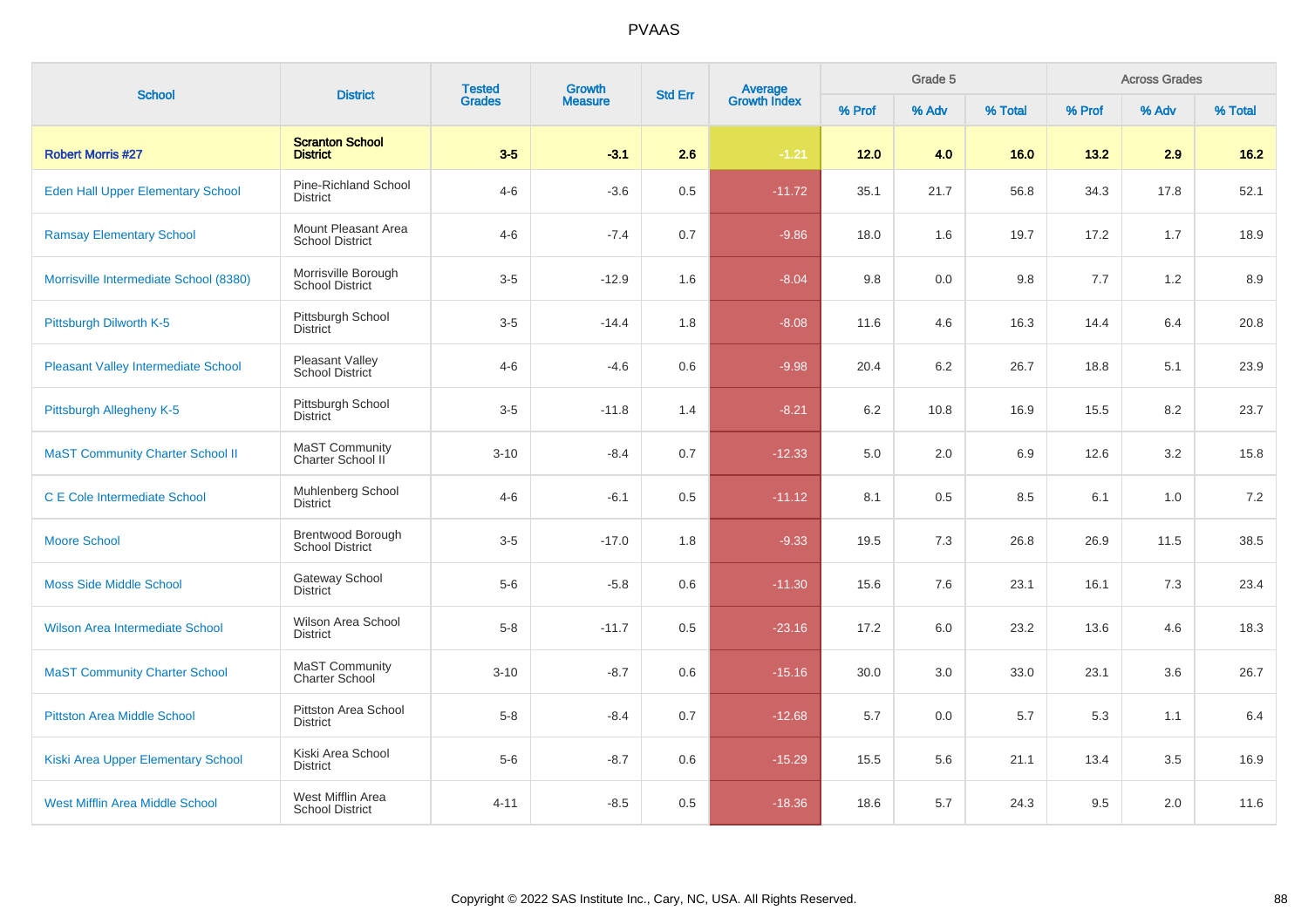# PVAAS

| School | District | Tested Grades | Growth Measure | Std Err | Average Growth Index | Grade 5 | | | Across Grades | | |
|---|---|---|---|---|---|---|---|---|---|---|---|
| | | | | | | % Prof | % Adv | % Total | % Prof | % Adv | % Total |
| **Robert Morris #27** | **Scranton School District** | **3-5** | **-3.1** | **2.6** | **-1.21** | **12.0** | **4.0** | **16.0** | **13.2** | **2.9** | **16.2** |
| Eden Hall Upper Elementary School | Pine-Richland School District | 4-6 | -3.6 | 0.5 | -11.72 | 35.1 | 21.7 | 56.8 | 34.3 | 17.8 | 52.1 |
| Ramsay Elementary School | Mount Pleasant Area School District | 4-6 | -7.4 | 0.7 | -9.86 | 18.0 | 1.6 | 19.7 | 17.2 | 1.7 | 18.9 |
| Morrisville Intermediate School (8380) | Morrisville Borough School District | 3-5 | -12.9 | 1.6 | -8.04 | 9.8 | 0.0 | 9.8 | 7.7 | 1.2 | 8.9 |
| Pittsburgh Dilworth K-5 | Pittsburgh School District | 3-5 | -14.4 | 1.8 | -8.08 | 11.6 | 4.6 | 16.3 | 14.4 | 6.4 | 20.8 |
| Pleasant Valley Intermediate School | Pleasant Valley School District | 4-6 | -4.6 | 0.6 | -9.98 | 20.4 | 6.2 | 26.7 | 18.8 | 5.1 | 23.9 |
| Pittsburgh Allegheny K-5 | Pittsburgh School District | 3-5 | -11.8 | 1.4 | -8.21 | 6.2 | 10.8 | 16.9 | 15.5 | 8.2 | 23.7 |
| MaST Community Charter School II | MaST Community Charter School II | 3-10 | -8.4 | 0.7 | -12.33 | 5.0 | 2.0 | 6.9 | 12.6 | 3.2 | 15.8 |
| C E Cole Intermediate School | Muhlenberg School District | 4-6 | -6.1 | 0.5 | -11.12 | 8.1 | 0.5 | 8.5 | 6.1 | 1.0 | 7.2 |
| Moore School | Brentwood Borough School District | 3-5 | -17.0 | 1.8 | -9.33 | 19.5 | 7.3 | 26.8 | 26.9 | 11.5 | 38.5 |
| Moss Side Middle School | Gateway School District | 5-6 | -5.8 | 0.6 | -11.30 | 15.6 | 7.6 | 23.1 | 16.1 | 7.3 | 23.4 |
| Wilson Area Intermediate School | Wilson Area School District | 5-8 | -11.7 | 0.5 | -23.16 | 17.2 | 6.0 | 23.2 | 13.6 | 4.6 | 18.3 |
| MaST Community Charter School | MaST Community Charter School | 3-10 | -8.7 | 0.6 | -15.16 | 30.0 | 3.0 | 33.0 | 23.1 | 3.6 | 26.7 |
| Pittston Area Middle School | Pittston Area School District | 5-8 | -8.4 | 0.7 | -12.68 | 5.7 | 0.0 | 5.7 | 5.3 | 1.1 | 6.4 |
| Kiski Area Upper Elementary School | Kiski Area School District | 5-6 | -8.7 | 0.6 | -15.29 | 15.5 | 5.6 | 21.1 | 13.4 | 3.5 | 16.9 |
| West Mifflin Area Middle School | West Mifflin Area School District | 4-11 | -8.5 | 0.5 | -18.36 | 18.6 | 5.7 | 24.3 | 9.5 | 2.0 | 11.6 |

Copyright © 2022 SAS Institute Inc., Cary, NC, USA. All Rights Reserved.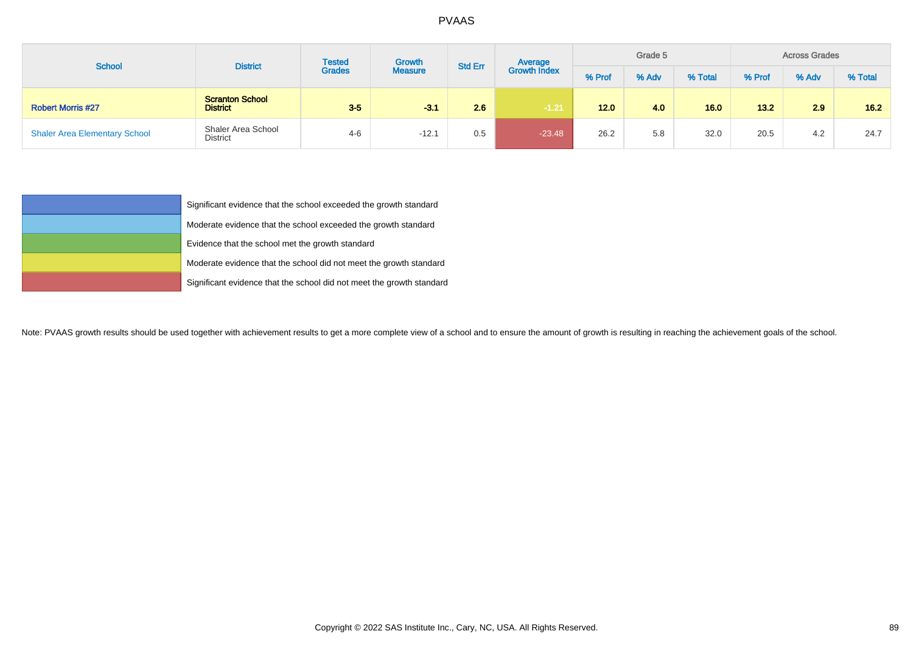PVAAS

| School | District | Tested Grades | Growth Measure | Std Err | Average Growth Index | Grade 5 | | | Across Grades | | |
|---|---|---|---|---|---|---|---|---|---|---|---|
| | | | | | | % Prof | % Adv | % Total | % Prof | % Adv | % Total |
| **Robert Morris #27** | **Scranton School District** | **3-5** | **-3.1** | **2.6** | **-1.21** | **12.0** | **4.0** | **16.0** | **13.2** | **2.9** | **16.2** |
| Shaler Area Elementary School | Shaler Area School District | 4-6 | -12.1 | 0.5 | -23.48 | 26.2 | 5.8 | 32.0 | 20.5 | 4.2 | 24.7 |

Significant evidence that the school exceeded the growth standard

Moderate evidence that the school exceeded the growth standard

Evidence that the school met the growth standard

Moderate evidence that the school did not meet the growth standard

Significant evidence that the school did not meet the growth standard

Note: PVAAS growth results should be used together with achievement results to get a more complete view of a school and to ensure the amount of growth is resulting in reaching the achievement goals of the school.

Copyright © 2022 SAS Institute Inc., Cary, NC, USA. All Rights Reserved.